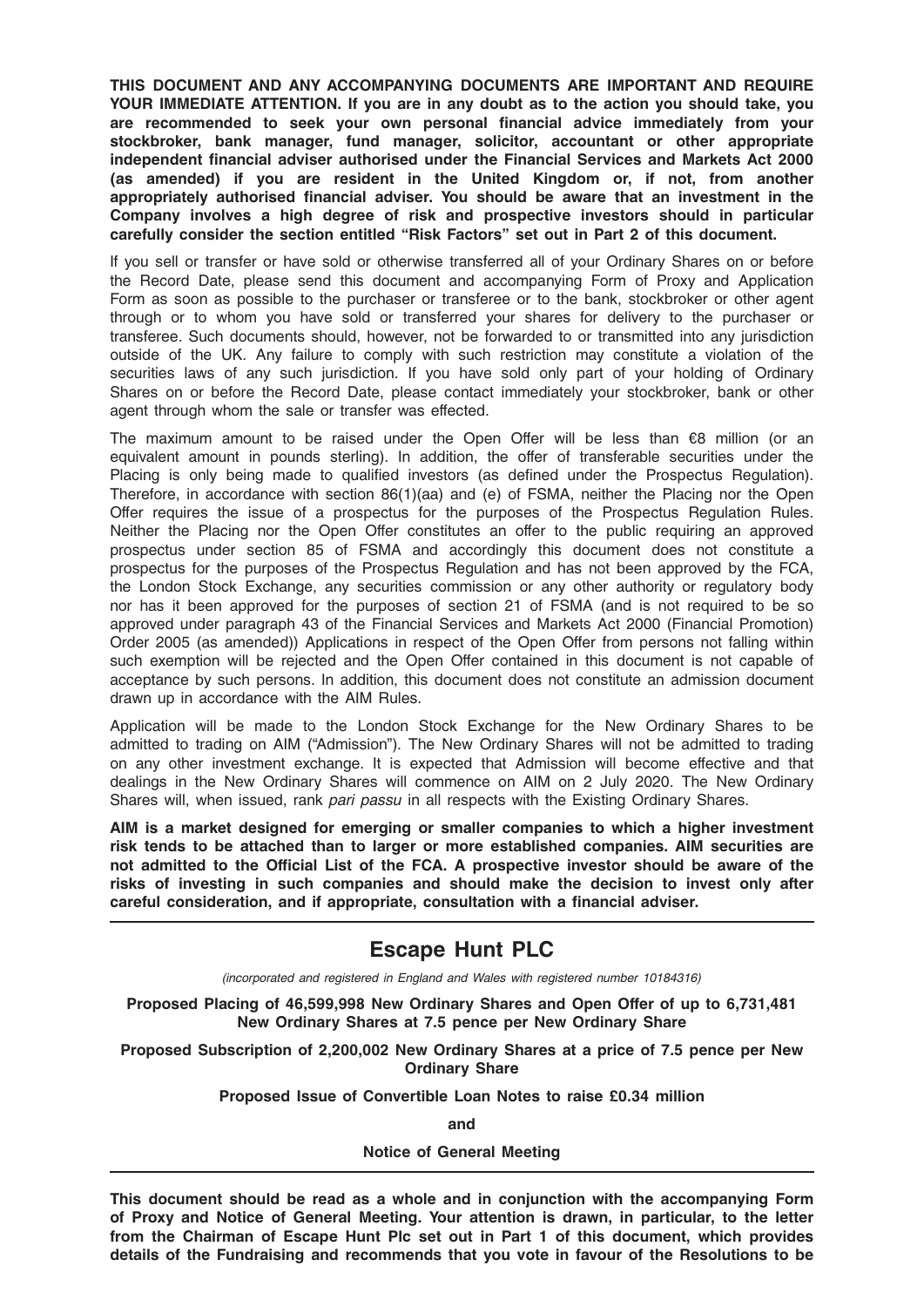**THIS DOCUMENT AND ANY ACCOMPANYING DOCUMENTS ARE IMPORTANT AND REQUIRE YOUR IMMEDIATE ATTENTION. If you are in any doubt as to the action you should take, you are recommended to seek your own personal financial advice immediately from your stockbroker, bank manager, fund manager, solicitor, accountant or other appropriate independent financial adviser authorised under the Financial Services and Markets Act 2000 (as amended) if you are resident in the United Kingdom or, if not, from another appropriately authorised financial adviser. You should be aware that an investment in the Company involves a high degree of risk and prospective investors should in particular carefully consider the section entitled "Risk Factors" set out in Part 2 of this document.**

If you sell or transfer or have sold or otherwise transferred all of your Ordinary Shares on or before the Record Date, please send this document and accompanying Form of Proxy and Application Form as soon as possible to the purchaser or transferee or to the bank, stockbroker or other agent through or to whom you have sold or transferred your shares for delivery to the purchaser or transferee. Such documents should, however, not be forwarded to or transmitted into any jurisdiction outside of the UK. Any failure to comply with such restriction may constitute a violation of the securities laws of any such jurisdiction. If you have sold only part of your holding of Ordinary Shares on or before the Record Date, please contact immediately your stockbroker, bank or other agent through whom the sale or transfer was effected.

The maximum amount to be raised under the Open Offer will be less than €8 million (or an equivalent amount in pounds sterling). In addition, the offer of transferable securities under the Placing is only being made to qualified investors (as defined under the Prospectus Regulation). Therefore, in accordance with section 86(1)(aa) and (e) of FSMA, neither the Placing nor the Open Offer requires the issue of a prospectus for the purposes of the Prospectus Regulation Rules. Neither the Placing nor the Open Offer constitutes an offer to the public requiring an approved prospectus under section 85 of FSMA and accordingly this document does not constitute a prospectus for the purposes of the Prospectus Regulation and has not been approved by the FCA, the London Stock Exchange, any securities commission or any other authority or regulatory body nor has it been approved for the purposes of section 21 of FSMA (and is not required to be so approved under paragraph 43 of the Financial Services and Markets Act 2000 (Financial Promotion) Order 2005 (as amended)) Applications in respect of the Open Offer from persons not falling within such exemption will be rejected and the Open Offer contained in this document is not capable of acceptance by such persons. In addition, this document does not constitute an admission document drawn up in accordance with the AIM Rules.

Application will be made to the London Stock Exchange for the New Ordinary Shares to be admitted to trading on AIM ("Admission"). The New Ordinary Shares will not be admitted to trading on any other investment exchange. It is expected that Admission will become effective and that dealings in the New Ordinary Shares will commence on AIM on 2 July 2020. The New Ordinary Shares will, when issued, rank *pari passu* in all respects with the Existing Ordinary Shares.

**AIM is a market designed for emerging or smaller companies to which a higher investment risk tends to be attached than to larger or more established companies. AIM securities are not admitted to the Official List of the FCA. A prospective investor should be aware of the risks of investing in such companies and should make the decision to invest only after careful consideration, and if appropriate, consultation with a financial adviser.**

---

# Escape Hunt PLC

*(incorporated and registered in England and Wales with registered number 10184316)*

**Proposed Placing of 46,599,998 New Ordinary Shares and Open Offer of up to 6,731,481 New Ordinary Shares at 7.5 pence per New Ordinary Share**

**Proposed Subscription of 2,200,002 New Ordinary Shares at a price of 7.5 pence per New Ordinary Share**

**Proposed Issue of Convertible Loan Notes to raise £0.34 million**

**and**

**Notice of General Meeting**

---

**This document should be read as a whole and in conjunction with the accompanying Form of Proxy and Notice of General Meeting. Your attention is drawn, in particular, to the letter from the Chairman of Escape Hunt Plc set out in Part 1 of this document, which provides details of the Fundraising and recommends that you vote in favour of the Resolutions to be**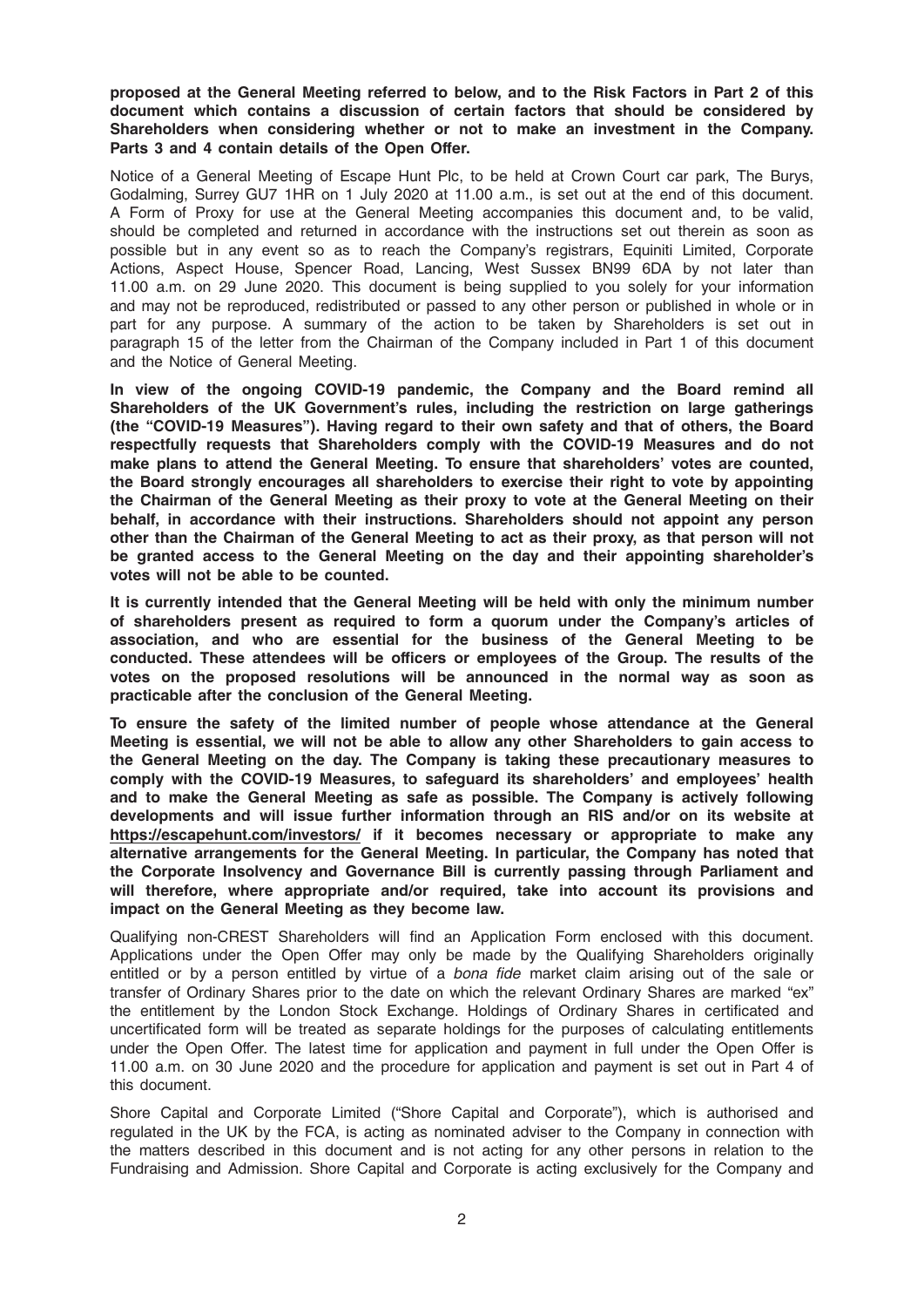**proposed at the General Meeting referred to below, and to the Risk Factors in Part 2 of this document which contains a discussion of certain factors that should be considered by Shareholders when considering whether or not to make an investment in the Company. Parts 3 and 4 contain details of the Open Offer.**

Notice of a General Meeting of Escape Hunt Plc, to be held at Crown Court car park, The Burys, Godalming, Surrey GU7 1HR on 1 July 2020 at 11.00 a.m., is set out at the end of this document. A Form of Proxy for use at the General Meeting accompanies this document and, to be valid, should be completed and returned in accordance with the instructions set out therein as soon as possible but in any event so as to reach the Company's registrars, Equiniti Limited, Corporate Actions, Aspect House, Spencer Road, Lancing, West Sussex BN99 6DA by not later than 11.00 a.m. on 29 June 2020. This document is being supplied to you solely for your information and may not be reproduced, redistributed or passed to any other person or published in whole or in part for any purpose. A summary of the action to be taken by Shareholders is set out in paragraph 15 of the letter from the Chairman of the Company included in Part 1 of this document and the Notice of General Meeting.

**In view of the ongoing COVID-19 pandemic, the Company and the Board remind all Shareholders of the UK Government's rules, including the restriction on large gatherings (the "COVID-19 Measures"). Having regard to their own safety and that of others, the Board respectfully requests that Shareholders comply with the COVID-19 Measures and do not make plans to attend the General Meeting. To ensure that shareholders' votes are counted, the Board strongly encourages all shareholders to exercise their right to vote by appointing the Chairman of the General Meeting as their proxy to vote at the General Meeting on their behalf, in accordance with their instructions. Shareholders should not appoint any person other than the Chairman of the General Meeting to act as their proxy, as that person will not be granted access to the General Meeting on the day and their appointing shareholder's votes will not be able to be counted.**

**It is currently intended that the General Meeting will be held with only the minimum number of shareholders present as required to form a quorum under the Company's articles of association, and who are essential for the business of the General Meeting to be conducted. These attendees will be officers or employees of the Group. The results of the votes on the proposed resolutions will be announced in the normal way as soon as practicable after the conclusion of the General Meeting.**

**To ensure the safety of the limited number of people whose attendance at the General Meeting is essential, we will not be able to allow any other Shareholders to gain access to the General Meeting on the day. The Company is taking these precautionary measures to comply with the COVID-19 Measures, to safeguard its shareholders' and employees' health and to make the General Meeting as safe as possible. The Company is actively following developments and will issue further information through an RIS and/or on its website at https://escapehunt.com/investors/ if it becomes necessary or appropriate to make any alternative arrangements for the General Meeting. In particular, the Company has noted that the Corporate Insolvency and Governance Bill is currently passing through Parliament and will therefore, where appropriate and/or required, take into account its provisions and impact on the General Meeting as they become law.**

Qualifying non-CREST Shareholders will find an Application Form enclosed with this document. Applications under the Open Offer may only be made by the Qualifying Shareholders originally entitled or by a person entitled by virtue of a *bona fide* market claim arising out of the sale or transfer of Ordinary Shares prior to the date on which the relevant Ordinary Shares are marked "ex" the entitlement by the London Stock Exchange. Holdings of Ordinary Shares in certificated and uncertificated form will be treated as separate holdings for the purposes of calculating entitlements under the Open Offer. The latest time for application and payment in full under the Open Offer is 11.00 a.m. on 30 June 2020 and the procedure for application and payment is set out in Part 4 of this document.

Shore Capital and Corporate Limited ("Shore Capital and Corporate"), which is authorised and regulated in the UK by the FCA, is acting as nominated adviser to the Company in connection with the matters described in this document and is not acting for any other persons in relation to the Fundraising and Admission. Shore Capital and Corporate is acting exclusively for the Company and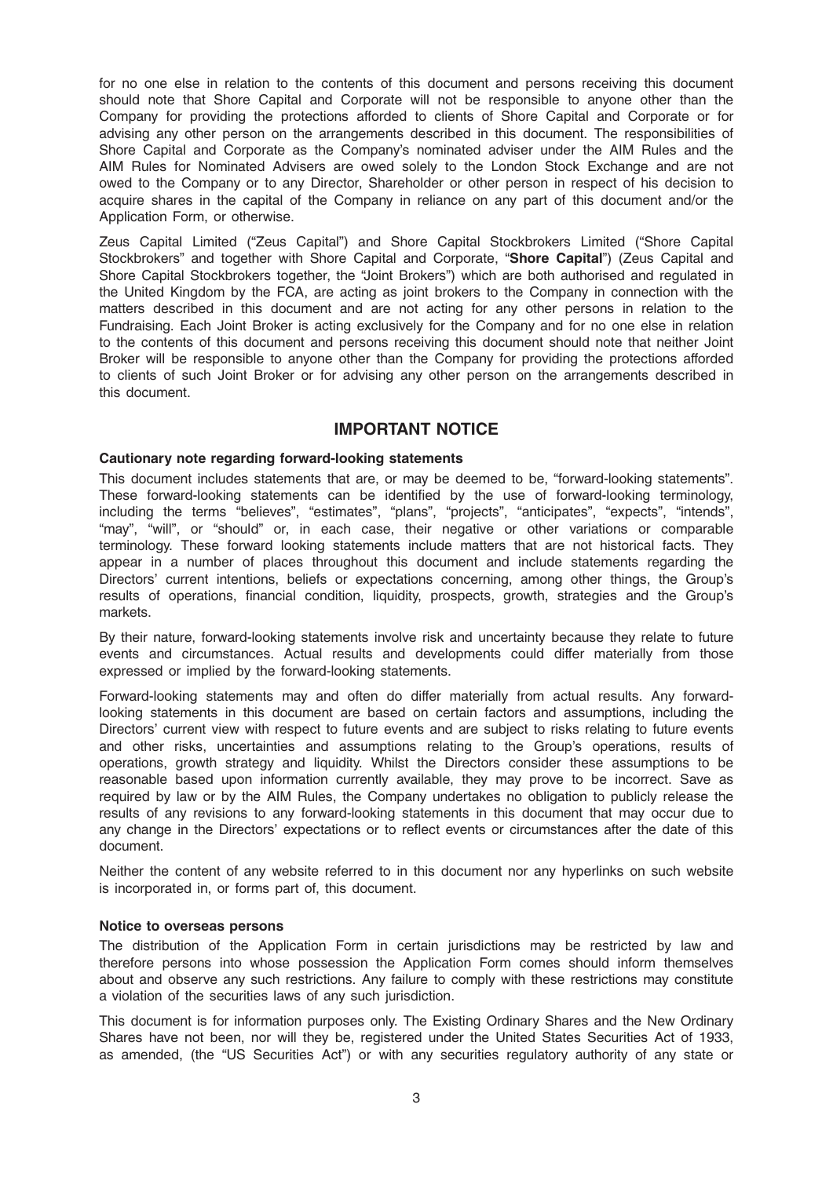for no one else in relation to the contents of this document and persons receiving this document should note that Shore Capital and Corporate will not be responsible to anyone other than the Company for providing the protections afforded to clients of Shore Capital and Corporate or for advising any other person on the arrangements described in this document. The responsibilities of Shore Capital and Corporate as the Company's nominated adviser under the AIM Rules and the AIM Rules for Nominated Advisers are owed solely to the London Stock Exchange and are not owed to the Company or to any Director, Shareholder or other person in respect of his decision to acquire shares in the capital of the Company in reliance on any part of this document and/or the Application Form, or otherwise.

Zeus Capital Limited ("Zeus Capital") and Shore Capital Stockbrokers Limited ("Shore Capital Stockbrokers" and together with Shore Capital and Corporate, "**Shore Capital**") (Zeus Capital and Shore Capital Stockbrokers together, the "Joint Brokers") which are both authorised and regulated in the United Kingdom by the FCA, are acting as joint brokers to the Company in connection with the matters described in this document and are not acting for any other persons in relation to the Fundraising. Each Joint Broker is acting exclusively for the Company and for no one else in relation to the contents of this document and persons receiving this document should note that neither Joint Broker will be responsible to anyone other than the Company for providing the protections afforded to clients of such Joint Broker or for advising any other person on the arrangements described in this document.

## IMPORTANT NOTICE

### Cautionary note regarding forward-looking statements

This document includes statements that are, or may be deemed to be, "forward-looking statements". These forward-looking statements can be identified by the use of forward-looking terminology, including the terms "believes", "estimates", "plans", "projects", "anticipates", "expects", "intends", "may", "will", or "should" or, in each case, their negative or other variations or comparable terminology. These forward looking statements include matters that are not historical facts. They appear in a number of places throughout this document and include statements regarding the Directors' current intentions, beliefs or expectations concerning, among other things, the Group's results of operations, financial condition, liquidity, prospects, growth, strategies and the Group's markets.

By their nature, forward-looking statements involve risk and uncertainty because they relate to future events and circumstances. Actual results and developments could differ materially from those expressed or implied by the forward-looking statements.

Forward-looking statements may and often do differ materially from actual results. Any forward-looking statements in this document are based on certain factors and assumptions, including the Directors' current view with respect to future events and are subject to risks relating to future events and other risks, uncertainties and assumptions relating to the Group's operations, results of operations, growth strategy and liquidity. Whilst the Directors consider these assumptions to be reasonable based upon information currently available, they may prove to be incorrect. Save as required by law or by the AIM Rules, the Company undertakes no obligation to publicly release the results of any revisions to any forward-looking statements in this document that may occur due to any change in the Directors' expectations or to reflect events or circumstances after the date of this document.

Neither the content of any website referred to in this document nor any hyperlinks on such website is incorporated in, or forms part of, this document.

### Notice to overseas persons

The distribution of the Application Form in certain jurisdictions may be restricted by law and therefore persons into whose possession the Application Form comes should inform themselves about and observe any such restrictions. Any failure to comply with these restrictions may constitute a violation of the securities laws of any such jurisdiction.

This document is for information purposes only. The Existing Ordinary Shares and the New Ordinary Shares have not been, nor will they be, registered under the United States Securities Act of 1933, as amended, (the "US Securities Act") or with any securities regulatory authority of any state or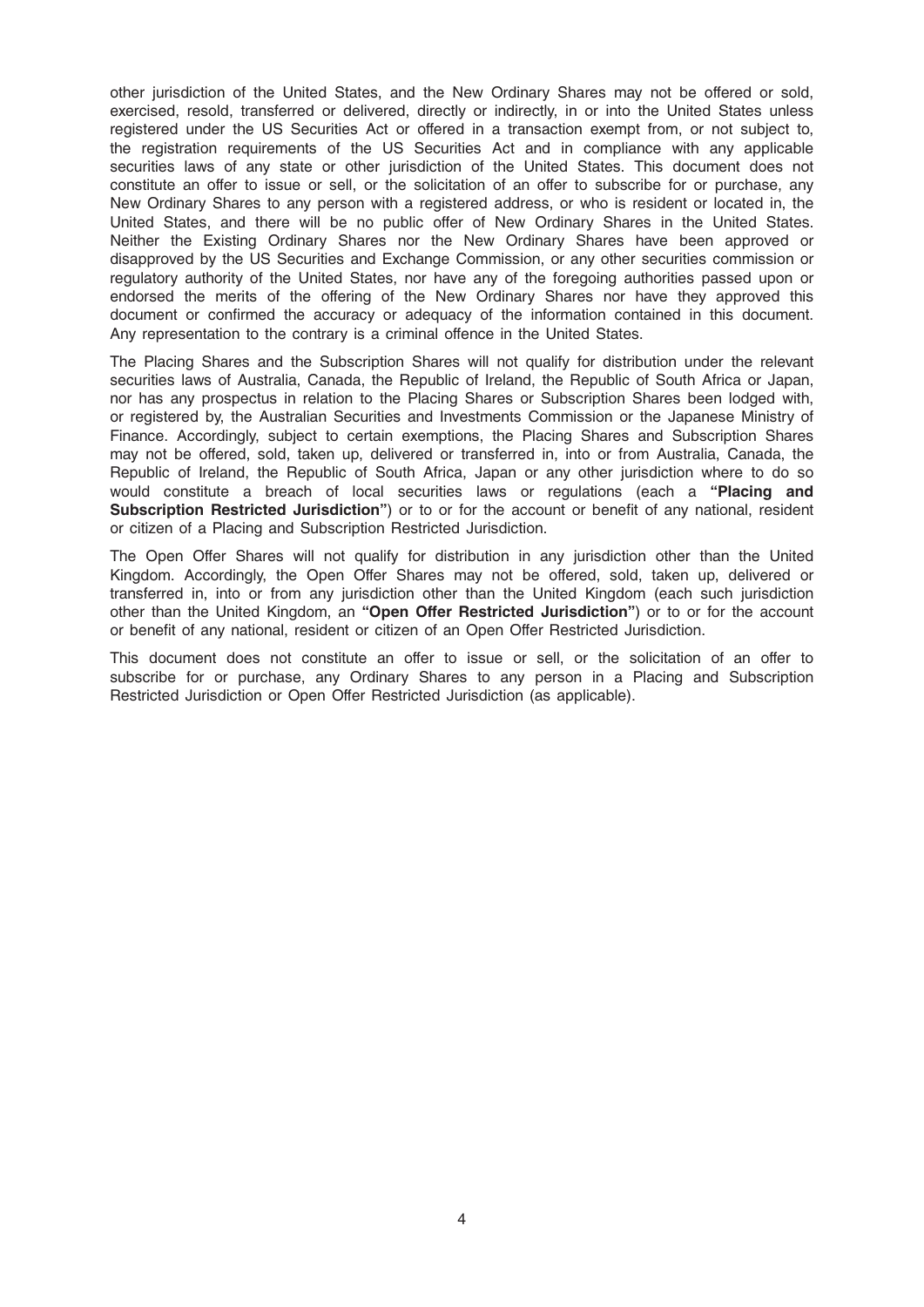other jurisdiction of the United States, and the New Ordinary Shares may not be offered or sold, exercised, resold, transferred or delivered, directly or indirectly, in or into the United States unless registered under the US Securities Act or offered in a transaction exempt from, or not subject to, the registration requirements of the US Securities Act and in compliance with any applicable securities laws of any state or other jurisdiction of the United States. This document does not constitute an offer to issue or sell, or the solicitation of an offer to subscribe for or purchase, any New Ordinary Shares to any person with a registered address, or who is resident or located in, the United States, and there will be no public offer of New Ordinary Shares in the United States. Neither the Existing Ordinary Shares nor the New Ordinary Shares have been approved or disapproved by the US Securities and Exchange Commission, or any other securities commission or regulatory authority of the United States, nor have any of the foregoing authorities passed upon or endorsed the merits of the offering of the New Ordinary Shares nor have they approved this document or confirmed the accuracy or adequacy of the information contained in this document. Any representation to the contrary is a criminal offence in the United States.

The Placing Shares and the Subscription Shares will not qualify for distribution under the relevant securities laws of Australia, Canada, the Republic of Ireland, the Republic of South Africa or Japan, nor has any prospectus in relation to the Placing Shares or Subscription Shares been lodged with, or registered by, the Australian Securities and Investments Commission or the Japanese Ministry of Finance. Accordingly, subject to certain exemptions, the Placing Shares and Subscription Shares may not be offered, sold, taken up, delivered or transferred in, into or from Australia, Canada, the Republic of Ireland, the Republic of South Africa, Japan or any other jurisdiction where to do so would constitute a breach of local securities laws or regulations (each a **"Placing and Subscription Restricted Jurisdiction"**) or to or for the account or benefit of any national, resident or citizen of a Placing and Subscription Restricted Jurisdiction.

The Open Offer Shares will not qualify for distribution in any jurisdiction other than the United Kingdom. Accordingly, the Open Offer Shares may not be offered, sold, taken up, delivered or transferred in, into or from any jurisdiction other than the United Kingdom (each such jurisdiction other than the United Kingdom, an **"Open Offer Restricted Jurisdiction"**) or to or for the account or benefit of any national, resident or citizen of an Open Offer Restricted Jurisdiction.

This document does not constitute an offer to issue or sell, or the solicitation of an offer to subscribe for or purchase, any Ordinary Shares to any person in a Placing and Subscription Restricted Jurisdiction or Open Offer Restricted Jurisdiction (as applicable).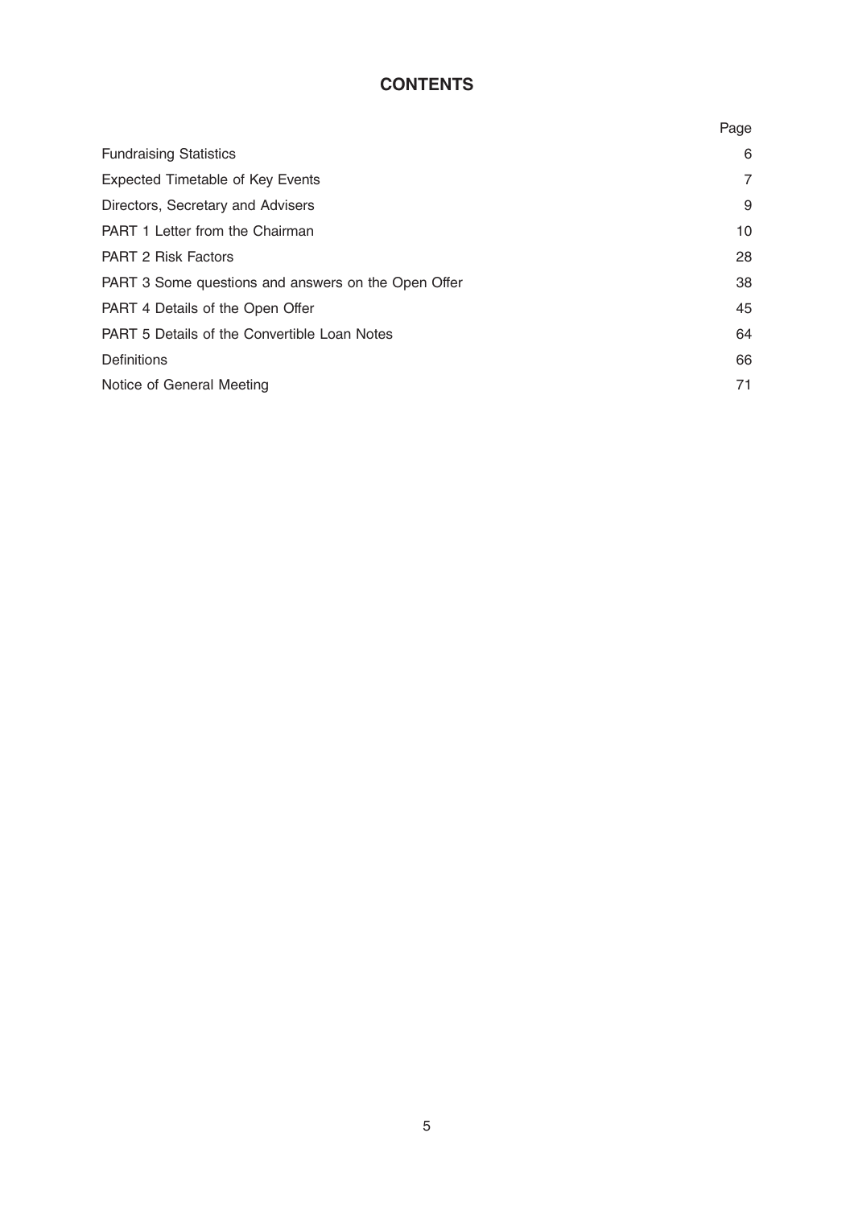# CONTENTS

| | Page |
|---|---|
| Fundraising Statistics | 6 |
| Expected Timetable of Key Events | 7 |
| Directors, Secretary and Advisers | 9 |
| PART 1 Letter from the Chairman | 10 |
| PART 2 Risk Factors | 28 |
| PART 3 Some questions and answers on the Open Offer | 38 |
| PART 4 Details of the Open Offer | 45 |
| PART 5 Details of the Convertible Loan Notes | 64 |
| Definitions | 66 |
| Notice of General Meeting | 71 |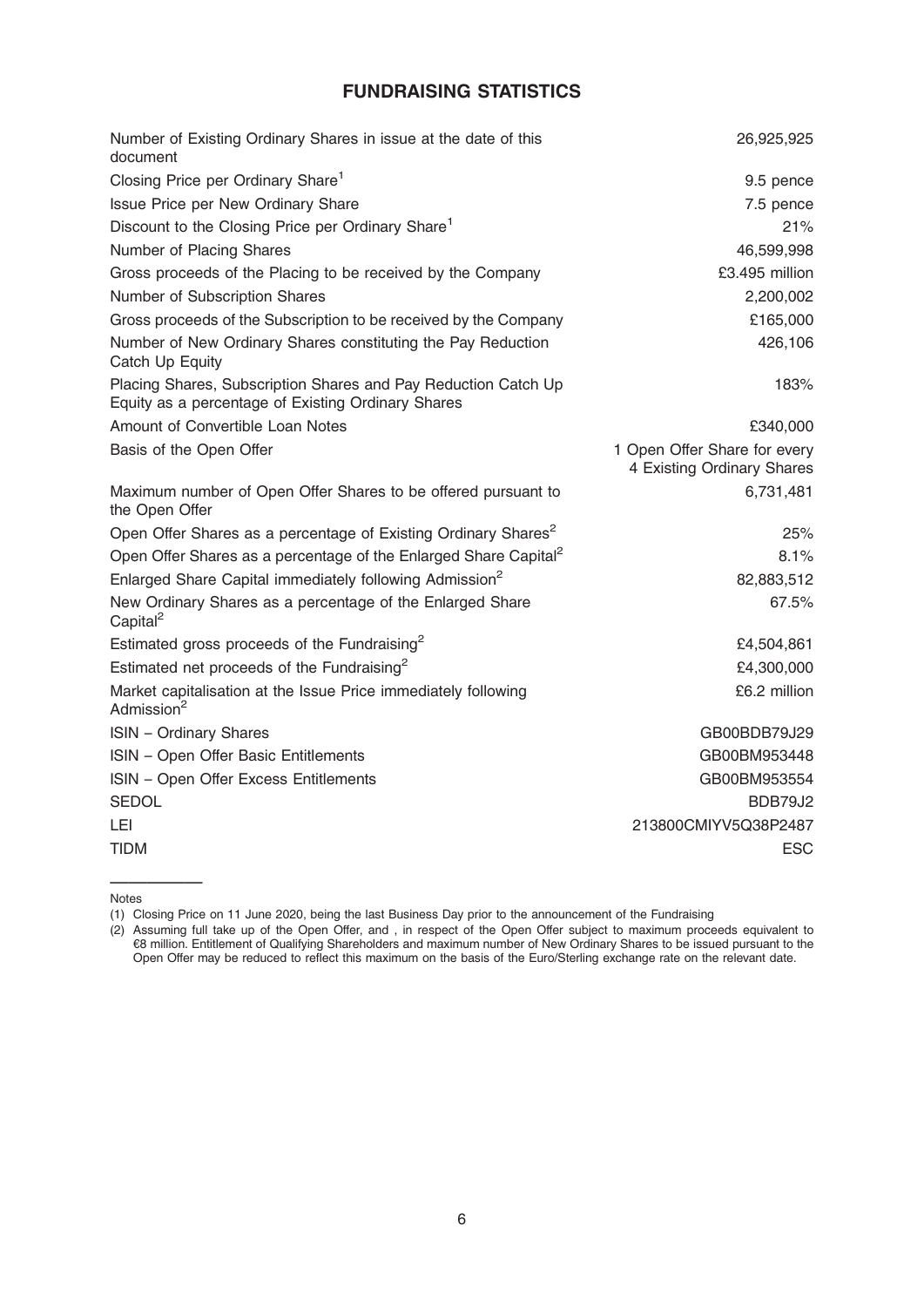## FUNDRAISING STATISTICS

| | |
|---|---|
| Number of Existing Ordinary Shares in issue at the date of this document | 26,925,925 |
| Closing Price per Ordinary Share[1] | 9.5 pence |
| Issue Price per New Ordinary Share | 7.5 pence |
| Discount to the Closing Price per Ordinary Share[1] | 21% |
| Number of Placing Shares | 46,599,998 |
| Gross proceeds of the Placing to be received by the Company | £3.495 million |
| Number of Subscription Shares | 2,200,002 |
| Gross proceeds of the Subscription to be received by the Company | £165,000 |
| Number of New Ordinary Shares constituting the Pay Reduction Catch Up Equity | 426,106 |
| Placing Shares, Subscription Shares and Pay Reduction Catch Up Equity as a percentage of Existing Ordinary Shares | 183% |
| Amount of Convertible Loan Notes | £340,000 |
| Basis of the Open Offer | 1 Open Offer Share for every 4 Existing Ordinary Shares |
| Maximum number of Open Offer Shares to be offered pursuant to the Open Offer | 6,731,481 |
| Open Offer Shares as a percentage of Existing Ordinary Shares[2] | 25% |
| Open Offer Shares as a percentage of the Enlarged Share Capital[2] | 8.1% |
| Enlarged Share Capital immediately following Admission[2] | 82,883,512 |
| New Ordinary Shares as a percentage of the Enlarged Share Capital[2] | 67.5% |
| Estimated gross proceeds of the Fundraising[2] | £4,504,861 |
| Estimated net proceeds of the Fundraising[2] | £4,300,000 |
| Market capitalisation at the Issue Price immediately following Admission[2] | £6.2 million |
| ISIN – Ordinary Shares | GB00BDB79J29 |
| ISIN – Open Offer Basic Entitlements | GB00BM953448 |
| ISIN – Open Offer Excess Entitlements | GB00BM953554 |
| SEDOL | BDB79J2 |
| LEI | 213800CMIYV5Q38P2487 |
| TIDM | ESC |

Notes

(1) Closing Price on 11 June 2020, being the last Business Day prior to the announcement of the Fundraising

(2) Assuming full take up of the Open Offer, and , in respect of the Open Offer subject to maximum proceeds equivalent to €8 million. Entitlement of Qualifying Shareholders and maximum number of New Ordinary Shares to be issued pursuant to the Open Offer may be reduced to reflect this maximum on the basis of the Euro/Sterling exchange rate on the relevant date.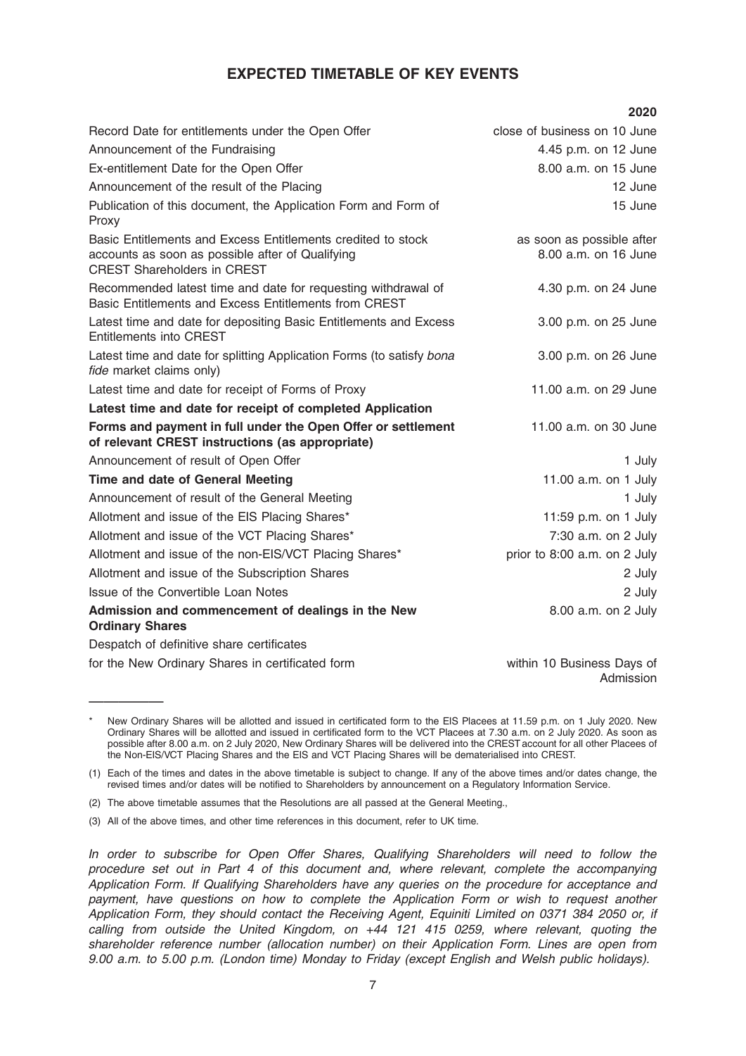# EXPECTED TIMETABLE OF KEY EVENTS

| | 2020 |
|---|---|
| Record Date for entitlements under the Open Offer | close of business on 10 June |
| Announcement of the Fundraising | 4.45 p.m. on 12 June |
| Ex-entitlement Date for the Open Offer | 8.00 a.m. on 15 June |
| Announcement of the result of the Placing | 12 June |
| Publication of this document, the Application Form and Form of Proxy | 15 June |
| Basic Entitlements and Excess Entitlements credited to stock accounts as soon as possible after of Qualifying CREST Shareholders in CREST | as soon as possible after 8.00 a.m. on 16 June |
| Recommended latest time and date for requesting withdrawal of Basic Entitlements and Excess Entitlements from CREST | 4.30 p.m. on 24 June |
| Latest time and date for depositing Basic Entitlements and Excess Entitlements into CREST | 3.00 p.m. on 25 June |
| Latest time and date for splitting Application Forms (to satisfy *bona fide* market claims only) | 3.00 p.m. on 26 June |
| Latest time and date for receipt of Forms of Proxy | 11.00 a.m. on 29 June |
| **Latest time and date for receipt of completed Application Forms and payment in full under the Open Offer or settlement of relevant CREST instructions (as appropriate)** | 11.00 a.m. on 30 June |
| Announcement of result of Open Offer | 1 July |
| **Time and date of General Meeting** | 11.00 a.m. on 1 July |
| Announcement of result of the General Meeting | 1 July |
| Allotment and issue of the EIS Placing Shares* | 11:59 p.m. on 1 July |
| Allotment and issue of the VCT Placing Shares* | 7:30 a.m. on 2 July |
| Allotment and issue of the non-EIS/VCT Placing Shares* | prior to 8:00 a.m. on 2 July |
| Allotment and issue of the Subscription Shares | 2 July |
| Issue of the Convertible Loan Notes | 2 July |
| **Admission and commencement of dealings in the New Ordinary Shares** | 8.00 a.m. on 2 July |
| Despatch of definitive share certificates for the New Ordinary Shares in certificated form | within 10 Business Days of Admission |

---

\* New Ordinary Shares will be allotted and issued in certificated form to the EIS Placees at 11.59 p.m. on 1 July 2020. New Ordinary Shares will be allotted and issued in certificated form to the VCT Placees at 7.30 a.m. on 2 July 2020. As soon as possible after 8.00 a.m. on 2 July 2020, New Ordinary Shares will be delivered into the CREST account for all other Placees of the Non-EIS/VCT Placing Shares and the EIS and VCT Placing Shares will be dematerialised into CREST.

(1) Each of the times and dates in the above timetable is subject to change. If any of the above times and/or dates change, the revised times and/or dates will be notified to Shareholders by announcement on a Regulatory Information Service.

(2) The above timetable assumes that the Resolutions are all passed at the General Meeting.,

(3) All of the above times, and other time references in this document, refer to UK time.

*In order to subscribe for Open Offer Shares, Qualifying Shareholders will need to follow the procedure set out in Part 4 of this document and, where relevant, complete the accompanying Application Form. If Qualifying Shareholders have any queries on the procedure for acceptance and payment, have questions on how to complete the Application Form or wish to request another Application Form, they should contact the Receiving Agent, Equiniti Limited on 0371 384 2050 or, if calling from outside the United Kingdom, on +44 121 415 0259, where relevant, quoting the shareholder reference number (allocation number) on their Application Form. Lines are open from 9.00 a.m. to 5.00 p.m. (London time) Monday to Friday (except English and Welsh public holidays).*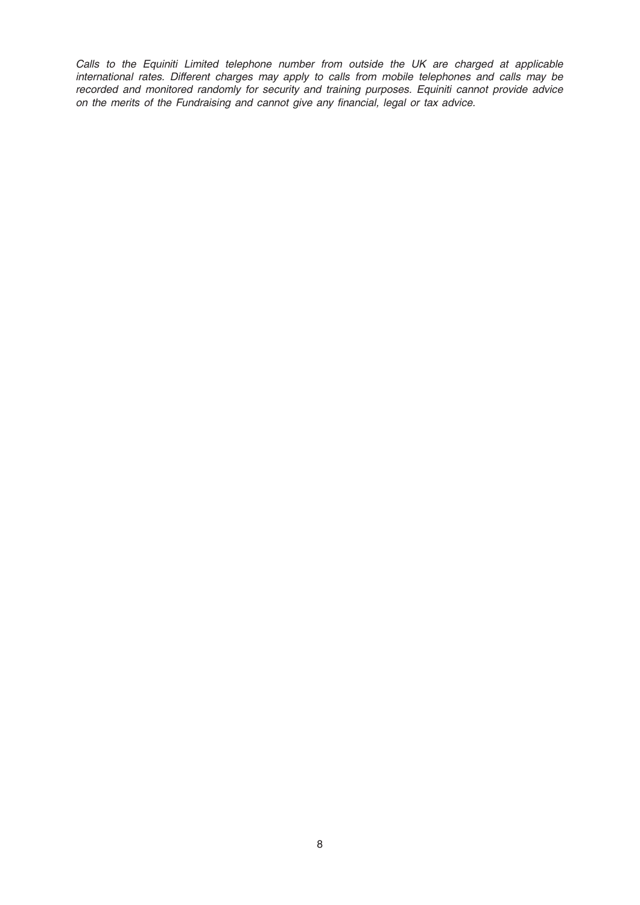*Calls to the Equiniti Limited telephone number from outside the UK are charged at applicable international rates. Different charges may apply to calls from mobile telephones and calls may be recorded and monitored randomly for security and training purposes. Equiniti cannot provide advice on the merits of the Fundraising and cannot give any financial, legal or tax advice.*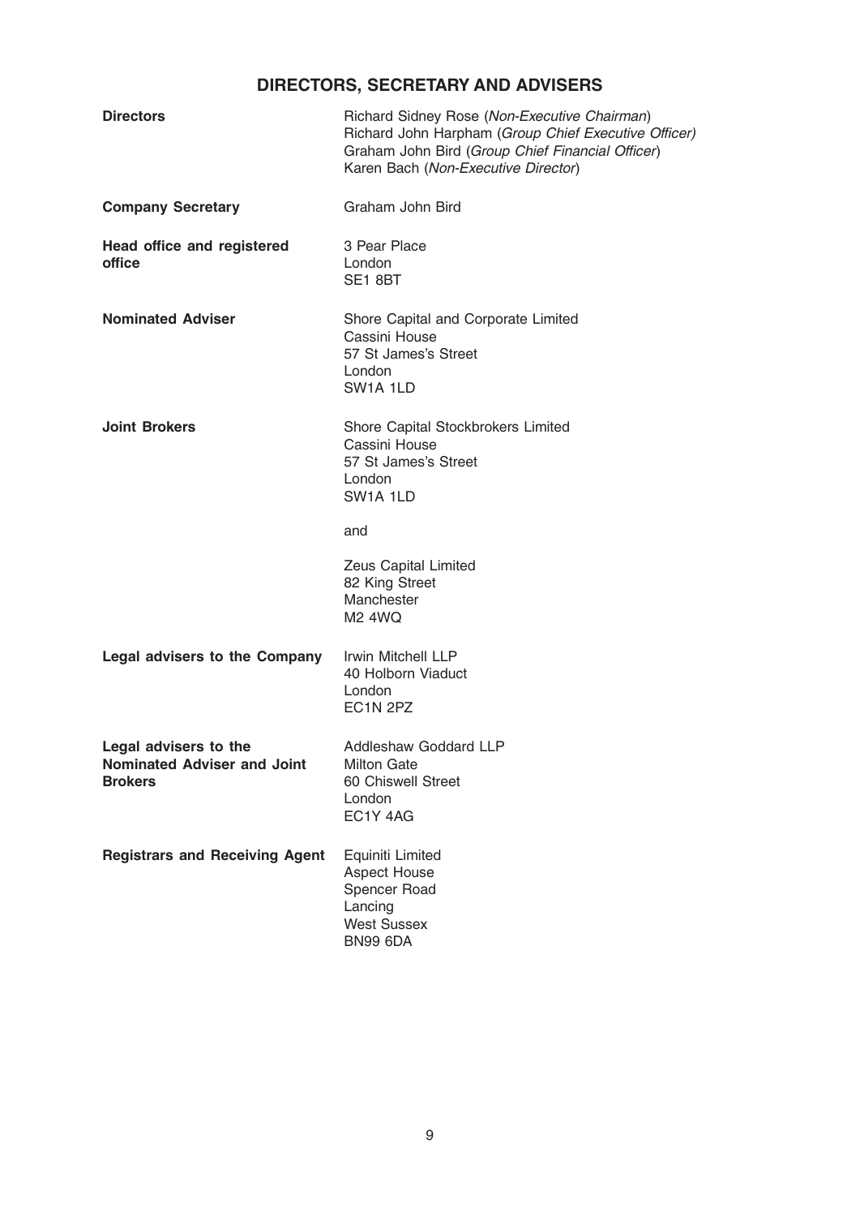# DIRECTORS, SECRETARY AND ADVISERS

| | |
|---|---|
| **Directors** | Richard Sidney Rose (*Non-Executive Chairman*)<br>Richard John Harpham (*Group Chief Executive Officer)*<br>Graham John Bird (*Group Chief Financial Officer*)<br>Karen Bach (*Non-Executive Director*) |
| **Company Secretary** | Graham John Bird |
| **Head office and registered office** | 3 Pear Place<br>London<br>SE1 8BT |
| **Nominated Adviser** | Shore Capital and Corporate Limited<br>Cassini House<br>57 St James's Street<br>London<br>SW1A 1LD |
| **Joint Brokers** | Shore Capital Stockbrokers Limited<br>Cassini House<br>57 St James's Street<br>London<br>SW1A 1LD<br><br>and<br><br>Zeus Capital Limited<br>82 King Street<br>Manchester<br>M2 4WQ |
| **Legal advisers to the Company** | Irwin Mitchell LLP<br>40 Holborn Viaduct<br>London<br>EC1N 2PZ |
| **Legal advisers to the Nominated Adviser and Joint Brokers** | Addleshaw Goddard LLP<br>Milton Gate<br>60 Chiswell Street<br>London<br>EC1Y 4AG |
| **Registrars and Receiving Agent** | Equiniti Limited<br>Aspect House<br>Spencer Road<br>Lancing<br>West Sussex<br>BN99 6DA |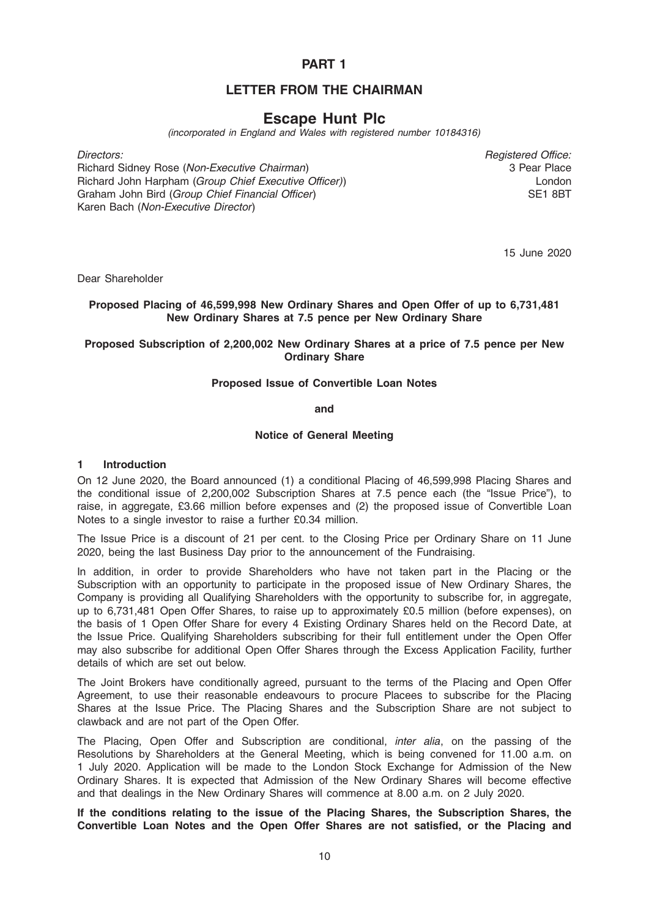# PART 1

## LETTER FROM THE CHAIRMAN

## Escape Hunt Plc

*(incorporated in England and Wales with registered number 10184316)*

*Directors:*
Richard Sidney Rose (*Non-Executive Chairman*)
Richard John Harpham (*Group Chief Executive Officer)*)
Graham John Bird (*Group Chief Financial Officer*)
Karen Bach (*Non-Executive Director*)

*Registered Office:*
3 Pear Place
London
SE1 8BT

15 June 2020

Dear Shareholder

**Proposed Placing of 46,599,998 New Ordinary Shares and Open Offer of up to 6,731,481 New Ordinary Shares at 7.5 pence per New Ordinary Share**

**Proposed Subscription of 2,200,002 New Ordinary Shares at a price of 7.5 pence per New Ordinary Share**

**Proposed Issue of Convertible Loan Notes**

**and**

**Notice of General Meeting**

### 1 Introduction

On 12 June 2020, the Board announced (1) a conditional Placing of 46,599,998 Placing Shares and the conditional issue of 2,200,002 Subscription Shares at 7.5 pence each (the "Issue Price"), to raise, in aggregate, £3.66 million before expenses and (2) the proposed issue of Convertible Loan Notes to a single investor to raise a further £0.34 million.

The Issue Price is a discount of 21 per cent. to the Closing Price per Ordinary Share on 11 June 2020, being the last Business Day prior to the announcement of the Fundraising.

In addition, in order to provide Shareholders who have not taken part in the Placing or the Subscription with an opportunity to participate in the proposed issue of New Ordinary Shares, the Company is providing all Qualifying Shareholders with the opportunity to subscribe for, in aggregate, up to 6,731,481 Open Offer Shares, to raise up to approximately £0.5 million (before expenses), on the basis of 1 Open Offer Share for every 4 Existing Ordinary Shares held on the Record Date, at the Issue Price. Qualifying Shareholders subscribing for their full entitlement under the Open Offer may also subscribe for additional Open Offer Shares through the Excess Application Facility, further details of which are set out below.

The Joint Brokers have conditionally agreed, pursuant to the terms of the Placing and Open Offer Agreement, to use their reasonable endeavours to procure Placees to subscribe for the Placing Shares at the Issue Price. The Placing Shares and the Subscription Share are not subject to clawback and are not part of the Open Offer.

The Placing, Open Offer and Subscription are conditional, *inter alia*, on the passing of the Resolutions by Shareholders at the General Meeting, which is being convened for 11.00 a.m. on 1 July 2020. Application will be made to the London Stock Exchange for Admission of the New Ordinary Shares. It is expected that Admission of the New Ordinary Shares will become effective and that dealings in the New Ordinary Shares will commence at 8.00 a.m. on 2 July 2020.

**If the conditions relating to the issue of the Placing Shares, the Subscription Shares, the Convertible Loan Notes and the Open Offer Shares are not satisfied, or the Placing and**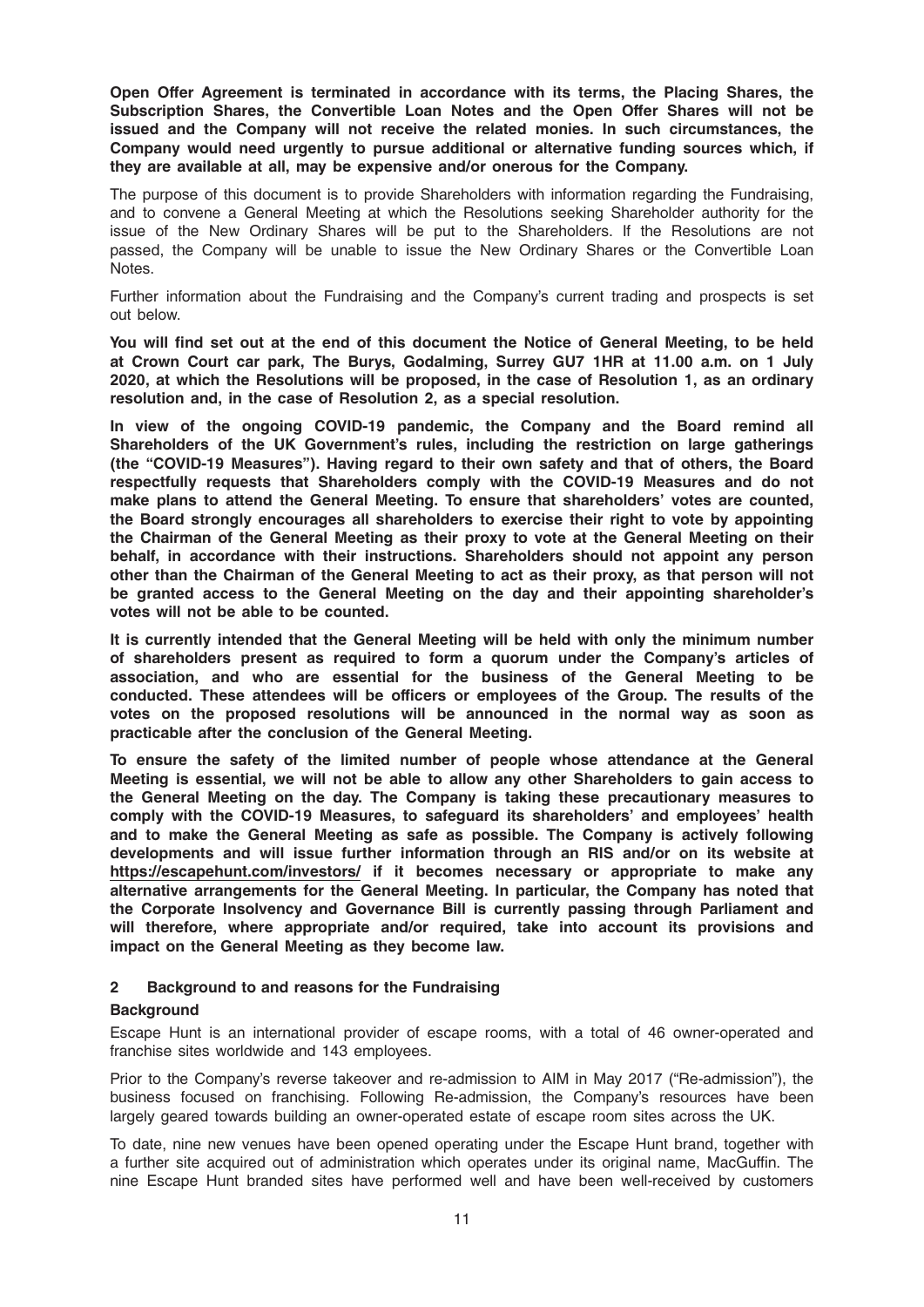**Open Offer Agreement is terminated in accordance with its terms, the Placing Shares, the Subscription Shares, the Convertible Loan Notes and the Open Offer Shares will not be issued and the Company will not receive the related monies. In such circumstances, the Company would need urgently to pursue additional or alternative funding sources which, if they are available at all, may be expensive and/or onerous for the Company.**

The purpose of this document is to provide Shareholders with information regarding the Fundraising, and to convene a General Meeting at which the Resolutions seeking Shareholder authority for the issue of the New Ordinary Shares will be put to the Shareholders. If the Resolutions are not passed, the Company will be unable to issue the New Ordinary Shares or the Convertible Loan Notes.

Further information about the Fundraising and the Company's current trading and prospects is set out below.

**You will find set out at the end of this document the Notice of General Meeting, to be held at Crown Court car park, The Burys, Godalming, Surrey GU7 1HR at 11.00 a.m. on 1 July 2020, at which the Resolutions will be proposed, in the case of Resolution 1, as an ordinary resolution and, in the case of Resolution 2, as a special resolution.**

**In view of the ongoing COVID-19 pandemic, the Company and the Board remind all Shareholders of the UK Government's rules, including the restriction on large gatherings (the "COVID-19 Measures"). Having regard to their own safety and that of others, the Board respectfully requests that Shareholders comply with the COVID-19 Measures and do not make plans to attend the General Meeting. To ensure that shareholders' votes are counted, the Board strongly encourages all shareholders to exercise their right to vote by appointing the Chairman of the General Meeting as their proxy to vote at the General Meeting on their behalf, in accordance with their instructions. Shareholders should not appoint any person other than the Chairman of the General Meeting to act as their proxy, as that person will not be granted access to the General Meeting on the day and their appointing shareholder's votes will not be able to be counted.**

**It is currently intended that the General Meeting will be held with only the minimum number of shareholders present as required to form a quorum under the Company's articles of association, and who are essential for the business of the General Meeting to be conducted. These attendees will be officers or employees of the Group. The results of the votes on the proposed resolutions will be announced in the normal way as soon as practicable after the conclusion of the General Meeting.**

**To ensure the safety of the limited number of people whose attendance at the General Meeting is essential, we will not be able to allow any other Shareholders to gain access to the General Meeting on the day. The Company is taking these precautionary measures to comply with the COVID-19 Measures, to safeguard its shareholders' and employees' health and to make the General Meeting as safe as possible. The Company is actively following developments and will issue further information through an RIS and/or on its website at https://escapehunt.com/investors/ if it becomes necessary or appropriate to make any alternative arrangements for the General Meeting. In particular, the Company has noted that the Corporate Insolvency and Governance Bill is currently passing through Parliament and will therefore, where appropriate and/or required, take into account its provisions and impact on the General Meeting as they become law.**

## 2 Background to and reasons for the Fundraising

### Background

Escape Hunt is an international provider of escape rooms, with a total of 46 owner-operated and franchise sites worldwide and 143 employees.

Prior to the Company's reverse takeover and re-admission to AIM in May 2017 ("Re-admission"), the business focused on franchising. Following Re-admission, the Company's resources have been largely geared towards building an owner-operated estate of escape room sites across the UK.

To date, nine new venues have been opened operating under the Escape Hunt brand, together with a further site acquired out of administration which operates under its original name, MacGuffin. The nine Escape Hunt branded sites have performed well and have been well-received by customers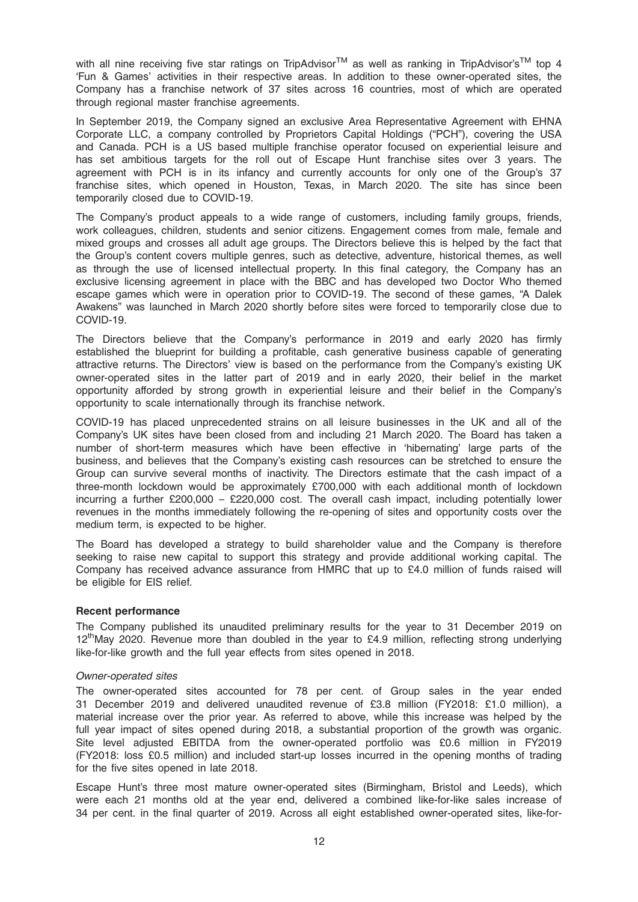with all nine receiving five star ratings on TripAdvisor™ as well as ranking in TripAdvisor's™ top 4 'Fun & Games' activities in their respective areas. In addition to these owner-operated sites, the Company has a franchise network of 37 sites across 16 countries, most of which are operated through regional master franchise agreements.

In September 2019, the Company signed an exclusive Area Representative Agreement with EHNA Corporate LLC, a company controlled by Proprietors Capital Holdings ("PCH"), covering the USA and Canada. PCH is a US based multiple franchise operator focused on experiential leisure and has set ambitious targets for the roll out of Escape Hunt franchise sites over 3 years. The agreement with PCH is in its infancy and currently accounts for only one of the Group's 37 franchise sites, which opened in Houston, Texas, in March 2020. The site has since been temporarily closed due to COVID-19.

The Company's product appeals to a wide range of customers, including family groups, friends, work colleagues, children, students and senior citizens. Engagement comes from male, female and mixed groups and crosses all adult age groups. The Directors believe this is helped by the fact that the Group's content covers multiple genres, such as detective, adventure, historical themes, as well as through the use of licensed intellectual property. In this final category, the Company has an exclusive licensing agreement in place with the BBC and has developed two Doctor Who themed escape games which were in operation prior to COVID-19. The second of these games, "A Dalek Awakens" was launched in March 2020 shortly before sites were forced to temporarily close due to COVID-19.

The Directors believe that the Company's performance in 2019 and early 2020 has firmly established the blueprint for building a profitable, cash generative business capable of generating attractive returns. The Directors' view is based on the performance from the Company's existing UK owner-operated sites in the latter part of 2019 and in early 2020, their belief in the market opportunity afforded by strong growth in experiential leisure and their belief in the Company's opportunity to scale internationally through its franchise network.

COVID-19 has placed unprecedented strains on all leisure businesses in the UK and all of the Company's UK sites have been closed from and including 21 March 2020. The Board has taken a number of short-term measures which have been effective in 'hibernating' large parts of the business, and believes that the Company's existing cash resources can be stretched to ensure the Group can survive several months of inactivity. The Directors estimate that the cash impact of a three-month lockdown would be approximately £700,000 with each additional month of lockdown incurring a further £200,000 – £220,000 cost. The overall cash impact, including potentially lower revenues in the months immediately following the re-opening of sites and opportunity costs over the medium term, is expected to be higher.

The Board has developed a strategy to build shareholder value and the Company is therefore seeking to raise new capital to support this strategy and provide additional working capital. The Company has received advance assurance from HMRC that up to £4.0 million of funds raised will be eligible for EIS relief.

**Recent performance**

The Company published its unaudited preliminary results for the year to 31 December 2019 on 12th May 2020. Revenue more than doubled in the year to £4.9 million, reflecting strong underlying like-for-like growth and the full year effects from sites opened in 2018.

*Owner-operated sites*

The owner-operated sites accounted for 78 per cent. of Group sales in the year ended 31 December 2019 and delivered unaudited revenue of £3.8 million (FY2018: £1.0 million), a material increase over the prior year. As referred to above, while this increase was helped by the full year impact of sites opened during 2018, a substantial proportion of the growth was organic. Site level adjusted EBITDA from the owner-operated portfolio was £0.6 million in FY2019 (FY2018: loss £0.5 million) and included start-up losses incurred in the opening months of trading for the five sites opened in late 2018.

Escape Hunt's three most mature owner-operated sites (Birmingham, Bristol and Leeds), which were each 21 months old at the year end, delivered a combined like-for-like sales increase of 34 per cent. in the final quarter of 2019. Across all eight established owner-operated sites, like-for-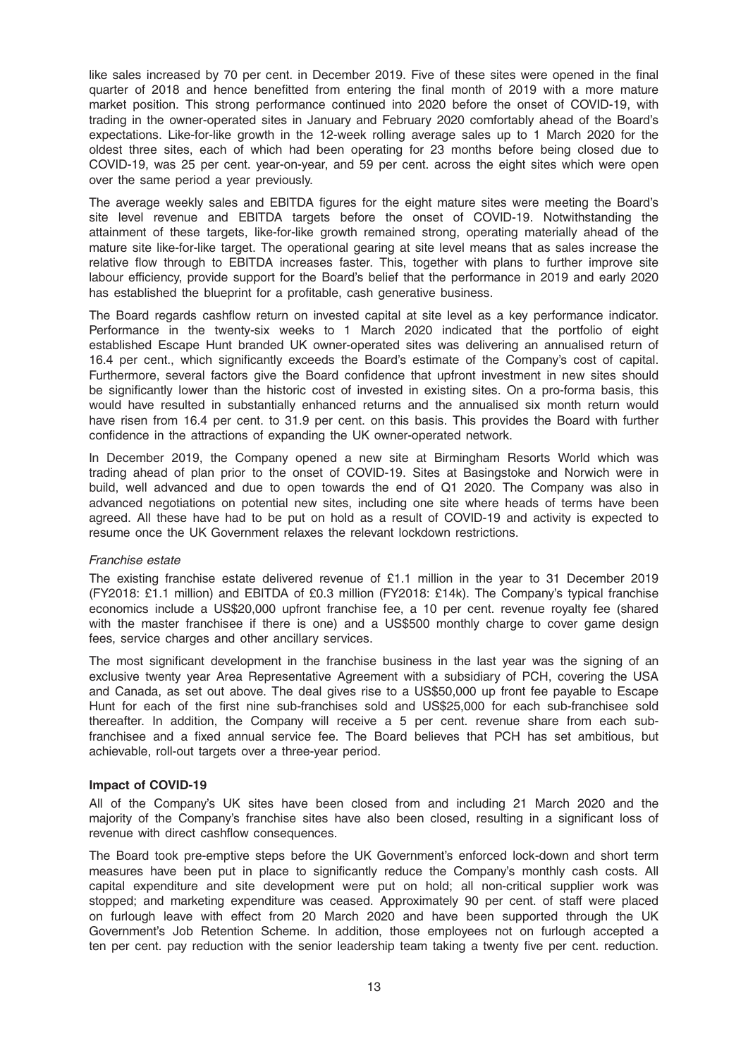like sales increased by 70 per cent. in December 2019. Five of these sites were opened in the final quarter of 2018 and hence benefitted from entering the final month of 2019 with a more mature market position. This strong performance continued into 2020 before the onset of COVID-19, with trading in the owner-operated sites in January and February 2020 comfortably ahead of the Board's expectations. Like-for-like growth in the 12-week rolling average sales up to 1 March 2020 for the oldest three sites, each of which had been operating for 23 months before being closed due to COVID-19, was 25 per cent. year-on-year, and 59 per cent. across the eight sites which were open over the same period a year previously.

The average weekly sales and EBITDA figures for the eight mature sites were meeting the Board's site level revenue and EBITDA targets before the onset of COVID-19. Notwithstanding the attainment of these targets, like-for-like growth remained strong, operating materially ahead of the mature site like-for-like target. The operational gearing at site level means that as sales increase the relative flow through to EBITDA increases faster. This, together with plans to further improve site labour efficiency, provide support for the Board's belief that the performance in 2019 and early 2020 has established the blueprint for a profitable, cash generative business.

The Board regards cashflow return on invested capital at site level as a key performance indicator. Performance in the twenty-six weeks to 1 March 2020 indicated that the portfolio of eight established Escape Hunt branded UK owner-operated sites was delivering an annualised return of 16.4 per cent., which significantly exceeds the Board's estimate of the Company's cost of capital. Furthermore, several factors give the Board confidence that upfront investment in new sites should be significantly lower than the historic cost of invested in existing sites. On a pro-forma basis, this would have resulted in substantially enhanced returns and the annualised six month return would have risen from 16.4 per cent. to 31.9 per cent. on this basis. This provides the Board with further confidence in the attractions of expanding the UK owner-operated network.

In December 2019, the Company opened a new site at Birmingham Resorts World which was trading ahead of plan prior to the onset of COVID-19. Sites at Basingstoke and Norwich were in build, well advanced and due to open towards the end of Q1 2020. The Company was also in advanced negotiations on potential new sites, including one site where heads of terms have been agreed. All these have had to be put on hold as a result of COVID-19 and activity is expected to resume once the UK Government relaxes the relevant lockdown restrictions.

*Franchise estate*

The existing franchise estate delivered revenue of £1.1 million in the year to 31 December 2019 (FY2018: £1.1 million) and EBITDA of £0.3 million (FY2018: £14k). The Company's typical franchise economics include a US$20,000 upfront franchise fee, a 10 per cent. revenue royalty fee (shared with the master franchisee if there is one) and a US$500 monthly charge to cover game design fees, service charges and other ancillary services.

The most significant development in the franchise business in the last year was the signing of an exclusive twenty year Area Representative Agreement with a subsidiary of PCH, covering the USA and Canada, as set out above. The deal gives rise to a US$50,000 up front fee payable to Escape Hunt for each of the first nine sub-franchises sold and US$25,000 for each sub-franchisee sold thereafter. In addition, the Company will receive a 5 per cent. revenue share from each sub-franchisee and a fixed annual service fee. The Board believes that PCH has set ambitious, but achievable, roll-out targets over a three-year period.

**Impact of COVID-19**

All of the Company's UK sites have been closed from and including 21 March 2020 and the majority of the Company's franchise sites have also been closed, resulting in a significant loss of revenue with direct cashflow consequences.

The Board took pre-emptive steps before the UK Government's enforced lock-down and short term measures have been put in place to significantly reduce the Company's monthly cash costs. All capital expenditure and site development were put on hold; all non-critical supplier work was stopped; and marketing expenditure was ceased. Approximately 90 per cent. of staff were placed on furlough leave with effect from 20 March 2020 and have been supported through the UK Government's Job Retention Scheme. In addition, those employees not on furlough accepted a ten per cent. pay reduction with the senior leadership team taking a twenty five per cent. reduction.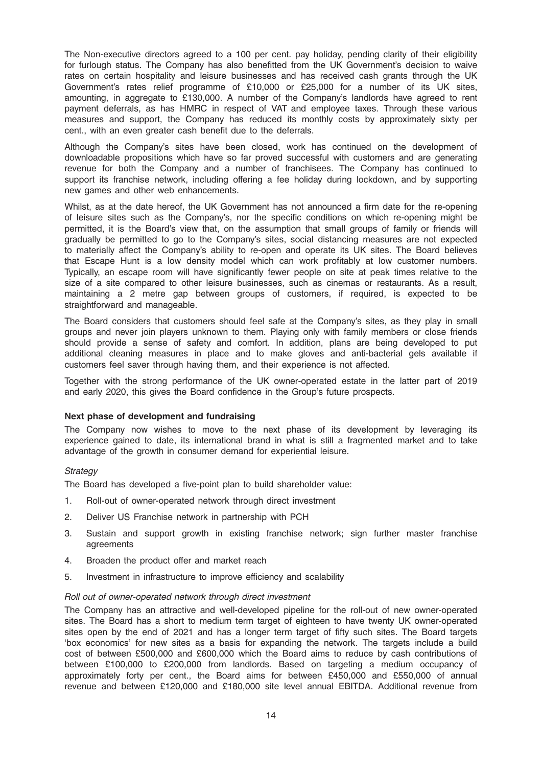The Non-executive directors agreed to a 100 per cent. pay holiday, pending clarity of their eligibility for furlough status. The Company has also benefitted from the UK Government's decision to waive rates on certain hospitality and leisure businesses and has received cash grants through the UK Government's rates relief programme of £10,000 or £25,000 for a number of its UK sites, amounting, in aggregate to £130,000. A number of the Company's landlords have agreed to rent payment deferrals, as has HMRC in respect of VAT and employee taxes. Through these various measures and support, the Company has reduced its monthly costs by approximately sixty per cent., with an even greater cash benefit due to the deferrals.

Although the Company's sites have been closed, work has continued on the development of downloadable propositions which have so far proved successful with customers and are generating revenue for both the Company and a number of franchisees. The Company has continued to support its franchise network, including offering a fee holiday during lockdown, and by supporting new games and other web enhancements.

Whilst, as at the date hereof, the UK Government has not announced a firm date for the re-opening of leisure sites such as the Company's, nor the specific conditions on which re-opening might be permitted, it is the Board's view that, on the assumption that small groups of family or friends will gradually be permitted to go to the Company's sites, social distancing measures are not expected to materially affect the Company's ability to re-open and operate its UK sites. The Board believes that Escape Hunt is a low density model which can work profitably at low customer numbers. Typically, an escape room will have significantly fewer people on site at peak times relative to the size of a site compared to other leisure businesses, such as cinemas or restaurants. As a result, maintaining a 2 metre gap between groups of customers, if required, is expected to be straightforward and manageable.

The Board considers that customers should feel safe at the Company's sites, as they play in small groups and never join players unknown to them. Playing only with family members or close friends should provide a sense of safety and comfort. In addition, plans are being developed to put additional cleaning measures in place and to make gloves and anti-bacterial gels available if customers feel saver through having them, and their experience is not affected.

Together with the strong performance of the UK owner-operated estate in the latter part of 2019 and early 2020, this gives the Board confidence in the Group's future prospects.

**Next phase of development and fundraising**

The Company now wishes to move to the next phase of its development by leveraging its experience gained to date, its international brand in what is still a fragmented market and to take advantage of the growth in consumer demand for experiential leisure.

*Strategy*

The Board has developed a five-point plan to build shareholder value:

1. Roll-out of owner-operated network through direct investment
2. Deliver US Franchise network in partnership with PCH
3. Sustain and support growth in existing franchise network; sign further master franchise agreements
4. Broaden the product offer and market reach
5. Investment in infrastructure to improve efficiency and scalability

*Roll out of owner-operated network through direct investment*

The Company has an attractive and well-developed pipeline for the roll-out of new owner-operated sites. The Board has a short to medium term target of eighteen to have twenty UK owner-operated sites open by the end of 2021 and has a longer term target of fifty such sites. The Board targets 'box economics' for new sites as a basis for expanding the network. The targets include a build cost of between £500,000 and £600,000 which the Board aims to reduce by cash contributions of between £100,000 to £200,000 from landlords. Based on targeting a medium occupancy of approximately forty per cent., the Board aims for between £450,000 and £550,000 of annual revenue and between £120,000 and £180,000 site level annual EBITDA. Additional revenue from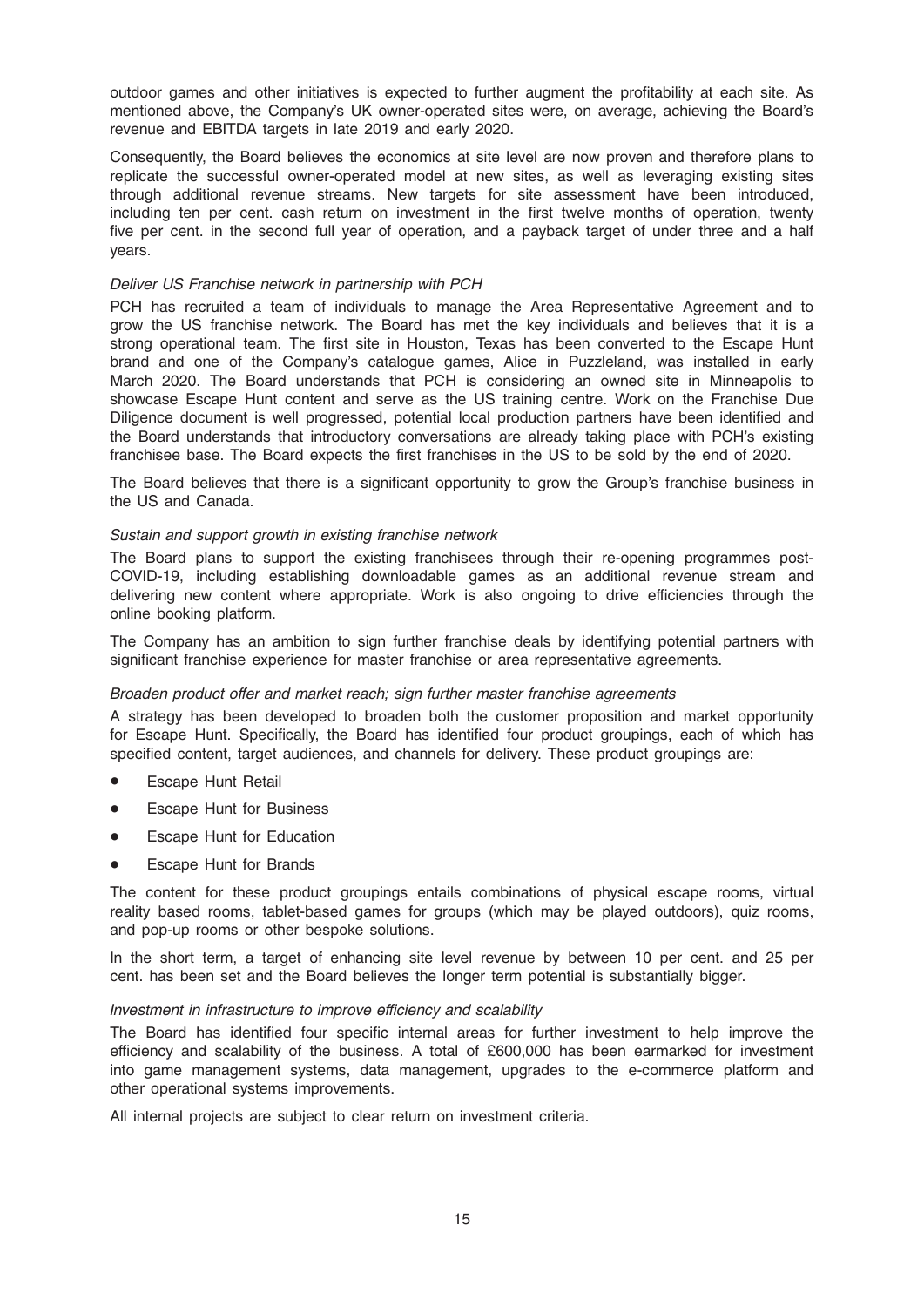outdoor games and other initiatives is expected to further augment the profitability at each site. As mentioned above, the Company's UK owner-operated sites were, on average, achieving the Board's revenue and EBITDA targets in late 2019 and early 2020.

Consequently, the Board believes the economics at site level are now proven and therefore plans to replicate the successful owner-operated model at new sites, as well as leveraging existing sites through additional revenue streams. New targets for site assessment have been introduced, including ten per cent. cash return on investment in the first twelve months of operation, twenty five per cent. in the second full year of operation, and a payback target of under three and a half years.

*Deliver US Franchise network in partnership with PCH*

PCH has recruited a team of individuals to manage the Area Representative Agreement and to grow the US franchise network. The Board has met the key individuals and believes that it is a strong operational team. The first site in Houston, Texas has been converted to the Escape Hunt brand and one of the Company's catalogue games, Alice in Puzzleland, was installed in early March 2020. The Board understands that PCH is considering an owned site in Minneapolis to showcase Escape Hunt content and serve as the US training centre. Work on the Franchise Due Diligence document is well progressed, potential local production partners have been identified and the Board understands that introductory conversations are already taking place with PCH's existing franchisee base. The Board expects the first franchises in the US to be sold by the end of 2020.

The Board believes that there is a significant opportunity to grow the Group's franchise business in the US and Canada.

*Sustain and support growth in existing franchise network*

The Board plans to support the existing franchisees through their re-opening programmes post-COVID-19, including establishing downloadable games as an additional revenue stream and delivering new content where appropriate. Work is also ongoing to drive efficiencies through the online booking platform.

The Company has an ambition to sign further franchise deals by identifying potential partners with significant franchise experience for master franchise or area representative agreements.

*Broaden product offer and market reach; sign further master franchise agreements*

A strategy has been developed to broaden both the customer proposition and market opportunity for Escape Hunt. Specifically, the Board has identified four product groupings, each of which has specified content, target audiences, and channels for delivery. These product groupings are:

- Escape Hunt Retail
- Escape Hunt for Business
- Escape Hunt for Education
- Escape Hunt for Brands

The content for these product groupings entails combinations of physical escape rooms, virtual reality based rooms, tablet-based games for groups (which may be played outdoors), quiz rooms, and pop-up rooms or other bespoke solutions.

In the short term, a target of enhancing site level revenue by between 10 per cent. and 25 per cent. has been set and the Board believes the longer term potential is substantially bigger.

*Investment in infrastructure to improve efficiency and scalability*

The Board has identified four specific internal areas for further investment to help improve the efficiency and scalability of the business. A total of £600,000 has been earmarked for investment into game management systems, data management, upgrades to the e-commerce platform and other operational systems improvements.

All internal projects are subject to clear return on investment criteria.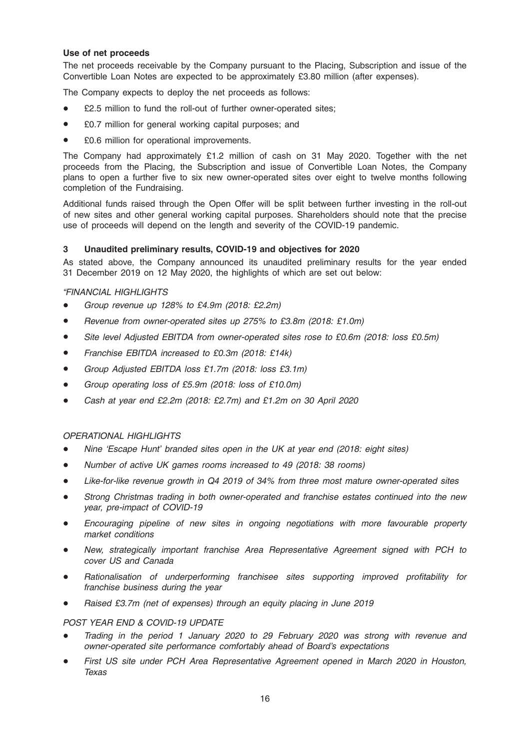**Use of net proceeds**

The net proceeds receivable by the Company pursuant to the Placing, Subscription and issue of the Convertible Loan Notes are expected to be approximately £3.80 million (after expenses).

The Company expects to deploy the net proceeds as follows:

- £2.5 million to fund the roll-out of further owner-operated sites;
- £0.7 million for general working capital purposes; and
- £0.6 million for operational improvements.

The Company had approximately £1.2 million of cash on 31 May 2020. Together with the net proceeds from the Placing, the Subscription and issue of Convertible Loan Notes, the Company plans to open a further five to six new owner-operated sites over eight to twelve months following completion of the Fundraising.

Additional funds raised through the Open Offer will be split between further investing in the roll-out of new sites and other general working capital purposes. Shareholders should note that the precise use of proceeds will depend on the length and severity of the COVID-19 pandemic.

## 3 Unaudited preliminary results, COVID-19 and objectives for 2020

As stated above, the Company announced its unaudited preliminary results for the year ended 31 December 2019 on 12 May 2020, the highlights of which are set out below:

*"FINANCIAL HIGHLIGHTS*

- *Group revenue up 128% to £4.9m (2018: £2.2m)*
- *Revenue from owner-operated sites up 275% to £3.8m (2018: £1.0m)*
- *Site level Adjusted EBITDA from owner-operated sites rose to £0.6m (2018: loss £0.5m)*
- *Franchise EBITDA increased to £0.3m (2018: £14k)*
- *Group Adjusted EBITDA loss £1.7m (2018: loss £3.1m)*
- *Group operating loss of £5.9m (2018: loss of £10.0m)*
- *Cash at year end £2.2m (2018: £2.7m) and £1.2m on 30 April 2020*

*OPERATIONAL HIGHLIGHTS*

- *Nine 'Escape Hunt' branded sites open in the UK at year end (2018: eight sites)*
- *Number of active UK games rooms increased to 49 (2018: 38 rooms)*
- *Like-for-like revenue growth in Q4 2019 of 34% from three most mature owner-operated sites*
- *Strong Christmas trading in both owner-operated and franchise estates continued into the new year, pre-impact of COVID-19*
- *Encouraging pipeline of new sites in ongoing negotiations with more favourable property market conditions*
- *New, strategically important franchise Area Representative Agreement signed with PCH to cover US and Canada*
- *Rationalisation of underperforming franchisee sites supporting improved profitability for franchise business during the year*
- *Raised £3.7m (net of expenses) through an equity placing in June 2019*

*POST YEAR END & COVID-19 UPDATE*

- *Trading in the period 1 January 2020 to 29 February 2020 was strong with revenue and owner-operated site performance comfortably ahead of Board's expectations*
- *First US site under PCH Area Representative Agreement opened in March 2020 in Houston, Texas*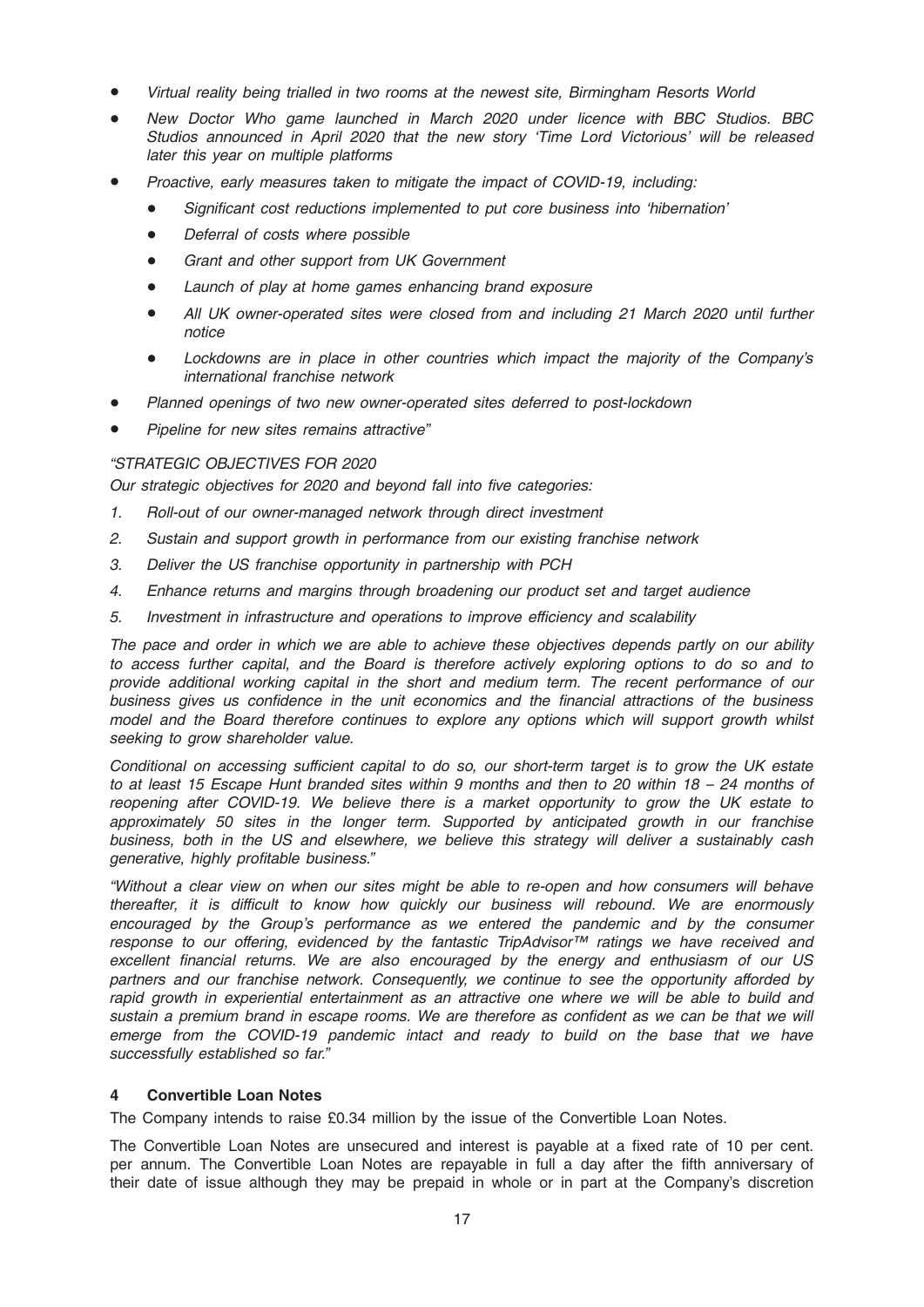- *Virtual reality being trialled in two rooms at the newest site, Birmingham Resorts World*
- *New Doctor Who game launched in March 2020 under licence with BBC Studios. BBC Studios announced in April 2020 that the new story 'Time Lord Victorious' will be released later this year on multiple platforms*
- *Proactive, early measures taken to mitigate the impact of COVID-19, including:*
  - *Significant cost reductions implemented to put core business into 'hibernation'*
  - *Deferral of costs where possible*
  - *Grant and other support from UK Government*
  - *Launch of play at home games enhancing brand exposure*
  - *All UK owner-operated sites were closed from and including 21 March 2020 until further notice*
  - *Lockdowns are in place in other countries which impact the majority of the Company's international franchise network*
- *Planned openings of two new owner-operated sites deferred to post-lockdown*
- *Pipeline for new sites remains attractive"*

*"STRATEGIC OBJECTIVES FOR 2020*

*Our strategic objectives for 2020 and beyond fall into five categories:*

1. *Roll-out of our owner-managed network through direct investment*
2. *Sustain and support growth in performance from our existing franchise network*
3. *Deliver the US franchise opportunity in partnership with PCH*
4. *Enhance returns and margins through broadening our product set and target audience*
5. *Investment in infrastructure and operations to improve efficiency and scalability*

*The pace and order in which we are able to achieve these objectives depends partly on our ability to access further capital, and the Board is therefore actively exploring options to do so and to provide additional working capital in the short and medium term. The recent performance of our business gives us confidence in the unit economics and the financial attractions of the business model and the Board therefore continues to explore any options which will support growth whilst seeking to grow shareholder value.*

*Conditional on accessing sufficient capital to do so, our short-term target is to grow the UK estate to at least 15 Escape Hunt branded sites within 9 months and then to 20 within 18 – 24 months of reopening after COVID-19. We believe there is a market opportunity to grow the UK estate to approximately 50 sites in the longer term. Supported by anticipated growth in our franchise business, both in the US and elsewhere, we believe this strategy will deliver a sustainably cash generative, highly profitable business."*

*"Without a clear view on when our sites might be able to re-open and how consumers will behave thereafter, it is difficult to know how quickly our business will rebound. We are enormously encouraged by the Group's performance as we entered the pandemic and by the consumer response to our offering, evidenced by the fantastic TripAdvisor™ ratings we have received and excellent financial returns. We are also encouraged by the energy and enthusiasm of our US partners and our franchise network. Consequently, we continue to see the opportunity afforded by rapid growth in experiential entertainment as an attractive one where we will be able to build and sustain a premium brand in escape rooms. We are therefore as confident as we can be that we will emerge from the COVID-19 pandemic intact and ready to build on the base that we have successfully established so far."*

## 4 Convertible Loan Notes

The Company intends to raise £0.34 million by the issue of the Convertible Loan Notes.

The Convertible Loan Notes are unsecured and interest is payable at a fixed rate of 10 per cent. per annum. The Convertible Loan Notes are repayable in full a day after the fifth anniversary of their date of issue although they may be prepaid in whole or in part at the Company's discretion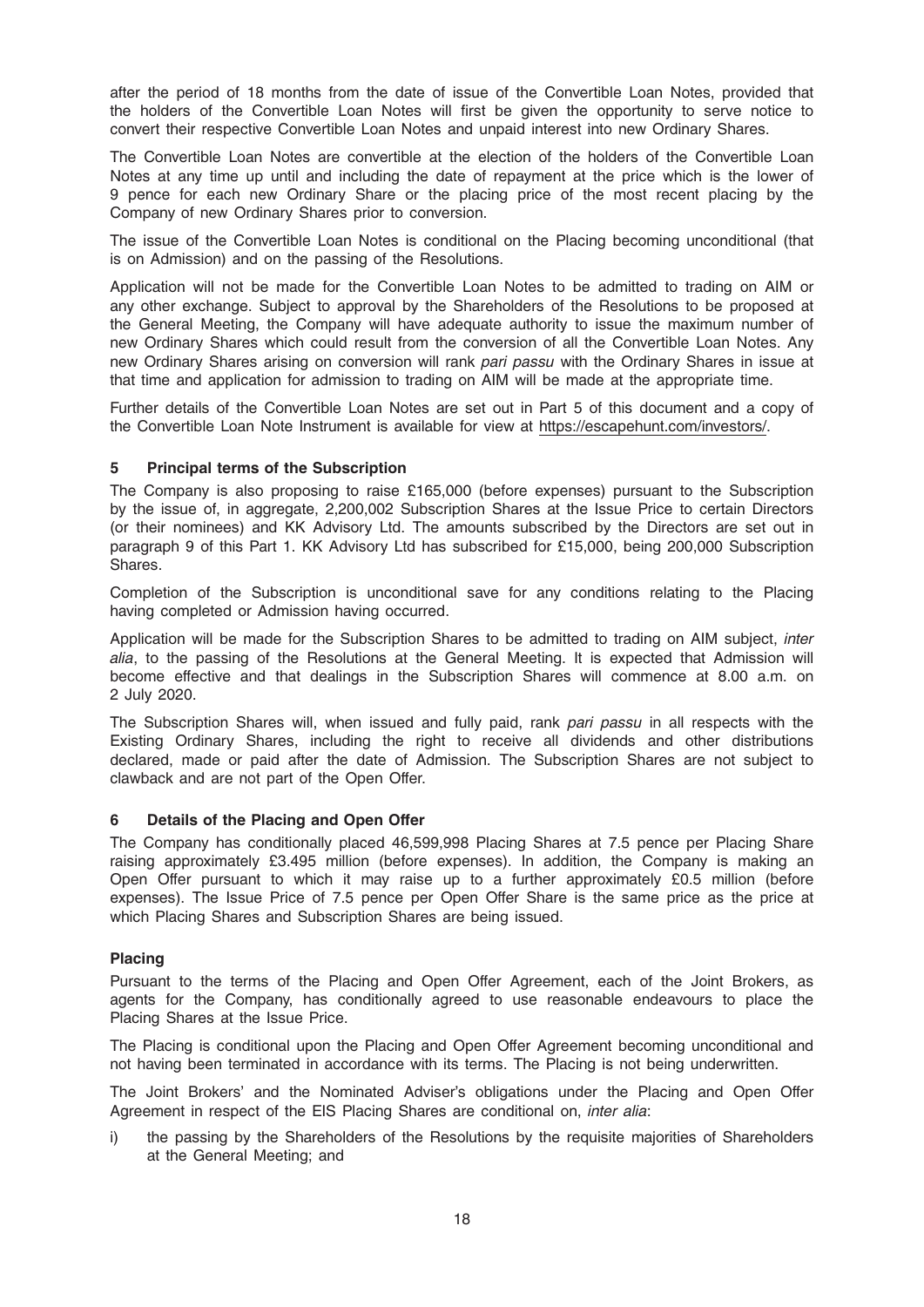after the period of 18 months from the date of issue of the Convertible Loan Notes, provided that the holders of the Convertible Loan Notes will first be given the opportunity to serve notice to convert their respective Convertible Loan Notes and unpaid interest into new Ordinary Shares.

The Convertible Loan Notes are convertible at the election of the holders of the Convertible Loan Notes at any time up until and including the date of repayment at the price which is the lower of 9 pence for each new Ordinary Share or the placing price of the most recent placing by the Company of new Ordinary Shares prior to conversion.

The issue of the Convertible Loan Notes is conditional on the Placing becoming unconditional (that is on Admission) and on the passing of the Resolutions.

Application will not be made for the Convertible Loan Notes to be admitted to trading on AIM or any other exchange. Subject to approval by the Shareholders of the Resolutions to be proposed at the General Meeting, the Company will have adequate authority to issue the maximum number of new Ordinary Shares which could result from the conversion of all the Convertible Loan Notes. Any new Ordinary Shares arising on conversion will rank *pari passu* with the Ordinary Shares in issue at that time and application for admission to trading on AIM will be made at the appropriate time.

Further details of the Convertible Loan Notes are set out in Part 5 of this document and a copy of the Convertible Loan Note Instrument is available for view at https://escapehunt.com/investors/.

## 5 Principal terms of the Subscription

The Company is also proposing to raise £165,000 (before expenses) pursuant to the Subscription by the issue of, in aggregate, 2,200,002 Subscription Shares at the Issue Price to certain Directors (or their nominees) and KK Advisory Ltd. The amounts subscribed by the Directors are set out in paragraph 9 of this Part 1. KK Advisory Ltd has subscribed for £15,000, being 200,000 Subscription Shares.

Completion of the Subscription is unconditional save for any conditions relating to the Placing having completed or Admission having occurred.

Application will be made for the Subscription Shares to be admitted to trading on AIM subject, *inter alia*, to the passing of the Resolutions at the General Meeting. It is expected that Admission will become effective and that dealings in the Subscription Shares will commence at 8.00 a.m. on 2 July 2020.

The Subscription Shares will, when issued and fully paid, rank *pari passu* in all respects with the Existing Ordinary Shares, including the right to receive all dividends and other distributions declared, made or paid after the date of Admission. The Subscription Shares are not subject to clawback and are not part of the Open Offer.

## 6 Details of the Placing and Open Offer

The Company has conditionally placed 46,599,998 Placing Shares at 7.5 pence per Placing Share raising approximately £3.495 million (before expenses). In addition, the Company is making an Open Offer pursuant to which it may raise up to a further approximately £0.5 million (before expenses). The Issue Price of 7.5 pence per Open Offer Share is the same price as the price at which Placing Shares and Subscription Shares are being issued.

### Placing

Pursuant to the terms of the Placing and Open Offer Agreement, each of the Joint Brokers, as agents for the Company, has conditionally agreed to use reasonable endeavours to place the Placing Shares at the Issue Price.

The Placing is conditional upon the Placing and Open Offer Agreement becoming unconditional and not having been terminated in accordance with its terms. The Placing is not being underwritten.

The Joint Brokers' and the Nominated Adviser's obligations under the Placing and Open Offer Agreement in respect of the EIS Placing Shares are conditional on, *inter alia*:

i) the passing by the Shareholders of the Resolutions by the requisite majorities of Shareholders at the General Meeting; and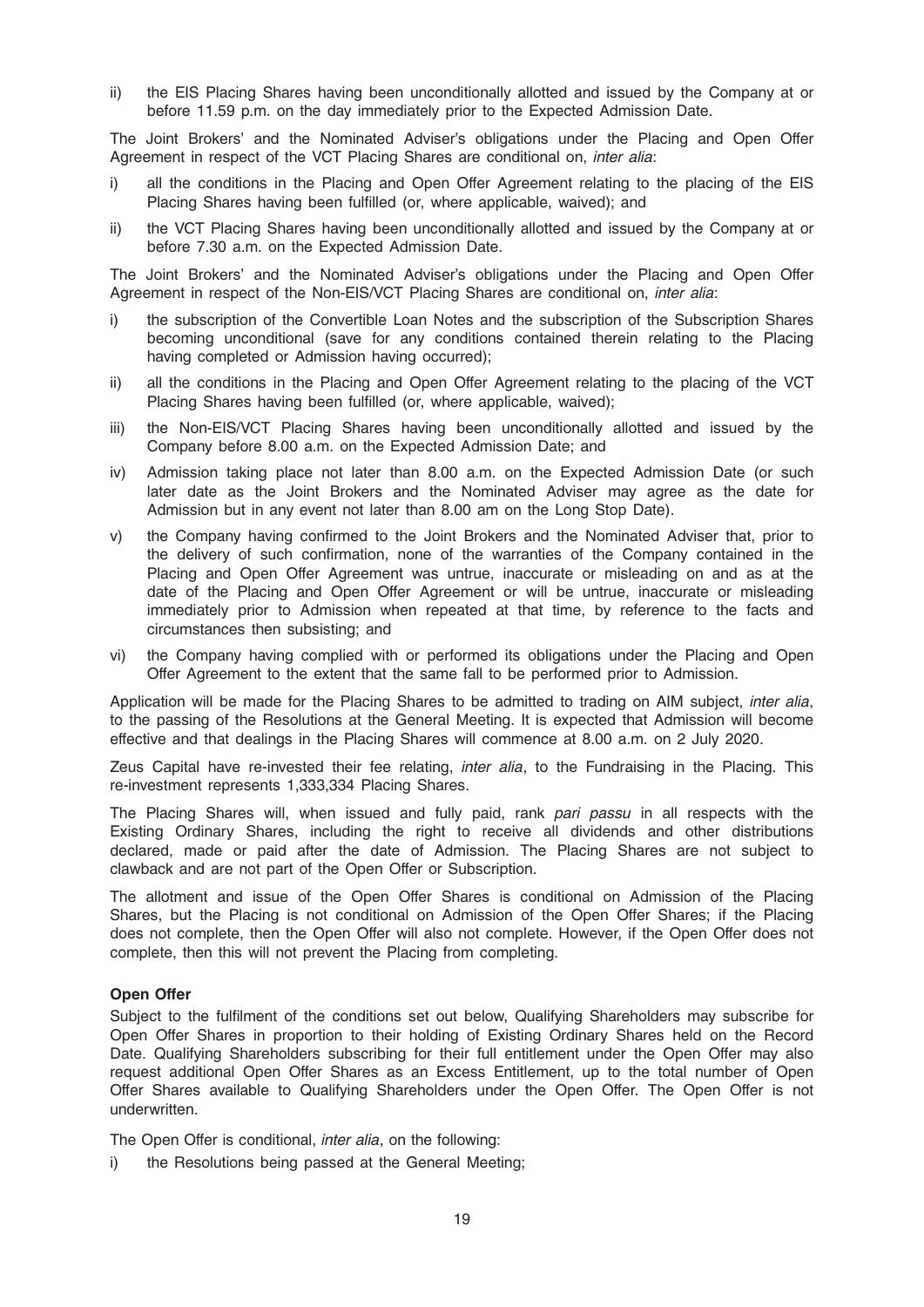ii) the EIS Placing Shares having been unconditionally allotted and issued by the Company at or before 11.59 p.m. on the day immediately prior to the Expected Admission Date.

The Joint Brokers' and the Nominated Adviser's obligations under the Placing and Open Offer Agreement in respect of the VCT Placing Shares are conditional on, *inter alia*:

i) all the conditions in the Placing and Open Offer Agreement relating to the placing of the EIS Placing Shares having been fulfilled (or, where applicable, waived); and

ii) the VCT Placing Shares having been unconditionally allotted and issued by the Company at or before 7.30 a.m. on the Expected Admission Date.

The Joint Brokers' and the Nominated Adviser's obligations under the Placing and Open Offer Agreement in respect of the Non-EIS/VCT Placing Shares are conditional on, *inter alia*:

i) the subscription of the Convertible Loan Notes and the subscription of the Subscription Shares becoming unconditional (save for any conditions contained therein relating to the Placing having completed or Admission having occurred);

ii) all the conditions in the Placing and Open Offer Agreement relating to the placing of the VCT Placing Shares having been fulfilled (or, where applicable, waived);

iii) the Non-EIS/VCT Placing Shares having been unconditionally allotted and issued by the Company before 8.00 a.m. on the Expected Admission Date; and

iv) Admission taking place not later than 8.00 a.m. on the Expected Admission Date (or such later date as the Joint Brokers and the Nominated Adviser may agree as the date for Admission but in any event not later than 8.00 am on the Long Stop Date).

v) the Company having confirmed to the Joint Brokers and the Nominated Adviser that, prior to the delivery of such confirmation, none of the warranties of the Company contained in the Placing and Open Offer Agreement was untrue, inaccurate or misleading on and as at the date of the Placing and Open Offer Agreement or will be untrue, inaccurate or misleading immediately prior to Admission when repeated at that time, by reference to the facts and circumstances then subsisting; and

vi) the Company having complied with or performed its obligations under the Placing and Open Offer Agreement to the extent that the same fall to be performed prior to Admission.

Application will be made for the Placing Shares to be admitted to trading on AIM subject, *inter alia*, to the passing of the Resolutions at the General Meeting. It is expected that Admission will become effective and that dealings in the Placing Shares will commence at 8.00 a.m. on 2 July 2020.

Zeus Capital have re-invested their fee relating, *inter alia*, to the Fundraising in the Placing. This re-investment represents 1,333,334 Placing Shares.

The Placing Shares will, when issued and fully paid, rank *pari passu* in all respects with the Existing Ordinary Shares, including the right to receive all dividends and other distributions declared, made or paid after the date of Admission. The Placing Shares are not subject to clawback and are not part of the Open Offer or Subscription.

The allotment and issue of the Open Offer Shares is conditional on Admission of the Placing Shares, but the Placing is not conditional on Admission of the Open Offer Shares; if the Placing does not complete, then the Open Offer will also not complete. However, if the Open Offer does not complete, then this will not prevent the Placing from completing.

**Open Offer**

Subject to the fulfilment of the conditions set out below, Qualifying Shareholders may subscribe for Open Offer Shares in proportion to their holding of Existing Ordinary Shares held on the Record Date. Qualifying Shareholders subscribing for their full entitlement under the Open Offer may also request additional Open Offer Shares as an Excess Entitlement, up to the total number of Open Offer Shares available to Qualifying Shareholders under the Open Offer. The Open Offer is not underwritten.

The Open Offer is conditional, *inter alia*, on the following:

i) the Resolutions being passed at the General Meeting;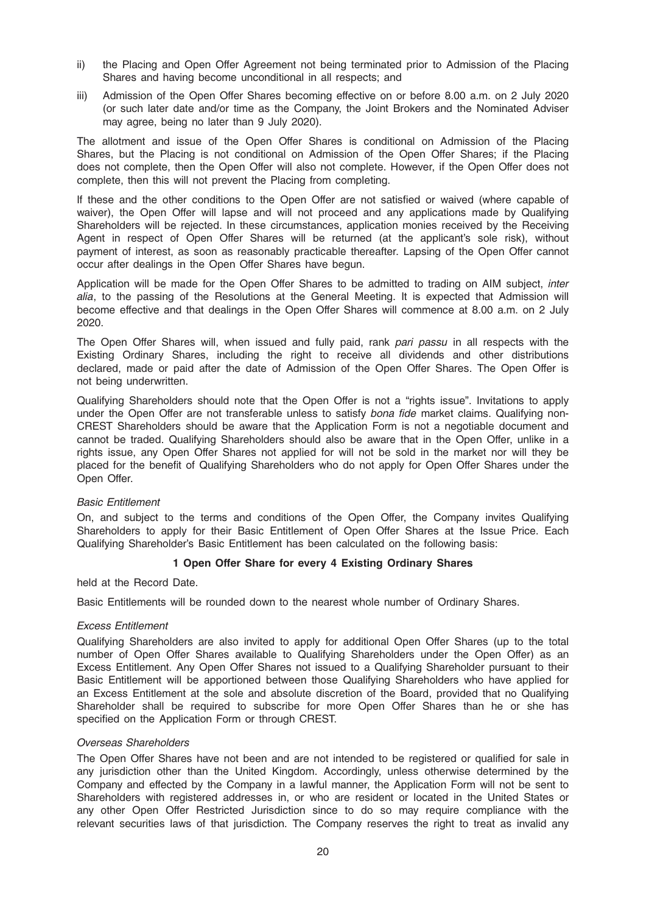ii) the Placing and Open Offer Agreement not being terminated prior to Admission of the Placing Shares and having become unconditional in all respects; and

iii) Admission of the Open Offer Shares becoming effective on or before 8.00 a.m. on 2 July 2020 (or such later date and/or time as the Company, the Joint Brokers and the Nominated Adviser may agree, being no later than 9 July 2020).

The allotment and issue of the Open Offer Shares is conditional on Admission of the Placing Shares, but the Placing is not conditional on Admission of the Open Offer Shares; if the Placing does not complete, then the Open Offer will also not complete. However, if the Open Offer does not complete, then this will not prevent the Placing from completing.

If these and the other conditions to the Open Offer are not satisfied or waived (where capable of waiver), the Open Offer will lapse and will not proceed and any applications made by Qualifying Shareholders will be rejected. In these circumstances, application monies received by the Receiving Agent in respect of Open Offer Shares will be returned (at the applicant's sole risk), without payment of interest, as soon as reasonably practicable thereafter. Lapsing of the Open Offer cannot occur after dealings in the Open Offer Shares have begun.

Application will be made for the Open Offer Shares to be admitted to trading on AIM subject, *inter alia*, to the passing of the Resolutions at the General Meeting. It is expected that Admission will become effective and that dealings in the Open Offer Shares will commence at 8.00 a.m. on 2 July 2020.

The Open Offer Shares will, when issued and fully paid, rank *pari passu* in all respects with the Existing Ordinary Shares, including the right to receive all dividends and other distributions declared, made or paid after the date of Admission of the Open Offer Shares. The Open Offer is not being underwritten.

Qualifying Shareholders should note that the Open Offer is not a "rights issue". Invitations to apply under the Open Offer are not transferable unless to satisfy *bona fide* market claims. Qualifying non-CREST Shareholders should be aware that the Application Form is not a negotiable document and cannot be traded. Qualifying Shareholders should also be aware that in the Open Offer, unlike in a rights issue, any Open Offer Shares not applied for will not be sold in the market nor will they be placed for the benefit of Qualifying Shareholders who do not apply for Open Offer Shares under the Open Offer.

*Basic Entitlement*

On, and subject to the terms and conditions of the Open Offer, the Company invites Qualifying Shareholders to apply for their Basic Entitlement of Open Offer Shares at the Issue Price. Each Qualifying Shareholder's Basic Entitlement has been calculated on the following basis:

**1 Open Offer Share for every 4 Existing Ordinary Shares**

held at the Record Date.

Basic Entitlements will be rounded down to the nearest whole number of Ordinary Shares.

*Excess Entitlement*

Qualifying Shareholders are also invited to apply for additional Open Offer Shares (up to the total number of Open Offer Shares available to Qualifying Shareholders under the Open Offer) as an Excess Entitlement. Any Open Offer Shares not issued to a Qualifying Shareholder pursuant to their Basic Entitlement will be apportioned between those Qualifying Shareholders who have applied for an Excess Entitlement at the sole and absolute discretion of the Board, provided that no Qualifying Shareholder shall be required to subscribe for more Open Offer Shares than he or she has specified on the Application Form or through CREST.

*Overseas Shareholders*

The Open Offer Shares have not been and are not intended to be registered or qualified for sale in any jurisdiction other than the United Kingdom. Accordingly, unless otherwise determined by the Company and effected by the Company in a lawful manner, the Application Form will not be sent to Shareholders with registered addresses in, or who are resident or located in the United States or any other Open Offer Restricted Jurisdiction since to do so may require compliance with the relevant securities laws of that jurisdiction. The Company reserves the right to treat as invalid any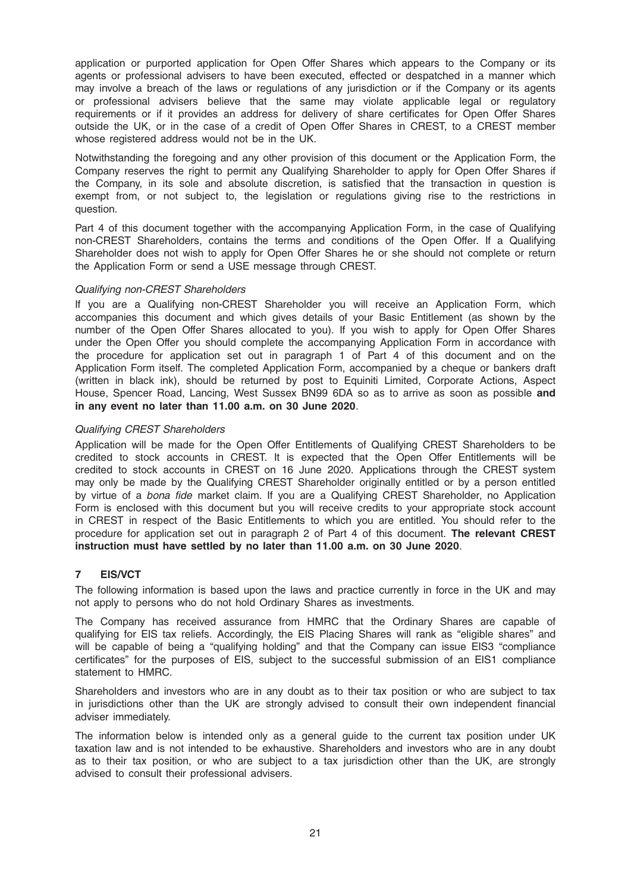application or purported application for Open Offer Shares which appears to the Company or its agents or professional advisers to have been executed, effected or despatched in a manner which may involve a breach of the laws or regulations of any jurisdiction or if the Company or its agents or professional advisers believe that the same may violate applicable legal or regulatory requirements or if it provides an address for delivery of share certificates for Open Offer Shares outside the UK, or in the case of a credit of Open Offer Shares in CREST, to a CREST member whose registered address would not be in the UK.

Notwithstanding the foregoing and any other provision of this document or the Application Form, the Company reserves the right to permit any Qualifying Shareholder to apply for Open Offer Shares if the Company, in its sole and absolute discretion, is satisfied that the transaction in question is exempt from, or not subject to, the legislation or regulations giving rise to the restrictions in question.

Part 4 of this document together with the accompanying Application Form, in the case of Qualifying non-CREST Shareholders, contains the terms and conditions of the Open Offer. If a Qualifying Shareholder does not wish to apply for Open Offer Shares he or she should not complete or return the Application Form or send a USE message through CREST.

*Qualifying non-CREST Shareholders*

If you are a Qualifying non-CREST Shareholder you will receive an Application Form, which accompanies this document and which gives details of your Basic Entitlement (as shown by the number of the Open Offer Shares allocated to you). If you wish to apply for Open Offer Shares under the Open Offer you should complete the accompanying Application Form in accordance with the procedure for application set out in paragraph 1 of Part 4 of this document and on the Application Form itself. The completed Application Form, accompanied by a cheque or bankers draft (written in black ink), should be returned by post to Equiniti Limited, Corporate Actions, Aspect House, Spencer Road, Lancing, West Sussex BN99 6DA so as to arrive as soon as possible **and in any event no later than 11.00 a.m. on 30 June 2020**.

*Qualifying CREST Shareholders*

Application will be made for the Open Offer Entitlements of Qualifying CREST Shareholders to be credited to stock accounts in CREST. It is expected that the Open Offer Entitlements will be credited to stock accounts in CREST on 16 June 2020. Applications through the CREST system may only be made by the Qualifying CREST Shareholder originally entitled or by a person entitled by virtue of a *bona fide* market claim. If you are a Qualifying CREST Shareholder, no Application Form is enclosed with this document but you will receive credits to your appropriate stock account in CREST in respect of the Basic Entitlements to which you are entitled. You should refer to the procedure for application set out in paragraph 2 of Part 4 of this document. **The relevant CREST instruction must have settled by no later than 11.00 a.m. on 30 June 2020**.

## 7 EIS/VCT

The following information is based upon the laws and practice currently in force in the UK and may not apply to persons who do not hold Ordinary Shares as investments.

The Company has received assurance from HMRC that the Ordinary Shares are capable of qualifying for EIS tax reliefs. Accordingly, the EIS Placing Shares will rank as "eligible shares" and will be capable of being a "qualifying holding" and that the Company can issue EIS3 "compliance certificates" for the purposes of EIS, subject to the successful submission of an EIS1 compliance statement to HMRC.

Shareholders and investors who are in any doubt as to their tax position or who are subject to tax in jurisdictions other than the UK are strongly advised to consult their own independent financial adviser immediately.

The information below is intended only as a general guide to the current tax position under UK taxation law and is not intended to be exhaustive. Shareholders and investors who are in any doubt as to their tax position, or who are subject to a tax jurisdiction other than the UK, are strongly advised to consult their professional advisers.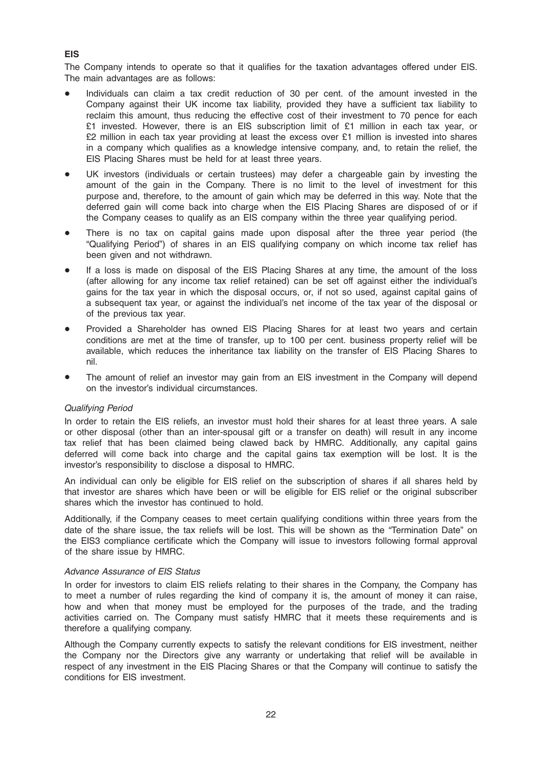## EIS

The Company intends to operate so that it qualifies for the taxation advantages offered under EIS. The main advantages are as follows:

- Individuals can claim a tax credit reduction of 30 per cent. of the amount invested in the Company against their UK income tax liability, provided they have a sufficient tax liability to reclaim this amount, thus reducing the effective cost of their investment to 70 pence for each £1 invested. However, there is an EIS subscription limit of £1 million in each tax year, or £2 million in each tax year providing at least the excess over £1 million is invested into shares in a company which qualifies as a knowledge intensive company, and, to retain the relief, the EIS Placing Shares must be held for at least three years.
- UK investors (individuals or certain trustees) may defer a chargeable gain by investing the amount of the gain in the Company. There is no limit to the level of investment for this purpose and, therefore, to the amount of gain which may be deferred in this way. Note that the deferred gain will come back into charge when the EIS Placing Shares are disposed of or if the Company ceases to qualify as an EIS company within the three year qualifying period.
- There is no tax on capital gains made upon disposal after the three year period (the "Qualifying Period") of shares in an EIS qualifying company on which income tax relief has been given and not withdrawn.
- If a loss is made on disposal of the EIS Placing Shares at any time, the amount of the loss (after allowing for any income tax relief retained) can be set off against either the individual's gains for the tax year in which the disposal occurs, or, if not so used, against capital gains of a subsequent tax year, or against the individual's net income of the tax year of the disposal or of the previous tax year.
- Provided a Shareholder has owned EIS Placing Shares for at least two years and certain conditions are met at the time of transfer, up to 100 per cent. business property relief will be available, which reduces the inheritance tax liability on the transfer of EIS Placing Shares to nil.
- The amount of relief an investor may gain from an EIS investment in the Company will depend on the investor's individual circumstances.

### *Qualifying Period*

In order to retain the EIS reliefs, an investor must hold their shares for at least three years. A sale or other disposal (other than an inter-spousal gift or a transfer on death) will result in any income tax relief that has been claimed being clawed back by HMRC. Additionally, any capital gains deferred will come back into charge and the capital gains tax exemption will be lost. It is the investor's responsibility to disclose a disposal to HMRC.

An individual can only be eligible for EIS relief on the subscription of shares if all shares held by that investor are shares which have been or will be eligible for EIS relief or the original subscriber shares which the investor has continued to hold.

Additionally, if the Company ceases to meet certain qualifying conditions within three years from the date of the share issue, the tax reliefs will be lost. This will be shown as the "Termination Date" on the EIS3 compliance certificate which the Company will issue to investors following formal approval of the share issue by HMRC.

### *Advance Assurance of EIS Status*

In order for investors to claim EIS reliefs relating to their shares in the Company, the Company has to meet a number of rules regarding the kind of company it is, the amount of money it can raise, how and when that money must be employed for the purposes of the trade, and the trading activities carried on. The Company must satisfy HMRC that it meets these requirements and is therefore a qualifying company.

Although the Company currently expects to satisfy the relevant conditions for EIS investment, neither the Company nor the Directors give any warranty or undertaking that relief will be available in respect of any investment in the EIS Placing Shares or that the Company will continue to satisfy the conditions for EIS investment.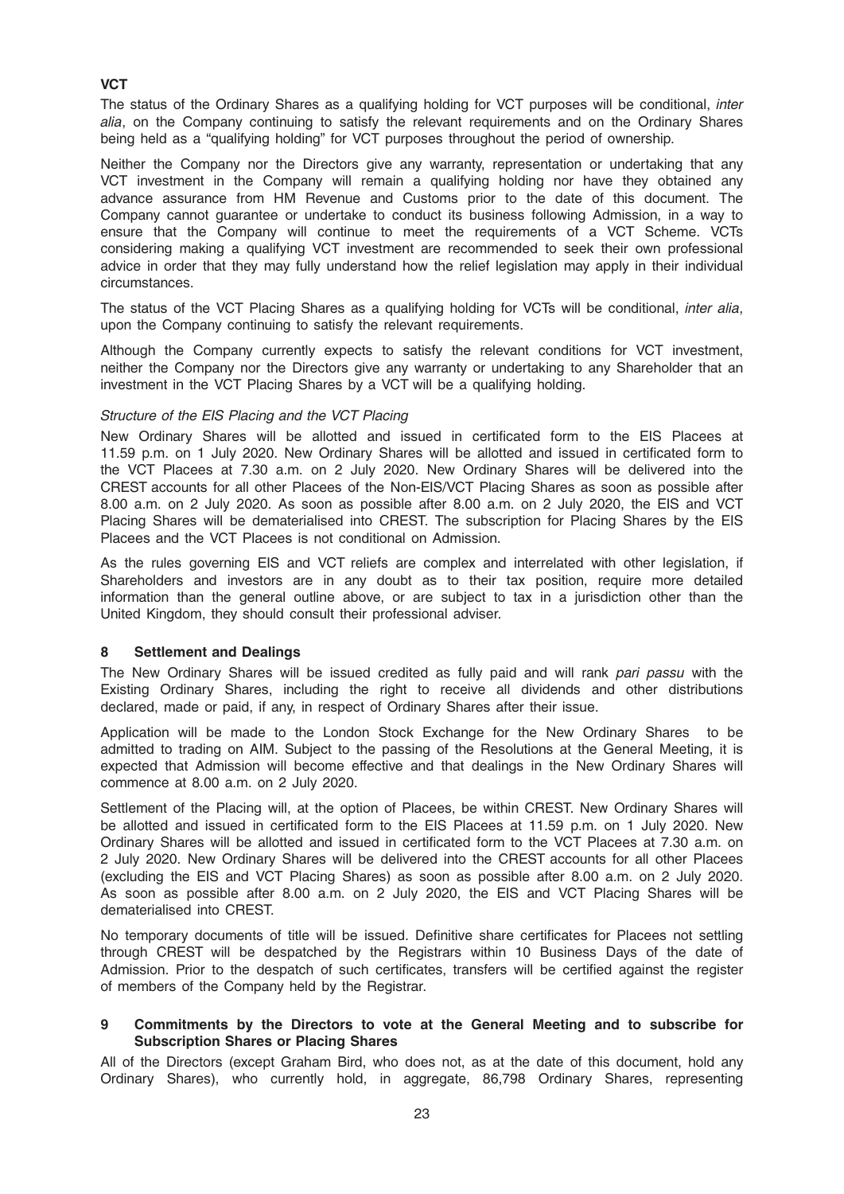**VCT**

The status of the Ordinary Shares as a qualifying holding for VCT purposes will be conditional, *inter alia*, on the Company continuing to satisfy the relevant requirements and on the Ordinary Shares being held as a "qualifying holding" for VCT purposes throughout the period of ownership.

Neither the Company nor the Directors give any warranty, representation or undertaking that any VCT investment in the Company will remain a qualifying holding nor have they obtained any advance assurance from HM Revenue and Customs prior to the date of this document. The Company cannot guarantee or undertake to conduct its business following Admission, in a way to ensure that the Company will continue to meet the requirements of a VCT Scheme. VCTs considering making a qualifying VCT investment are recommended to seek their own professional advice in order that they may fully understand how the relief legislation may apply in their individual circumstances.

The status of the VCT Placing Shares as a qualifying holding for VCTs will be conditional, *inter alia*, upon the Company continuing to satisfy the relevant requirements.

Although the Company currently expects to satisfy the relevant conditions for VCT investment, neither the Company nor the Directors give any warranty or undertaking to any Shareholder that an investment in the VCT Placing Shares by a VCT will be a qualifying holding.

*Structure of the EIS Placing and the VCT Placing*

New Ordinary Shares will be allotted and issued in certificated form to the EIS Placees at 11.59 p.m. on 1 July 2020. New Ordinary Shares will be allotted and issued in certificated form to the VCT Placees at 7.30 a.m. on 2 July 2020. New Ordinary Shares will be delivered into the CREST accounts for all other Placees of the Non-EIS/VCT Placing Shares as soon as possible after 8.00 a.m. on 2 July 2020. As soon as possible after 8.00 a.m. on 2 July 2020, the EIS and VCT Placing Shares will be dematerialised into CREST. The subscription for Placing Shares by the EIS Placees and the VCT Placees is not conditional on Admission.

As the rules governing EIS and VCT reliefs are complex and interrelated with other legislation, if Shareholders and investors are in any doubt as to their tax position, require more detailed information than the general outline above, or are subject to tax in a jurisdiction other than the United Kingdom, they should consult their professional adviser.

## 8 Settlement and Dealings

The New Ordinary Shares will be issued credited as fully paid and will rank *pari passu* with the Existing Ordinary Shares, including the right to receive all dividends and other distributions declared, made or paid, if any, in respect of Ordinary Shares after their issue.

Application will be made to the London Stock Exchange for the New Ordinary Shares to be admitted to trading on AIM. Subject to the passing of the Resolutions at the General Meeting, it is expected that Admission will become effective and that dealings in the New Ordinary Shares will commence at 8.00 a.m. on 2 July 2020.

Settlement of the Placing will, at the option of Placees, be within CREST. New Ordinary Shares will be allotted and issued in certificated form to the EIS Placees at 11.59 p.m. on 1 July 2020. New Ordinary Shares will be allotted and issued in certificated form to the VCT Placees at 7.30 a.m. on 2 July 2020. New Ordinary Shares will be delivered into the CREST accounts for all other Placees (excluding the EIS and VCT Placing Shares) as soon as possible after 8.00 a.m. on 2 July 2020. As soon as possible after 8.00 a.m. on 2 July 2020, the EIS and VCT Placing Shares will be dematerialised into CREST.

No temporary documents of title will be issued. Definitive share certificates for Placees not settling through CREST will be despatched by the Registrars within 10 Business Days of the date of Admission. Prior to the despatch of such certificates, transfers will be certified against the register of members of the Company held by the Registrar.

## 9 Commitments by the Directors to vote at the General Meeting and to subscribe for Subscription Shares or Placing Shares

All of the Directors (except Graham Bird, who does not, as at the date of this document, hold any Ordinary Shares), who currently hold, in aggregate, 86,798 Ordinary Shares, representing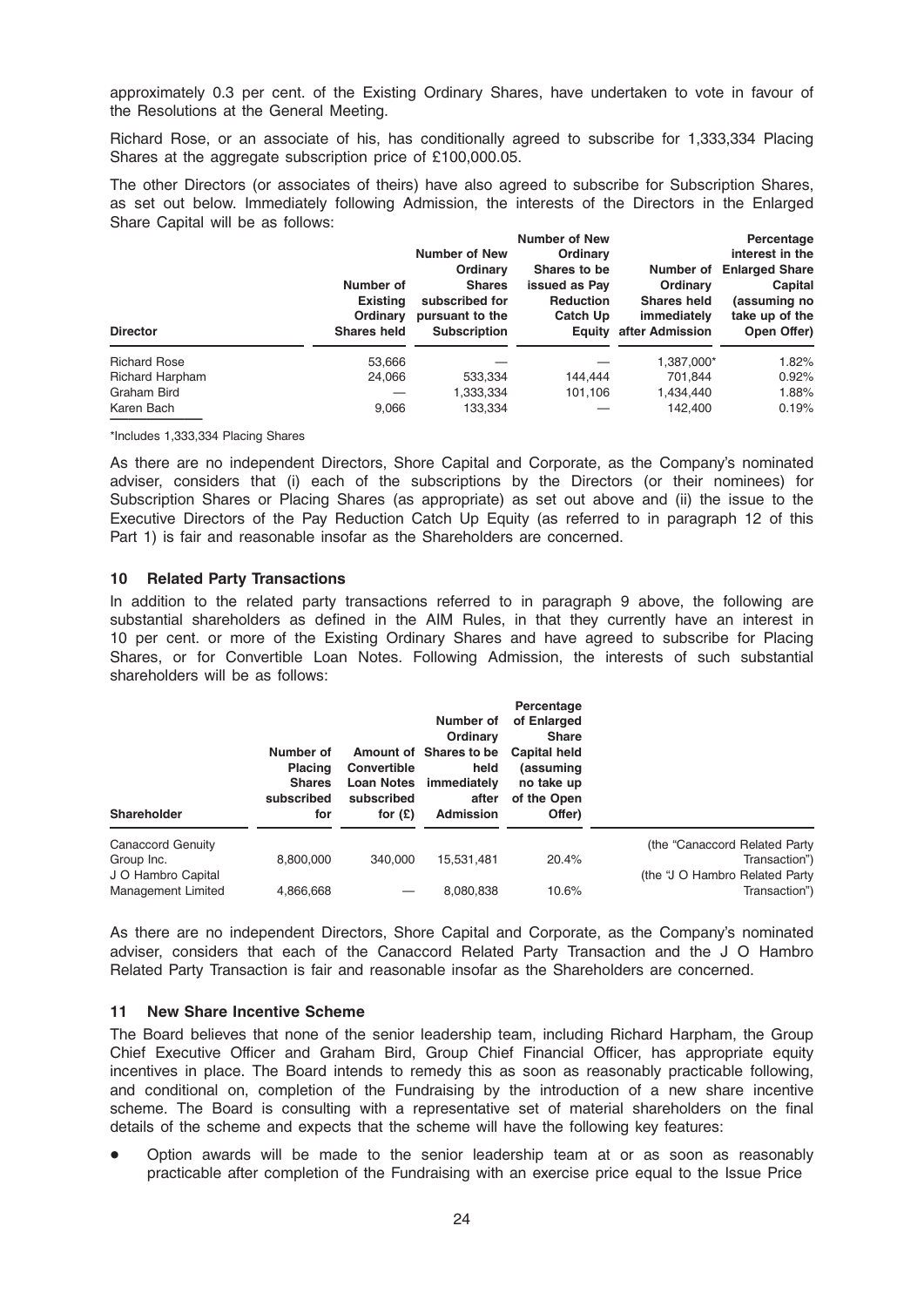approximately 0.3 per cent. of the Existing Ordinary Shares, have undertaken to vote in favour of the Resolutions at the General Meeting.

Richard Rose, or an associate of his, has conditionally agreed to subscribe for 1,333,334 Placing Shares at the aggregate subscription price of £100,000.05.

The other Directors (or associates of theirs) have also agreed to subscribe for Subscription Shares, as set out below. Immediately following Admission, the interests of the Directors in the Enlarged Share Capital will be as follows:

| Director | Number of Existing Ordinary Shares held | Number of New Ordinary Shares subscribed for pursuant to the Subscription | Number of New Ordinary Shares to be issued as Pay Reduction Catch Up Equity | Number of Ordinary Shares held immediately after Admission | Percentage interest in the Enlarged Share Capital (assuming no take up of the Open Offer) |
|---|---|---|---|---|---|
| Richard Rose | 53,666 | — | — | 1,387,000* | 1.82% |
| Richard Harpham | 24,066 | 533,334 | 144,444 | 701,844 | 0.92% |
| Graham Bird | — | 1,333,334 | 101,106 | 1,434,440 | 1.88% |
| Karen Bach | 9,066 | 133,334 | — | 142,400 | 0.19% |

*Includes 1,333,334 Placing Shares

As there are no independent Directors, Shore Capital and Corporate, as the Company's nominated adviser, considers that (i) each of the subscriptions by the Directors (or their nominees) for Subscription Shares or Placing Shares (as appropriate) as set out above and (ii) the issue to the Executive Directors of the Pay Reduction Catch Up Equity (as referred to in paragraph 12 of this Part 1) is fair and reasonable insofar as the Shareholders are concerned.

## 10 Related Party Transactions

In addition to the related party transactions referred to in paragraph 9 above, the following are substantial shareholders as defined in the AIM Rules, in that they currently have an interest in 10 per cent. or more of the Existing Ordinary Shares and have agreed to subscribe for Placing Shares, or for Convertible Loan Notes. Following Admission, the interests of such substantial shareholders will be as follows:

| Shareholder | Number of Placing Shares subscribed for | Amount of Convertible Loan Notes subscribed for (£) | Number of Ordinary Shares to be held immediately after Admission | Percentage of Enlarged Share Capital held (assuming no take up of the Open Offer) | |
|---|---|---|---|---|---|
| Canaccord Genuity Group Inc. | 8,800,000 | 340,000 | 15,531,481 | 20.4% | (the "Canaccord Related Party Transaction") |
| J O Hambro Capital Management Limited | 4,866,668 | — | 8,080,838 | 10.6% | (the 'J O Hambro Related Party Transaction") |

As there are no independent Directors, Shore Capital and Corporate, as the Company's nominated adviser, considers that each of the Canaccord Related Party Transaction and the J O Hambro Related Party Transaction is fair and reasonable insofar as the Shareholders are concerned.

## 11 New Share Incentive Scheme

The Board believes that none of the senior leadership team, including Richard Harpham, the Group Chief Executive Officer and Graham Bird, Group Chief Financial Officer, has appropriate equity incentives in place. The Board intends to remedy this as soon as reasonably practicable following, and conditional on, completion of the Fundraising by the introduction of a new share incentive scheme. The Board is consulting with a representative set of material shareholders on the final details of the scheme and expects that the scheme will have the following key features:

- Option awards will be made to the senior leadership team at or as soon as reasonably practicable after completion of the Fundraising with an exercise price equal to the Issue Price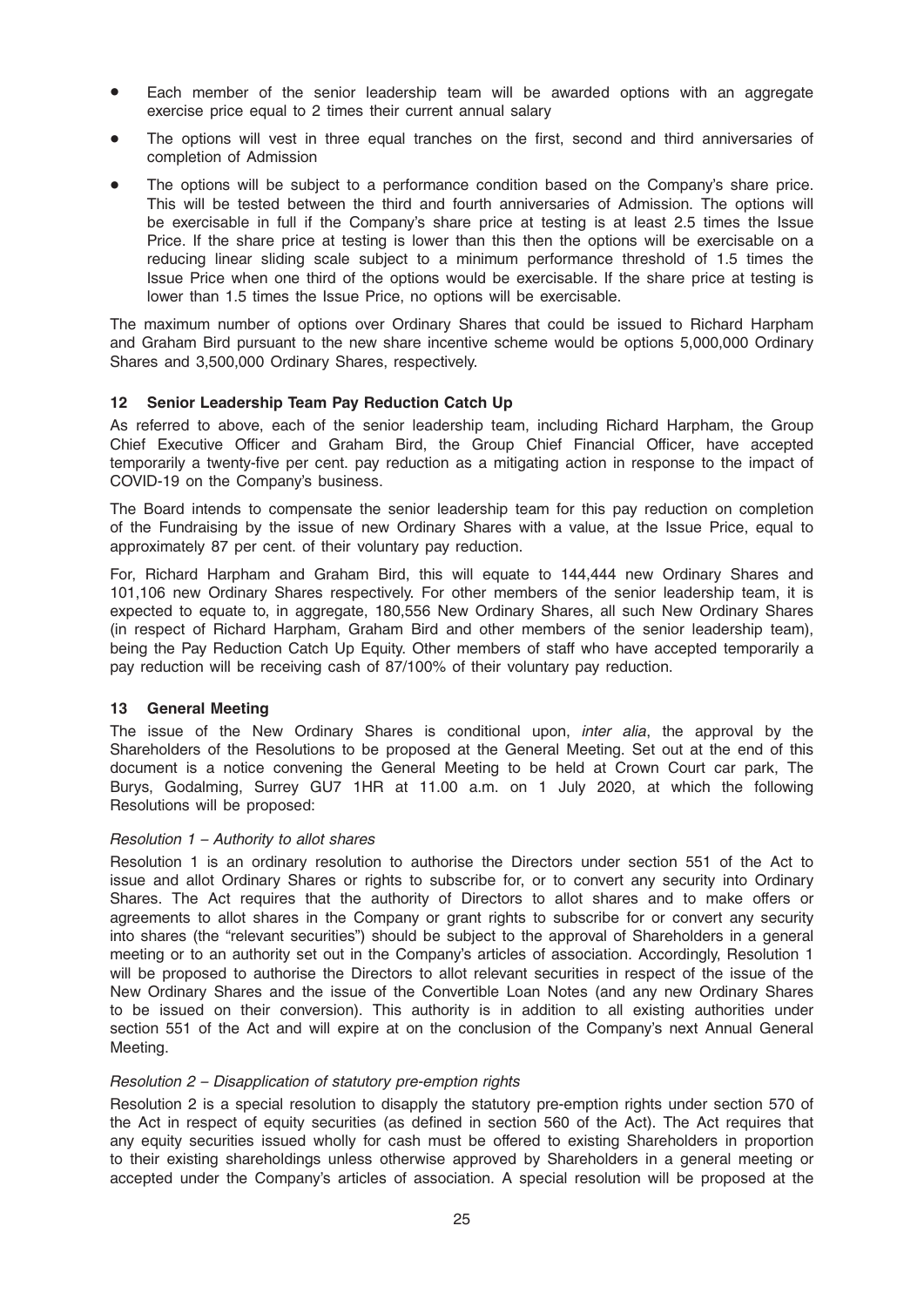- Each member of the senior leadership team will be awarded options with an aggregate exercise price equal to 2 times their current annual salary
- The options will vest in three equal tranches on the first, second and third anniversaries of completion of Admission
- The options will be subject to a performance condition based on the Company's share price. This will be tested between the third and fourth anniversaries of Admission. The options will be exercisable in full if the Company's share price at testing is at least 2.5 times the Issue Price. If the share price at testing is lower than this then the options will be exercisable on a reducing linear sliding scale subject to a minimum performance threshold of 1.5 times the Issue Price when one third of the options would be exercisable. If the share price at testing is lower than 1.5 times the Issue Price, no options will be exercisable.

The maximum number of options over Ordinary Shares that could be issued to Richard Harpham and Graham Bird pursuant to the new share incentive scheme would be options 5,000,000 Ordinary Shares and 3,500,000 Ordinary Shares, respectively.

### 12 Senior Leadership Team Pay Reduction Catch Up

As referred to above, each of the senior leadership team, including Richard Harpham, the Group Chief Executive Officer and Graham Bird, the Group Chief Financial Officer, have accepted temporarily a twenty-five per cent. pay reduction as a mitigating action in response to the impact of COVID-19 on the Company's business.

The Board intends to compensate the senior leadership team for this pay reduction on completion of the Fundraising by the issue of new Ordinary Shares with a value, at the Issue Price, equal to approximately 87 per cent. of their voluntary pay reduction.

For, Richard Harpham and Graham Bird, this will equate to 144,444 new Ordinary Shares and 101,106 new Ordinary Shares respectively. For other members of the senior leadership team, it is expected to equate to, in aggregate, 180,556 New Ordinary Shares, all such New Ordinary Shares (in respect of Richard Harpham, Graham Bird and other members of the senior leadership team), being the Pay Reduction Catch Up Equity. Other members of staff who have accepted temporarily a pay reduction will be receiving cash of 87/100% of their voluntary pay reduction.

### 13 General Meeting

The issue of the New Ordinary Shares is conditional upon, *inter alia*, the approval by the Shareholders of the Resolutions to be proposed at the General Meeting. Set out at the end of this document is a notice convening the General Meeting to be held at Crown Court car park, The Burys, Godalming, Surrey GU7 1HR at 11.00 a.m. on 1 July 2020, at which the following Resolutions will be proposed:

*Resolution 1 – Authority to allot shares*

Resolution 1 is an ordinary resolution to authorise the Directors under section 551 of the Act to issue and allot Ordinary Shares or rights to subscribe for, or to convert any security into Ordinary Shares. The Act requires that the authority of Directors to allot shares and to make offers or agreements to allot shares in the Company or grant rights to subscribe for or convert any security into shares (the "relevant securities") should be subject to the approval of Shareholders in a general meeting or to an authority set out in the Company's articles of association. Accordingly, Resolution 1 will be proposed to authorise the Directors to allot relevant securities in respect of the issue of the New Ordinary Shares and the issue of the Convertible Loan Notes (and any new Ordinary Shares to be issued on their conversion). This authority is in addition to all existing authorities under section 551 of the Act and will expire at on the conclusion of the Company's next Annual General Meeting.

*Resolution 2 – Disapplication of statutory pre-emption rights*

Resolution 2 is a special resolution to disapply the statutory pre-emption rights under section 570 of the Act in respect of equity securities (as defined in section 560 of the Act). The Act requires that any equity securities issued wholly for cash must be offered to existing Shareholders in proportion to their existing shareholdings unless otherwise approved by Shareholders in a general meeting or accepted under the Company's articles of association. A special resolution will be proposed at the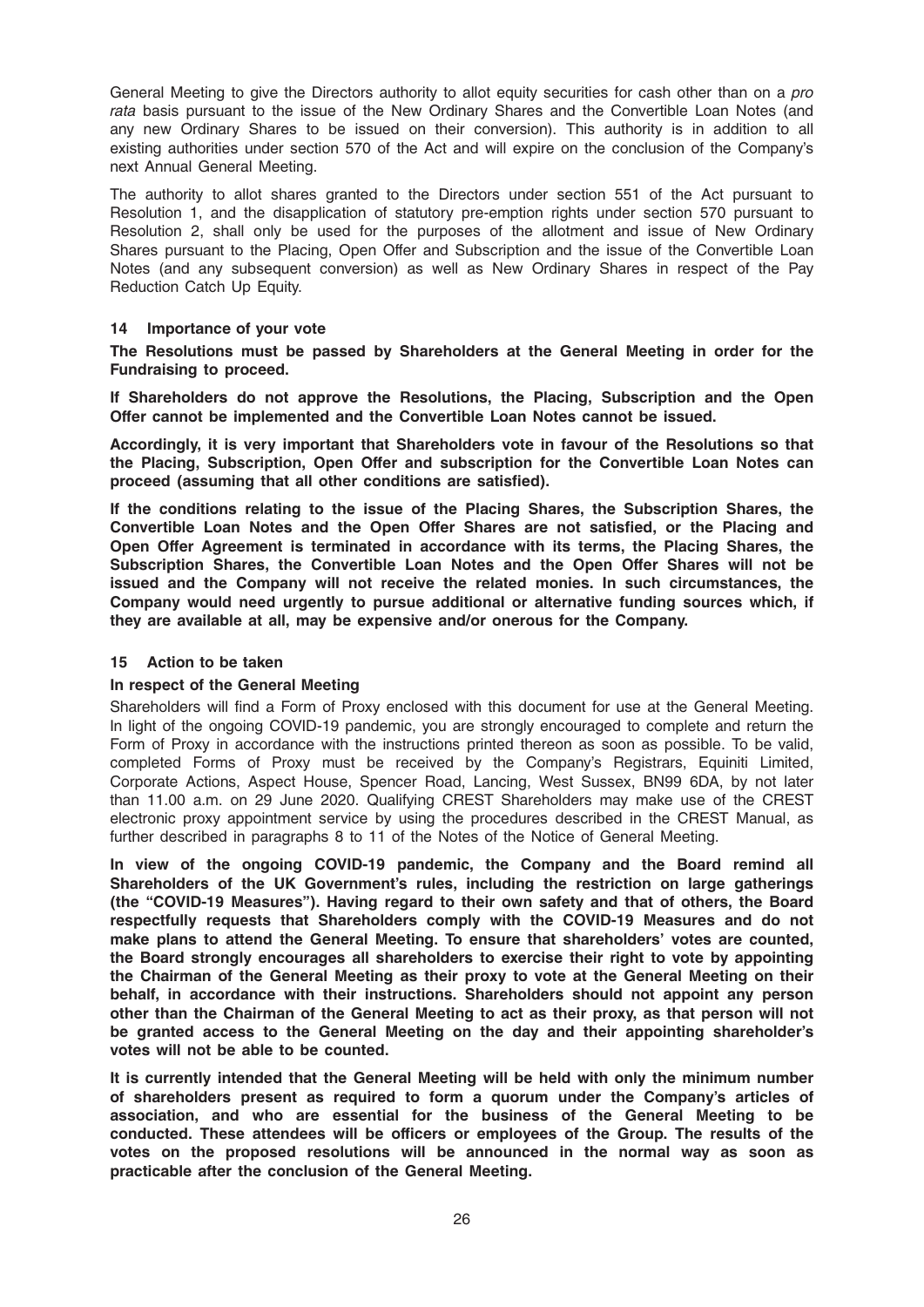General Meeting to give the Directors authority to allot equity securities for cash other than on a *pro rata* basis pursuant to the issue of the New Ordinary Shares and the Convertible Loan Notes (and any new Ordinary Shares to be issued on their conversion). This authority is in addition to all existing authorities under section 570 of the Act and will expire on the conclusion of the Company's next Annual General Meeting.

The authority to allot shares granted to the Directors under section 551 of the Act pursuant to Resolution 1, and the disapplication of statutory pre-emption rights under section 570 pursuant to Resolution 2, shall only be used for the purposes of the allotment and issue of New Ordinary Shares pursuant to the Placing, Open Offer and Subscription and the issue of the Convertible Loan Notes (and any subsequent conversion) as well as New Ordinary Shares in respect of the Pay Reduction Catch Up Equity.

## 14 Importance of your vote

**The Resolutions must be passed by Shareholders at the General Meeting in order for the Fundraising to proceed.**

**If Shareholders do not approve the Resolutions, the Placing, Subscription and the Open Offer cannot be implemented and the Convertible Loan Notes cannot be issued.**

**Accordingly, it is very important that Shareholders vote in favour of the Resolutions so that the Placing, Subscription, Open Offer and subscription for the Convertible Loan Notes can proceed (assuming that all other conditions are satisfied).**

**If the conditions relating to the issue of the Placing Shares, the Subscription Shares, the Convertible Loan Notes and the Open Offer Shares are not satisfied, or the Placing and Open Offer Agreement is terminated in accordance with its terms, the Placing Shares, the Subscription Shares, the Convertible Loan Notes and the Open Offer Shares will not be issued and the Company will not receive the related monies. In such circumstances, the Company would need urgently to pursue additional or alternative funding sources which, if they are available at all, may be expensive and/or onerous for the Company.**

## 15 Action to be taken

### In respect of the General Meeting

Shareholders will find a Form of Proxy enclosed with this document for use at the General Meeting. In light of the ongoing COVID-19 pandemic, you are strongly encouraged to complete and return the Form of Proxy in accordance with the instructions printed thereon as soon as possible. To be valid, completed Forms of Proxy must be received by the Company's Registrars, Equiniti Limited, Corporate Actions, Aspect House, Spencer Road, Lancing, West Sussex, BN99 6DA, by not later than 11.00 a.m. on 29 June 2020. Qualifying CREST Shareholders may make use of the CREST electronic proxy appointment service by using the procedures described in the CREST Manual, as further described in paragraphs 8 to 11 of the Notes of the Notice of General Meeting.

**In view of the ongoing COVID-19 pandemic, the Company and the Board remind all Shareholders of the UK Government's rules, including the restriction on large gatherings (the "COVID-19 Measures"). Having regard to their own safety and that of others, the Board respectfully requests that Shareholders comply with the COVID-19 Measures and do not make plans to attend the General Meeting. To ensure that shareholders' votes are counted, the Board strongly encourages all shareholders to exercise their right to vote by appointing the Chairman of the General Meeting as their proxy to vote at the General Meeting on their behalf, in accordance with their instructions. Shareholders should not appoint any person other than the Chairman of the General Meeting to act as their proxy, as that person will not be granted access to the General Meeting on the day and their appointing shareholder's votes will not be able to be counted.**

**It is currently intended that the General Meeting will be held with only the minimum number of shareholders present as required to form a quorum under the Company's articles of association, and who are essential for the business of the General Meeting to be conducted. These attendees will be officers or employees of the Group. The results of the votes on the proposed resolutions will be announced in the normal way as soon as practicable after the conclusion of the General Meeting.**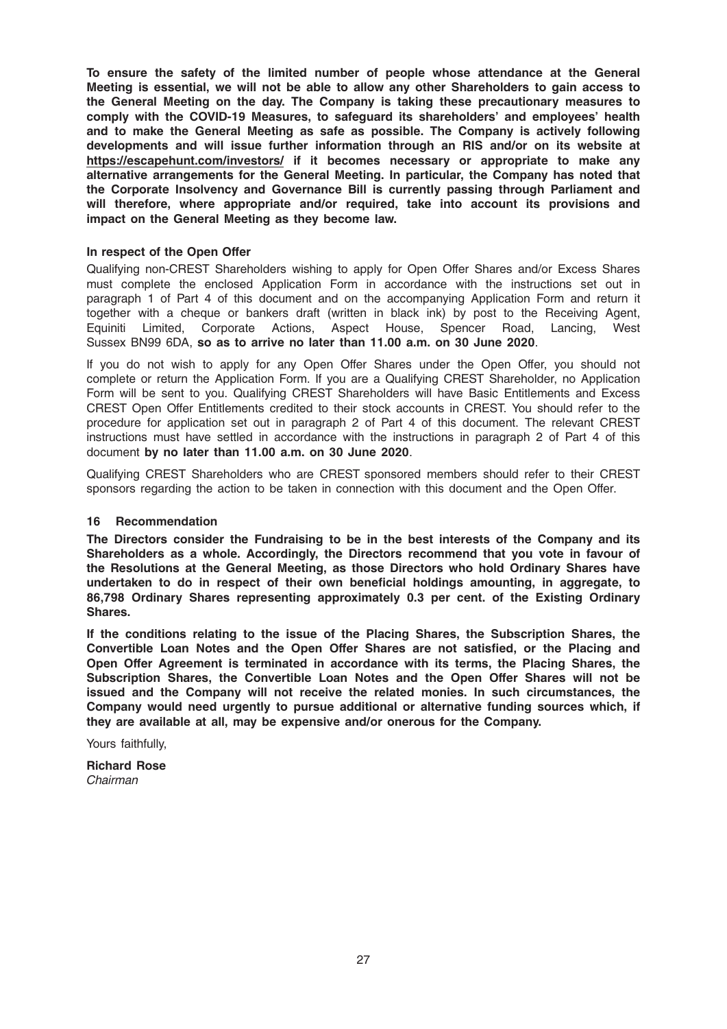**To ensure the safety of the limited number of people whose attendance at the General Meeting is essential, we will not be able to allow any other Shareholders to gain access to the General Meeting on the day. The Company is taking these precautionary measures to comply with the COVID-19 Measures, to safeguard its shareholders' and employees' health and to make the General Meeting as safe as possible. The Company is actively following developments and will issue further information through an RIS and/or on its website at https://escapehunt.com/investors/ if it becomes necessary or appropriate to make any alternative arrangements for the General Meeting. In particular, the Company has noted that the Corporate Insolvency and Governance Bill is currently passing through Parliament and will therefore, where appropriate and/or required, take into account its provisions and impact on the General Meeting as they become law.**

**In respect of the Open Offer**

Qualifying non-CREST Shareholders wishing to apply for Open Offer Shares and/or Excess Shares must complete the enclosed Application Form in accordance with the instructions set out in paragraph 1 of Part 4 of this document and on the accompanying Application Form and return it together with a cheque or bankers draft (written in black ink) by post to the Receiving Agent, Equiniti Limited, Corporate Actions, Aspect House, Spencer Road, Lancing, West Sussex BN99 6DA, **so as to arrive no later than 11.00 a.m. on 30 June 2020**.

If you do not wish to apply for any Open Offer Shares under the Open Offer, you should not complete or return the Application Form. If you are a Qualifying CREST Shareholder, no Application Form will be sent to you. Qualifying CREST Shareholders will have Basic Entitlements and Excess CREST Open Offer Entitlements credited to their stock accounts in CREST. You should refer to the procedure for application set out in paragraph 2 of Part 4 of this document. The relevant CREST instructions must have settled in accordance with the instructions in paragraph 2 of Part 4 of this document **by no later than 11.00 a.m. on 30 June 2020**.

Qualifying CREST Shareholders who are CREST sponsored members should refer to their CREST sponsors regarding the action to be taken in connection with this document and the Open Offer.

## 16 Recommendation

**The Directors consider the Fundraising to be in the best interests of the Company and its Shareholders as a whole. Accordingly, the Directors recommend that you vote in favour of the Resolutions at the General Meeting, as those Directors who hold Ordinary Shares have undertaken to do in respect of their own beneficial holdings amounting, in aggregate, to 86,798 Ordinary Shares representing approximately 0.3 per cent. of the Existing Ordinary Shares.**

**If the conditions relating to the issue of the Placing Shares, the Subscription Shares, the Convertible Loan Notes and the Open Offer Shares are not satisfied, or the Placing and Open Offer Agreement is terminated in accordance with its terms, the Placing Shares, the Subscription Shares, the Convertible Loan Notes and the Open Offer Shares will not be issued and the Company will not receive the related monies. In such circumstances, the Company would need urgently to pursue additional or alternative funding sources which, if they are available at all, may be expensive and/or onerous for the Company.**

Yours faithfully,

**Richard Rose**
*Chairman*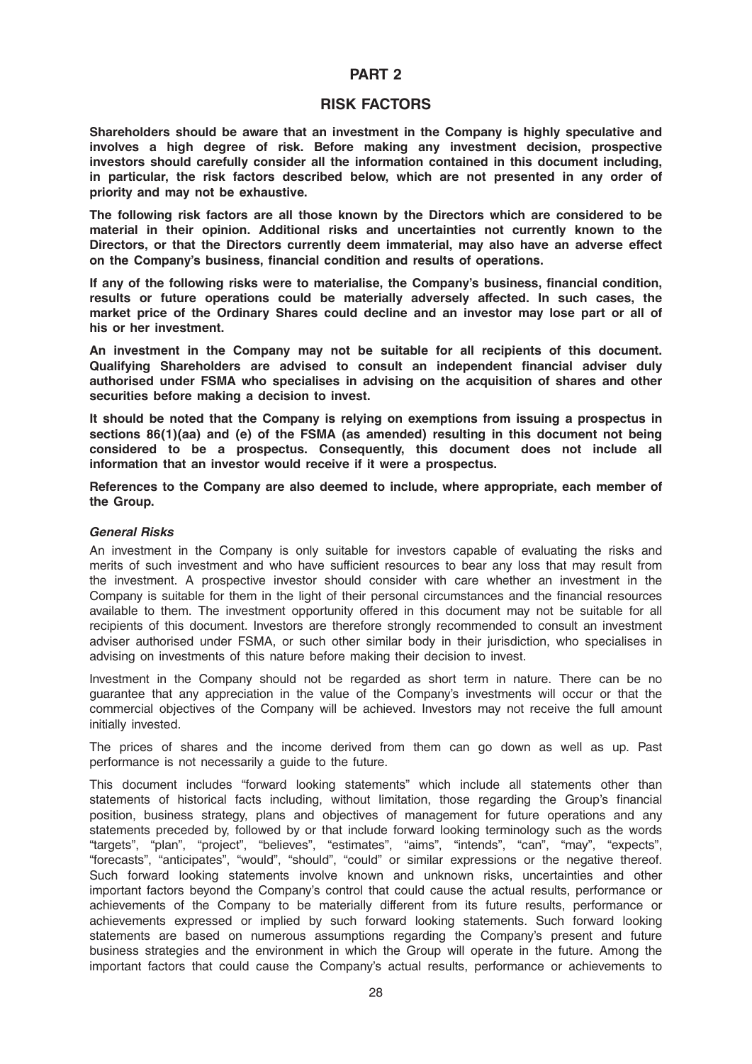# PART 2

## RISK FACTORS

**Shareholders should be aware that an investment in the Company is highly speculative and involves a high degree of risk. Before making any investment decision, prospective investors should carefully consider all the information contained in this document including, in particular, the risk factors described below, which are not presented in any order of priority and may not be exhaustive.**

**The following risk factors are all those known by the Directors which are considered to be material in their opinion. Additional risks and uncertainties not currently known to the Directors, or that the Directors currently deem immaterial, may also have an adverse effect on the Company's business, financial condition and results of operations.**

**If any of the following risks were to materialise, the Company's business, financial condition, results or future operations could be materially adversely affected. In such cases, the market price of the Ordinary Shares could decline and an investor may lose part or all of his or her investment.**

**An investment in the Company may not be suitable for all recipients of this document. Qualifying Shareholders are advised to consult an independent financial adviser duly authorised under FSMA who specialises in advising on the acquisition of shares and other securities before making a decision to invest.**

**It should be noted that the Company is relying on exemptions from issuing a prospectus in sections 86(1)(aa) and (e) of the FSMA (as amended) resulting in this document not being considered to be a prospectus. Consequently, this document does not include all information that an investor would receive if it were a prospectus.**

**References to the Company are also deemed to include, where appropriate, each member of the Group.**

***General Risks***

An investment in the Company is only suitable for investors capable of evaluating the risks and merits of such investment and who have sufficient resources to bear any loss that may result from the investment. A prospective investor should consider with care whether an investment in the Company is suitable for them in the light of their personal circumstances and the financial resources available to them. The investment opportunity offered in this document may not be suitable for all recipients of this document. Investors are therefore strongly recommended to consult an investment adviser authorised under FSMA, or such other similar body in their jurisdiction, who specialises in advising on investments of this nature before making their decision to invest.

Investment in the Company should not be regarded as short term in nature. There can be no guarantee that any appreciation in the value of the Company's investments will occur or that the commercial objectives of the Company will be achieved. Investors may not receive the full amount initially invested.

The prices of shares and the income derived from them can go down as well as up. Past performance is not necessarily a guide to the future.

This document includes "forward looking statements" which include all statements other than statements of historical facts including, without limitation, those regarding the Group's financial position, business strategy, plans and objectives of management for future operations and any statements preceded by, followed by or that include forward looking terminology such as the words "targets", "plan", "project", "believes", "estimates", "aims", "intends", "can", "may", "expects", "forecasts", "anticipates", "would", "should", "could" or similar expressions or the negative thereof. Such forward looking statements involve known and unknown risks, uncertainties and other important factors beyond the Company's control that could cause the actual results, performance or achievements of the Company to be materially different from its future results, performance or achievements expressed or implied by such forward looking statements. Such forward looking statements are based on numerous assumptions regarding the Company's present and future business strategies and the environment in which the Group will operate in the future. Among the important factors that could cause the Company's actual results, performance or achievements to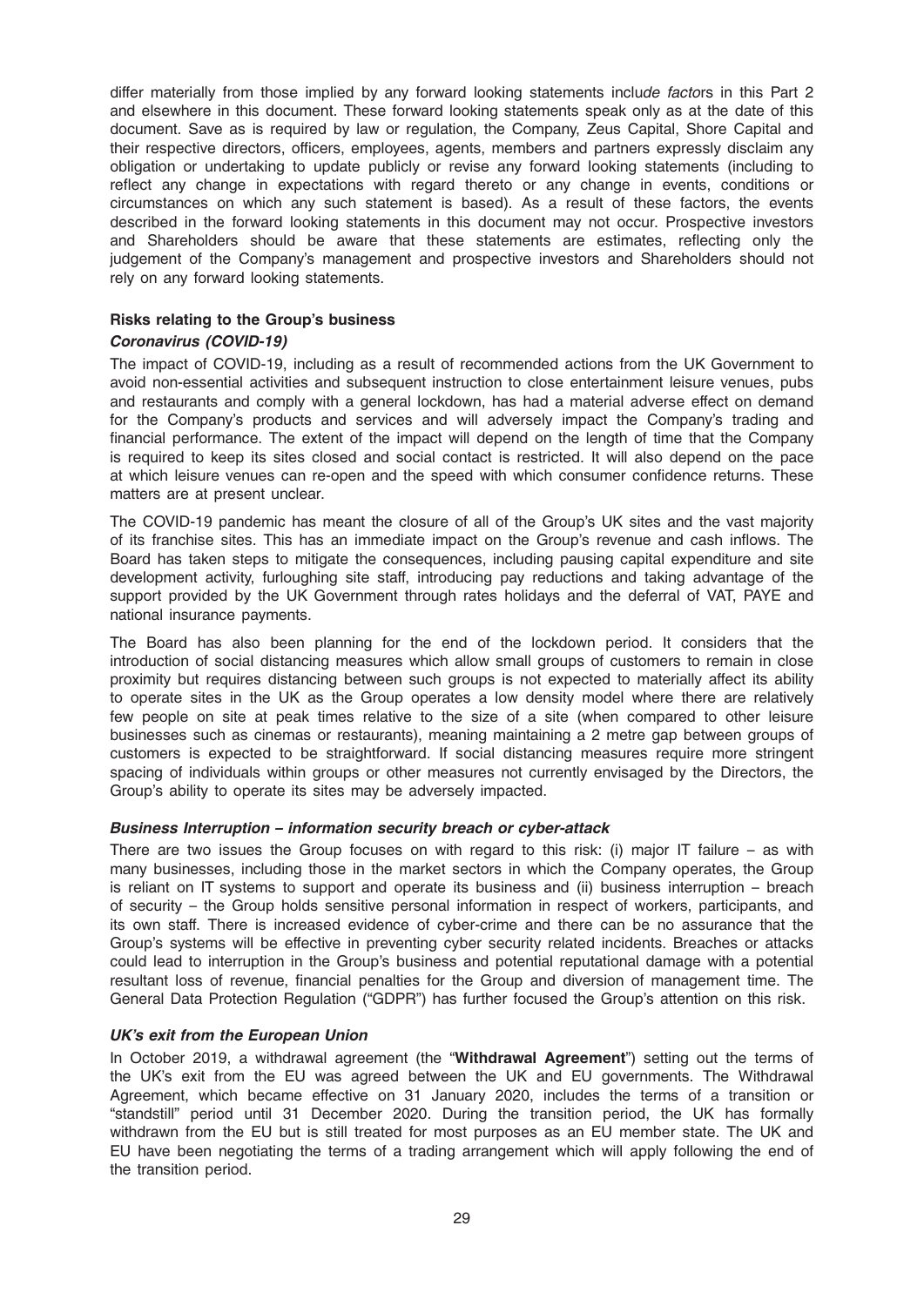differ materially from those implied by any forward looking statements include factors in this Part 2 and elsewhere in this document. These forward looking statements speak only as at the date of this document. Save as is required by law or regulation, the Company, Zeus Capital, Shore Capital and their respective directors, officers, employees, agents, members and partners expressly disclaim any obligation or undertaking to update publicly or revise any forward looking statements (including to reflect any change in expectations with regard thereto or any change in events, conditions or circumstances on which any such statement is based). As a result of these factors, the events described in the forward looking statements in this document may not occur. Prospective investors and Shareholders should be aware that these statements are estimates, reflecting only the judgement of the Company's management and prospective investors and Shareholders should not rely on any forward looking statements.

**Risks relating to the Group's business**

***Coronavirus (COVID-19)***

The impact of COVID-19, including as a result of recommended actions from the UK Government to avoid non-essential activities and subsequent instruction to close entertainment leisure venues, pubs and restaurants and comply with a general lockdown, has had a material adverse effect on demand for the Company's products and services and will adversely impact the Company's trading and financial performance. The extent of the impact will depend on the length of time that the Company is required to keep its sites closed and social contact is restricted. It will also depend on the pace at which leisure venues can re-open and the speed with which consumer confidence returns. These matters are at present unclear.

The COVID-19 pandemic has meant the closure of all of the Group's UK sites and the vast majority of its franchise sites. This has an immediate impact on the Group's revenue and cash inflows. The Board has taken steps to mitigate the consequences, including pausing capital expenditure and site development activity, furloughing site staff, introducing pay reductions and taking advantage of the support provided by the UK Government through rates holidays and the deferral of VAT, PAYE and national insurance payments.

The Board has also been planning for the end of the lockdown period. It considers that the introduction of social distancing measures which allow small groups of customers to remain in close proximity but requires distancing between such groups is not expected to materially affect its ability to operate sites in the UK as the Group operates a low density model where there are relatively few people on site at peak times relative to the size of a site (when compared to other leisure businesses such as cinemas or restaurants), meaning maintaining a 2 metre gap between groups of customers is expected to be straightforward. If social distancing measures require more stringent spacing of individuals within groups or other measures not currently envisaged by the Directors, the Group's ability to operate its sites may be adversely impacted.

***Business Interruption – information security breach or cyber-attack***

There are two issues the Group focuses on with regard to this risk: (i) major IT failure – as with many businesses, including those in the market sectors in which the Company operates, the Group is reliant on IT systems to support and operate its business and (ii) business interruption – breach of security – the Group holds sensitive personal information in respect of workers, participants, and its own staff. There is increased evidence of cyber-crime and there can be no assurance that the Group's systems will be effective in preventing cyber security related incidents. Breaches or attacks could lead to interruption in the Group's business and potential reputational damage with a potential resultant loss of revenue, financial penalties for the Group and diversion of management time. The General Data Protection Regulation ("GDPR") has further focused the Group's attention on this risk.

***UK's exit from the European Union***

In October 2019, a withdrawal agreement (the "**Withdrawal Agreement**") setting out the terms of the UK's exit from the EU was agreed between the UK and EU governments. The Withdrawal Agreement, which became effective on 31 January 2020, includes the terms of a transition or "standstill" period until 31 December 2020. During the transition period, the UK has formally withdrawn from the EU but is still treated for most purposes as an EU member state. The UK and EU have been negotiating the terms of a trading arrangement which will apply following the end of the transition period.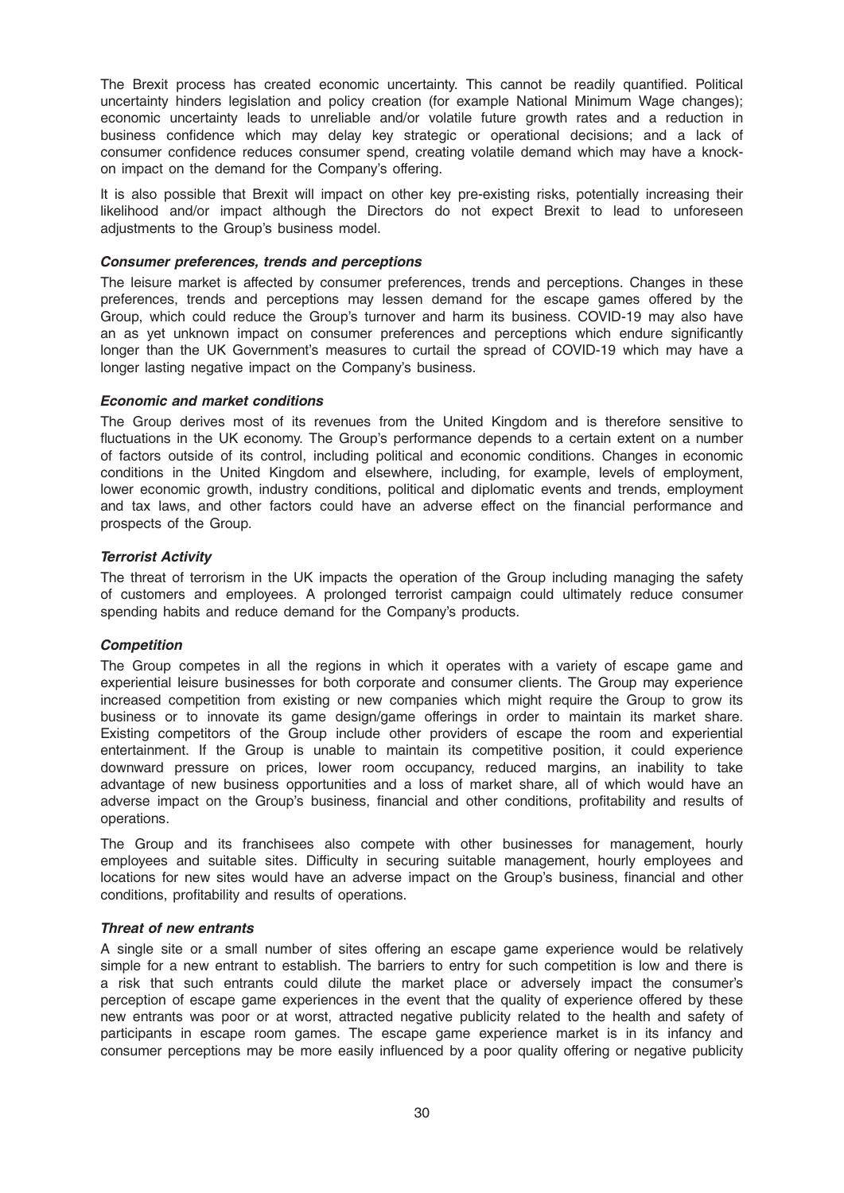The Brexit process has created economic uncertainty. This cannot be readily quantified. Political uncertainty hinders legislation and policy creation (for example National Minimum Wage changes); economic uncertainty leads to unreliable and/or volatile future growth rates and a reduction in business confidence which may delay key strategic or operational decisions; and a lack of consumer confidence reduces consumer spend, creating volatile demand which may have a knock-on impact on the demand for the Company's offering.

It is also possible that Brexit will impact on other key pre-existing risks, potentially increasing their likelihood and/or impact although the Directors do not expect Brexit to lead to unforeseen adjustments to the Group's business model.

***Consumer preferences, trends and perceptions***

The leisure market is affected by consumer preferences, trends and perceptions. Changes in these preferences, trends and perceptions may lessen demand for the escape games offered by the Group, which could reduce the Group's turnover and harm its business. COVID-19 may also have an as yet unknown impact on consumer preferences and perceptions which endure significantly longer than the UK Government's measures to curtail the spread of COVID-19 which may have a longer lasting negative impact on the Company's business.

***Economic and market conditions***

The Group derives most of its revenues from the United Kingdom and is therefore sensitive to fluctuations in the UK economy. The Group's performance depends to a certain extent on a number of factors outside of its control, including political and economic conditions. Changes in economic conditions in the United Kingdom and elsewhere, including, for example, levels of employment, lower economic growth, industry conditions, political and diplomatic events and trends, employment and tax laws, and other factors could have an adverse effect on the financial performance and prospects of the Group.

***Terrorist Activity***

The threat of terrorism in the UK impacts the operation of the Group including managing the safety of customers and employees. A prolonged terrorist campaign could ultimately reduce consumer spending habits and reduce demand for the Company's products.

***Competition***

The Group competes in all the regions in which it operates with a variety of escape game and experiential leisure businesses for both corporate and consumer clients. The Group may experience increased competition from existing or new companies which might require the Group to grow its business or to innovate its game design/game offerings in order to maintain its market share. Existing competitors of the Group include other providers of escape the room and experiential entertainment. If the Group is unable to maintain its competitive position, it could experience downward pressure on prices, lower room occupancy, reduced margins, an inability to take advantage of new business opportunities and a loss of market share, all of which would have an adverse impact on the Group's business, financial and other conditions, profitability and results of operations.

The Group and its franchisees also compete with other businesses for management, hourly employees and suitable sites. Difficulty in securing suitable management, hourly employees and locations for new sites would have an adverse impact on the Group's business, financial and other conditions, profitability and results of operations.

***Threat of new entrants***

A single site or a small number of sites offering an escape game experience would be relatively simple for a new entrant to establish. The barriers to entry for such competition is low and there is a risk that such entrants could dilute the market place or adversely impact the consumer's perception of escape game experiences in the event that the quality of experience offered by these new entrants was poor or at worst, attracted negative publicity related to the health and safety of participants in escape room games. The escape game experience market is in its infancy and consumer perceptions may be more easily influenced by a poor quality offering or negative publicity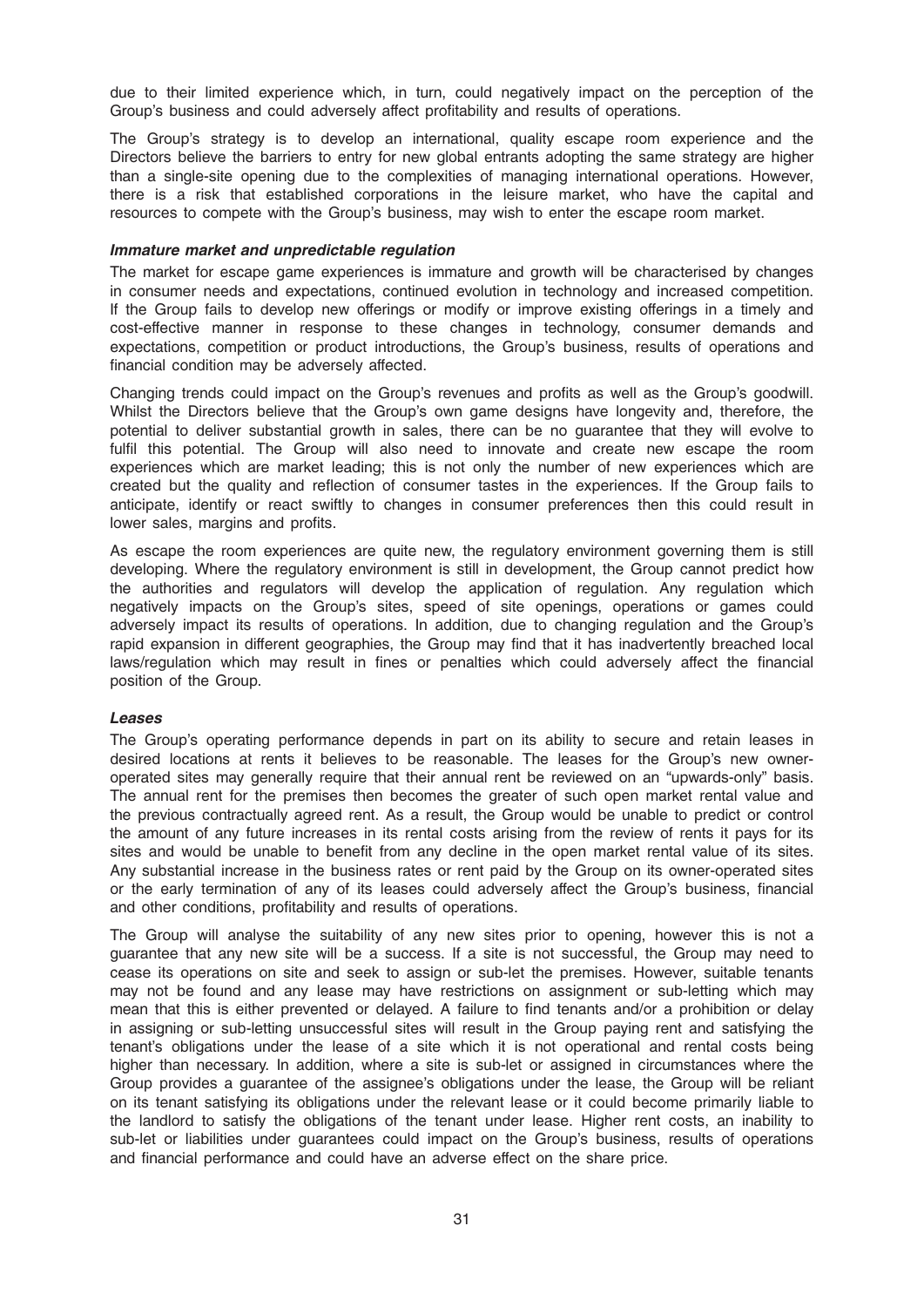due to their limited experience which, in turn, could negatively impact on the perception of the Group's business and could adversely affect profitability and results of operations.

The Group's strategy is to develop an international, quality escape room experience and the Directors believe the barriers to entry for new global entrants adopting the same strategy are higher than a single-site opening due to the complexities of managing international operations. However, there is a risk that established corporations in the leisure market, who have the capital and resources to compete with the Group's business, may wish to enter the escape room market.

### *Immature market and unpredictable regulation*

The market for escape game experiences is immature and growth will be characterised by changes in consumer needs and expectations, continued evolution in technology and increased competition. If the Group fails to develop new offerings or modify or improve existing offerings in a timely and cost-effective manner in response to these changes in technology, consumer demands and expectations, competition or product introductions, the Group's business, results of operations and financial condition may be adversely affected.

Changing trends could impact on the Group's revenues and profits as well as the Group's goodwill. Whilst the Directors believe that the Group's own game designs have longevity and, therefore, the potential to deliver substantial growth in sales, there can be no guarantee that they will evolve to fulfil this potential. The Group will also need to innovate and create new escape the room experiences which are market leading; this is not only the number of new experiences which are created but the quality and reflection of consumer tastes in the experiences. If the Group fails to anticipate, identify or react swiftly to changes in consumer preferences then this could result in lower sales, margins and profits.

As escape the room experiences are quite new, the regulatory environment governing them is still developing. Where the regulatory environment is still in development, the Group cannot predict how the authorities and regulators will develop the application of regulation. Any regulation which negatively impacts on the Group's sites, speed of site openings, operations or games could adversely impact its results of operations. In addition, due to changing regulation and the Group's rapid expansion in different geographies, the Group may find that it has inadvertently breached local laws/regulation which may result in fines or penalties which could adversely affect the financial position of the Group.

### *Leases*

The Group's operating performance depends in part on its ability to secure and retain leases in desired locations at rents it believes to be reasonable. The leases for the Group's new owner-operated sites may generally require that their annual rent be reviewed on an "upwards-only" basis. The annual rent for the premises then becomes the greater of such open market rental value and the previous contractually agreed rent. As a result, the Group would be unable to predict or control the amount of any future increases in its rental costs arising from the review of rents it pays for its sites and would be unable to benefit from any decline in the open market rental value of its sites. Any substantial increase in the business rates or rent paid by the Group on its owner-operated sites or the early termination of any of its leases could adversely affect the Group's business, financial and other conditions, profitability and results of operations.

The Group will analyse the suitability of any new sites prior to opening, however this is not a guarantee that any new site will be a success. If a site is not successful, the Group may need to cease its operations on site and seek to assign or sub-let the premises. However, suitable tenants may not be found and any lease may have restrictions on assignment or sub-letting which may mean that this is either prevented or delayed. A failure to find tenants and/or a prohibition or delay in assigning or sub-letting unsuccessful sites will result in the Group paying rent and satisfying the tenant's obligations under the lease of a site which it is not operational and rental costs being higher than necessary. In addition, where a site is sub-let or assigned in circumstances where the Group provides a guarantee of the assignee's obligations under the lease, the Group will be reliant on its tenant satisfying its obligations under the relevant lease or it could become primarily liable to the landlord to satisfy the obligations of the tenant under lease. Higher rent costs, an inability to sub-let or liabilities under guarantees could impact on the Group's business, results of operations and financial performance and could have an adverse effect on the share price.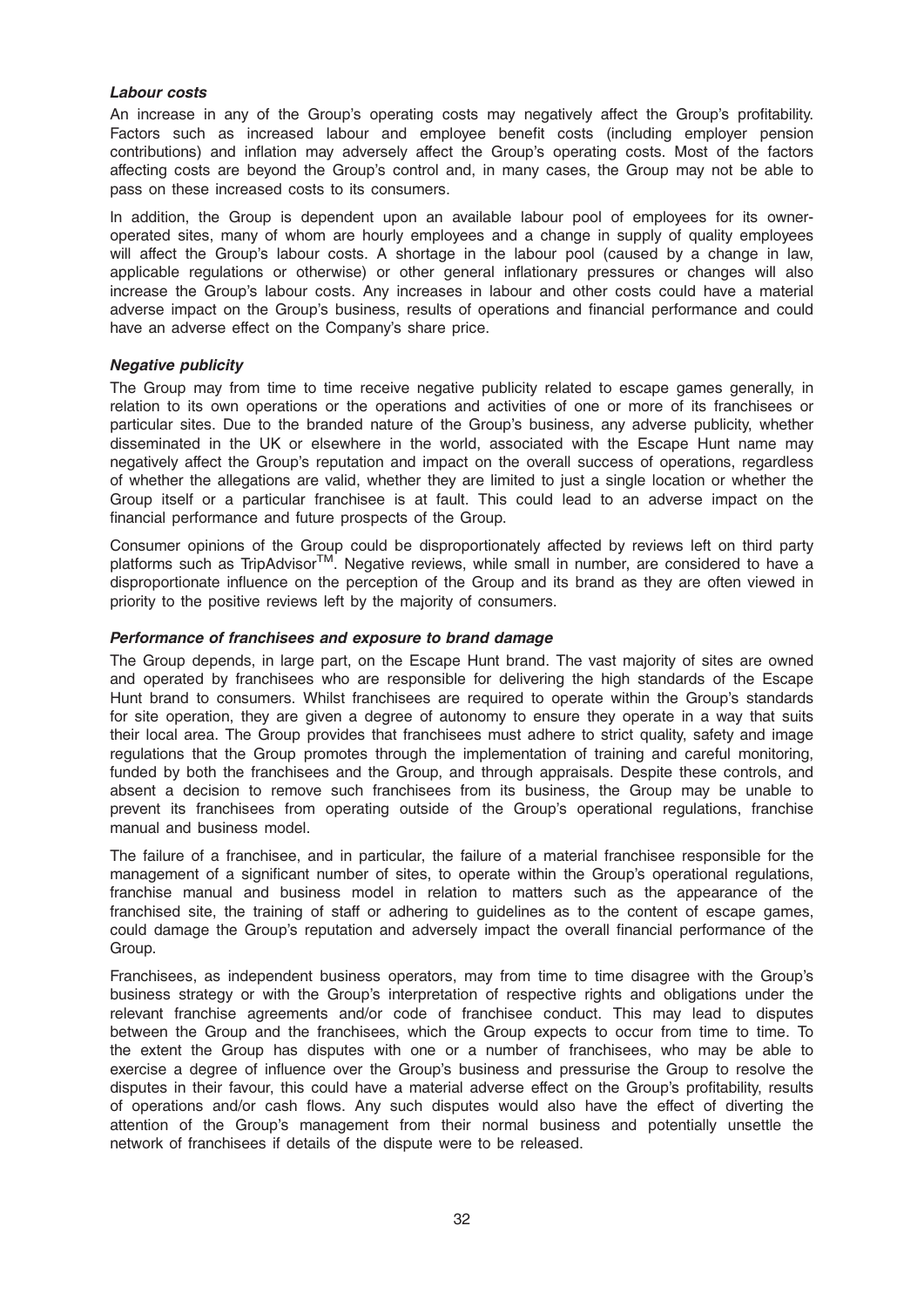### *Labour costs*

An increase in any of the Group's operating costs may negatively affect the Group's profitability. Factors such as increased labour and employee benefit costs (including employer pension contributions) and inflation may adversely affect the Group's operating costs. Most of the factors affecting costs are beyond the Group's control and, in many cases, the Group may not be able to pass on these increased costs to its consumers.

In addition, the Group is dependent upon an available labour pool of employees for its owner-operated sites, many of whom are hourly employees and a change in supply of quality employees will affect the Group's labour costs. A shortage in the labour pool (caused by a change in law, applicable regulations or otherwise) or other general inflationary pressures or changes will also increase the Group's labour costs. Any increases in labour and other costs could have a material adverse impact on the Group's business, results of operations and financial performance and could have an adverse effect on the Company's share price.

### *Negative publicity*

The Group may from time to time receive negative publicity related to escape games generally, in relation to its own operations or the operations and activities of one or more of its franchisees or particular sites. Due to the branded nature of the Group's business, any adverse publicity, whether disseminated in the UK or elsewhere in the world, associated with the Escape Hunt name may negatively affect the Group's reputation and impact on the overall success of operations, regardless of whether the allegations are valid, whether they are limited to just a single location or whether the Group itself or a particular franchisee is at fault. This could lead to an adverse impact on the financial performance and future prospects of the Group.

Consumer opinions of the Group could be disproportionately affected by reviews left on third party platforms such as TripAdvisor™. Negative reviews, while small in number, are considered to have a disproportionate influence on the perception of the Group and its brand as they are often viewed in priority to the positive reviews left by the majority of consumers.

### *Performance of franchisees and exposure to brand damage*

The Group depends, in large part, on the Escape Hunt brand. The vast majority of sites are owned and operated by franchisees who are responsible for delivering the high standards of the Escape Hunt brand to consumers. Whilst franchisees are required to operate within the Group's standards for site operation, they are given a degree of autonomy to ensure they operate in a way that suits their local area. The Group provides that franchisees must adhere to strict quality, safety and image regulations that the Group promotes through the implementation of training and careful monitoring, funded by both the franchisees and the Group, and through appraisals. Despite these controls, and absent a decision to remove such franchisees from its business, the Group may be unable to prevent its franchisees from operating outside of the Group's operational regulations, franchise manual and business model.

The failure of a franchisee, and in particular, the failure of a material franchisee responsible for the management of a significant number of sites, to operate within the Group's operational regulations, franchise manual and business model in relation to matters such as the appearance of the franchised site, the training of staff or adhering to guidelines as to the content of escape games, could damage the Group's reputation and adversely impact the overall financial performance of the Group.

Franchisees, as independent business operators, may from time to time disagree with the Group's business strategy or with the Group's interpretation of respective rights and obligations under the relevant franchise agreements and/or code of franchisee conduct. This may lead to disputes between the Group and the franchisees, which the Group expects to occur from time to time. To the extent the Group has disputes with one or a number of franchisees, who may be able to exercise a degree of influence over the Group's business and pressurise the Group to resolve the disputes in their favour, this could have a material adverse effect on the Group's profitability, results of operations and/or cash flows. Any such disputes would also have the effect of diverting the attention of the Group's management from their normal business and potentially unsettle the network of franchisees if details of the dispute were to be released.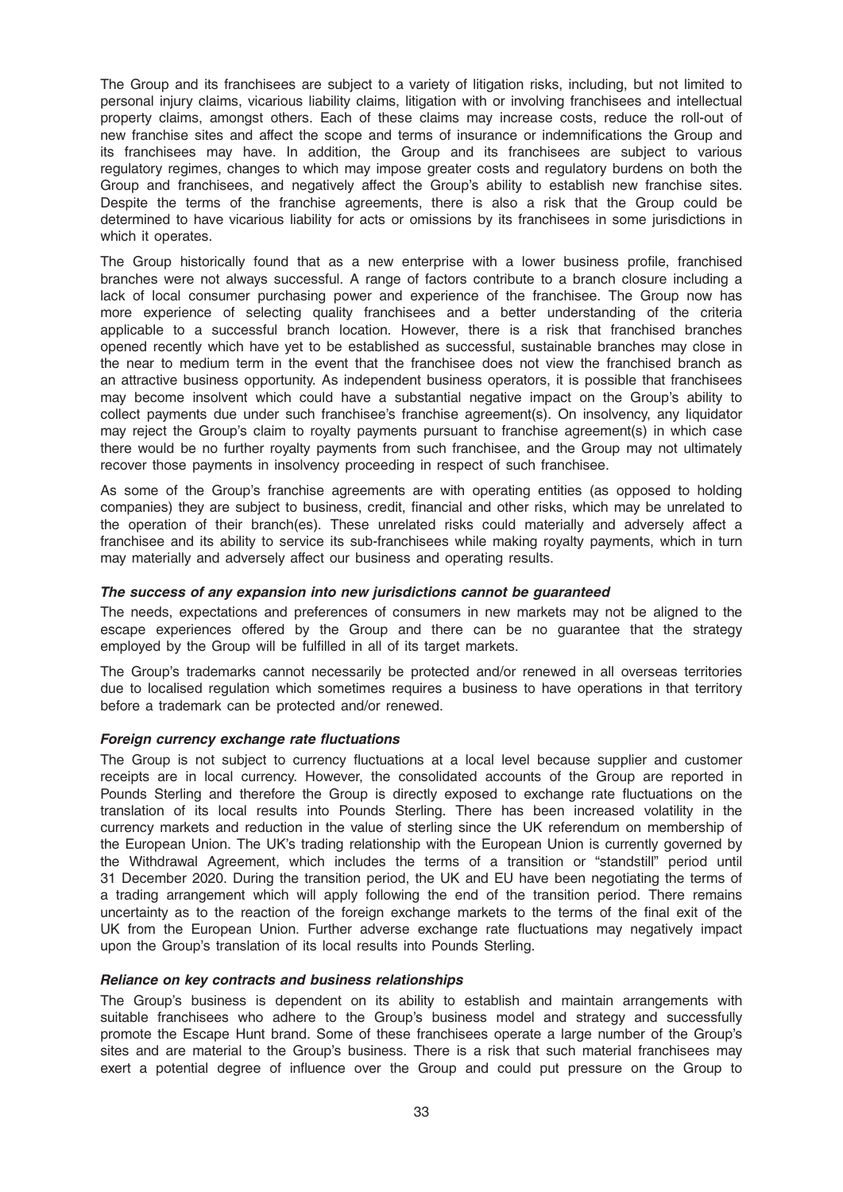The Group and its franchisees are subject to a variety of litigation risks, including, but not limited to personal injury claims, vicarious liability claims, litigation with or involving franchisees and intellectual property claims, amongst others. Each of these claims may increase costs, reduce the roll-out of new franchise sites and affect the scope and terms of insurance or indemnifications the Group and its franchisees may have. In addition, the Group and its franchisees are subject to various regulatory regimes, changes to which may impose greater costs and regulatory burdens on both the Group and franchisees, and negatively affect the Group's ability to establish new franchise sites. Despite the terms of the franchise agreements, there is also a risk that the Group could be determined to have vicarious liability for acts or omissions by its franchisees in some jurisdictions in which it operates.

The Group historically found that as a new enterprise with a lower business profile, franchised branches were not always successful. A range of factors contribute to a branch closure including a lack of local consumer purchasing power and experience of the franchisee. The Group now has more experience of selecting quality franchisees and a better understanding of the criteria applicable to a successful branch location. However, there is a risk that franchised branches opened recently which have yet to be established as successful, sustainable branches may close in the near to medium term in the event that the franchisee does not view the franchised branch as an attractive business opportunity. As independent business operators, it is possible that franchisees may become insolvent which could have a substantial negative impact on the Group's ability to collect payments due under such franchisee's franchise agreement(s). On insolvency, any liquidator may reject the Group's claim to royalty payments pursuant to franchise agreement(s) in which case there would be no further royalty payments from such franchisee, and the Group may not ultimately recover those payments in insolvency proceeding in respect of such franchisee.

As some of the Group's franchise agreements are with operating entities (as opposed to holding companies) they are subject to business, credit, financial and other risks, which may be unrelated to the operation of their branch(es). These unrelated risks could materially and adversely affect a franchisee and its ability to service its sub-franchisees while making royalty payments, which in turn may materially and adversely affect our business and operating results.

***The success of any expansion into new jurisdictions cannot be guaranteed***

The needs, expectations and preferences of consumers in new markets may not be aligned to the escape experiences offered by the Group and there can be no guarantee that the strategy employed by the Group will be fulfilled in all of its target markets.

The Group's trademarks cannot necessarily be protected and/or renewed in all overseas territories due to localised regulation which sometimes requires a business to have operations in that territory before a trademark can be protected and/or renewed.

***Foreign currency exchange rate fluctuations***

The Group is not subject to currency fluctuations at a local level because supplier and customer receipts are in local currency. However, the consolidated accounts of the Group are reported in Pounds Sterling and therefore the Group is directly exposed to exchange rate fluctuations on the translation of its local results into Pounds Sterling. There has been increased volatility in the currency markets and reduction in the value of sterling since the UK referendum on membership of the European Union. The UK's trading relationship with the European Union is currently governed by the Withdrawal Agreement, which includes the terms of a transition or "standstill" period until 31 December 2020. During the transition period, the UK and EU have been negotiating the terms of a trading arrangement which will apply following the end of the transition period. There remains uncertainty as to the reaction of the foreign exchange markets to the terms of the final exit of the UK from the European Union. Further adverse exchange rate fluctuations may negatively impact upon the Group's translation of its local results into Pounds Sterling.

***Reliance on key contracts and business relationships***

The Group's business is dependent on its ability to establish and maintain arrangements with suitable franchisees who adhere to the Group's business model and strategy and successfully promote the Escape Hunt brand. Some of these franchisees operate a large number of the Group's sites and are material to the Group's business. There is a risk that such material franchisees may exert a potential degree of influence over the Group and could put pressure on the Group to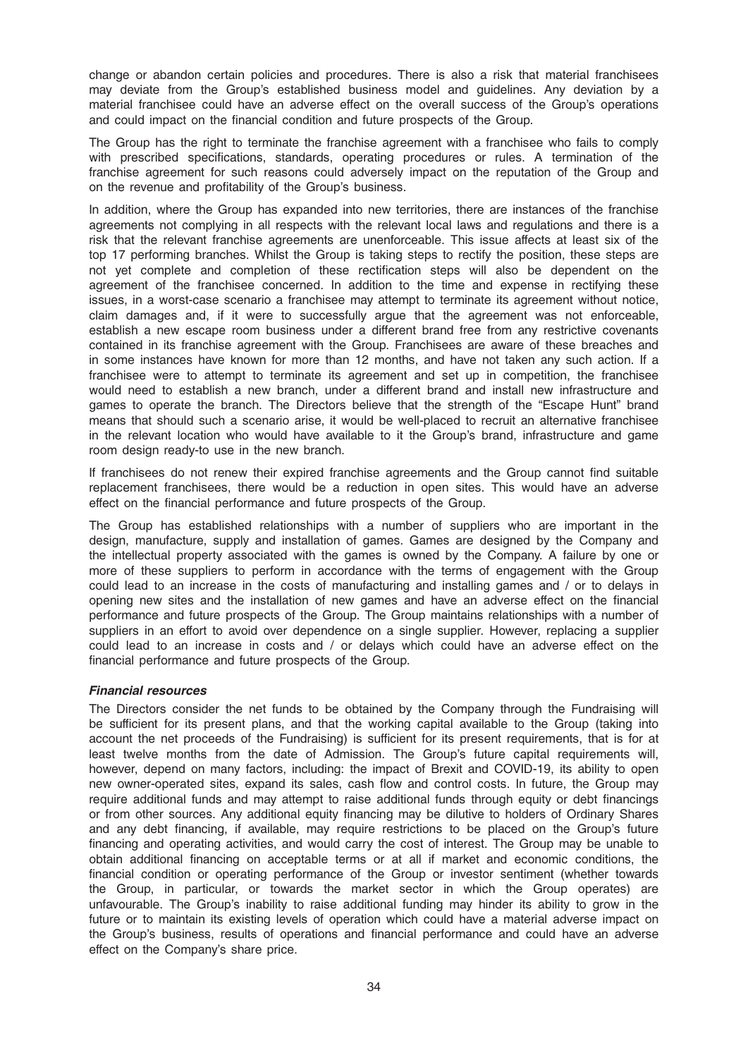change or abandon certain policies and procedures. There is also a risk that material franchisees may deviate from the Group's established business model and guidelines. Any deviation by a material franchisee could have an adverse effect on the overall success of the Group's operations and could impact on the financial condition and future prospects of the Group.

The Group has the right to terminate the franchise agreement with a franchisee who fails to comply with prescribed specifications, standards, operating procedures or rules. A termination of the franchise agreement for such reasons could adversely impact on the reputation of the Group and on the revenue and profitability of the Group's business.

In addition, where the Group has expanded into new territories, there are instances of the franchise agreements not complying in all respects with the relevant local laws and regulations and there is a risk that the relevant franchise agreements are unenforceable. This issue affects at least six of the top 17 performing branches. Whilst the Group is taking steps to rectify the position, these steps are not yet complete and completion of these rectification steps will also be dependent on the agreement of the franchisee concerned. In addition to the time and expense in rectifying these issues, in a worst-case scenario a franchisee may attempt to terminate its agreement without notice, claim damages and, if it were to successfully argue that the agreement was not enforceable, establish a new escape room business under a different brand free from any restrictive covenants contained in its franchise agreement with the Group. Franchisees are aware of these breaches and in some instances have known for more than 12 months, and have not taken any such action. If a franchisee were to attempt to terminate its agreement and set up in competition, the franchisee would need to establish a new branch, under a different brand and install new infrastructure and games to operate the branch. The Directors believe that the strength of the "Escape Hunt" brand means that should such a scenario arise, it would be well-placed to recruit an alternative franchisee in the relevant location who would have available to it the Group's brand, infrastructure and game room design ready-to use in the new branch.

If franchisees do not renew their expired franchise agreements and the Group cannot find suitable replacement franchisees, there would be a reduction in open sites. This would have an adverse effect on the financial performance and future prospects of the Group.

The Group has established relationships with a number of suppliers who are important in the design, manufacture, supply and installation of games. Games are designed by the Company and the intellectual property associated with the games is owned by the Company. A failure by one or more of these suppliers to perform in accordance with the terms of engagement with the Group could lead to an increase in the costs of manufacturing and installing games and / or to delays in opening new sites and the installation of new games and have an adverse effect on the financial performance and future prospects of the Group. The Group maintains relationships with a number of suppliers in an effort to avoid over dependence on a single supplier. However, replacing a supplier could lead to an increase in costs and / or delays which could have an adverse effect on the financial performance and future prospects of the Group.

***Financial resources***

The Directors consider the net funds to be obtained by the Company through the Fundraising will be sufficient for its present plans, and that the working capital available to the Group (taking into account the net proceeds of the Fundraising) is sufficient for its present requirements, that is for at least twelve months from the date of Admission. The Group's future capital requirements will, however, depend on many factors, including: the impact of Brexit and COVID-19, its ability to open new owner-operated sites, expand its sales, cash flow and control costs. In future, the Group may require additional funds and may attempt to raise additional funds through equity or debt financings or from other sources. Any additional equity financing may be dilutive to holders of Ordinary Shares and any debt financing, if available, may require restrictions to be placed on the Group's future financing and operating activities, and would carry the cost of interest. The Group may be unable to obtain additional financing on acceptable terms or at all if market and economic conditions, the financial condition or operating performance of the Group or investor sentiment (whether towards the Group, in particular, or towards the market sector in which the Group operates) are unfavourable. The Group's inability to raise additional funding may hinder its ability to grow in the future or to maintain its existing levels of operation which could have a material adverse impact on the Group's business, results of operations and financial performance and could have an adverse effect on the Company's share price.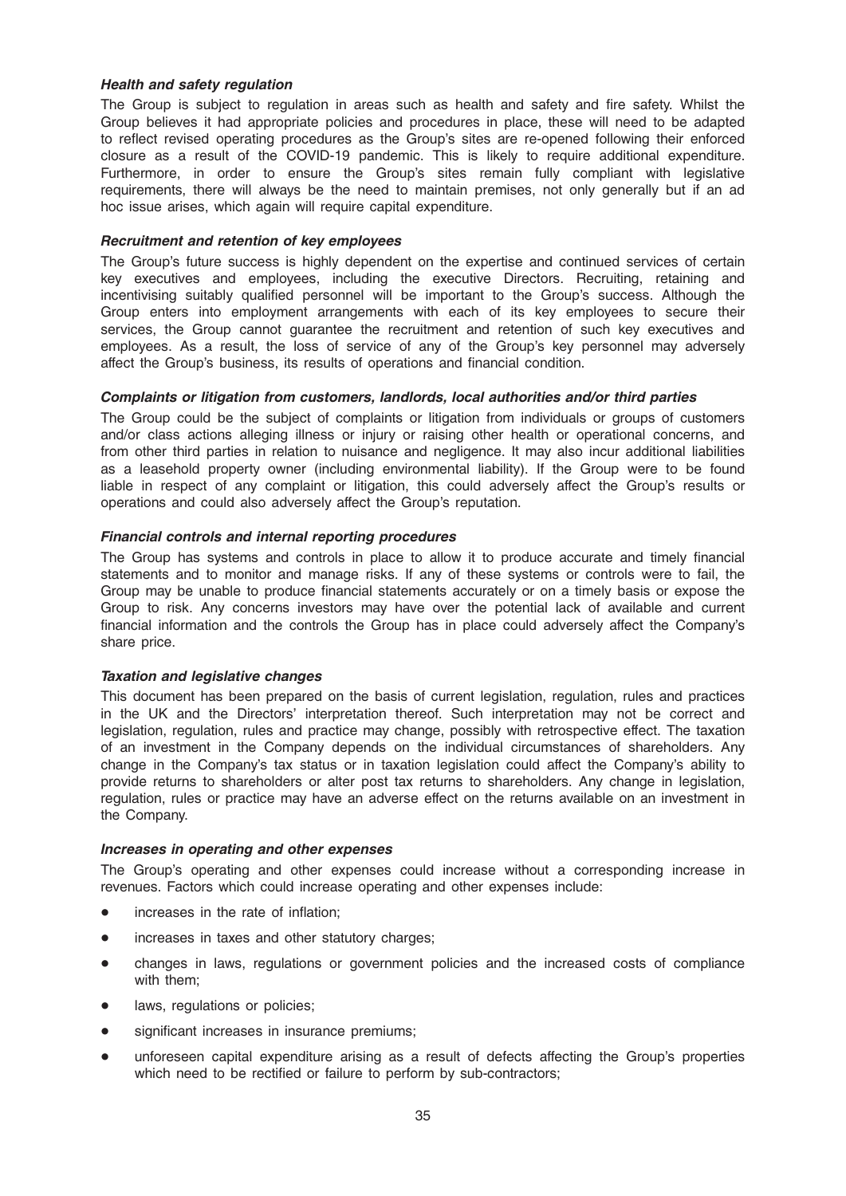***Health and safety regulation***

The Group is subject to regulation in areas such as health and safety and fire safety. Whilst the Group believes it had appropriate policies and procedures in place, these will need to be adapted to reflect revised operating procedures as the Group's sites are re-opened following their enforced closure as a result of the COVID-19 pandemic. This is likely to require additional expenditure. Furthermore, in order to ensure the Group's sites remain fully compliant with legislative requirements, there will always be the need to maintain premises, not only generally but if an ad hoc issue arises, which again will require capital expenditure.

***Recruitment and retention of key employees***

The Group's future success is highly dependent on the expertise and continued services of certain key executives and employees, including the executive Directors. Recruiting, retaining and incentivising suitably qualified personnel will be important to the Group's success. Although the Group enters into employment arrangements with each of its key employees to secure their services, the Group cannot guarantee the recruitment and retention of such key executives and employees. As a result, the loss of service of any of the Group's key personnel may adversely affect the Group's business, its results of operations and financial condition.

***Complaints or litigation from customers, landlords, local authorities and/or third parties***

The Group could be the subject of complaints or litigation from individuals or groups of customers and/or class actions alleging illness or injury or raising other health or operational concerns, and from other third parties in relation to nuisance and negligence. It may also incur additional liabilities as a leasehold property owner (including environmental liability). If the Group were to be found liable in respect of any complaint or litigation, this could adversely affect the Group's results or operations and could also adversely affect the Group's reputation.

***Financial controls and internal reporting procedures***

The Group has systems and controls in place to allow it to produce accurate and timely financial statements and to monitor and manage risks. If any of these systems or controls were to fail, the Group may be unable to produce financial statements accurately or on a timely basis or expose the Group to risk. Any concerns investors may have over the potential lack of available and current financial information and the controls the Group has in place could adversely affect the Company's share price.

***Taxation and legislative changes***

This document has been prepared on the basis of current legislation, regulation, rules and practices in the UK and the Directors' interpretation thereof. Such interpretation may not be correct and legislation, regulation, rules and practice may change, possibly with retrospective effect. The taxation of an investment in the Company depends on the individual circumstances of shareholders. Any change in the Company's tax status or in taxation legislation could affect the Company's ability to provide returns to shareholders or alter post tax returns to shareholders. Any change in legislation, regulation, rules or practice may have an adverse effect on the returns available on an investment in the Company.

***Increases in operating and other expenses***

The Group's operating and other expenses could increase without a corresponding increase in revenues. Factors which could increase operating and other expenses include:

- increases in the rate of inflation;
- increases in taxes and other statutory charges;
- changes in laws, regulations or government policies and the increased costs of compliance with them;
- laws, regulations or policies;
- significant increases in insurance premiums;
- unforeseen capital expenditure arising as a result of defects affecting the Group's properties which need to be rectified or failure to perform by sub-contractors;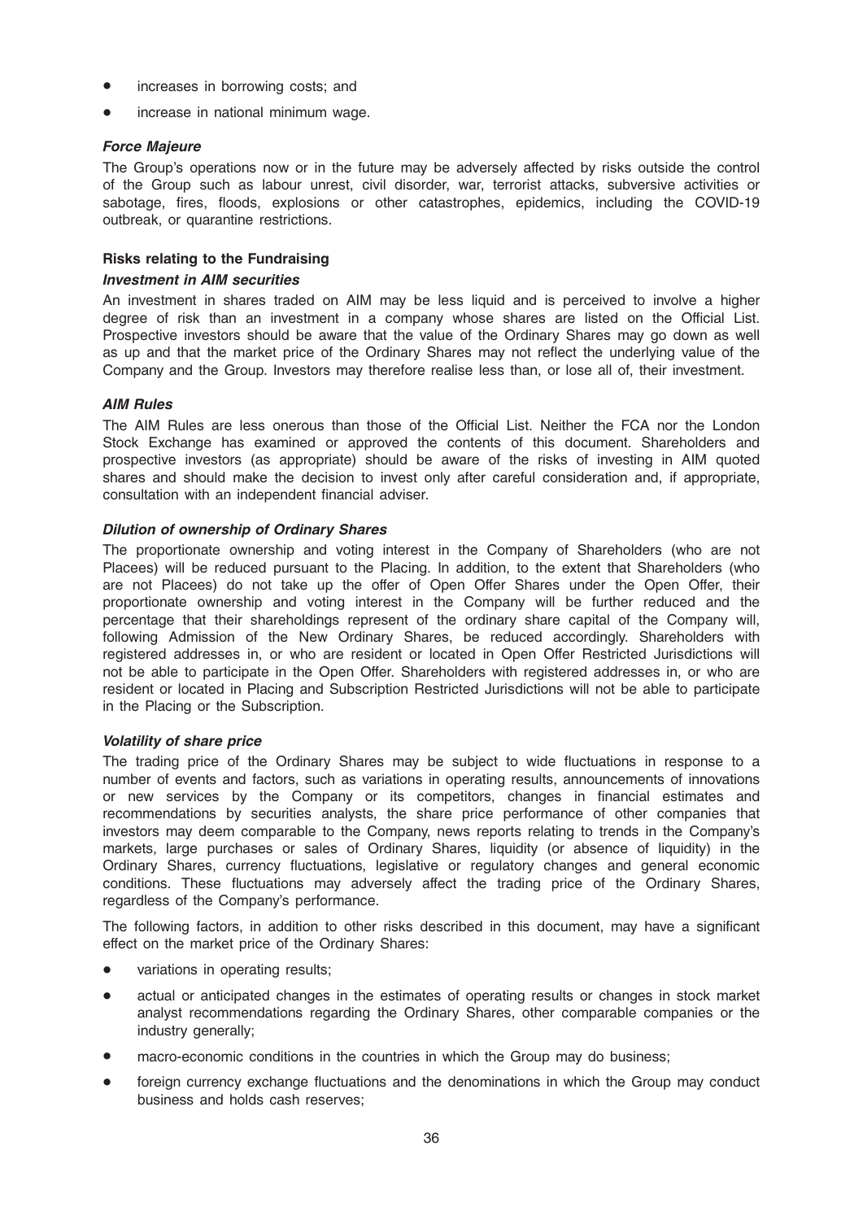- increases in borrowing costs; and
- increase in national minimum wage.

#### *Force Majeure*

The Group's operations now or in the future may be adversely affected by risks outside the control of the Group such as labour unrest, civil disorder, war, terrorist attacks, subversive activities or sabotage, fires, floods, explosions or other catastrophes, epidemics, including the COVID-19 outbreak, or quarantine restrictions.

### Risks relating to the Fundraising

#### *Investment in AIM securities*

An investment in shares traded on AIM may be less liquid and is perceived to involve a higher degree of risk than an investment in a company whose shares are listed on the Official List. Prospective investors should be aware that the value of the Ordinary Shares may go down as well as up and that the market price of the Ordinary Shares may not reflect the underlying value of the Company and the Group. Investors may therefore realise less than, or lose all of, their investment.

#### *AIM Rules*

The AIM Rules are less onerous than those of the Official List. Neither the FCA nor the London Stock Exchange has examined or approved the contents of this document. Shareholders and prospective investors (as appropriate) should be aware of the risks of investing in AIM quoted shares and should make the decision to invest only after careful consideration and, if appropriate, consultation with an independent financial adviser.

#### *Dilution of ownership of Ordinary Shares*

The proportionate ownership and voting interest in the Company of Shareholders (who are not Placees) will be reduced pursuant to the Placing. In addition, to the extent that Shareholders (who are not Placees) do not take up the offer of Open Offer Shares under the Open Offer, their proportionate ownership and voting interest in the Company will be further reduced and the percentage that their shareholdings represent of the ordinary share capital of the Company will, following Admission of the New Ordinary Shares, be reduced accordingly. Shareholders with registered addresses in, or who are resident or located in Open Offer Restricted Jurisdictions will not be able to participate in the Open Offer. Shareholders with registered addresses in, or who are resident or located in Placing and Subscription Restricted Jurisdictions will not be able to participate in the Placing or the Subscription.

#### *Volatility of share price*

The trading price of the Ordinary Shares may be subject to wide fluctuations in response to a number of events and factors, such as variations in operating results, announcements of innovations or new services by the Company or its competitors, changes in financial estimates and recommendations by securities analysts, the share price performance of other companies that investors may deem comparable to the Company, news reports relating to trends in the Company's markets, large purchases or sales of Ordinary Shares, liquidity (or absence of liquidity) in the Ordinary Shares, currency fluctuations, legislative or regulatory changes and general economic conditions. These fluctuations may adversely affect the trading price of the Ordinary Shares, regardless of the Company's performance.

The following factors, in addition to other risks described in this document, may have a significant effect on the market price of the Ordinary Shares:

- variations in operating results;
- actual or anticipated changes in the estimates of operating results or changes in stock market analyst recommendations regarding the Ordinary Shares, other comparable companies or the industry generally;
- macro-economic conditions in the countries in which the Group may do business;
- foreign currency exchange fluctuations and the denominations in which the Group may conduct business and holds cash reserves;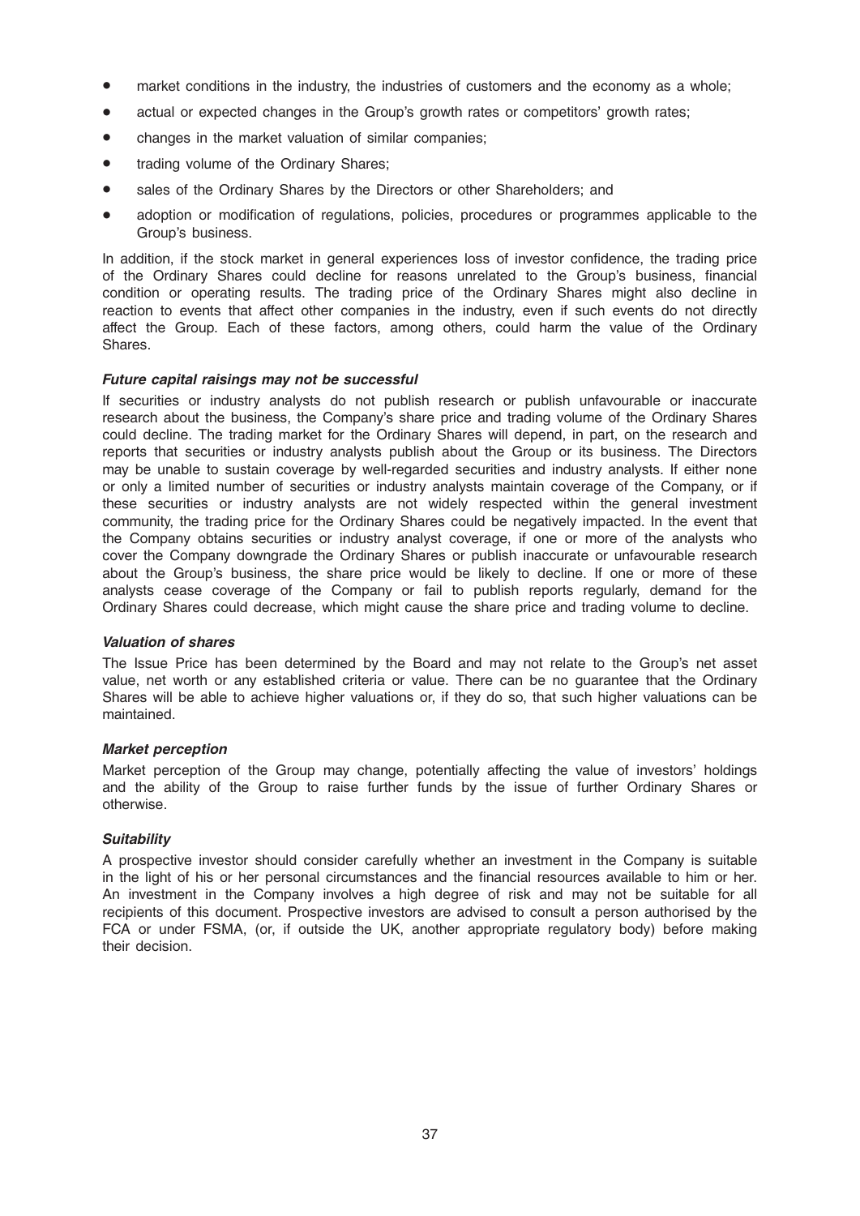- market conditions in the industry, the industries of customers and the economy as a whole;
- actual or expected changes in the Group's growth rates or competitors' growth rates;
- changes in the market valuation of similar companies;
- trading volume of the Ordinary Shares;
- sales of the Ordinary Shares by the Directors or other Shareholders; and
- adoption or modification of regulations, policies, procedures or programmes applicable to the Group's business.

In addition, if the stock market in general experiences loss of investor confidence, the trading price of the Ordinary Shares could decline for reasons unrelated to the Group's business, financial condition or operating results. The trading price of the Ordinary Shares might also decline in reaction to events that affect other companies in the industry, even if such events do not directly affect the Group. Each of these factors, among others, could harm the value of the Ordinary Shares.

***Future capital raisings may not be successful***

If securities or industry analysts do not publish research or publish unfavourable or inaccurate research about the business, the Company's share price and trading volume of the Ordinary Shares could decline. The trading market for the Ordinary Shares will depend, in part, on the research and reports that securities or industry analysts publish about the Group or its business. The Directors may be unable to sustain coverage by well-regarded securities and industry analysts. If either none or only a limited number of securities or industry analysts maintain coverage of the Company, or if these securities or industry analysts are not widely respected within the general investment community, the trading price for the Ordinary Shares could be negatively impacted. In the event that the Company obtains securities or industry analyst coverage, if one or more of the analysts who cover the Company downgrade the Ordinary Shares or publish inaccurate or unfavourable research about the Group's business, the share price would be likely to decline. If one or more of these analysts cease coverage of the Company or fail to publish reports regularly, demand for the Ordinary Shares could decrease, which might cause the share price and trading volume to decline.

***Valuation of shares***

The Issue Price has been determined by the Board and may not relate to the Group's net asset value, net worth or any established criteria or value. There can be no guarantee that the Ordinary Shares will be able to achieve higher valuations or, if they do so, that such higher valuations can be maintained.

***Market perception***

Market perception of the Group may change, potentially affecting the value of investors' holdings and the ability of the Group to raise further funds by the issue of further Ordinary Shares or otherwise.

***Suitability***

A prospective investor should consider carefully whether an investment in the Company is suitable in the light of his or her personal circumstances and the financial resources available to him or her. An investment in the Company involves a high degree of risk and may not be suitable for all recipients of this document. Prospective investors are advised to consult a person authorised by the FCA or under FSMA, (or, if outside the UK, another appropriate regulatory body) before making their decision.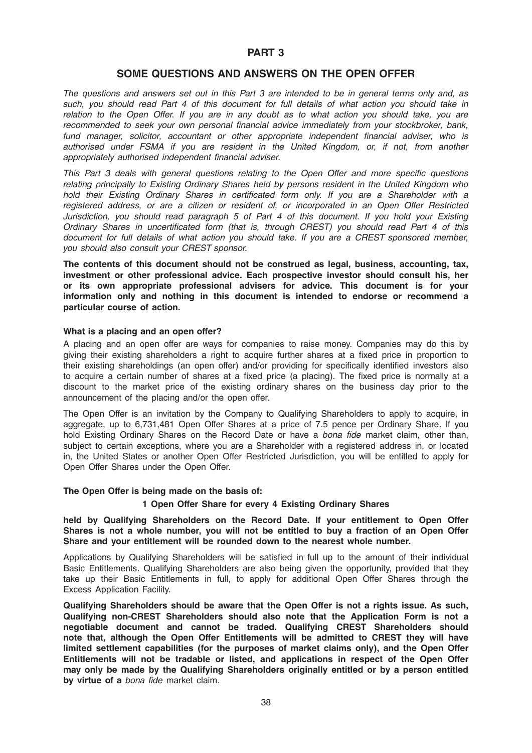# PART 3

## SOME QUESTIONS AND ANSWERS ON THE OPEN OFFER

*The questions and answers set out in this Part 3 are intended to be in general terms only and, as such, you should read Part 4 of this document for full details of what action you should take in relation to the Open Offer. If you are in any doubt as to what action you should take, you are recommended to seek your own personal financial advice immediately from your stockbroker, bank, fund manager, solicitor, accountant or other appropriate independent financial adviser, who is authorised under FSMA if you are resident in the United Kingdom, or, if not, from another appropriately authorised independent financial adviser.*

*This Part 3 deals with general questions relating to the Open Offer and more specific questions relating principally to Existing Ordinary Shares held by persons resident in the United Kingdom who hold their Existing Ordinary Shares in certificated form only. If you are a Shareholder with a registered address, or are a citizen or resident of, or incorporated in an Open Offer Restricted Jurisdiction, you should read paragraph 5 of Part 4 of this document. If you hold your Existing Ordinary Shares in uncertificated form (that is, through CREST) you should read Part 4 of this document for full details of what action you should take. If you are a CREST sponsored member, you should also consult your CREST sponsor.*

**The contents of this document should not be construed as legal, business, accounting, tax, investment or other professional advice. Each prospective investor should consult his, her or its own appropriate professional advisers for advice. This document is for your information only and nothing in this document is intended to endorse or recommend a particular course of action.**

**What is a placing and an open offer?**

A placing and an open offer are ways for companies to raise money. Companies may do this by giving their existing shareholders a right to acquire further shares at a fixed price in proportion to their existing shareholdings (an open offer) and/or providing for specifically identified investors also to acquire a certain number of shares at a fixed price (a placing). The fixed price is normally at a discount to the market price of the existing ordinary shares on the business day prior to the announcement of the placing and/or the open offer.

The Open Offer is an invitation by the Company to Qualifying Shareholders to apply to acquire, in aggregate, up to 6,731,481 Open Offer Shares at a price of 7.5 pence per Ordinary Share. If you hold Existing Ordinary Shares on the Record Date or have a *bona fide* market claim, other than, subject to certain exceptions, where you are a Shareholder with a registered address in, or located in, the United States or another Open Offer Restricted Jurisdiction, you will be entitled to apply for Open Offer Shares under the Open Offer.

**The Open Offer is being made on the basis of:**

**1 Open Offer Share for every 4 Existing Ordinary Shares**

**held by Qualifying Shareholders on the Record Date. If your entitlement to Open Offer Shares is not a whole number, you will not be entitled to buy a fraction of an Open Offer Share and your entitlement will be rounded down to the nearest whole number.**

Applications by Qualifying Shareholders will be satisfied in full up to the amount of their individual Basic Entitlements. Qualifying Shareholders are also being given the opportunity, provided that they take up their Basic Entitlements in full, to apply for additional Open Offer Shares through the Excess Application Facility.

**Qualifying Shareholders should be aware that the Open Offer is not a rights issue. As such, Qualifying non-CREST Shareholders should also note that the Application Form is not a negotiable document and cannot be traded. Qualifying CREST Shareholders should note that, although the Open Offer Entitlements will be admitted to CREST they will have limited settlement capabilities (for the purposes of market claims only), and the Open Offer Entitlements will not be tradable or listed, and applications in respect of the Open Offer may only be made by the Qualifying Shareholders originally entitled or by a person entitled by virtue of a** *bona fide* market claim.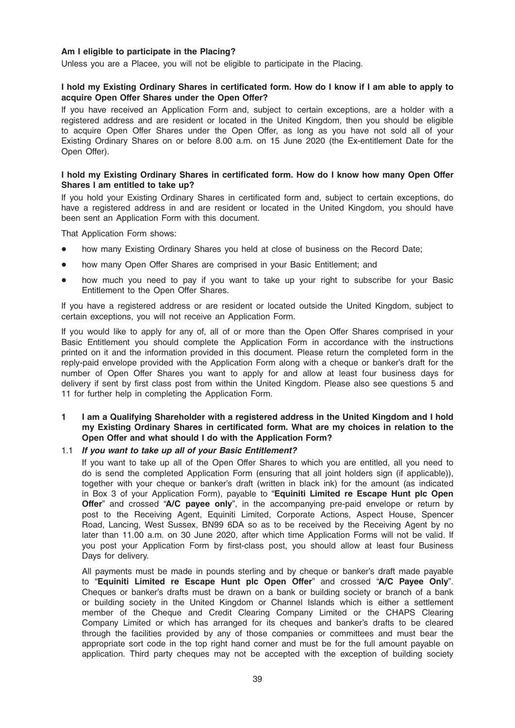**Am I eligible to participate in the Placing?**

Unless you are a Placee, you will not be eligible to participate in the Placing.

**I hold my Existing Ordinary Shares in certificated form. How do I know if I am able to apply to acquire Open Offer Shares under the Open Offer?**

If you have received an Application Form and, subject to certain exceptions, are a holder with a registered address and are resident or located in the United Kingdom, then you should be eligible to acquire Open Offer Shares under the Open Offer, as long as you have not sold all of your Existing Ordinary Shares on or before 8.00 a.m. on 15 June 2020 (the Ex-entitlement Date for the Open Offer).

**I hold my Existing Ordinary Shares in certificated form. How do I know how many Open Offer Shares I am entitled to take up?**

If you hold your Existing Ordinary Shares in certificated form and, subject to certain exceptions, do have a registered address in and are resident or located in the United Kingdom, you should have been sent an Application Form with this document.

That Application Form shows:

- how many Existing Ordinary Shares you held at close of business on the Record Date;
- how many Open Offer Shares are comprised in your Basic Entitlement; and
- how much you need to pay if you want to take up your right to subscribe for your Basic Entitlement to the Open Offer Shares.

If you have a registered address or are resident or located outside the United Kingdom, subject to certain exceptions, you will not receive an Application Form.

If you would like to apply for any of, all of or more than the Open Offer Shares comprised in your Basic Entitlement you should complete the Application Form in accordance with the instructions printed on it and the information provided in this document. Please return the completed form in the reply-paid envelope provided with the Application Form along with a cheque or banker's draft for the number of Open Offer Shares you want to apply for and allow at least four business days for delivery if sent by first class post from within the United Kingdom. Please also see questions 5 and 11 for further help in completing the Application Form.

**1 I am a Qualifying Shareholder with a registered address in the United Kingdom and I hold my Existing Ordinary Shares in certificated form. What are my choices in relation to the Open Offer and what should I do with the Application Form?**

1.1 ***If you want to take up all of your Basic Entitlement?***

If you want to take up all of the Open Offer Shares to which you are entitled, all you need to do is send the completed Application Form (ensuring that all joint holders sign (if applicable)), together with your cheque or banker's draft (written in black ink) for the amount (as indicated in Box 3 of your Application Form), payable to "**Equiniti Limited re Escape Hunt plc Open Offer**" and crossed "**A/C payee only**", in the accompanying pre-paid envelope or return by post to the Receiving Agent, Equiniti Limited, Corporate Actions, Aspect House, Spencer Road, Lancing, West Sussex, BN99 6DA so as to be received by the Receiving Agent by no later than 11.00 a.m. on 30 June 2020, after which time Application Forms will not be valid. If you post your Application Form by first-class post, you should allow at least four Business Days for delivery.

All payments must be made in pounds sterling and by cheque or banker's draft made payable to "**Equiniti Limited re Escape Hunt plc Open Offer**" and crossed "**A/C Payee Only**". Cheques or banker's drafts must be drawn on a bank or building society or branch of a bank or building society in the United Kingdom or Channel Islands which is either a settlement member of the Cheque and Credit Clearing Company Limited or the CHAPS Clearing Company Limited or which has arranged for its cheques and banker's drafts to be cleared through the facilities provided by any of those companies or committees and must bear the appropriate sort code in the top right hand corner and must be for the full amount payable on application. Third party cheques may not be accepted with the exception of building society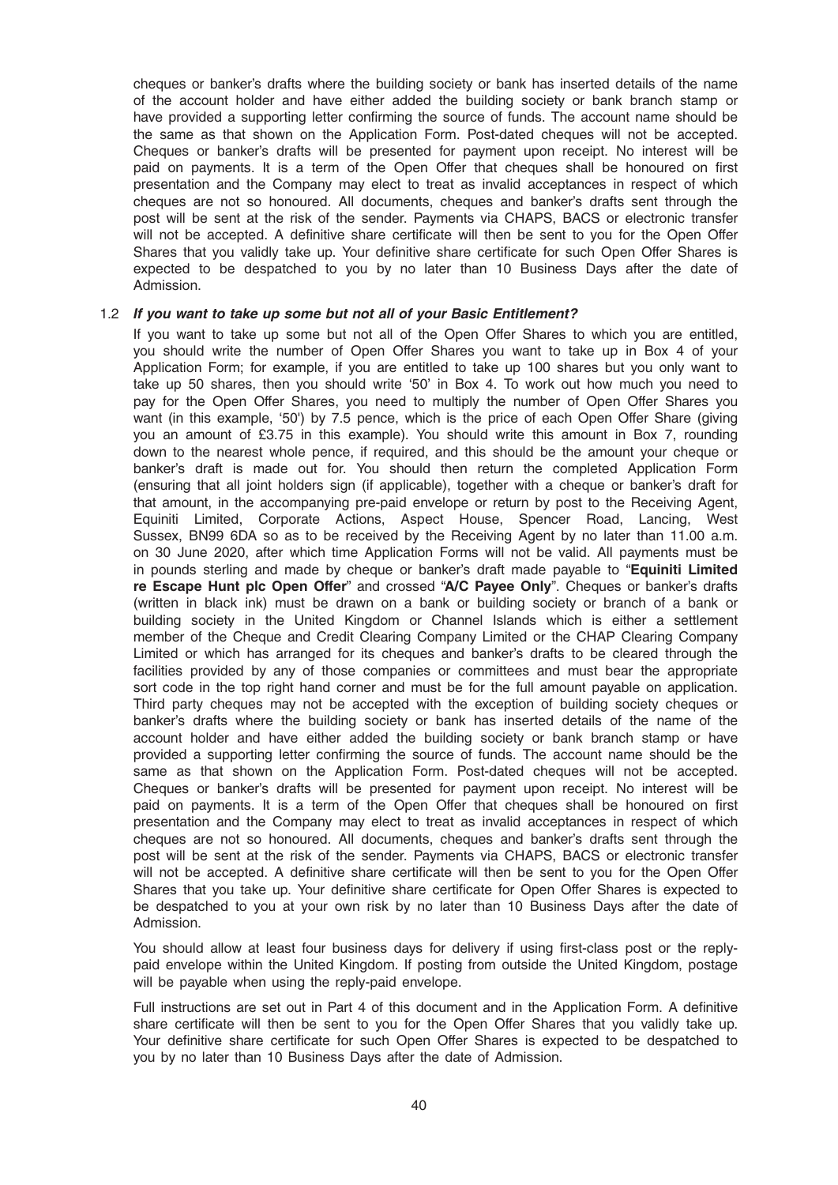cheques or banker's drafts where the building society or bank has inserted details of the name of the account holder and have either added the building society or bank branch stamp or have provided a supporting letter confirming the source of funds. The account name should be the same as that shown on the Application Form. Post-dated cheques will not be accepted. Cheques or banker's drafts will be presented for payment upon receipt. No interest will be paid on payments. It is a term of the Open Offer that cheques shall be honoured on first presentation and the Company may elect to treat as invalid acceptances in respect of which cheques are not so honoured. All documents, cheques and banker's drafts sent through the post will be sent at the risk of the sender. Payments via CHAPS, BACS or electronic transfer will not be accepted. A definitive share certificate will then be sent to you for the Open Offer Shares that you validly take up. Your definitive share certificate for such Open Offer Shares is expected to be despatched to you by no later than 10 Business Days after the date of Admission.

### 1.2 *If you want to take up some but not all of your Basic Entitlement?*

If you want to take up some but not all of the Open Offer Shares to which you are entitled, you should write the number of Open Offer Shares you want to take up in Box 4 of your Application Form; for example, if you are entitled to take up 100 shares but you only want to take up 50 shares, then you should write '50' in Box 4. To work out how much you need to pay for the Open Offer Shares, you need to multiply the number of Open Offer Shares you want (in this example, '50') by 7.5 pence, which is the price of each Open Offer Share (giving you an amount of £3.75 in this example). You should write this amount in Box 7, rounding down to the nearest whole pence, if required, and this should be the amount your cheque or banker's draft is made out for. You should then return the completed Application Form (ensuring that all joint holders sign (if applicable), together with a cheque or banker's draft for that amount, in the accompanying pre-paid envelope or return by post to the Receiving Agent, Equiniti Limited, Corporate Actions, Aspect House, Spencer Road, Lancing, West Sussex, BN99 6DA so as to be received by the Receiving Agent by no later than 11.00 a.m. on 30 June 2020, after which time Application Forms will not be valid. All payments must be in pounds sterling and made by cheque or banker's draft made payable to "**Equiniti Limited re Escape Hunt plc Open Offer**" and crossed "**A/C Payee Only**". Cheques or banker's drafts (written in black ink) must be drawn on a bank or building society or branch of a bank or building society in the United Kingdom or Channel Islands which is either a settlement member of the Cheque and Credit Clearing Company Limited or the CHAP Clearing Company Limited or which has arranged for its cheques and banker's drafts to be cleared through the facilities provided by any of those companies or committees and must bear the appropriate sort code in the top right hand corner and must be for the full amount payable on application. Third party cheques may not be accepted with the exception of building society cheques or banker's drafts where the building society or bank has inserted details of the name of the account holder and have either added the building society or bank branch stamp or have provided a supporting letter confirming the source of funds. The account name should be the same as that shown on the Application Form. Post-dated cheques will not be accepted. Cheques or banker's drafts will be presented for payment upon receipt. No interest will be paid on payments. It is a term of the Open Offer that cheques shall be honoured on first presentation and the Company may elect to treat as invalid acceptances in respect of which cheques are not so honoured. All documents, cheques and banker's drafts sent through the post will be sent at the risk of the sender. Payments via CHAPS, BACS or electronic transfer will not be accepted. A definitive share certificate will then be sent to you for the Open Offer Shares that you take up. Your definitive share certificate for Open Offer Shares is expected to be despatched to you at your own risk by no later than 10 Business Days after the date of Admission.

You should allow at least four business days for delivery if using first-class post or the reply-paid envelope within the United Kingdom. If posting from outside the United Kingdom, postage will be payable when using the reply-paid envelope.

Full instructions are set out in Part 4 of this document and in the Application Form. A definitive share certificate will then be sent to you for the Open Offer Shares that you validly take up. Your definitive share certificate for such Open Offer Shares is expected to be despatched to you by no later than 10 Business Days after the date of Admission.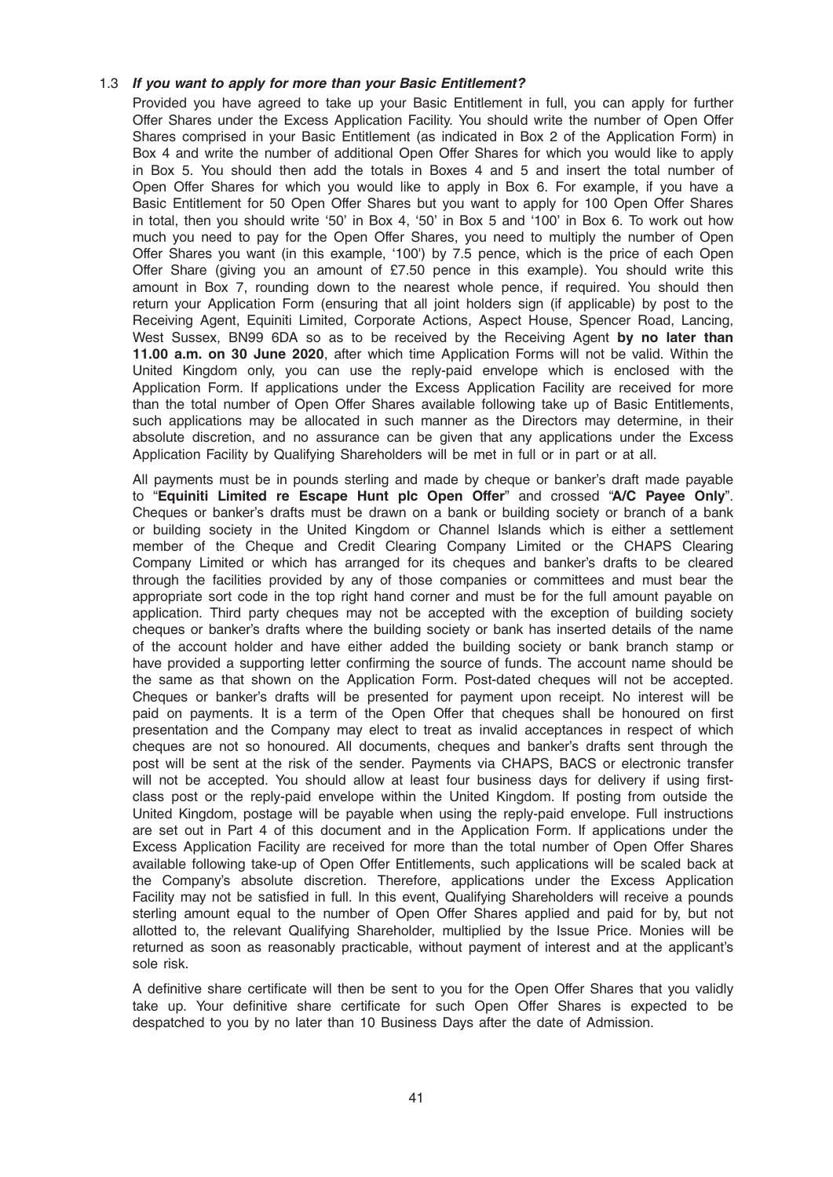### 1.3 *If you want to apply for more than your Basic Entitlement?*

Provided you have agreed to take up your Basic Entitlement in full, you can apply for further Offer Shares under the Excess Application Facility. You should write the number of Open Offer Shares comprised in your Basic Entitlement (as indicated in Box 2 of the Application Form) in Box 4 and write the number of additional Open Offer Shares for which you would like to apply in Box 5. You should then add the totals in Boxes 4 and 5 and insert the total number of Open Offer Shares for which you would like to apply in Box 6. For example, if you have a Basic Entitlement for 50 Open Offer Shares but you want to apply for 100 Open Offer Shares in total, then you should write '50' in Box 4, '50' in Box 5 and '100' in Box 6. To work out how much you need to pay for the Open Offer Shares, you need to multiply the number of Open Offer Shares you want (in this example, '100') by 7.5 pence, which is the price of each Open Offer Share (giving you an amount of £7.50 pence in this example). You should write this amount in Box 7, rounding down to the nearest whole pence, if required. You should then return your Application Form (ensuring that all joint holders sign (if applicable) by post to the Receiving Agent, Equiniti Limited, Corporate Actions, Aspect House, Spencer Road, Lancing, West Sussex, BN99 6DA so as to be received by the Receiving Agent **by no later than 11.00 a.m. on 30 June 2020**, after which time Application Forms will not be valid. Within the United Kingdom only, you can use the reply-paid envelope which is enclosed with the Application Form. If applications under the Excess Application Facility are received for more than the total number of Open Offer Shares available following take up of Basic Entitlements, such applications may be allocated in such manner as the Directors may determine, in their absolute discretion, and no assurance can be given that any applications under the Excess Application Facility by Qualifying Shareholders will be met in full or in part or at all.

All payments must be in pounds sterling and made by cheque or banker's draft made payable to "**Equiniti Limited re Escape Hunt plc Open Offer**" and crossed "**A/C Payee Only**". Cheques or banker's drafts must be drawn on a bank or building society or branch of a bank or building society in the United Kingdom or Channel Islands which is either a settlement member of the Cheque and Credit Clearing Company Limited or the CHAPS Clearing Company Limited or which has arranged for its cheques and banker's drafts to be cleared through the facilities provided by any of those companies or committees and must bear the appropriate sort code in the top right hand corner and must be for the full amount payable on application. Third party cheques may not be accepted with the exception of building society cheques or banker's drafts where the building society or bank has inserted details of the name of the account holder and have either added the building society or bank branch stamp or have provided a supporting letter confirming the source of funds. The account name should be the same as that shown on the Application Form. Post-dated cheques will not be accepted. Cheques or banker's drafts will be presented for payment upon receipt. No interest will be paid on payments. It is a term of the Open Offer that cheques shall be honoured on first presentation and the Company may elect to treat as invalid acceptances in respect of which cheques are not so honoured. All documents, cheques and banker's drafts sent through the post will be sent at the risk of the sender. Payments via CHAPS, BACS or electronic transfer will not be accepted. You should allow at least four business days for delivery if using first-class post or the reply-paid envelope within the United Kingdom. If posting from outside the United Kingdom, postage will be payable when using the reply-paid envelope. Full instructions are set out in Part 4 of this document and in the Application Form. If applications under the Excess Application Facility are received for more than the total number of Open Offer Shares available following take-up of Open Offer Entitlements, such applications will be scaled back at the Company's absolute discretion. Therefore, applications under the Excess Application Facility may not be satisfied in full. In this event, Qualifying Shareholders will receive a pounds sterling amount equal to the number of Open Offer Shares applied and paid for by, but not allotted to, the relevant Qualifying Shareholder, multiplied by the Issue Price. Monies will be returned as soon as reasonably practicable, without payment of interest and at the applicant's sole risk.

A definitive share certificate will then be sent to you for the Open Offer Shares that you validly take up. Your definitive share certificate for such Open Offer Shares is expected to be despatched to you by no later than 10 Business Days after the date of Admission.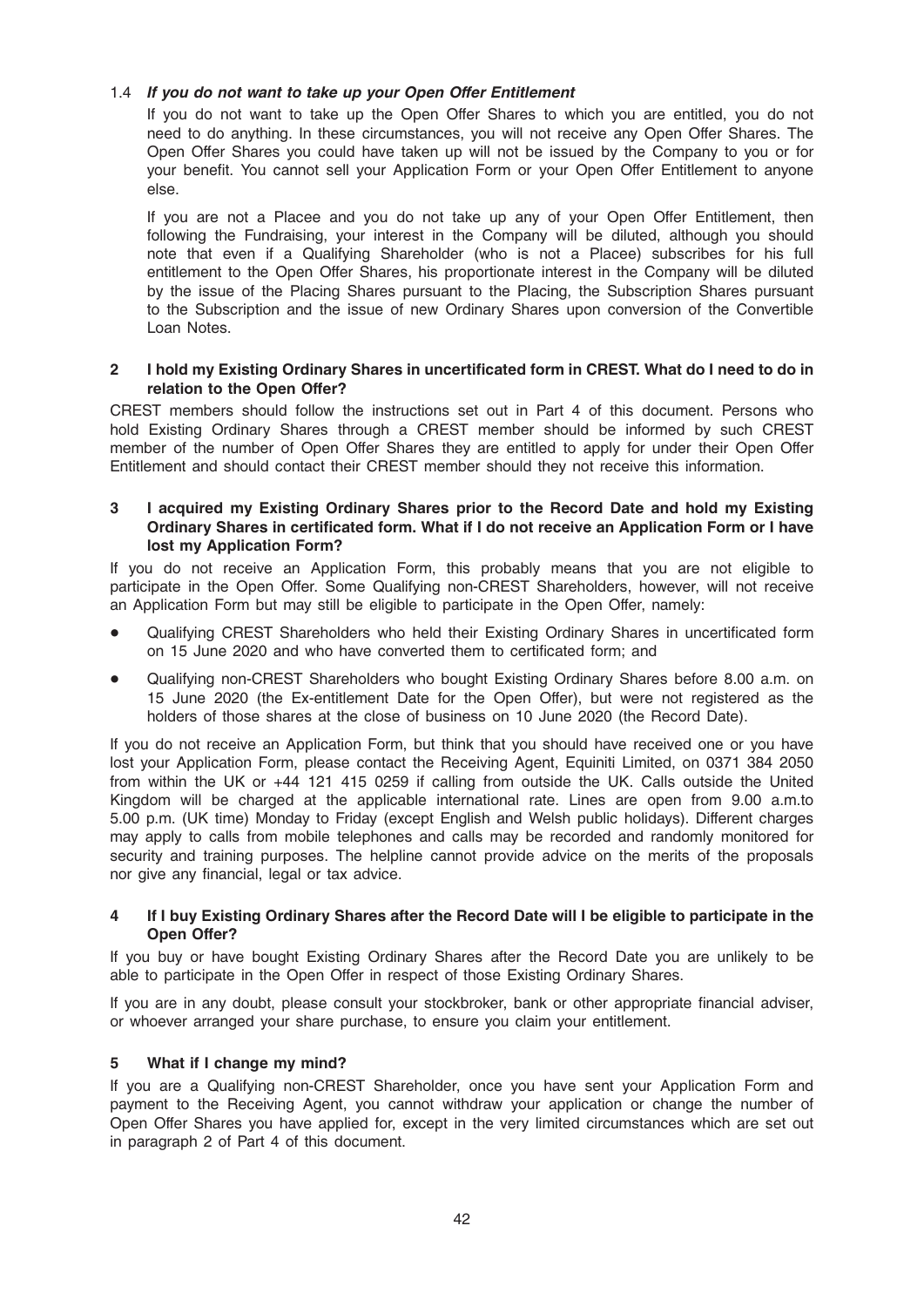### 1.4 *If you do not want to take up your Open Offer Entitlement*

If you do not want to take up the Open Offer Shares to which you are entitled, you do not need to do anything. In these circumstances, you will not receive any Open Offer Shares. The Open Offer Shares you could have taken up will not be issued by the Company to you or for your benefit. You cannot sell your Application Form or your Open Offer Entitlement to anyone else.

If you are not a Placee and you do not take up any of your Open Offer Entitlement, then following the Fundraising, your interest in the Company will be diluted, although you should note that even if a Qualifying Shareholder (who is not a Placee) subscribes for his full entitlement to the Open Offer Shares, his proportionate interest in the Company will be diluted by the issue of the Placing Shares pursuant to the Placing, the Subscription Shares pursuant to the Subscription and the issue of new Ordinary Shares upon conversion of the Convertible Loan Notes.

## 2 I hold my Existing Ordinary Shares in uncertificated form in CREST. What do I need to do in relation to the Open Offer?

CREST members should follow the instructions set out in Part 4 of this document. Persons who hold Existing Ordinary Shares through a CREST member should be informed by such CREST member of the number of Open Offer Shares they are entitled to apply for under their Open Offer Entitlement and should contact their CREST member should they not receive this information.

## 3 I acquired my Existing Ordinary Shares prior to the Record Date and hold my Existing Ordinary Shares in certificated form. What if I do not receive an Application Form or I have lost my Application Form?

If you do not receive an Application Form, this probably means that you are not eligible to participate in the Open Offer. Some Qualifying non-CREST Shareholders, however, will not receive an Application Form but may still be eligible to participate in the Open Offer, namely:

- Qualifying CREST Shareholders who held their Existing Ordinary Shares in uncertificated form on 15 June 2020 and who have converted them to certificated form; and
- Qualifying non-CREST Shareholders who bought Existing Ordinary Shares before 8.00 a.m. on 15 June 2020 (the Ex-entitlement Date for the Open Offer), but were not registered as the holders of those shares at the close of business on 10 June 2020 (the Record Date).

If you do not receive an Application Form, but think that you should have received one or you have lost your Application Form, please contact the Receiving Agent, Equiniti Limited, on 0371 384 2050 from within the UK or +44 121 415 0259 if calling from outside the UK. Calls outside the United Kingdom will be charged at the applicable international rate. Lines are open from 9.00 a.m.to 5.00 p.m. (UK time) Monday to Friday (except English and Welsh public holidays). Different charges may apply to calls from mobile telephones and calls may be recorded and randomly monitored for security and training purposes. The helpline cannot provide advice on the merits of the proposals nor give any financial, legal or tax advice.

## 4 If I buy Existing Ordinary Shares after the Record Date will I be eligible to participate in the Open Offer?

If you buy or have bought Existing Ordinary Shares after the Record Date you are unlikely to be able to participate in the Open Offer in respect of those Existing Ordinary Shares.

If you are in any doubt, please consult your stockbroker, bank or other appropriate financial adviser, or whoever arranged your share purchase, to ensure you claim your entitlement.

## 5 What if I change my mind?

If you are a Qualifying non-CREST Shareholder, once you have sent your Application Form and payment to the Receiving Agent, you cannot withdraw your application or change the number of Open Offer Shares you have applied for, except in the very limited circumstances which are set out in paragraph 2 of Part 4 of this document.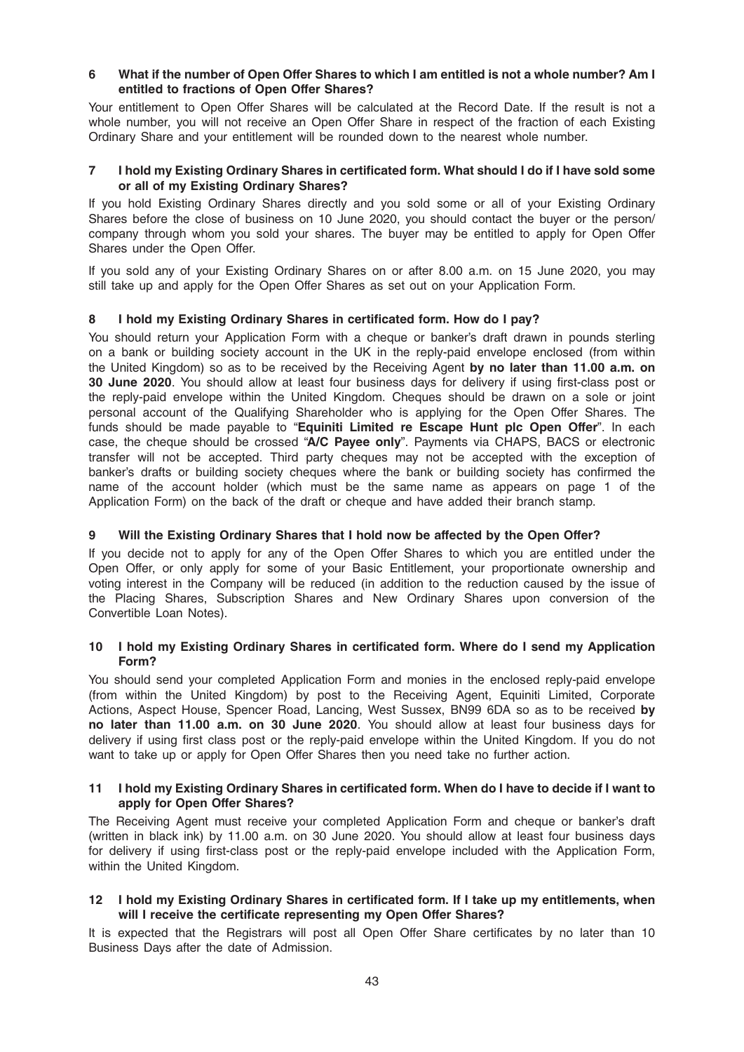### 6 What if the number of Open Offer Shares to which I am entitled is not a whole number? Am I entitled to fractions of Open Offer Shares?

Your entitlement to Open Offer Shares will be calculated at the Record Date. If the result is not a whole number, you will not receive an Open Offer Share in respect of the fraction of each Existing Ordinary Share and your entitlement will be rounded down to the nearest whole number.

### 7 I hold my Existing Ordinary Shares in certificated form. What should I do if I have sold some or all of my Existing Ordinary Shares?

If you hold Existing Ordinary Shares directly and you sold some or all of your Existing Ordinary Shares before the close of business on 10 June 2020, you should contact the buyer or the person/company through whom you sold your shares. The buyer may be entitled to apply for Open Offer Shares under the Open Offer.

If you sold any of your Existing Ordinary Shares on or after 8.00 a.m. on 15 June 2020, you may still take up and apply for the Open Offer Shares as set out on your Application Form.

### 8 I hold my Existing Ordinary Shares in certificated form. How do I pay?

You should return your Application Form with a cheque or banker's draft drawn in pounds sterling on a bank or building society account in the UK in the reply-paid envelope enclosed (from within the United Kingdom) so as to be received by the Receiving Agent **by no later than 11.00 a.m. on 30 June 2020**. You should allow at least four business days for delivery if using first-class post or the reply-paid envelope within the United Kingdom. Cheques should be drawn on a sole or joint personal account of the Qualifying Shareholder who is applying for the Open Offer Shares. The funds should be made payable to "**Equiniti Limited re Escape Hunt plc Open Offer**". In each case, the cheque should be crossed "**A/C Payee only**". Payments via CHAPS, BACS or electronic transfer will not be accepted. Third party cheques may not be accepted with the exception of banker's drafts or building society cheques where the bank or building society has confirmed the name of the account holder (which must be the same name as appears on page 1 of the Application Form) on the back of the draft or cheque and have added their branch stamp.

### 9 Will the Existing Ordinary Shares that I hold now be affected by the Open Offer?

If you decide not to apply for any of the Open Offer Shares to which you are entitled under the Open Offer, or only apply for some of your Basic Entitlement, your proportionate ownership and voting interest in the Company will be reduced (in addition to the reduction caused by the issue of the Placing Shares, Subscription Shares and New Ordinary Shares upon conversion of the Convertible Loan Notes).

### 10 I hold my Existing Ordinary Shares in certificated form. Where do I send my Application Form?

You should send your completed Application Form and monies in the enclosed reply-paid envelope (from within the United Kingdom) by post to the Receiving Agent, Equiniti Limited, Corporate Actions, Aspect House, Spencer Road, Lancing, West Sussex, BN99 6DA so as to be received **by no later than 11.00 a.m. on 30 June 2020**. You should allow at least four business days for delivery if using first class post or the reply-paid envelope within the United Kingdom. If you do not want to take up or apply for Open Offer Shares then you need take no further action.

### 11 I hold my Existing Ordinary Shares in certificated form. When do I have to decide if I want to apply for Open Offer Shares?

The Receiving Agent must receive your completed Application Form and cheque or banker's draft (written in black ink) by 11.00 a.m. on 30 June 2020. You should allow at least four business days for delivery if using first-class post or the reply-paid envelope included with the Application Form, within the United Kingdom.

### 12 I hold my Existing Ordinary Shares in certificated form. If I take up my entitlements, when will I receive the certificate representing my Open Offer Shares?

It is expected that the Registrars will post all Open Offer Share certificates by no later than 10 Business Days after the date of Admission.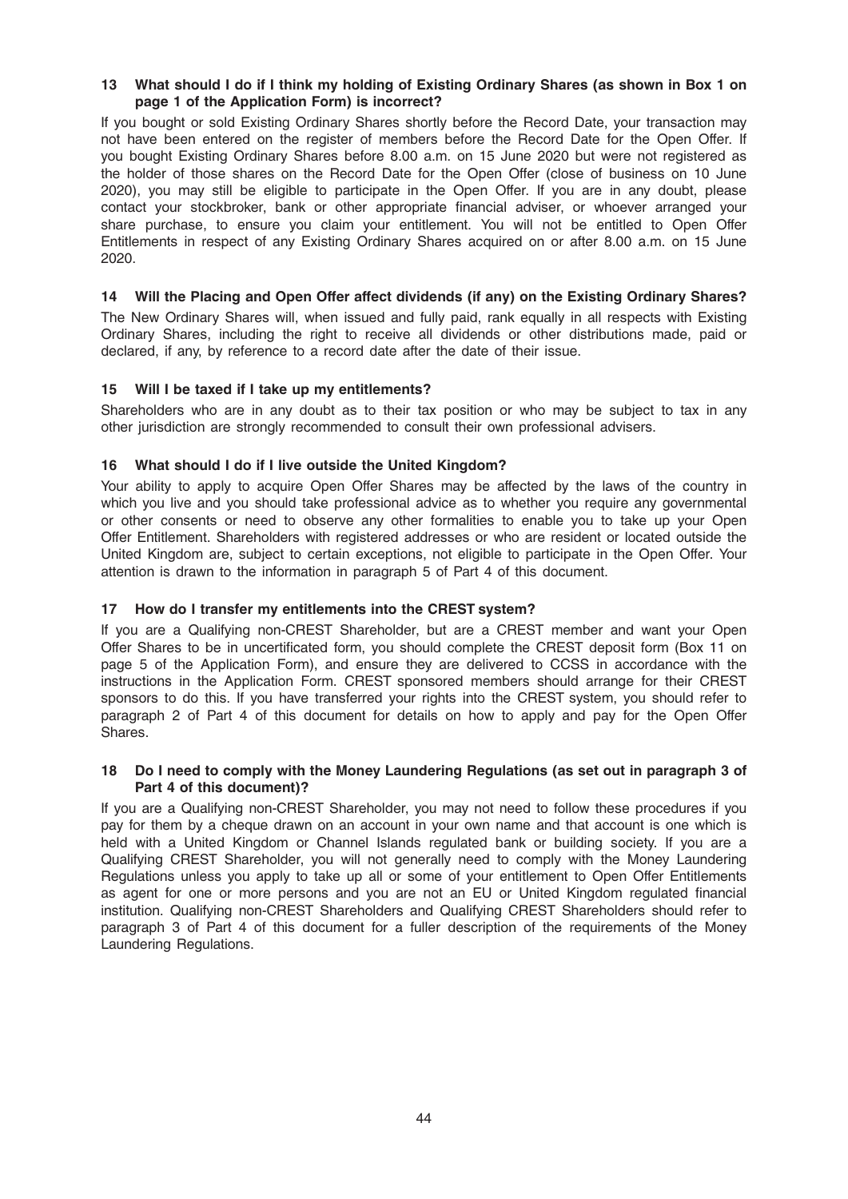### 13 What should I do if I think my holding of Existing Ordinary Shares (as shown in Box 1 on page 1 of the Application Form) is incorrect?

If you bought or sold Existing Ordinary Shares shortly before the Record Date, your transaction may not have been entered on the register of members before the Record Date for the Open Offer. If you bought Existing Ordinary Shares before 8.00 a.m. on 15 June 2020 but were not registered as the holder of those shares on the Record Date for the Open Offer (close of business on 10 June 2020), you may still be eligible to participate in the Open Offer. If you are in any doubt, please contact your stockbroker, bank or other appropriate financial adviser, or whoever arranged your share purchase, to ensure you claim your entitlement. You will not be entitled to Open Offer Entitlements in respect of any Existing Ordinary Shares acquired on or after 8.00 a.m. on 15 June 2020.

### 14 Will the Placing and Open Offer affect dividends (if any) on the Existing Ordinary Shares?

The New Ordinary Shares will, when issued and fully paid, rank equally in all respects with Existing Ordinary Shares, including the right to receive all dividends or other distributions made, paid or declared, if any, by reference to a record date after the date of their issue.

### 15 Will I be taxed if I take up my entitlements?

Shareholders who are in any doubt as to their tax position or who may be subject to tax in any other jurisdiction are strongly recommended to consult their own professional advisers.

### 16 What should I do if I live outside the United Kingdom?

Your ability to apply to acquire Open Offer Shares may be affected by the laws of the country in which you live and you should take professional advice as to whether you require any governmental or other consents or need to observe any other formalities to enable you to take up your Open Offer Entitlement. Shareholders with registered addresses or who are resident or located outside the United Kingdom are, subject to certain exceptions, not eligible to participate in the Open Offer. Your attention is drawn to the information in paragraph 5 of Part 4 of this document.

### 17 How do I transfer my entitlements into the CREST system?

If you are a Qualifying non-CREST Shareholder, but are a CREST member and want your Open Offer Shares to be in uncertificated form, you should complete the CREST deposit form (Box 11 on page 5 of the Application Form), and ensure they are delivered to CCSS in accordance with the instructions in the Application Form. CREST sponsored members should arrange for their CREST sponsors to do this. If you have transferred your rights into the CREST system, you should refer to paragraph 2 of Part 4 of this document for details on how to apply and pay for the Open Offer Shares.

### 18 Do I need to comply with the Money Laundering Regulations (as set out in paragraph 3 of Part 4 of this document)?

If you are a Qualifying non-CREST Shareholder, you may not need to follow these procedures if you pay for them by a cheque drawn on an account in your own name and that account is one which is held with a United Kingdom or Channel Islands regulated bank or building society. If you are a Qualifying CREST Shareholder, you will not generally need to comply with the Money Laundering Regulations unless you apply to take up all or some of your entitlement to Open Offer Entitlements as agent for one or more persons and you are not an EU or United Kingdom regulated financial institution. Qualifying non-CREST Shareholders and Qualifying CREST Shareholders should refer to paragraph 3 of Part 4 of this document for a fuller description of the requirements of the Money Laundering Regulations.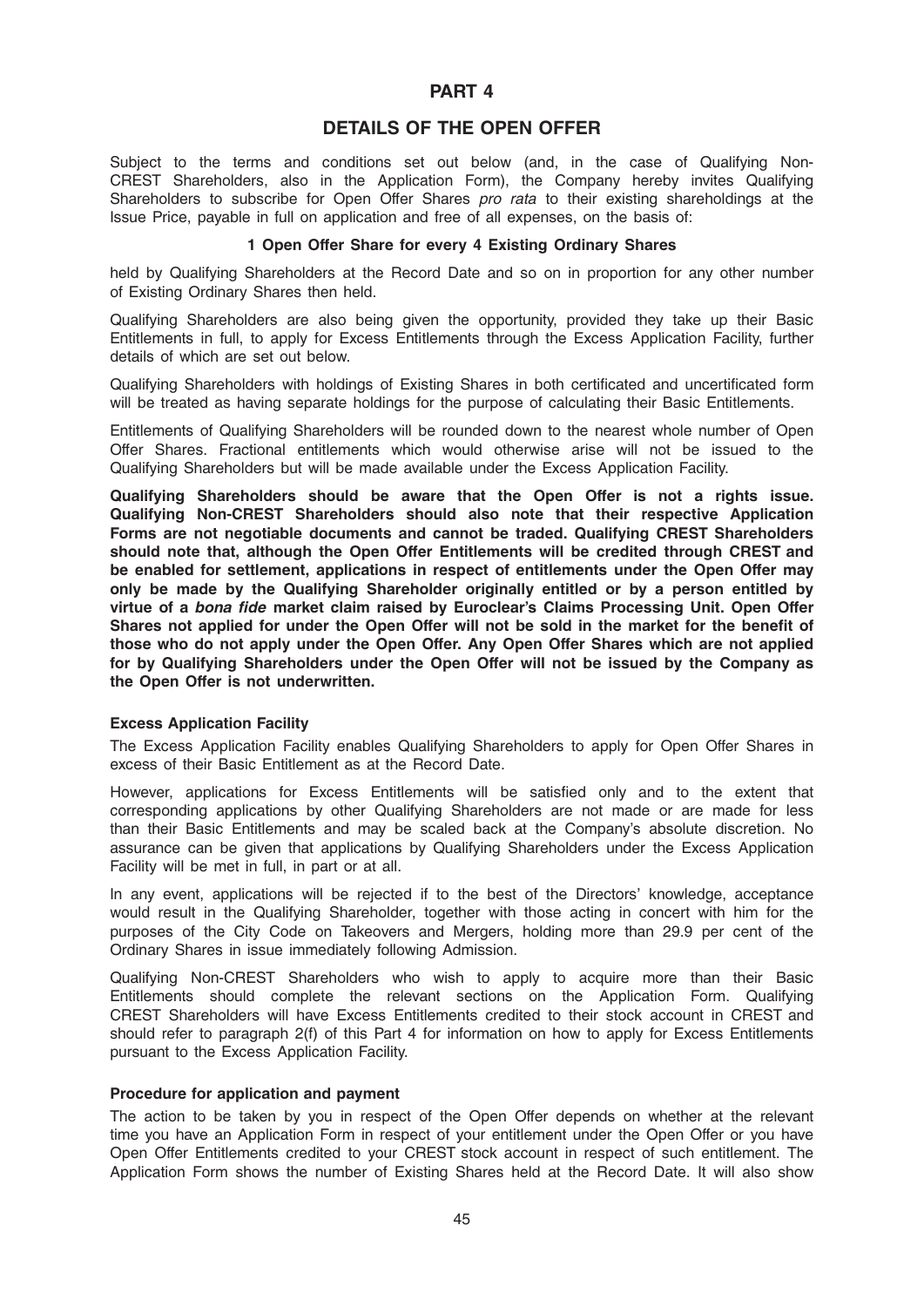# PART 4

## DETAILS OF THE OPEN OFFER

Subject to the terms and conditions set out below (and, in the case of Qualifying Non-CREST Shareholders, also in the Application Form), the Company hereby invites Qualifying Shareholders to subscribe for Open Offer Shares *pro rata* to their existing shareholdings at the Issue Price, payable in full on application and free of all expenses, on the basis of:

**1 Open Offer Share for every 4 Existing Ordinary Shares**

held by Qualifying Shareholders at the Record Date and so on in proportion for any other number of Existing Ordinary Shares then held.

Qualifying Shareholders are also being given the opportunity, provided they take up their Basic Entitlements in full, to apply for Excess Entitlements through the Excess Application Facility, further details of which are set out below.

Qualifying Shareholders with holdings of Existing Shares in both certificated and uncertificated form will be treated as having separate holdings for the purpose of calculating their Basic Entitlements.

Entitlements of Qualifying Shareholders will be rounded down to the nearest whole number of Open Offer Shares. Fractional entitlements which would otherwise arise will not be issued to the Qualifying Shareholders but will be made available under the Excess Application Facility.

**Qualifying Shareholders should be aware that the Open Offer is not a rights issue. Qualifying Non-CREST Shareholders should also note that their respective Application Forms are not negotiable documents and cannot be traded. Qualifying CREST Shareholders should note that, although the Open Offer Entitlements will be credited through CREST and be enabled for settlement, applications in respect of entitlements under the Open Offer may only be made by the Qualifying Shareholder originally entitled or by a person entitled by virtue of a *bona fide* market claim raised by Euroclear's Claims Processing Unit. Open Offer Shares not applied for under the Open Offer will not be sold in the market for the benefit of those who do not apply under the Open Offer. Any Open Offer Shares which are not applied for by Qualifying Shareholders under the Open Offer will not be issued by the Company as the Open Offer is not underwritten.**

### Excess Application Facility

The Excess Application Facility enables Qualifying Shareholders to apply for Open Offer Shares in excess of their Basic Entitlement as at the Record Date.

However, applications for Excess Entitlements will be satisfied only and to the extent that corresponding applications by other Qualifying Shareholders are not made or are made for less than their Basic Entitlements and may be scaled back at the Company's absolute discretion. No assurance can be given that applications by Qualifying Shareholders under the Excess Application Facility will be met in full, in part or at all.

In any event, applications will be rejected if to the best of the Directors' knowledge, acceptance would result in the Qualifying Shareholder, together with those acting in concert with him for the purposes of the City Code on Takeovers and Mergers, holding more than 29.9 per cent of the Ordinary Shares in issue immediately following Admission.

Qualifying Non-CREST Shareholders who wish to apply to acquire more than their Basic Entitlements should complete the relevant sections on the Application Form. Qualifying CREST Shareholders will have Excess Entitlements credited to their stock account in CREST and should refer to paragraph 2(f) of this Part 4 for information on how to apply for Excess Entitlements pursuant to the Excess Application Facility.

### Procedure for application and payment

The action to be taken by you in respect of the Open Offer depends on whether at the relevant time you have an Application Form in respect of your entitlement under the Open Offer or you have Open Offer Entitlements credited to your CREST stock account in respect of such entitlement. The Application Form shows the number of Existing Shares held at the Record Date. It will also show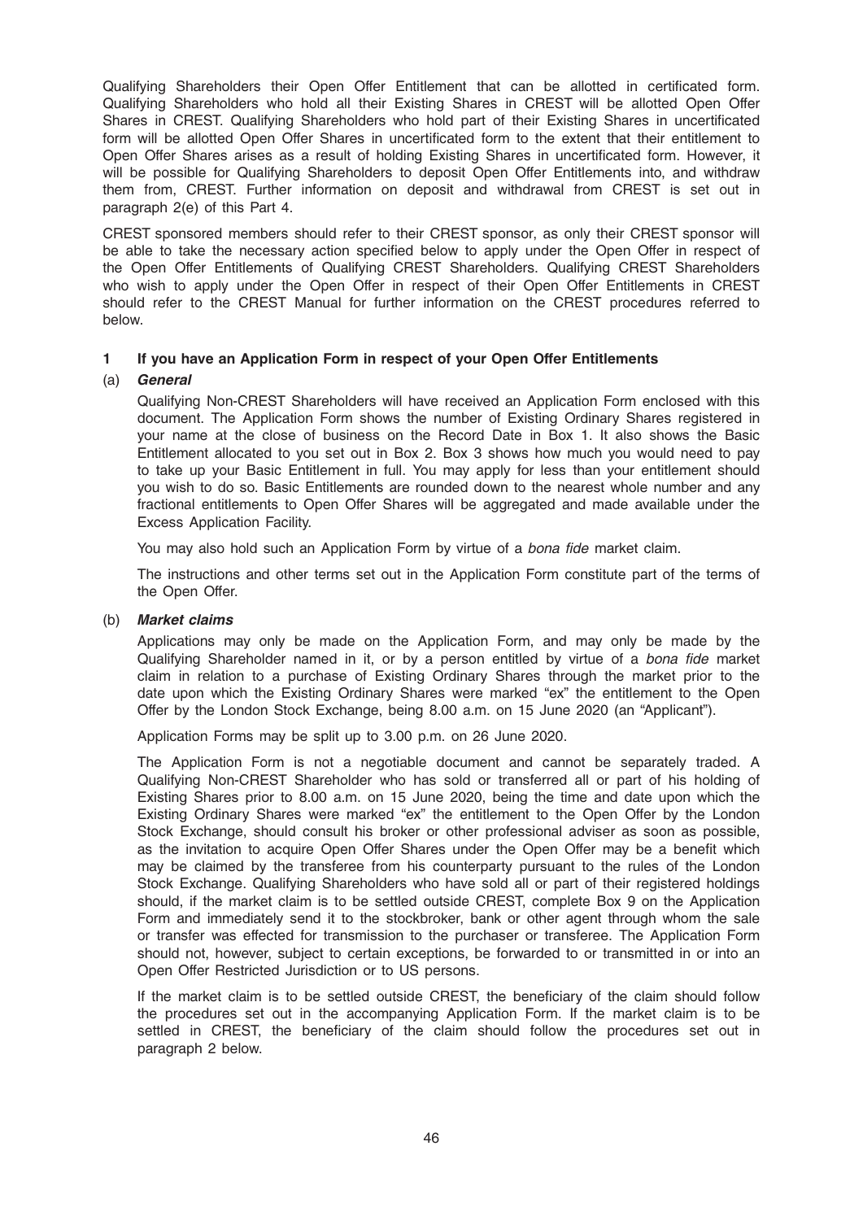Qualifying Shareholders their Open Offer Entitlement that can be allotted in certificated form. Qualifying Shareholders who hold all their Existing Shares in CREST will be allotted Open Offer Shares in CREST. Qualifying Shareholders who hold part of their Existing Shares in uncertificated form will be allotted Open Offer Shares in uncertificated form to the extent that their entitlement to Open Offer Shares arises as a result of holding Existing Shares in uncertificated form. However, it will be possible for Qualifying Shareholders to deposit Open Offer Entitlements into, and withdraw them from, CREST. Further information on deposit and withdrawal from CREST is set out in paragraph 2(e) of this Part 4.

CREST sponsored members should refer to their CREST sponsor, as only their CREST sponsor will be able to take the necessary action specified below to apply under the Open Offer in respect of the Open Offer Entitlements of Qualifying CREST Shareholders. Qualifying CREST Shareholders who wish to apply under the Open Offer in respect of their Open Offer Entitlements in CREST should refer to the CREST Manual for further information on the CREST procedures referred to below.

**1 If you have an Application Form in respect of your Open Offer Entitlements**

(a) ***General***

Qualifying Non-CREST Shareholders will have received an Application Form enclosed with this document. The Application Form shows the number of Existing Ordinary Shares registered in your name at the close of business on the Record Date in Box 1. It also shows the Basic Entitlement allocated to you set out in Box 2. Box 3 shows how much you would need to pay to take up your Basic Entitlement in full. You may apply for less than your entitlement should you wish to do so. Basic Entitlements are rounded down to the nearest whole number and any fractional entitlements to Open Offer Shares will be aggregated and made available under the Excess Application Facility.

You may also hold such an Application Form by virtue of a *bona fide* market claim.

The instructions and other terms set out in the Application Form constitute part of the terms of the Open Offer.

(b) ***Market claims***

Applications may only be made on the Application Form, and may only be made by the Qualifying Shareholder named in it, or by a person entitled by virtue of a *bona fide* market claim in relation to a purchase of Existing Ordinary Shares through the market prior to the date upon which the Existing Ordinary Shares were marked "ex" the entitlement to the Open Offer by the London Stock Exchange, being 8.00 a.m. on 15 June 2020 (an "Applicant").

Application Forms may be split up to 3.00 p.m. on 26 June 2020.

The Application Form is not a negotiable document and cannot be separately traded. A Qualifying Non-CREST Shareholder who has sold or transferred all or part of his holding of Existing Shares prior to 8.00 a.m. on 15 June 2020, being the time and date upon which the Existing Ordinary Shares were marked "ex" the entitlement to the Open Offer by the London Stock Exchange, should consult his broker or other professional adviser as soon as possible, as the invitation to acquire Open Offer Shares under the Open Offer may be a benefit which may be claimed by the transferee from his counterparty pursuant to the rules of the London Stock Exchange. Qualifying Shareholders who have sold all or part of their registered holdings should, if the market claim is to be settled outside CREST, complete Box 9 on the Application Form and immediately send it to the stockbroker, bank or other agent through whom the sale or transfer was effected for transmission to the purchaser or transferee. The Application Form should not, however, subject to certain exceptions, be forwarded to or transmitted in or into an Open Offer Restricted Jurisdiction or to US persons.

If the market claim is to be settled outside CREST, the beneficiary of the claim should follow the procedures set out in the accompanying Application Form. If the market claim is to be settled in CREST, the beneficiary of the claim should follow the procedures set out in paragraph 2 below.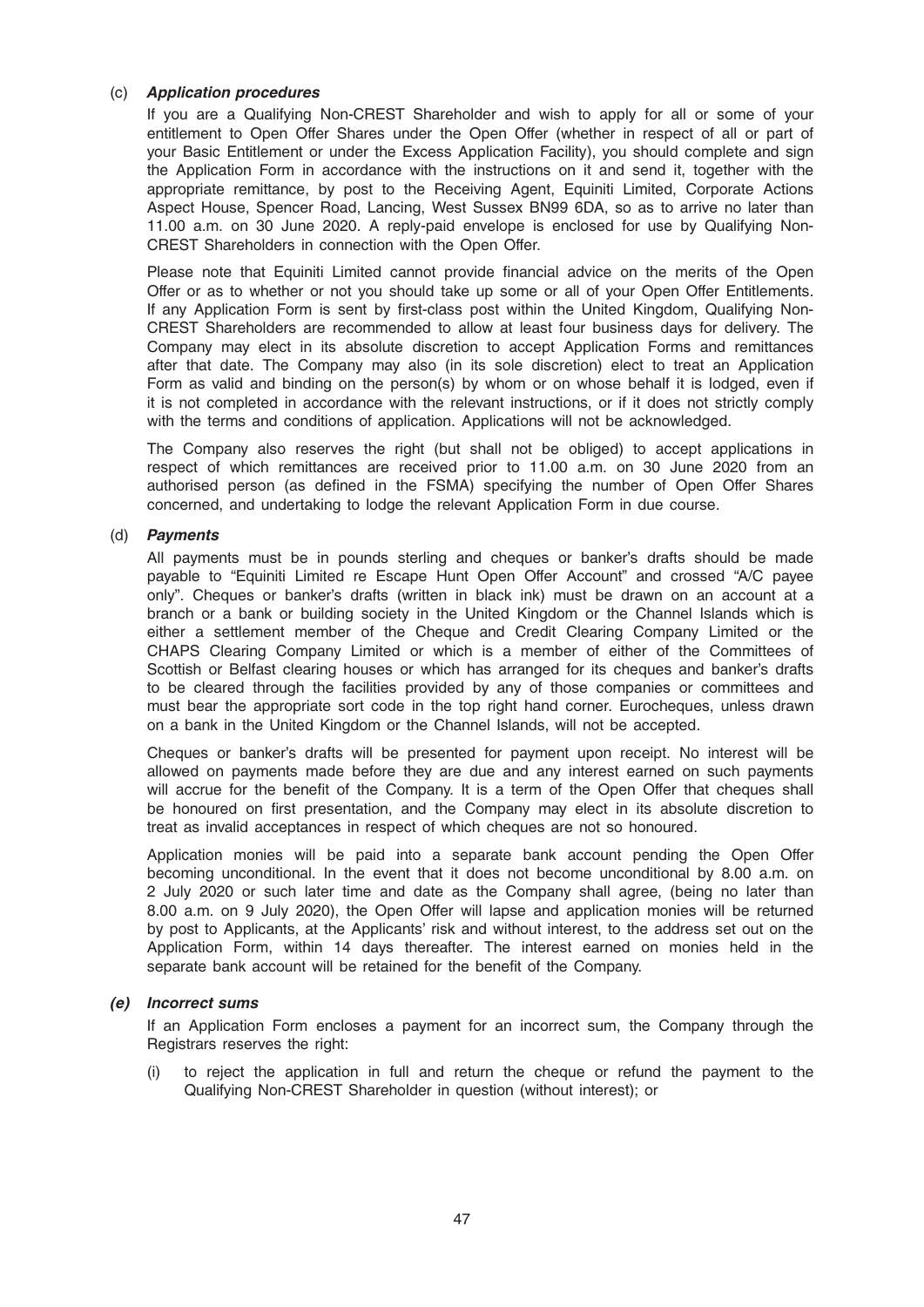(c) ***Application procedures***

If you are a Qualifying Non-CREST Shareholder and wish to apply for all or some of your entitlement to Open Offer Shares under the Open Offer (whether in respect of all or part of your Basic Entitlement or under the Excess Application Facility), you should complete and sign the Application Form in accordance with the instructions on it and send it, together with the appropriate remittance, by post to the Receiving Agent, Equiniti Limited, Corporate Actions Aspect House, Spencer Road, Lancing, West Sussex BN99 6DA, so as to arrive no later than 11.00 a.m. on 30 June 2020. A reply-paid envelope is enclosed for use by Qualifying Non-CREST Shareholders in connection with the Open Offer.

Please note that Equiniti Limited cannot provide financial advice on the merits of the Open Offer or as to whether or not you should take up some or all of your Open Offer Entitlements. If any Application Form is sent by first-class post within the United Kingdom, Qualifying Non-CREST Shareholders are recommended to allow at least four business days for delivery. The Company may elect in its absolute discretion to accept Application Forms and remittances after that date. The Company may also (in its sole discretion) elect to treat an Application Form as valid and binding on the person(s) by whom or on whose behalf it is lodged, even if it is not completed in accordance with the relevant instructions, or if it does not strictly comply with the terms and conditions of application. Applications will not be acknowledged.

The Company also reserves the right (but shall not be obliged) to accept applications in respect of which remittances are received prior to 11.00 a.m. on 30 June 2020 from an authorised person (as defined in the FSMA) specifying the number of Open Offer Shares concerned, and undertaking to lodge the relevant Application Form in due course.

(d) ***Payments***

All payments must be in pounds sterling and cheques or banker's drafts should be made payable to "Equiniti Limited re Escape Hunt Open Offer Account" and crossed "A/C payee only". Cheques or banker's drafts (written in black ink) must be drawn on an account at a branch or a bank or building society in the United Kingdom or the Channel Islands which is either a settlement member of the Cheque and Credit Clearing Company Limited or the CHAPS Clearing Company Limited or which is a member of either of the Committees of Scottish or Belfast clearing houses or which has arranged for its cheques and banker's drafts to be cleared through the facilities provided by any of those companies or committees and must bear the appropriate sort code in the top right hand corner. Eurocheques, unless drawn on a bank in the United Kingdom or the Channel Islands, will not be accepted.

Cheques or banker's drafts will be presented for payment upon receipt. No interest will be allowed on payments made before they are due and any interest earned on such payments will accrue for the benefit of the Company. It is a term of the Open Offer that cheques shall be honoured on first presentation, and the Company may elect in its absolute discretion to treat as invalid acceptances in respect of which cheques are not so honoured.

Application monies will be paid into a separate bank account pending the Open Offer becoming unconditional. In the event that it does not become unconditional by 8.00 a.m. on 2 July 2020 or such later time and date as the Company shall agree, (being no later than 8.00 a.m. on 9 July 2020), the Open Offer will lapse and application monies will be returned by post to Applicants, at the Applicants' risk and without interest, to the address set out on the Application Form, within 14 days thereafter. The interest earned on monies held in the separate bank account will be retained for the benefit of the Company.

***(e) Incorrect sums***

If an Application Form encloses a payment for an incorrect sum, the Company through the Registrars reserves the right:

(i) to reject the application in full and return the cheque or refund the payment to the Qualifying Non-CREST Shareholder in question (without interest); or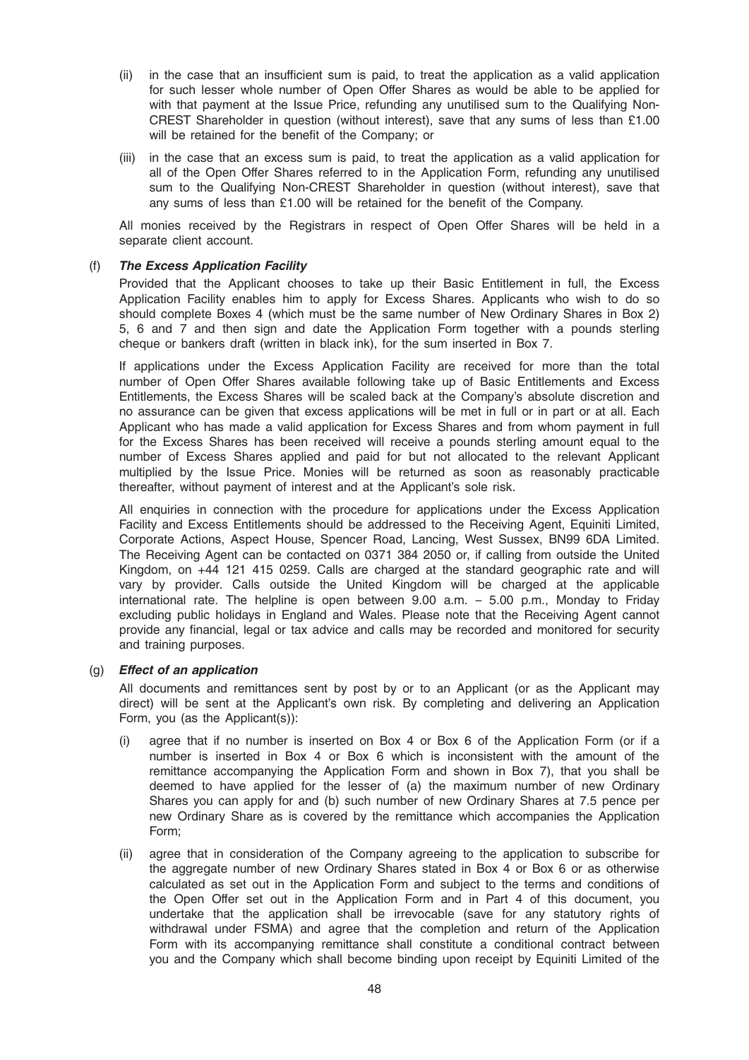(ii) in the case that an insufficient sum is paid, to treat the application as a valid application for such lesser whole number of Open Offer Shares as would be able to be applied for with that payment at the Issue Price, refunding any unutilised sum to the Qualifying Non-CREST Shareholder in question (without interest), save that any sums of less than £1.00 will be retained for the benefit of the Company; or

(iii) in the case that an excess sum is paid, to treat the application as a valid application for all of the Open Offer Shares referred to in the Application Form, refunding any unutilised sum to the Qualifying Non-CREST Shareholder in question (without interest), save that any sums of less than £1.00 will be retained for the benefit of the Company.

All monies received by the Registrars in respect of Open Offer Shares will be held in a separate client account.

(f) ***The Excess Application Facility***

Provided that the Applicant chooses to take up their Basic Entitlement in full, the Excess Application Facility enables him to apply for Excess Shares. Applicants who wish to do so should complete Boxes 4 (which must be the same number of New Ordinary Shares in Box 2) 5, 6 and 7 and then sign and date the Application Form together with a pounds sterling cheque or bankers draft (written in black ink), for the sum inserted in Box 7.

If applications under the Excess Application Facility are received for more than the total number of Open Offer Shares available following take up of Basic Entitlements and Excess Entitlements, the Excess Shares will be scaled back at the Company's absolute discretion and no assurance can be given that excess applications will be met in full or in part or at all. Each Applicant who has made a valid application for Excess Shares and from whom payment in full for the Excess Shares has been received will receive a pounds sterling amount equal to the number of Excess Shares applied and paid for but not allocated to the relevant Applicant multiplied by the Issue Price. Monies will be returned as soon as reasonably practicable thereafter, without payment of interest and at the Applicant's sole risk.

All enquiries in connection with the procedure for applications under the Excess Application Facility and Excess Entitlements should be addressed to the Receiving Agent, Equiniti Limited, Corporate Actions, Aspect House, Spencer Road, Lancing, West Sussex, BN99 6DA Limited. The Receiving Agent can be contacted on 0371 384 2050 or, if calling from outside the United Kingdom, on +44 121 415 0259. Calls are charged at the standard geographic rate and will vary by provider. Calls outside the United Kingdom will be charged at the applicable international rate. The helpline is open between 9.00 a.m. – 5.00 p.m., Monday to Friday excluding public holidays in England and Wales. Please note that the Receiving Agent cannot provide any financial, legal or tax advice and calls may be recorded and monitored for security and training purposes.

(g) ***Effect of an application***

All documents and remittances sent by post by or to an Applicant (or as the Applicant may direct) will be sent at the Applicant's own risk. By completing and delivering an Application Form, you (as the Applicant(s)):

(i) agree that if no number is inserted on Box 4 or Box 6 of the Application Form (or if a number is inserted in Box 4 or Box 6 which is inconsistent with the amount of the remittance accompanying the Application Form and shown in Box 7), that you shall be deemed to have applied for the lesser of (a) the maximum number of new Ordinary Shares you can apply for and (b) such number of new Ordinary Shares at 7.5 pence per new Ordinary Share as is covered by the remittance which accompanies the Application Form;

(ii) agree that in consideration of the Company agreeing to the application to subscribe for the aggregate number of new Ordinary Shares stated in Box 4 or Box 6 or as otherwise calculated as set out in the Application Form and subject to the terms and conditions of the Open Offer set out in the Application Form and in Part 4 of this document, you undertake that the application shall be irrevocable (save for any statutory rights of withdrawal under FSMA) and agree that the completion and return of the Application Form with its accompanying remittance shall constitute a conditional contract between you and the Company which shall become binding upon receipt by Equiniti Limited of the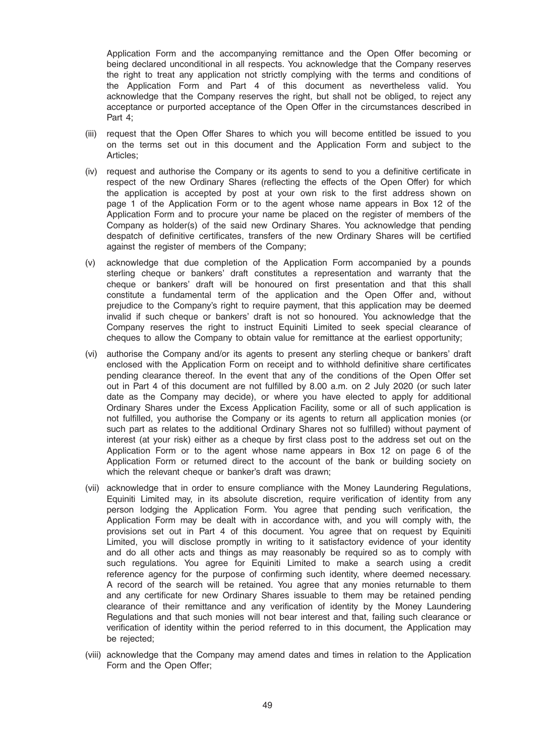Application Form and the accompanying remittance and the Open Offer becoming or being declared unconditional in all respects. You acknowledge that the Company reserves the right to treat any application not strictly complying with the terms and conditions of the Application Form and Part 4 of this document as nevertheless valid. You acknowledge that the Company reserves the right, but shall not be obliged, to reject any acceptance or purported acceptance of the Open Offer in the circumstances described in Part 4;

(iii) request that the Open Offer Shares to which you will become entitled be issued to you on the terms set out in this document and the Application Form and subject to the Articles;

(iv) request and authorise the Company or its agents to send to you a definitive certificate in respect of the new Ordinary Shares (reflecting the effects of the Open Offer) for which the application is accepted by post at your own risk to the first address shown on page 1 of the Application Form or to the agent whose name appears in Box 12 of the Application Form and to procure your name be placed on the register of members of the Company as holder(s) of the said new Ordinary Shares. You acknowledge that pending despatch of definitive certificates, transfers of the new Ordinary Shares will be certified against the register of members of the Company;

(v) acknowledge that due completion of the Application Form accompanied by a pounds sterling cheque or bankers' draft constitutes a representation and warranty that the cheque or bankers' draft will be honoured on first presentation and that this shall constitute a fundamental term of the application and the Open Offer and, without prejudice to the Company's right to require payment, that this application may be deemed invalid if such cheque or bankers' draft is not so honoured. You acknowledge that the Company reserves the right to instruct Equiniti Limited to seek special clearance of cheques to allow the Company to obtain value for remittance at the earliest opportunity;

(vi) authorise the Company and/or its agents to present any sterling cheque or bankers' draft enclosed with the Application Form on receipt and to withhold definitive share certificates pending clearance thereof. In the event that any of the conditions of the Open Offer set out in Part 4 of this document are not fulfilled by 8.00 a.m. on 2 July 2020 (or such later date as the Company may decide), or where you have elected to apply for additional Ordinary Shares under the Excess Application Facility, some or all of such application is not fulfilled, you authorise the Company or its agents to return all application monies (or such part as relates to the additional Ordinary Shares not so fulfilled) without payment of interest (at your risk) either as a cheque by first class post to the address set out on the Application Form or to the agent whose name appears in Box 12 on page 6 of the Application Form or returned direct to the account of the bank or building society on which the relevant cheque or banker's draft was drawn;

(vii) acknowledge that in order to ensure compliance with the Money Laundering Regulations, Equiniti Limited may, in its absolute discretion, require verification of identity from any person lodging the Application Form. You agree that pending such verification, the Application Form may be dealt with in accordance with, and you will comply with, the provisions set out in Part 4 of this document. You agree that on request by Equiniti Limited, you will disclose promptly in writing to it satisfactory evidence of your identity and do all other acts and things as may reasonably be required so as to comply with such regulations. You agree for Equiniti Limited to make a search using a credit reference agency for the purpose of confirming such identity, where deemed necessary. A record of the search will be retained. You agree that any monies returnable to them and any certificate for new Ordinary Shares issuable to them may be retained pending clearance of their remittance and any verification of identity by the Money Laundering Regulations and that such monies will not bear interest and that, failing such clearance or verification of identity within the period referred to in this document, the Application may be rejected;

(viii) acknowledge that the Company may amend dates and times in relation to the Application Form and the Open Offer;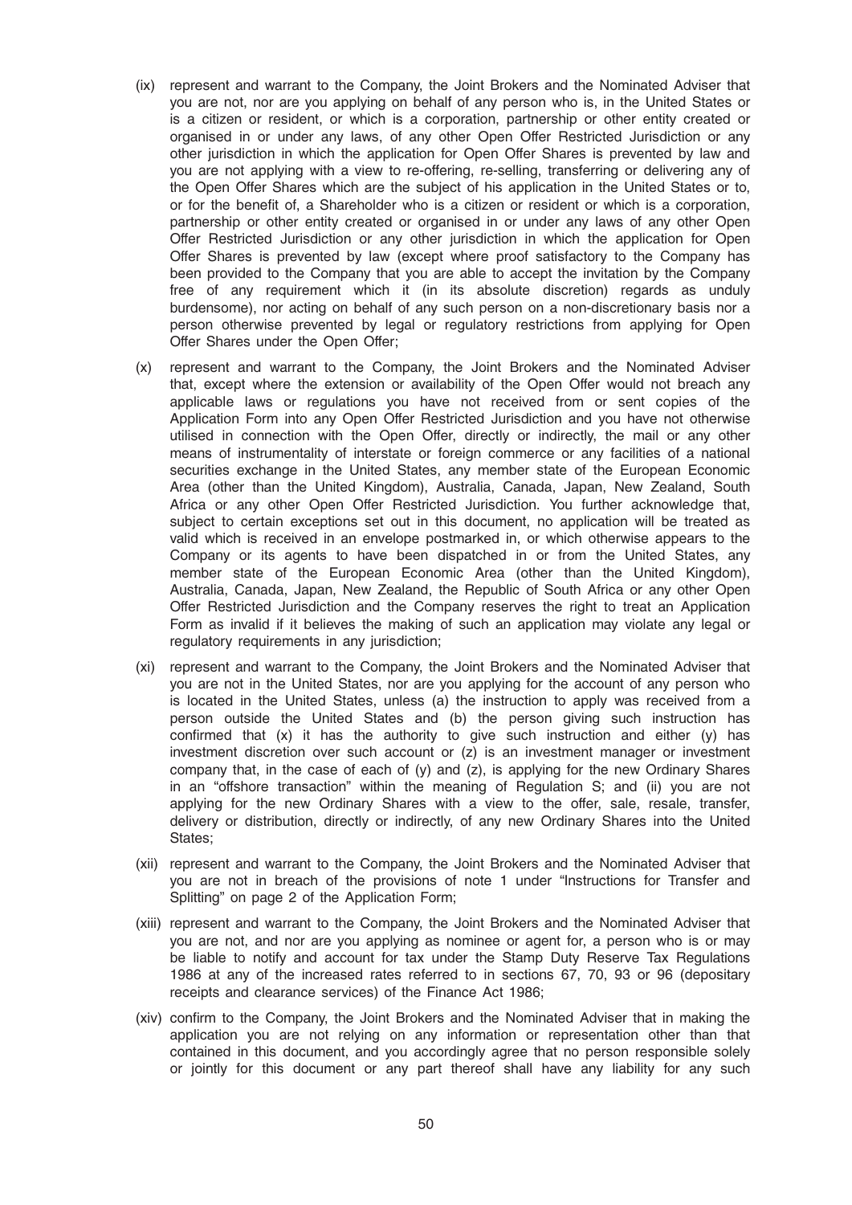(ix) represent and warrant to the Company, the Joint Brokers and the Nominated Adviser that you are not, nor are you applying on behalf of any person who is, in the United States or is a citizen or resident, or which is a corporation, partnership or other entity created or organised in or under any laws, of any other Open Offer Restricted Jurisdiction or any other jurisdiction in which the application for Open Offer Shares is prevented by law and you are not applying with a view to re-offering, re-selling, transferring or delivering any of the Open Offer Shares which are the subject of his application in the United States or to, or for the benefit of, a Shareholder who is a citizen or resident or which is a corporation, partnership or other entity created or organised in or under any laws of any other Open Offer Restricted Jurisdiction or any other jurisdiction in which the application for Open Offer Shares is prevented by law (except where proof satisfactory to the Company has been provided to the Company that you are able to accept the invitation by the Company free of any requirement which it (in its absolute discretion) regards as unduly burdensome), nor acting on behalf of any such person on a non-discretionary basis nor a person otherwise prevented by legal or regulatory restrictions from applying for Open Offer Shares under the Open Offer;

(x) represent and warrant to the Company, the Joint Brokers and the Nominated Adviser that, except where the extension or availability of the Open Offer would not breach any applicable laws or regulations you have not received from or sent copies of the Application Form into any Open Offer Restricted Jurisdiction and you have not otherwise utilised in connection with the Open Offer, directly or indirectly, the mail or any other means of instrumentality of interstate or foreign commerce or any facilities of a national securities exchange in the United States, any member state of the European Economic Area (other than the United Kingdom), Australia, Canada, Japan, New Zealand, South Africa or any other Open Offer Restricted Jurisdiction. You further acknowledge that, subject to certain exceptions set out in this document, no application will be treated as valid which is received in an envelope postmarked in, or which otherwise appears to the Company or its agents to have been dispatched in or from the United States, any member state of the European Economic Area (other than the United Kingdom), Australia, Canada, Japan, New Zealand, the Republic of South Africa or any other Open Offer Restricted Jurisdiction and the Company reserves the right to treat an Application Form as invalid if it believes the making of such an application may violate any legal or regulatory requirements in any jurisdiction;

(xi) represent and warrant to the Company, the Joint Brokers and the Nominated Adviser that you are not in the United States, nor are you applying for the account of any person who is located in the United States, unless (a) the instruction to apply was received from a person outside the United States and (b) the person giving such instruction has confirmed that (x) it has the authority to give such instruction and either (y) has investment discretion over such account or (z) is an investment manager or investment company that, in the case of each of (y) and (z), is applying for the new Ordinary Shares in an "offshore transaction" within the meaning of Regulation S; and (ii) you are not applying for the new Ordinary Shares with a view to the offer, sale, resale, transfer, delivery or distribution, directly or indirectly, of any new Ordinary Shares into the United States;

(xii) represent and warrant to the Company, the Joint Brokers and the Nominated Adviser that you are not in breach of the provisions of note 1 under "Instructions for Transfer and Splitting" on page 2 of the Application Form;

(xiii) represent and warrant to the Company, the Joint Brokers and the Nominated Adviser that you are not, and nor are you applying as nominee or agent for, a person who is or may be liable to notify and account for tax under the Stamp Duty Reserve Tax Regulations 1986 at any of the increased rates referred to in sections 67, 70, 93 or 96 (depositary receipts and clearance services) of the Finance Act 1986;

(xiv) confirm to the Company, the Joint Brokers and the Nominated Adviser that in making the application you are not relying on any information or representation other than that contained in this document, and you accordingly agree that no person responsible solely or jointly for this document or any part thereof shall have any liability for any such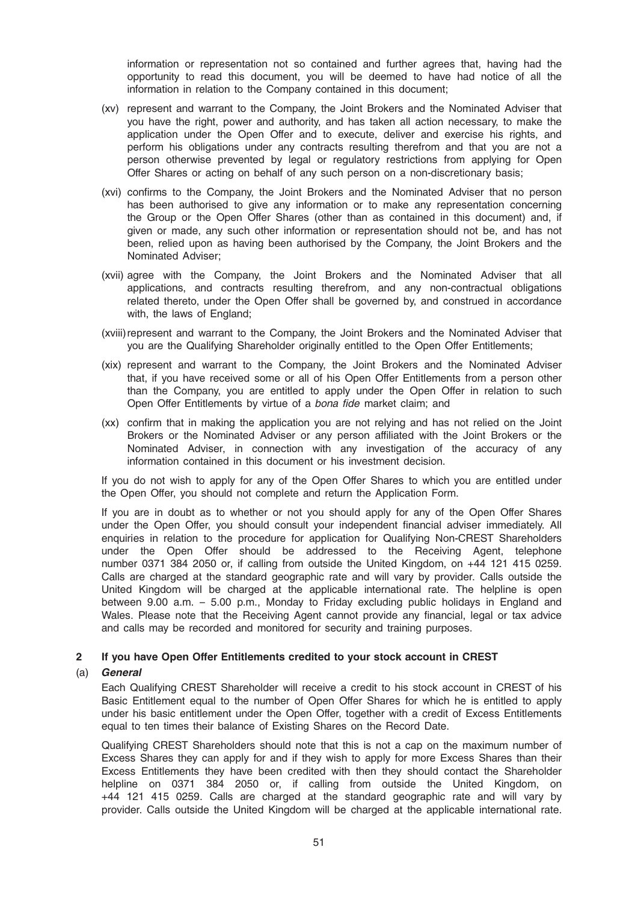information or representation not so contained and further agrees that, having had the opportunity to read this document, you will be deemed to have had notice of all the information in relation to the Company contained in this document;

(xv) represent and warrant to the Company, the Joint Brokers and the Nominated Adviser that you have the right, power and authority, and has taken all action necessary, to make the application under the Open Offer and to execute, deliver and exercise his rights, and perform his obligations under any contracts resulting therefrom and that you are not a person otherwise prevented by legal or regulatory restrictions from applying for Open Offer Shares or acting on behalf of any such person on a non-discretionary basis;

(xvi) confirms to the Company, the Joint Brokers and the Nominated Adviser that no person has been authorised to give any information or to make any representation concerning the Group or the Open Offer Shares (other than as contained in this document) and, if given or made, any such other information or representation should not be, and has not been, relied upon as having been authorised by the Company, the Joint Brokers and the Nominated Adviser;

(xvii) agree with the Company, the Joint Brokers and the Nominated Adviser that all applications, and contracts resulting therefrom, and any non-contractual obligations related thereto, under the Open Offer shall be governed by, and construed in accordance with, the laws of England;

(xviii) represent and warrant to the Company, the Joint Brokers and the Nominated Adviser that you are the Qualifying Shareholder originally entitled to the Open Offer Entitlements;

(xix) represent and warrant to the Company, the Joint Brokers and the Nominated Adviser that, if you have received some or all of his Open Offer Entitlements from a person other than the Company, you are entitled to apply under the Open Offer in relation to such Open Offer Entitlements by virtue of a *bona fide* market claim; and

(xx) confirm that in making the application you are not relying and has not relied on the Joint Brokers or the Nominated Adviser or any person affiliated with the Joint Brokers or the Nominated Adviser, in connection with any investigation of the accuracy of any information contained in this document or his investment decision.

If you do not wish to apply for any of the Open Offer Shares to which you are entitled under the Open Offer, you should not complete and return the Application Form.

If you are in doubt as to whether or not you should apply for any of the Open Offer Shares under the Open Offer, you should consult your independent financial adviser immediately. All enquiries in relation to the procedure for application for Qualifying Non-CREST Shareholders under the Open Offer should be addressed to the Receiving Agent, telephone number 0371 384 2050 or, if calling from outside the United Kingdom, on +44 121 415 0259. Calls are charged at the standard geographic rate and will vary by provider. Calls outside the United Kingdom will be charged at the applicable international rate. The helpline is open between 9.00 a.m. – 5.00 p.m., Monday to Friday excluding public holidays in England and Wales. Please note that the Receiving Agent cannot provide any financial, legal or tax advice and calls may be recorded and monitored for security and training purposes.

## 2 If you have Open Offer Entitlements credited to your stock account in CREST

### (a) *General*

Each Qualifying CREST Shareholder will receive a credit to his stock account in CREST of his Basic Entitlement equal to the number of Open Offer Shares for which he is entitled to apply under his basic entitlement under the Open Offer, together with a credit of Excess Entitlements equal to ten times their balance of Existing Shares on the Record Date.

Qualifying CREST Shareholders should note that this is not a cap on the maximum number of Excess Shares they can apply for and if they wish to apply for more Excess Shares than their Excess Entitlements they have been credited with then they should contact the Shareholder helpline on 0371 384 2050 or, if calling from outside the United Kingdom, on +44 121 415 0259. Calls are charged at the standard geographic rate and will vary by provider. Calls outside the United Kingdom will be charged at the applicable international rate.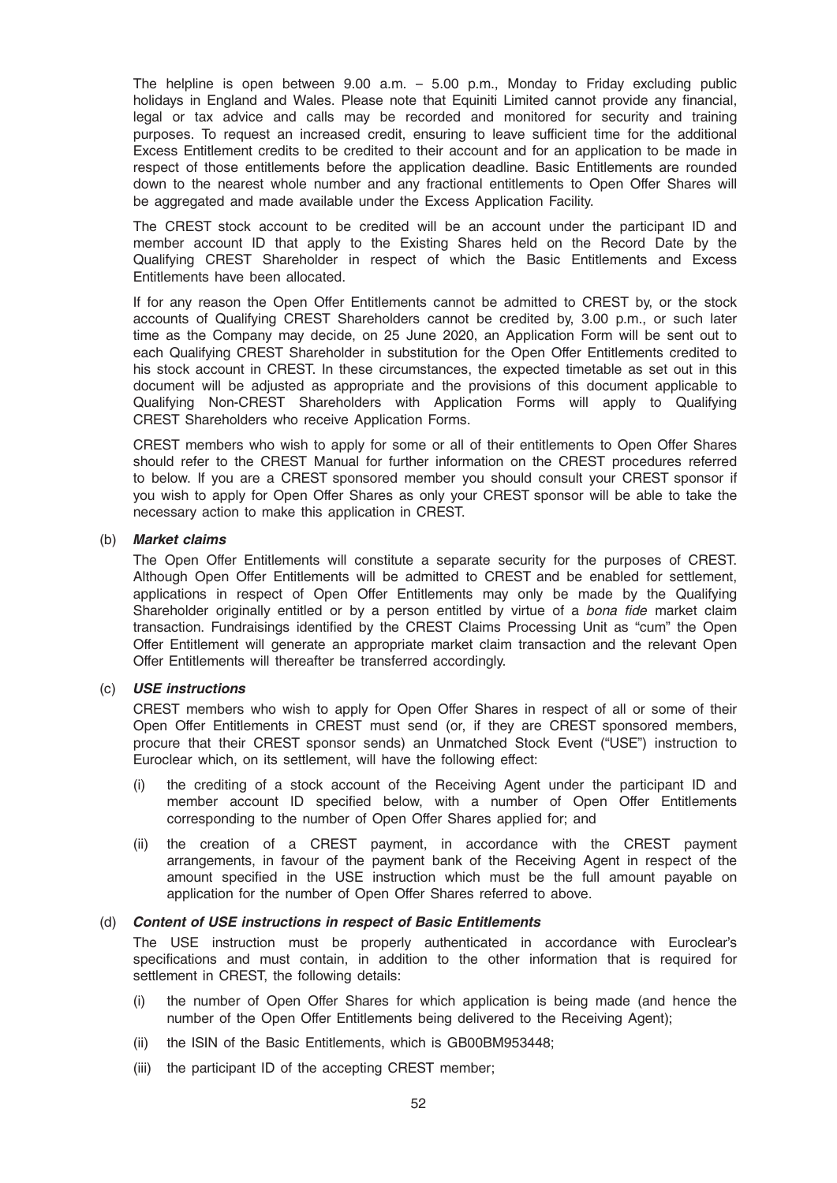The helpline is open between 9.00 a.m. – 5.00 p.m., Monday to Friday excluding public holidays in England and Wales. Please note that Equiniti Limited cannot provide any financial, legal or tax advice and calls may be recorded and monitored for security and training purposes. To request an increased credit, ensuring to leave sufficient time for the additional Excess Entitlement credits to be credited to their account and for an application to be made in respect of those entitlements before the application deadline. Basic Entitlements are rounded down to the nearest whole number and any fractional entitlements to Open Offer Shares will be aggregated and made available under the Excess Application Facility.

The CREST stock account to be credited will be an account under the participant ID and member account ID that apply to the Existing Shares held on the Record Date by the Qualifying CREST Shareholder in respect of which the Basic Entitlements and Excess Entitlements have been allocated.

If for any reason the Open Offer Entitlements cannot be admitted to CREST by, or the stock accounts of Qualifying CREST Shareholders cannot be credited by, 3.00 p.m., or such later time as the Company may decide, on 25 June 2020, an Application Form will be sent out to each Qualifying CREST Shareholder in substitution for the Open Offer Entitlements credited to his stock account in CREST. In these circumstances, the expected timetable as set out in this document will be adjusted as appropriate and the provisions of this document applicable to Qualifying Non-CREST Shareholders with Application Forms will apply to Qualifying CREST Shareholders who receive Application Forms.

CREST members who wish to apply for some or all of their entitlements to Open Offer Shares should refer to the CREST Manual for further information on the CREST procedures referred to below. If you are a CREST sponsored member you should consult your CREST sponsor if you wish to apply for Open Offer Shares as only your CREST sponsor will be able to take the necessary action to make this application in CREST.

(b) ***Market claims***

The Open Offer Entitlements will constitute a separate security for the purposes of CREST. Although Open Offer Entitlements will be admitted to CREST and be enabled for settlement, applications in respect of Open Offer Entitlements may only be made by the Qualifying Shareholder originally entitled or by a person entitled by virtue of a *bona fide* market claim transaction. Fundraisings identified by the CREST Claims Processing Unit as "cum" the Open Offer Entitlement will generate an appropriate market claim transaction and the relevant Open Offer Entitlements will thereafter be transferred accordingly.

(c) ***USE instructions***

CREST members who wish to apply for Open Offer Shares in respect of all or some of their Open Offer Entitlements in CREST must send (or, if they are CREST sponsored members, procure that their CREST sponsor sends) an Unmatched Stock Event ("USE") instruction to Euroclear which, on its settlement, will have the following effect:

(i) the crediting of a stock account of the Receiving Agent under the participant ID and member account ID specified below, with a number of Open Offer Entitlements corresponding to the number of Open Offer Shares applied for; and

(ii) the creation of a CREST payment, in accordance with the CREST payment arrangements, in favour of the payment bank of the Receiving Agent in respect of the amount specified in the USE instruction which must be the full amount payable on application for the number of Open Offer Shares referred to above.

(d) ***Content of USE instructions in respect of Basic Entitlements***

The USE instruction must be properly authenticated in accordance with Euroclear's specifications and must contain, in addition to the other information that is required for settlement in CREST, the following details:

(i) the number of Open Offer Shares for which application is being made (and hence the number of the Open Offer Entitlements being delivered to the Receiving Agent);

(ii) the ISIN of the Basic Entitlements, which is GB00BM953448;

(iii) the participant ID of the accepting CREST member;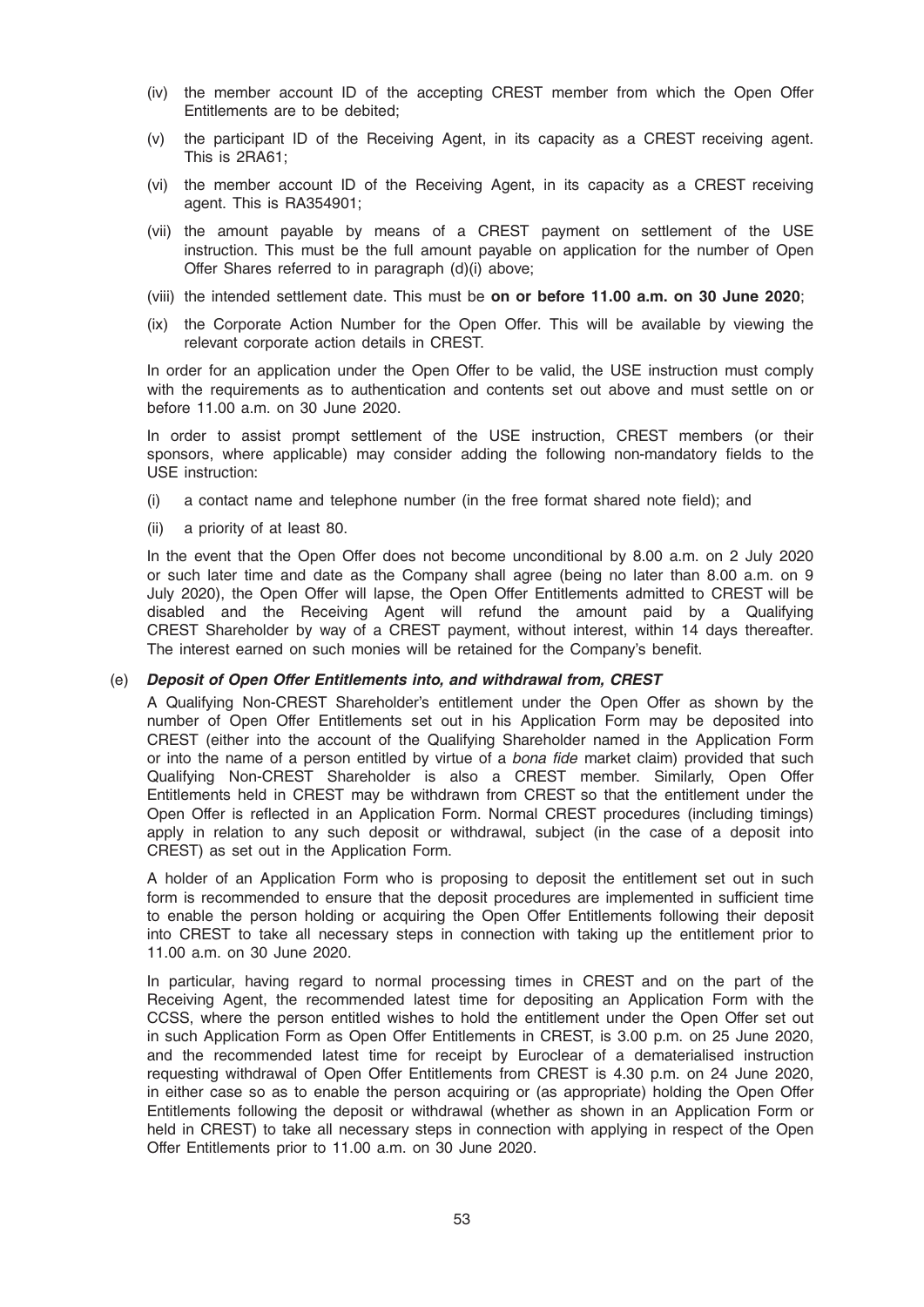(iv) the member account ID of the accepting CREST member from which the Open Offer Entitlements are to be debited;

(v) the participant ID of the Receiving Agent, in its capacity as a CREST receiving agent. This is 2RA61;

(vi) the member account ID of the Receiving Agent, in its capacity as a CREST receiving agent. This is RA354901;

(vii) the amount payable by means of a CREST payment on settlement of the USE instruction. This must be the full amount payable on application for the number of Open Offer Shares referred to in paragraph (d)(i) above;

(viii) the intended settlement date. This must be **on or before 11.00 a.m. on 30 June 2020**;

(ix) the Corporate Action Number for the Open Offer. This will be available by viewing the relevant corporate action details in CREST.

In order for an application under the Open Offer to be valid, the USE instruction must comply with the requirements as to authentication and contents set out above and must settle on or before 11.00 a.m. on 30 June 2020.

In order to assist prompt settlement of the USE instruction, CREST members (or their sponsors, where applicable) may consider adding the following non-mandatory fields to the USE instruction:

(i) a contact name and telephone number (in the free format shared note field); and

(ii) a priority of at least 80.

In the event that the Open Offer does not become unconditional by 8.00 a.m. on 2 July 2020 or such later time and date as the Company shall agree (being no later than 8.00 a.m. on 9 July 2020), the Open Offer will lapse, the Open Offer Entitlements admitted to CREST will be disabled and the Receiving Agent will refund the amount paid by a Qualifying CREST Shareholder by way of a CREST payment, without interest, within 14 days thereafter. The interest earned on such monies will be retained for the Company's benefit.

(e) ***Deposit of Open Offer Entitlements into, and withdrawal from, CREST***

A Qualifying Non-CREST Shareholder's entitlement under the Open Offer as shown by the number of Open Offer Entitlements set out in his Application Form may be deposited into CREST (either into the account of the Qualifying Shareholder named in the Application Form or into the name of a person entitled by virtue of a *bona fide* market claim) provided that such Qualifying Non-CREST Shareholder is also a CREST member. Similarly, Open Offer Entitlements held in CREST may be withdrawn from CREST so that the entitlement under the Open Offer is reflected in an Application Form. Normal CREST procedures (including timings) apply in relation to any such deposit or withdrawal, subject (in the case of a deposit into CREST) as set out in the Application Form.

A holder of an Application Form who is proposing to deposit the entitlement set out in such form is recommended to ensure that the deposit procedures are implemented in sufficient time to enable the person holding or acquiring the Open Offer Entitlements following their deposit into CREST to take all necessary steps in connection with taking up the entitlement prior to 11.00 a.m. on 30 June 2020.

In particular, having regard to normal processing times in CREST and on the part of the Receiving Agent, the recommended latest time for depositing an Application Form with the CCSS, where the person entitled wishes to hold the entitlement under the Open Offer set out in such Application Form as Open Offer Entitlements in CREST, is 3.00 p.m. on 25 June 2020, and the recommended latest time for receipt by Euroclear of a dematerialised instruction requesting withdrawal of Open Offer Entitlements from CREST is 4.30 p.m. on 24 June 2020, in either case so as to enable the person acquiring or (as appropriate) holding the Open Offer Entitlements following the deposit or withdrawal (whether as shown in an Application Form or held in CREST) to take all necessary steps in connection with applying in respect of the Open Offer Entitlements prior to 11.00 a.m. on 30 June 2020.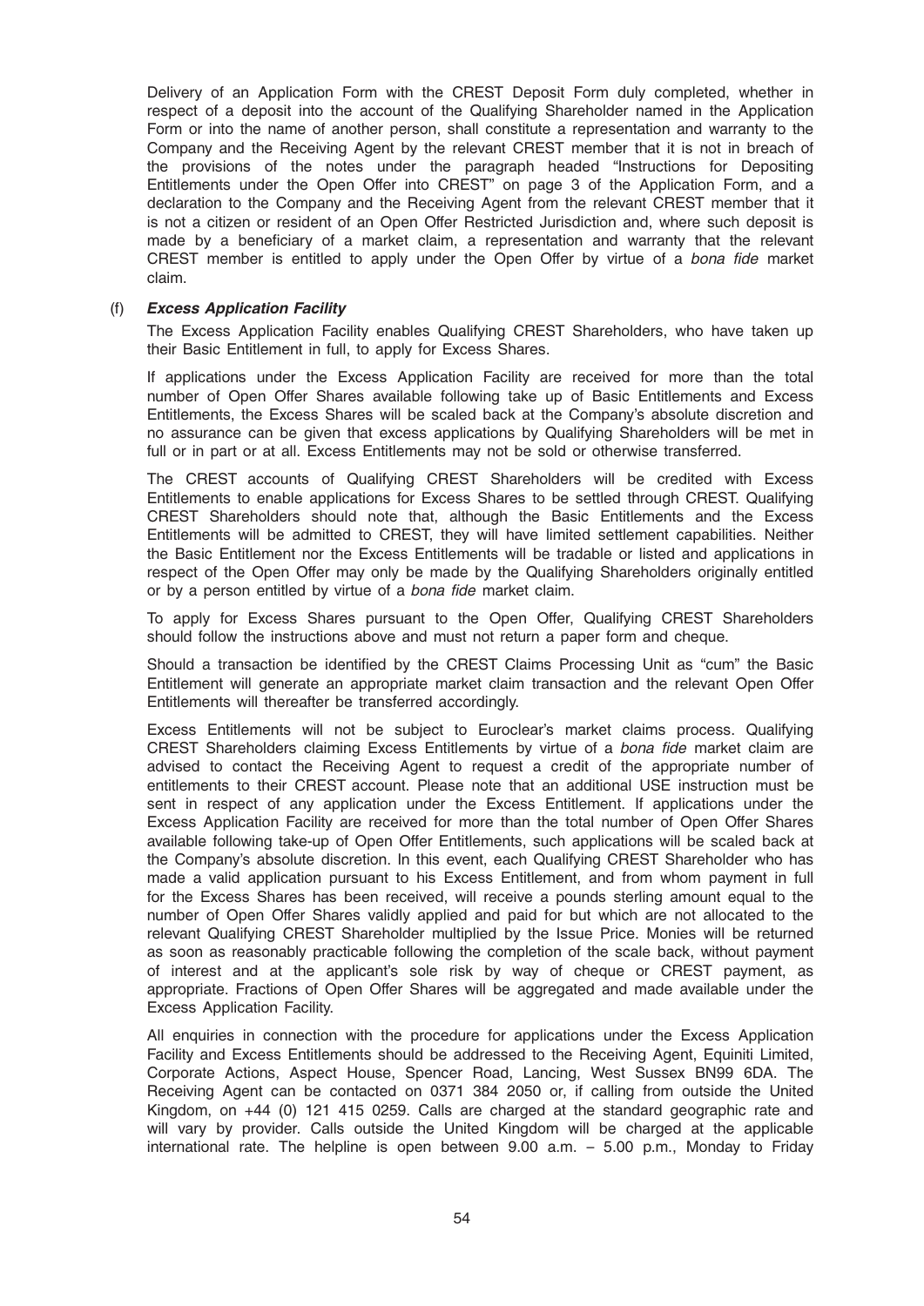Delivery of an Application Form with the CREST Deposit Form duly completed, whether in respect of a deposit into the account of the Qualifying Shareholder named in the Application Form or into the name of another person, shall constitute a representation and warranty to the Company and the Receiving Agent by the relevant CREST member that it is not in breach of the provisions of the notes under the paragraph headed "Instructions for Depositing Entitlements under the Open Offer into CREST" on page 3 of the Application Form, and a declaration to the Company and the Receiving Agent from the relevant CREST member that it is not a citizen or resident of an Open Offer Restricted Jurisdiction and, where such deposit is made by a beneficiary of a market claim, a representation and warranty that the relevant CREST member is entitled to apply under the Open Offer by virtue of a *bona fide* market claim.

(f) ***Excess Application Facility***

The Excess Application Facility enables Qualifying CREST Shareholders, who have taken up their Basic Entitlement in full, to apply for Excess Shares.

If applications under the Excess Application Facility are received for more than the total number of Open Offer Shares available following take up of Basic Entitlements and Excess Entitlements, the Excess Shares will be scaled back at the Company's absolute discretion and no assurance can be given that excess applications by Qualifying Shareholders will be met in full or in part or at all. Excess Entitlements may not be sold or otherwise transferred.

The CREST accounts of Qualifying CREST Shareholders will be credited with Excess Entitlements to enable applications for Excess Shares to be settled through CREST. Qualifying CREST Shareholders should note that, although the Basic Entitlements and the Excess Entitlements will be admitted to CREST, they will have limited settlement capabilities. Neither the Basic Entitlement nor the Excess Entitlements will be tradable or listed and applications in respect of the Open Offer may only be made by the Qualifying Shareholders originally entitled or by a person entitled by virtue of a *bona fide* market claim.

To apply for Excess Shares pursuant to the Open Offer, Qualifying CREST Shareholders should follow the instructions above and must not return a paper form and cheque.

Should a transaction be identified by the CREST Claims Processing Unit as "cum" the Basic Entitlement will generate an appropriate market claim transaction and the relevant Open Offer Entitlements will thereafter be transferred accordingly.

Excess Entitlements will not be subject to Euroclear's market claims process. Qualifying CREST Shareholders claiming Excess Entitlements by virtue of a *bona fide* market claim are advised to contact the Receiving Agent to request a credit of the appropriate number of entitlements to their CREST account. Please note that an additional USE instruction must be sent in respect of any application under the Excess Entitlement. If applications under the Excess Application Facility are received for more than the total number of Open Offer Shares available following take-up of Open Offer Entitlements, such applications will be scaled back at the Company's absolute discretion. In this event, each Qualifying CREST Shareholder who has made a valid application pursuant to his Excess Entitlement, and from whom payment in full for the Excess Shares has been received, will receive a pounds sterling amount equal to the number of Open Offer Shares validly applied and paid for but which are not allocated to the relevant Qualifying CREST Shareholder multiplied by the Issue Price. Monies will be returned as soon as reasonably practicable following the completion of the scale back, without payment of interest and at the applicant's sole risk by way of cheque or CREST payment, as appropriate. Fractions of Open Offer Shares will be aggregated and made available under the Excess Application Facility.

All enquiries in connection with the procedure for applications under the Excess Application Facility and Excess Entitlements should be addressed to the Receiving Agent, Equiniti Limited, Corporate Actions, Aspect House, Spencer Road, Lancing, West Sussex BN99 6DA. The Receiving Agent can be contacted on 0371 384 2050 or, if calling from outside the United Kingdom, on +44 (0) 121 415 0259. Calls are charged at the standard geographic rate and will vary by provider. Calls outside the United Kingdom will be charged at the applicable international rate. The helpline is open between 9.00 a.m. – 5.00 p.m., Monday to Friday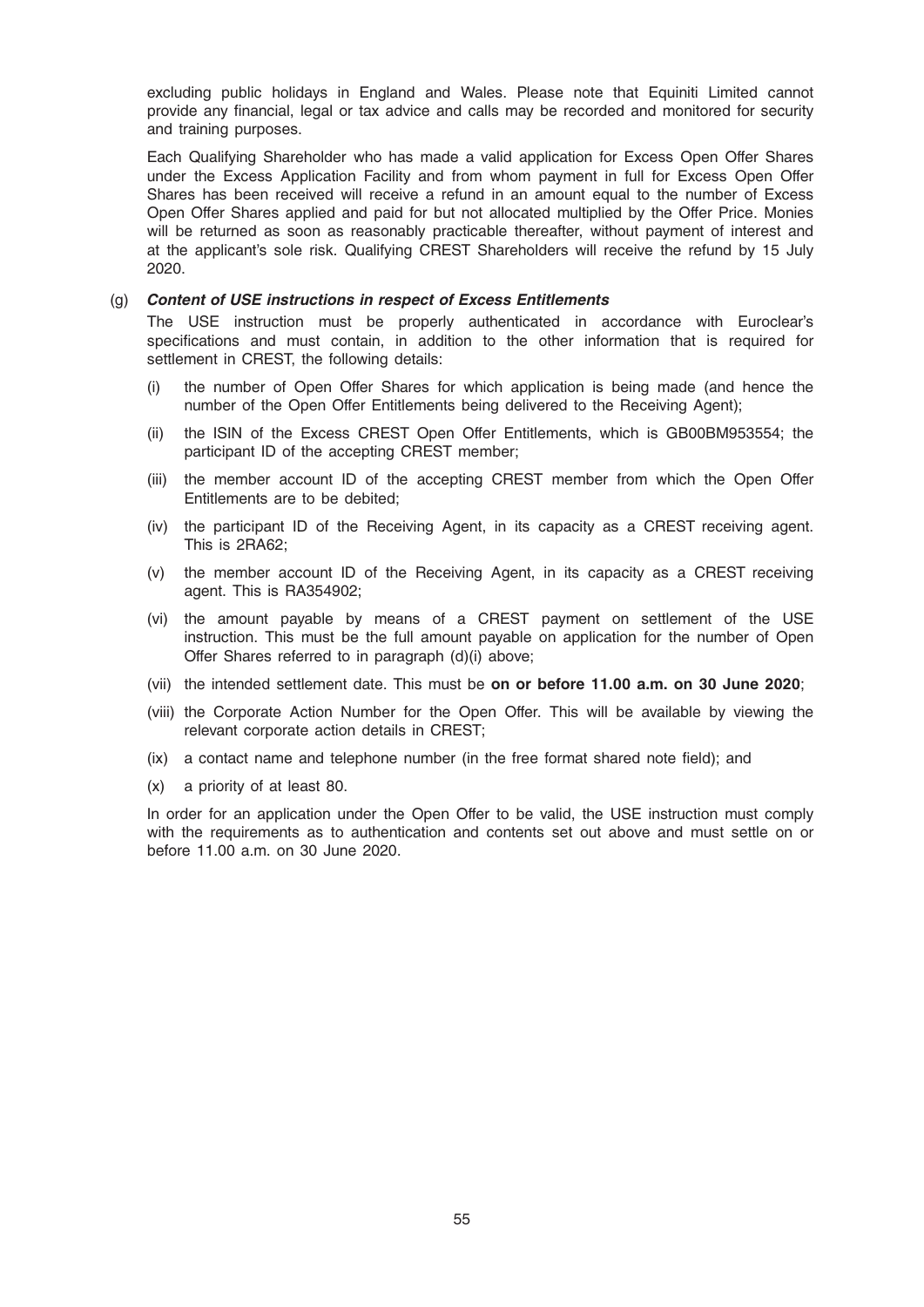excluding public holidays in England and Wales. Please note that Equiniti Limited cannot provide any financial, legal or tax advice and calls may be recorded and monitored for security and training purposes.

Each Qualifying Shareholder who has made a valid application for Excess Open Offer Shares under the Excess Application Facility and from whom payment in full for Excess Open Offer Shares has been received will receive a refund in an amount equal to the number of Excess Open Offer Shares applied and paid for but not allocated multiplied by the Offer Price. Monies will be returned as soon as reasonably practicable thereafter, without payment of interest and at the applicant's sole risk. Qualifying CREST Shareholders will receive the refund by 15 July 2020.

(g) ***Content of USE instructions in respect of Excess Entitlements***

The USE instruction must be properly authenticated in accordance with Euroclear's specifications and must contain, in addition to the other information that is required for settlement in CREST, the following details:

(i) the number of Open Offer Shares for which application is being made (and hence the number of the Open Offer Entitlements being delivered to the Receiving Agent);

(ii) the ISIN of the Excess CREST Open Offer Entitlements, which is GB00BM953554; the participant ID of the accepting CREST member;

(iii) the member account ID of the accepting CREST member from which the Open Offer Entitlements are to be debited;

(iv) the participant ID of the Receiving Agent, in its capacity as a CREST receiving agent. This is 2RA62;

(v) the member account ID of the Receiving Agent, in its capacity as a CREST receiving agent. This is RA354902;

(vi) the amount payable by means of a CREST payment on settlement of the USE instruction. This must be the full amount payable on application for the number of Open Offer Shares referred to in paragraph (d)(i) above;

(vii) the intended settlement date. This must be **on or before 11.00 a.m. on 30 June 2020**;

(viii) the Corporate Action Number for the Open Offer. This will be available by viewing the relevant corporate action details in CREST;

(ix) a contact name and telephone number (in the free format shared note field); and

(x) a priority of at least 80.

In order for an application under the Open Offer to be valid, the USE instruction must comply with the requirements as to authentication and contents set out above and must settle on or before 11.00 a.m. on 30 June 2020.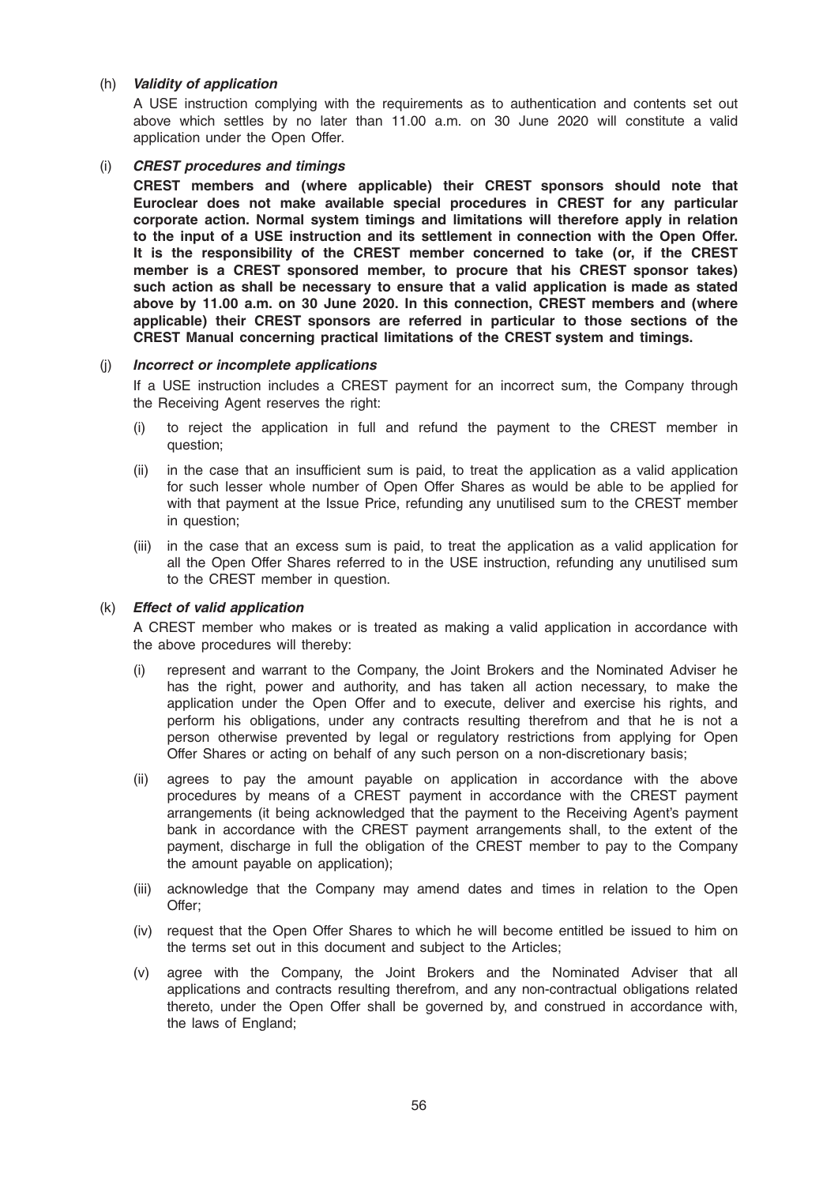(h) ***Validity of application***

A USE instruction complying with the requirements as to authentication and contents set out above which settles by no later than 11.00 a.m. on 30 June 2020 will constitute a valid application under the Open Offer.

(i) ***CREST procedures and timings***

**CREST members and (where applicable) their CREST sponsors should note that Euroclear does not make available special procedures in CREST for any particular corporate action. Normal system timings and limitations will therefore apply in relation to the input of a USE instruction and its settlement in connection with the Open Offer. It is the responsibility of the CREST member concerned to take (or, if the CREST member is a CREST sponsored member, to procure that his CREST sponsor takes) such action as shall be necessary to ensure that a valid application is made as stated above by 11.00 a.m. on 30 June 2020. In this connection, CREST members and (where applicable) their CREST sponsors are referred in particular to those sections of the CREST Manual concerning practical limitations of the CREST system and timings.**

(j) ***Incorrect or incomplete applications***

If a USE instruction includes a CREST payment for an incorrect sum, the Company through the Receiving Agent reserves the right:

(i) to reject the application in full and refund the payment to the CREST member in question;

(ii) in the case that an insufficient sum is paid, to treat the application as a valid application for such lesser whole number of Open Offer Shares as would be able to be applied for with that payment at the Issue Price, refunding any unutilised sum to the CREST member in question;

(iii) in the case that an excess sum is paid, to treat the application as a valid application for all the Open Offer Shares referred to in the USE instruction, refunding any unutilised sum to the CREST member in question.

(k) ***Effect of valid application***

A CREST member who makes or is treated as making a valid application in accordance with the above procedures will thereby:

(i) represent and warrant to the Company, the Joint Brokers and the Nominated Adviser he has the right, power and authority, and has taken all action necessary, to make the application under the Open Offer and to execute, deliver and exercise his rights, and perform his obligations, under any contracts resulting therefrom and that he is not a person otherwise prevented by legal or regulatory restrictions from applying for Open Offer Shares or acting on behalf of any such person on a non-discretionary basis;

(ii) agrees to pay the amount payable on application in accordance with the above procedures by means of a CREST payment in accordance with the CREST payment arrangements (it being acknowledged that the payment to the Receiving Agent's payment bank in accordance with the CREST payment arrangements shall, to the extent of the payment, discharge in full the obligation of the CREST member to pay to the Company the amount payable on application);

(iii) acknowledge that the Company may amend dates and times in relation to the Open Offer;

(iv) request that the Open Offer Shares to which he will become entitled be issued to him on the terms set out in this document and subject to the Articles;

(v) agree with the Company, the Joint Brokers and the Nominated Adviser that all applications and contracts resulting therefrom, and any non-contractual obligations related thereto, under the Open Offer shall be governed by, and construed in accordance with, the laws of England;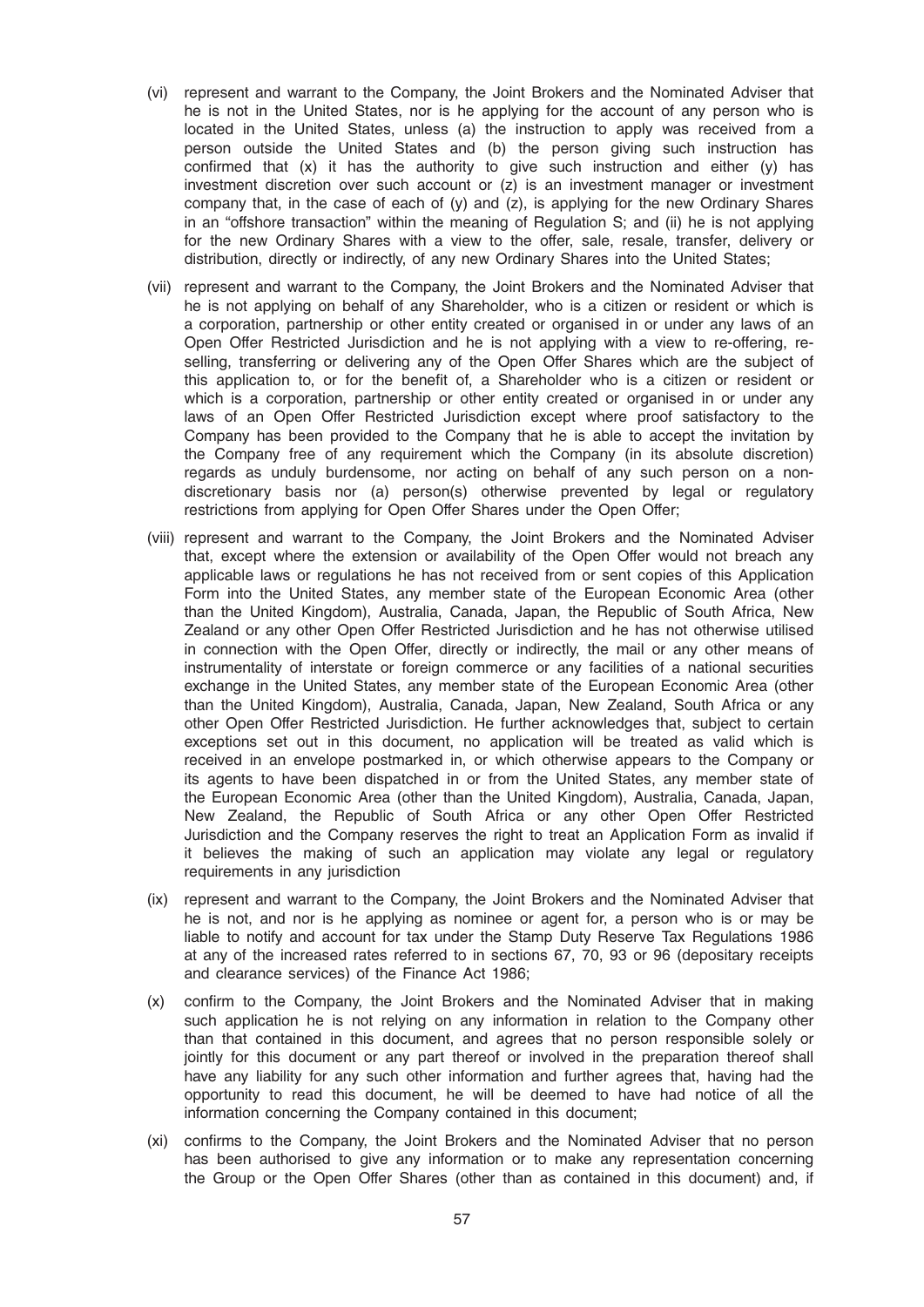(vi) represent and warrant to the Company, the Joint Brokers and the Nominated Adviser that he is not in the United States, nor is he applying for the account of any person who is located in the United States, unless (a) the instruction to apply was received from a person outside the United States and (b) the person giving such instruction has confirmed that (x) it has the authority to give such instruction and either (y) has investment discretion over such account or (z) is an investment manager or investment company that, in the case of each of (y) and (z), is applying for the new Ordinary Shares in an "offshore transaction" within the meaning of Regulation S; and (ii) he is not applying for the new Ordinary Shares with a view to the offer, sale, resale, transfer, delivery or distribution, directly or indirectly, of any new Ordinary Shares into the United States;

(vii) represent and warrant to the Company, the Joint Brokers and the Nominated Adviser that he is not applying on behalf of any Shareholder, who is a citizen or resident or which is a corporation, partnership or other entity created or organised in or under any laws of an Open Offer Restricted Jurisdiction and he is not applying with a view to re-offering, re-selling, transferring or delivering any of the Open Offer Shares which are the subject of this application to, or for the benefit of, a Shareholder who is a citizen or resident or which is a corporation, partnership or other entity created or organised in or under any laws of an Open Offer Restricted Jurisdiction except where proof satisfactory to the Company has been provided to the Company that he is able to accept the invitation by the Company free of any requirement which the Company (in its absolute discretion) regards as unduly burdensome, nor acting on behalf of any such person on a non-discretionary basis nor (a) person(s) otherwise prevented by legal or regulatory restrictions from applying for Open Offer Shares under the Open Offer;

(viii) represent and warrant to the Company, the Joint Brokers and the Nominated Adviser that, except where the extension or availability of the Open Offer would not breach any applicable laws or regulations he has not received from or sent copies of this Application Form into the United States, any member state of the European Economic Area (other than the United Kingdom), Australia, Canada, Japan, the Republic of South Africa, New Zealand or any other Open Offer Restricted Jurisdiction and he has not otherwise utilised in connection with the Open Offer, directly or indirectly, the mail or any other means of instrumentality of interstate or foreign commerce or any facilities of a national securities exchange in the United States, any member state of the European Economic Area (other than the United Kingdom), Australia, Canada, Japan, New Zealand, South Africa or any other Open Offer Restricted Jurisdiction. He further acknowledges that, subject to certain exceptions set out in this document, no application will be treated as valid which is received in an envelope postmarked in, or which otherwise appears to the Company or its agents to have been dispatched in or from the United States, any member state of the European Economic Area (other than the United Kingdom), Australia, Canada, Japan, New Zealand, the Republic of South Africa or any other Open Offer Restricted Jurisdiction and the Company reserves the right to treat an Application Form as invalid if it believes the making of such an application may violate any legal or regulatory requirements in any jurisdiction

(ix) represent and warrant to the Company, the Joint Brokers and the Nominated Adviser that he is not, and nor is he applying as nominee or agent for, a person who is or may be liable to notify and account for tax under the Stamp Duty Reserve Tax Regulations 1986 at any of the increased rates referred to in sections 67, 70, 93 or 96 (depositary receipts and clearance services) of the Finance Act 1986;

(x) confirm to the Company, the Joint Brokers and the Nominated Adviser that in making such application he is not relying on any information in relation to the Company other than that contained in this document, and agrees that no person responsible solely or jointly for this document or any part thereof or involved in the preparation thereof shall have any liability for any such other information and further agrees that, having had the opportunity to read this document, he will be deemed to have had notice of all the information concerning the Company contained in this document;

(xi) confirms to the Company, the Joint Brokers and the Nominated Adviser that no person has been authorised to give any information or to make any representation concerning the Group or the Open Offer Shares (other than as contained in this document) and, if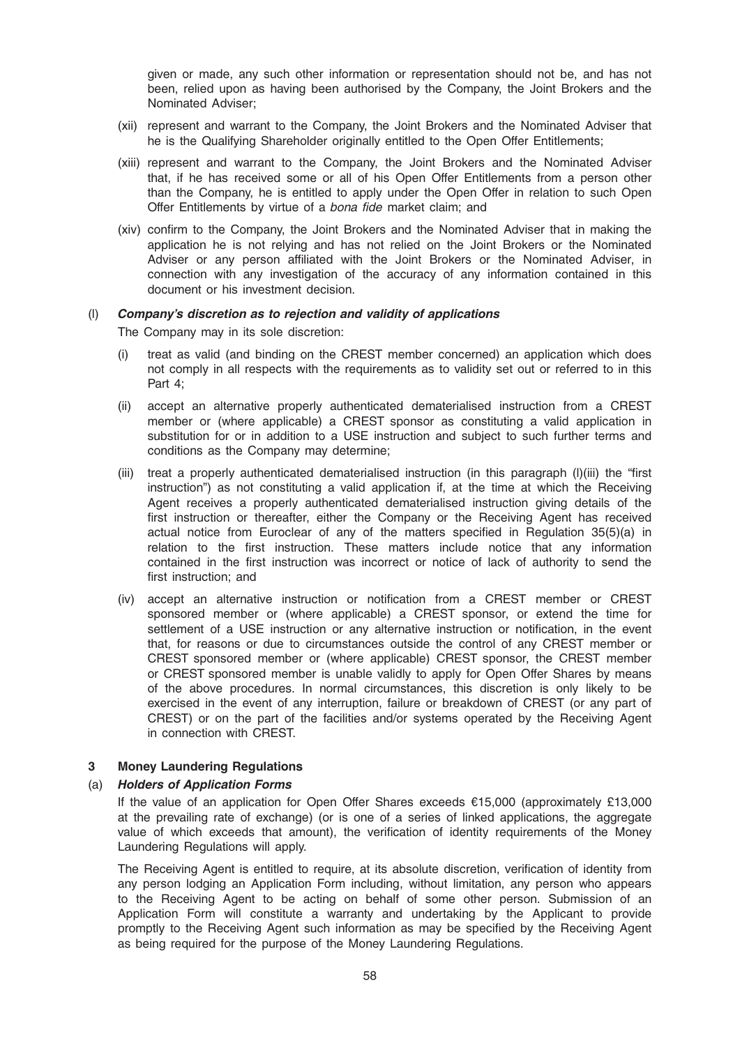given or made, any such other information or representation should not be, and has not been, relied upon as having been authorised by the Company, the Joint Brokers and the Nominated Adviser;

(xii) represent and warrant to the Company, the Joint Brokers and the Nominated Adviser that he is the Qualifying Shareholder originally entitled to the Open Offer Entitlements;

(xiii) represent and warrant to the Company, the Joint Brokers and the Nominated Adviser that, if he has received some or all of his Open Offer Entitlements from a person other than the Company, he is entitled to apply under the Open Offer in relation to such Open Offer Entitlements by virtue of a *bona fide* market claim; and

(xiv) confirm to the Company, the Joint Brokers and the Nominated Adviser that in making the application he is not relying and has not relied on the Joint Brokers or the Nominated Adviser or any person affiliated with the Joint Brokers or the Nominated Adviser, in connection with any investigation of the accuracy of any information contained in this document or his investment decision.

(l) ***Company's discretion as to rejection and validity of applications***

The Company may in its sole discretion:

(i) treat as valid (and binding on the CREST member concerned) an application which does not comply in all respects with the requirements as to validity set out or referred to in this Part 4;

(ii) accept an alternative properly authenticated dematerialised instruction from a CREST member or (where applicable) a CREST sponsor as constituting a valid application in substitution for or in addition to a USE instruction and subject to such further terms and conditions as the Company may determine;

(iii) treat a properly authenticated dematerialised instruction (in this paragraph (l)(iii) the "first instruction") as not constituting a valid application if, at the time at which the Receiving Agent receives a properly authenticated dematerialised instruction giving details of the first instruction or thereafter, either the Company or the Receiving Agent has received actual notice from Euroclear of any of the matters specified in Regulation 35(5)(a) in relation to the first instruction. These matters include notice that any information contained in the first instruction was incorrect or notice of lack of authority to send the first instruction; and

(iv) accept an alternative instruction or notification from a CREST member or CREST sponsored member or (where applicable) a CREST sponsor, or extend the time for settlement of a USE instruction or any alternative instruction or notification, in the event that, for reasons or due to circumstances outside the control of any CREST member or CREST sponsored member or (where applicable) CREST sponsor, the CREST member or CREST sponsored member is unable validly to apply for Open Offer Shares by means of the above procedures. In normal circumstances, this discretion is only likely to be exercised in the event of any interruption, failure or breakdown of CREST (or any part of CREST) or on the part of the facilities and/or systems operated by the Receiving Agent in connection with CREST.

**3 Money Laundering Regulations**

(a) ***Holders of Application Forms***

If the value of an application for Open Offer Shares exceeds €15,000 (approximately £13,000 at the prevailing rate of exchange) (or is one of a series of linked applications, the aggregate value of which exceeds that amount), the verification of identity requirements of the Money Laundering Regulations will apply.

The Receiving Agent is entitled to require, at its absolute discretion, verification of identity from any person lodging an Application Form including, without limitation, any person who appears to the Receiving Agent to be acting on behalf of some other person. Submission of an Application Form will constitute a warranty and undertaking by the Applicant to provide promptly to the Receiving Agent such information as may be specified by the Receiving Agent as being required for the purpose of the Money Laundering Regulations.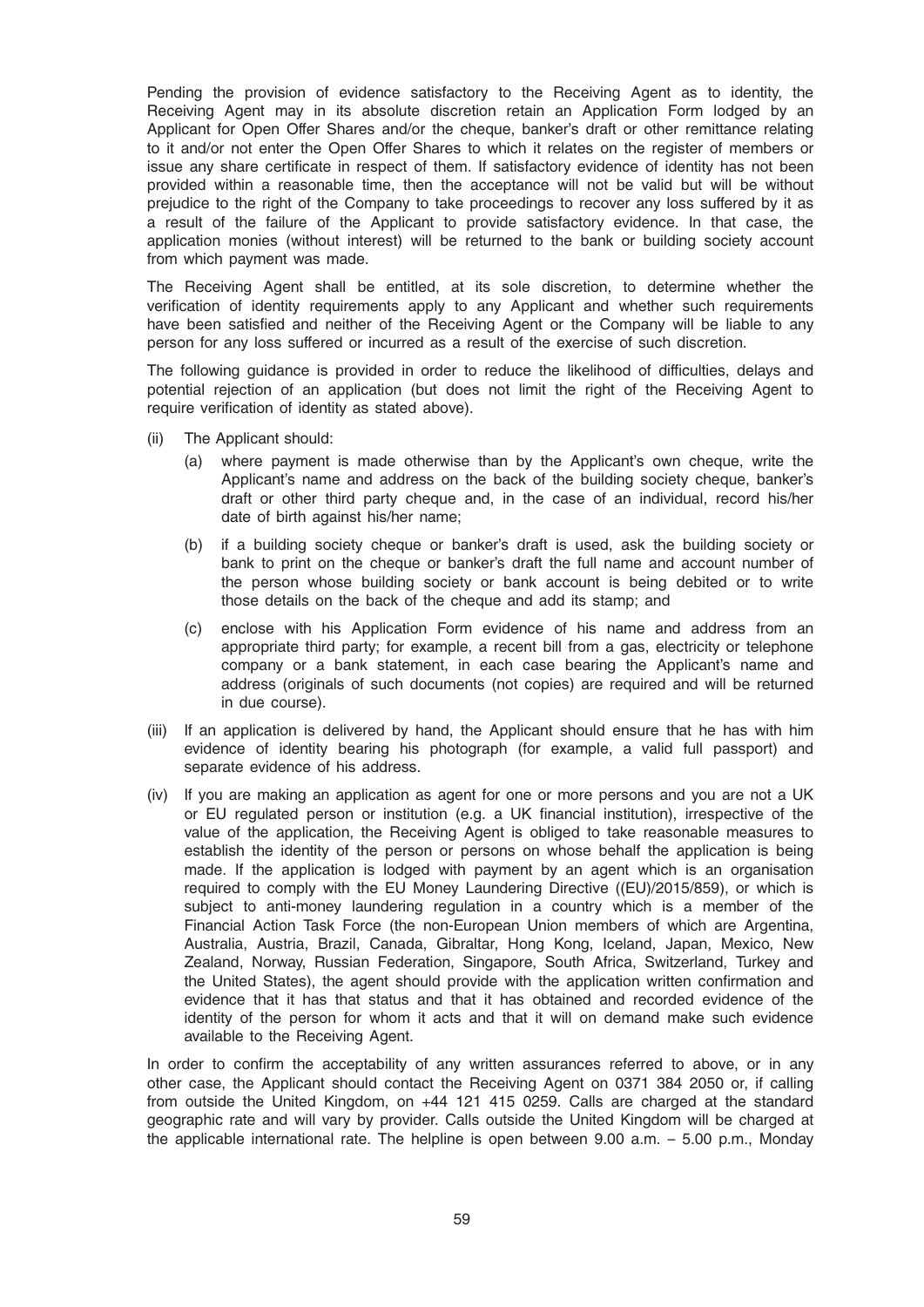Pending the provision of evidence satisfactory to the Receiving Agent as to identity, the Receiving Agent may in its absolute discretion retain an Application Form lodged by an Applicant for Open Offer Shares and/or the cheque, banker's draft or other remittance relating to it and/or not enter the Open Offer Shares to which it relates on the register of members or issue any share certificate in respect of them. If satisfactory evidence of identity has not been provided within a reasonable time, then the acceptance will not be valid but will be without prejudice to the right of the Company to take proceedings to recover any loss suffered by it as a result of the failure of the Applicant to provide satisfactory evidence. In that case, the application monies (without interest) will be returned to the bank or building society account from which payment was made.

The Receiving Agent shall be entitled, at its sole discretion, to determine whether the verification of identity requirements apply to any Applicant and whether such requirements have been satisfied and neither of the Receiving Agent or the Company will be liable to any person for any loss suffered or incurred as a result of the exercise of such discretion.

The following guidance is provided in order to reduce the likelihood of difficulties, delays and potential rejection of an application (but does not limit the right of the Receiving Agent to require verification of identity as stated above).

(ii) The Applicant should:

   (a) where payment is made otherwise than by the Applicant's own cheque, write the Applicant's name and address on the back of the building society cheque, banker's draft or other third party cheque and, in the case of an individual, record his/her date of birth against his/her name;

   (b) if a building society cheque or banker's draft is used, ask the building society or bank to print on the cheque or banker's draft the full name and account number of the person whose building society or bank account is being debited or to write those details on the back of the cheque and add its stamp; and

   (c) enclose with his Application Form evidence of his name and address from an appropriate third party; for example, a recent bill from a gas, electricity or telephone company or a bank statement, in each case bearing the Applicant's name and address (originals of such documents (not copies) are required and will be returned in due course).

(iii) If an application is delivered by hand, the Applicant should ensure that he has with him evidence of identity bearing his photograph (for example, a valid full passport) and separate evidence of his address.

(iv) If you are making an application as agent for one or more persons and you are not a UK or EU regulated person or institution (e.g. a UK financial institution), irrespective of the value of the application, the Receiving Agent is obliged to take reasonable measures to establish the identity of the person or persons on whose behalf the application is being made. If the application is lodged with payment by an agent which is an organisation required to comply with the EU Money Laundering Directive ((EU)/2015/859), or which is subject to anti-money laundering regulation in a country which is a member of the Financial Action Task Force (the non-European Union members of which are Argentina, Australia, Austria, Brazil, Canada, Gibraltar, Hong Kong, Iceland, Japan, Mexico, New Zealand, Norway, Russian Federation, Singapore, South Africa, Switzerland, Turkey and the United States), the agent should provide with the application written confirmation and evidence that it has that status and that it has obtained and recorded evidence of the identity of the person for whom it acts and that it will on demand make such evidence available to the Receiving Agent.

In order to confirm the acceptability of any written assurances referred to above, or in any other case, the Applicant should contact the Receiving Agent on 0371 384 2050 or, if calling from outside the United Kingdom, on +44 121 415 0259. Calls are charged at the standard geographic rate and will vary by provider. Calls outside the United Kingdom will be charged at the applicable international rate. The helpline is open between 9.00 a.m. – 5.00 p.m., Monday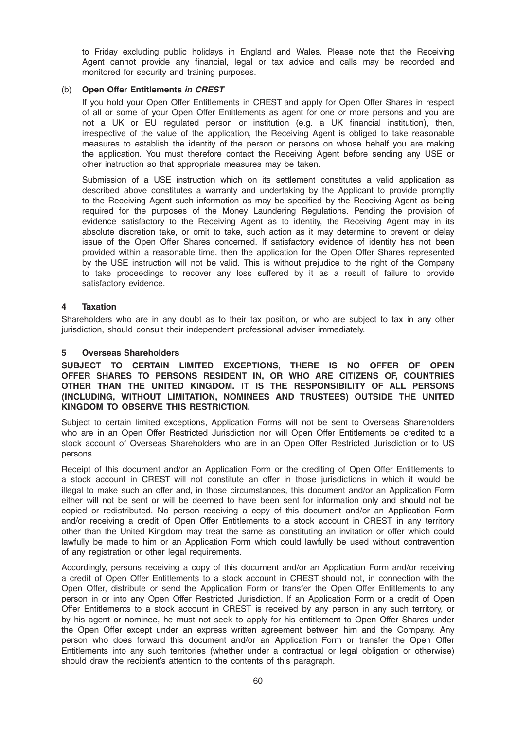to Friday excluding public holidays in England and Wales. Please note that the Receiving Agent cannot provide any financial, legal or tax advice and calls may be recorded and monitored for security and training purposes.

(b) **Open Offer Entitlements *in CREST***

If you hold your Open Offer Entitlements in CREST and apply for Open Offer Shares in respect of all or some of your Open Offer Entitlements as agent for one or more persons and you are not a UK or EU regulated person or institution (e.g. a UK financial institution), then, irrespective of the value of the application, the Receiving Agent is obliged to take reasonable measures to establish the identity of the person or persons on whose behalf you are making the application. You must therefore contact the Receiving Agent before sending any USE or other instruction so that appropriate measures may be taken.

Submission of a USE instruction which on its settlement constitutes a valid application as described above constitutes a warranty and undertaking by the Applicant to provide promptly to the Receiving Agent such information as may be specified by the Receiving Agent as being required for the purposes of the Money Laundering Regulations. Pending the provision of evidence satisfactory to the Receiving Agent as to identity, the Receiving Agent may in its absolute discretion take, or omit to take, such action as it may determine to prevent or delay issue of the Open Offer Shares concerned. If satisfactory evidence of identity has not been provided within a reasonable time, then the application for the Open Offer Shares represented by the USE instruction will not be valid. This is without prejudice to the right of the Company to take proceedings to recover any loss suffered by it as a result of failure to provide satisfactory evidence.

### 4 Taxation

Shareholders who are in any doubt as to their tax position, or who are subject to tax in any other jurisdiction, should consult their independent professional adviser immediately.

### 5 Overseas Shareholders

**SUBJECT TO CERTAIN LIMITED EXCEPTIONS, THERE IS NO OFFER OF OPEN OFFER SHARES TO PERSONS RESIDENT IN, OR WHO ARE CITIZENS OF, COUNTRIES OTHER THAN THE UNITED KINGDOM. IT IS THE RESPONSIBILITY OF ALL PERSONS (INCLUDING, WITHOUT LIMITATION, NOMINEES AND TRUSTEES) OUTSIDE THE UNITED KINGDOM TO OBSERVE THIS RESTRICTION.**

Subject to certain limited exceptions, Application Forms will not be sent to Overseas Shareholders who are in an Open Offer Restricted Jurisdiction nor will Open Offer Entitlements be credited to a stock account of Overseas Shareholders who are in an Open Offer Restricted Jurisdiction or to US persons.

Receipt of this document and/or an Application Form or the crediting of Open Offer Entitlements to a stock account in CREST will not constitute an offer in those jurisdictions in which it would be illegal to make such an offer and, in those circumstances, this document and/or an Application Form either will not be sent or will be deemed to have been sent for information only and should not be copied or redistributed. No person receiving a copy of this document and/or an Application Form and/or receiving a credit of Open Offer Entitlements to a stock account in CREST in any territory other than the United Kingdom may treat the same as constituting an invitation or offer which could lawfully be made to him or an Application Form which could lawfully be used without contravention of any registration or other legal requirements.

Accordingly, persons receiving a copy of this document and/or an Application Form and/or receiving a credit of Open Offer Entitlements to a stock account in CREST should not, in connection with the Open Offer, distribute or send the Application Form or transfer the Open Offer Entitlements to any person in or into any Open Offer Restricted Jurisdiction. If an Application Form or a credit of Open Offer Entitlements to a stock account in CREST is received by any person in any such territory, or by his agent or nominee, he must not seek to apply for his entitlement to Open Offer Shares under the Open Offer except under an express written agreement between him and the Company. Any person who does forward this document and/or an Application Form or transfer the Open Offer Entitlements into any such territories (whether under a contractual or legal obligation or otherwise) should draw the recipient's attention to the contents of this paragraph.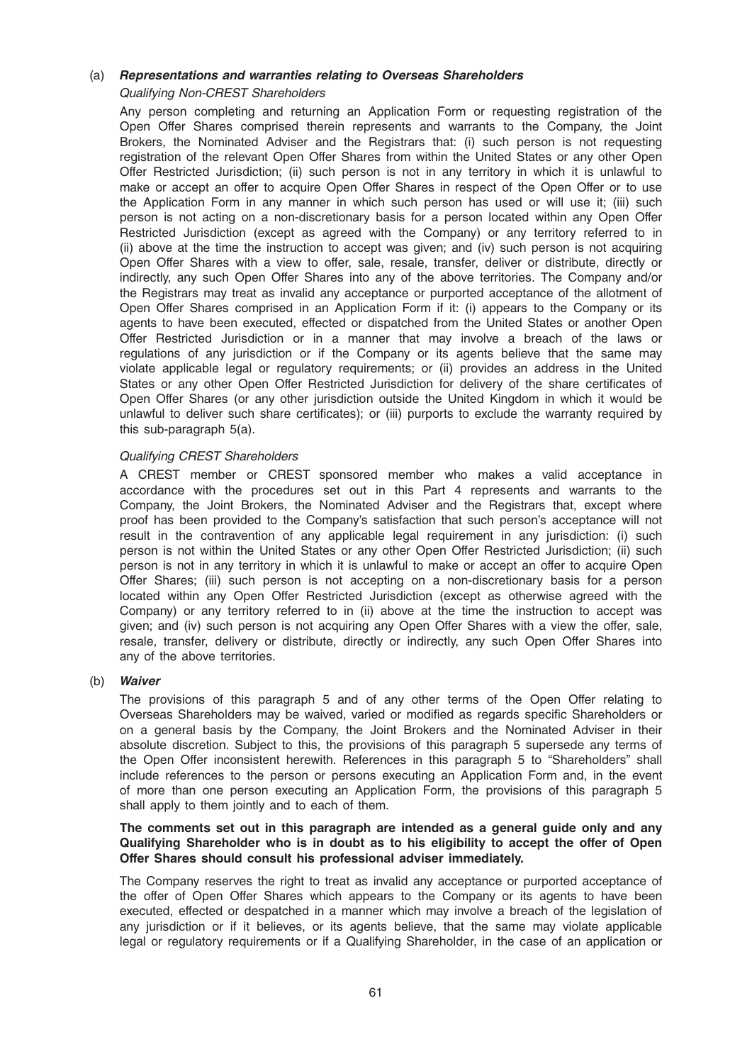(a) ***Representations and warranties relating to Overseas Shareholders***

*Qualifying Non-CREST Shareholders*

Any person completing and returning an Application Form or requesting registration of the Open Offer Shares comprised therein represents and warrants to the Company, the Joint Brokers, the Nominated Adviser and the Registrars that: (i) such person is not requesting registration of the relevant Open Offer Shares from within the United States or any other Open Offer Restricted Jurisdiction; (ii) such person is not in any territory in which it is unlawful to make or accept an offer to acquire Open Offer Shares in respect of the Open Offer or to use the Application Form in any manner in which such person has used or will use it; (iii) such person is not acting on a non-discretionary basis for a person located within any Open Offer Restricted Jurisdiction (except as agreed with the Company) or any territory referred to in (ii) above at the time the instruction to accept was given; and (iv) such person is not acquiring Open Offer Shares with a view to offer, sale, resale, transfer, deliver or distribute, directly or indirectly, any such Open Offer Shares into any of the above territories. The Company and/or the Registrars may treat as invalid any acceptance or purported acceptance of the allotment of Open Offer Shares comprised in an Application Form if it: (i) appears to the Company or its agents to have been executed, effected or dispatched from the United States or another Open Offer Restricted Jurisdiction or in a manner that may involve a breach of the laws or regulations of any jurisdiction or if the Company or its agents believe that the same may violate applicable legal or regulatory requirements; or (ii) provides an address in the United States or any other Open Offer Restricted Jurisdiction for delivery of the share certificates of Open Offer Shares (or any other jurisdiction outside the United Kingdom in which it would be unlawful to deliver such share certificates); or (iii) purports to exclude the warranty required by this sub-paragraph 5(a).

*Qualifying CREST Shareholders*

A CREST member or CREST sponsored member who makes a valid acceptance in accordance with the procedures set out in this Part 4 represents and warrants to the Company, the Joint Brokers, the Nominated Adviser and the Registrars that, except where proof has been provided to the Company's satisfaction that such person's acceptance will not result in the contravention of any applicable legal requirement in any jurisdiction: (i) such person is not within the United States or any other Open Offer Restricted Jurisdiction; (ii) such person is not in any territory in which it is unlawful to make or accept an offer to acquire Open Offer Shares; (iii) such person is not accepting on a non-discretionary basis for a person located within any Open Offer Restricted Jurisdiction (except as otherwise agreed with the Company) or any territory referred to in (ii) above at the time the instruction to accept was given; and (iv) such person is not acquiring any Open Offer Shares with a view the offer, sale, resale, transfer, delivery or distribute, directly or indirectly, any such Open Offer Shares into any of the above territories.

(b) ***Waiver***

The provisions of this paragraph 5 and of any other terms of the Open Offer relating to Overseas Shareholders may be waived, varied or modified as regards specific Shareholders or on a general basis by the Company, the Joint Brokers and the Nominated Adviser in their absolute discretion. Subject to this, the provisions of this paragraph 5 supersede any terms of the Open Offer inconsistent herewith. References in this paragraph 5 to "Shareholders" shall include references to the person or persons executing an Application Form and, in the event of more than one person executing an Application Form, the provisions of this paragraph 5 shall apply to them jointly and to each of them.

**The comments set out in this paragraph are intended as a general guide only and any Qualifying Shareholder who is in doubt as to his eligibility to accept the offer of Open Offer Shares should consult his professional adviser immediately.**

The Company reserves the right to treat as invalid any acceptance or purported acceptance of the offer of Open Offer Shares which appears to the Company or its agents to have been executed, effected or despatched in a manner which may involve a breach of the legislation of any jurisdiction or if it believes, or its agents believe, that the same may violate applicable legal or regulatory requirements or if a Qualifying Shareholder, in the case of an application or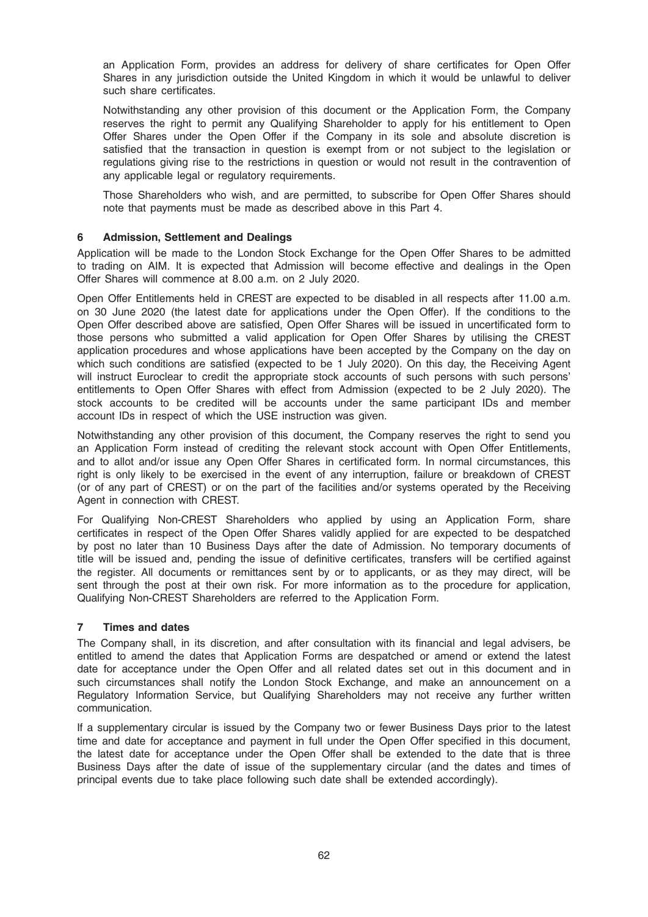an Application Form, provides an address for delivery of share certificates for Open Offer Shares in any jurisdiction outside the United Kingdom in which it would be unlawful to deliver such share certificates.

Notwithstanding any other provision of this document or the Application Form, the Company reserves the right to permit any Qualifying Shareholder to apply for his entitlement to Open Offer Shares under the Open Offer if the Company in its sole and absolute discretion is satisfied that the transaction in question is exempt from or not subject to the legislation or regulations giving rise to the restrictions in question or would not result in the contravention of any applicable legal or regulatory requirements.

Those Shareholders who wish, and are permitted, to subscribe for Open Offer Shares should note that payments must be made as described above in this Part 4.

## 6 Admission, Settlement and Dealings

Application will be made to the London Stock Exchange for the Open Offer Shares to be admitted to trading on AIM. It is expected that Admission will become effective and dealings in the Open Offer Shares will commence at 8.00 a.m. on 2 July 2020.

Open Offer Entitlements held in CREST are expected to be disabled in all respects after 11.00 a.m. on 30 June 2020 (the latest date for applications under the Open Offer). If the conditions to the Open Offer described above are satisfied, Open Offer Shares will be issued in uncertificated form to those persons who submitted a valid application for Open Offer Shares by utilising the CREST application procedures and whose applications have been accepted by the Company on the day on which such conditions are satisfied (expected to be 1 July 2020). On this day, the Receiving Agent will instruct Euroclear to credit the appropriate stock accounts of such persons with such persons' entitlements to Open Offer Shares with effect from Admission (expected to be 2 July 2020). The stock accounts to be credited will be accounts under the same participant IDs and member account IDs in respect of which the USE instruction was given.

Notwithstanding any other provision of this document, the Company reserves the right to send you an Application Form instead of crediting the relevant stock account with Open Offer Entitlements, and to allot and/or issue any Open Offer Shares in certificated form. In normal circumstances, this right is only likely to be exercised in the event of any interruption, failure or breakdown of CREST (or of any part of CREST) or on the part of the facilities and/or systems operated by the Receiving Agent in connection with CREST.

For Qualifying Non-CREST Shareholders who applied by using an Application Form, share certificates in respect of the Open Offer Shares validly applied for are expected to be despatched by post no later than 10 Business Days after the date of Admission. No temporary documents of title will be issued and, pending the issue of definitive certificates, transfers will be certified against the register. All documents or remittances sent by or to applicants, or as they may direct, will be sent through the post at their own risk. For more information as to the procedure for application, Qualifying Non-CREST Shareholders are referred to the Application Form.

## 7 Times and dates

The Company shall, in its discretion, and after consultation with its financial and legal advisers, be entitled to amend the dates that Application Forms are despatched or amend or extend the latest date for acceptance under the Open Offer and all related dates set out in this document and in such circumstances shall notify the London Stock Exchange, and make an announcement on a Regulatory Information Service, but Qualifying Shareholders may not receive any further written communication.

If a supplementary circular is issued by the Company two or fewer Business Days prior to the latest time and date for acceptance and payment in full under the Open Offer specified in this document, the latest date for acceptance under the Open Offer shall be extended to the date that is three Business Days after the date of issue of the supplementary circular (and the dates and times of principal events due to take place following such date shall be extended accordingly).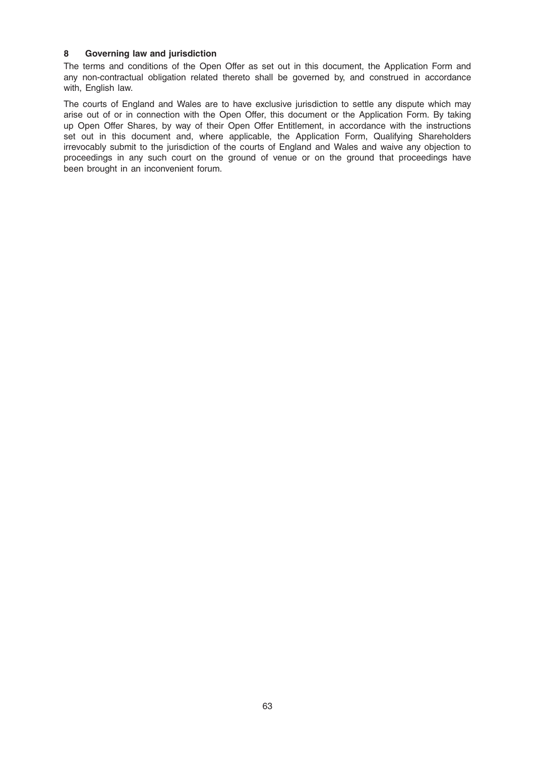### 8 Governing law and jurisdiction

The terms and conditions of the Open Offer as set out in this document, the Application Form and any non-contractual obligation related thereto shall be governed by, and construed in accordance with, English law.

The courts of England and Wales are to have exclusive jurisdiction to settle any dispute which may arise out of or in connection with the Open Offer, this document or the Application Form. By taking up Open Offer Shares, by way of their Open Offer Entitlement, in accordance with the instructions set out in this document and, where applicable, the Application Form, Qualifying Shareholders irrevocably submit to the jurisdiction of the courts of England and Wales and waive any objection to proceedings in any such court on the ground of venue or on the ground that proceedings have been brought in an inconvenient forum.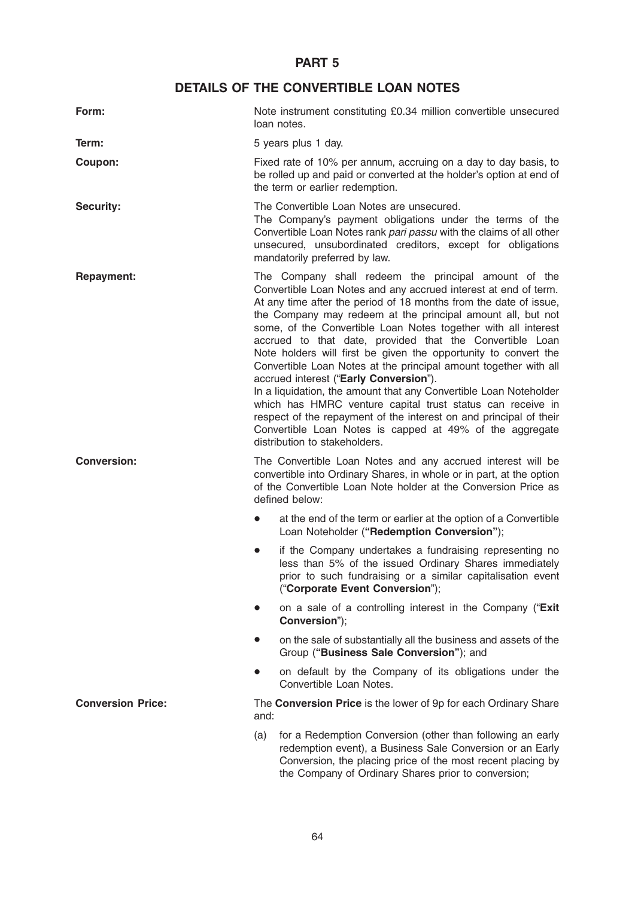# PART 5

## DETAILS OF THE CONVERTIBLE LOAN NOTES

**Form:** Note instrument constituting £0.34 million convertible unsecured loan notes.

**Term:** 5 years plus 1 day.

**Coupon:** Fixed rate of 10% per annum, accruing on a day to day basis, to be rolled up and paid or converted at the holder's option at end of the term or earlier redemption.

**Security:** The Convertible Loan Notes are unsecured.

The Company's payment obligations under the terms of the Convertible Loan Notes rank *pari passu* with the claims of all other unsecured, unsubordinated creditors, except for obligations mandatorily preferred by law.

**Repayment:** The Company shall redeem the principal amount of the Convertible Loan Notes and any accrued interest at end of term. At any time after the period of 18 months from the date of issue, the Company may redeem at the principal amount all, but not some, of the Convertible Loan Notes together with all interest accrued to that date, provided that the Convertible Loan Note holders will first be given the opportunity to convert the Convertible Loan Notes at the principal amount together with all accrued interest ("**Early Conversion**").

In a liquidation, the amount that any Convertible Loan Noteholder which has HMRC venture capital trust status can receive in respect of the repayment of the interest on and principal of their Convertible Loan Notes is capped at 49% of the aggregate distribution to stakeholders.

**Conversion:** The Convertible Loan Notes and any accrued interest will be convertible into Ordinary Shares, in whole or in part, at the option of the Convertible Loan Note holder at the Conversion Price as defined below:

- at the end of the term or earlier at the option of a Convertible Loan Noteholder (**"Redemption Conversion"**);
- if the Company undertakes a fundraising representing no less than 5% of the issued Ordinary Shares immediately prior to such fundraising or a similar capitalisation event ("**Corporate Event Conversion**");
- on a sale of a controlling interest in the Company ("**Exit Conversion**");
- on the sale of substantially all the business and assets of the Group (**"Business Sale Conversion"**); and
- on default by the Company of its obligations under the Convertible Loan Notes.

**Conversion Price:** The **Conversion Price** is the lower of 9p for each Ordinary Share and:

(a) for a Redemption Conversion (other than following an early redemption event), a Business Sale Conversion or an Early Conversion, the placing price of the most recent placing by the Company of Ordinary Shares prior to conversion;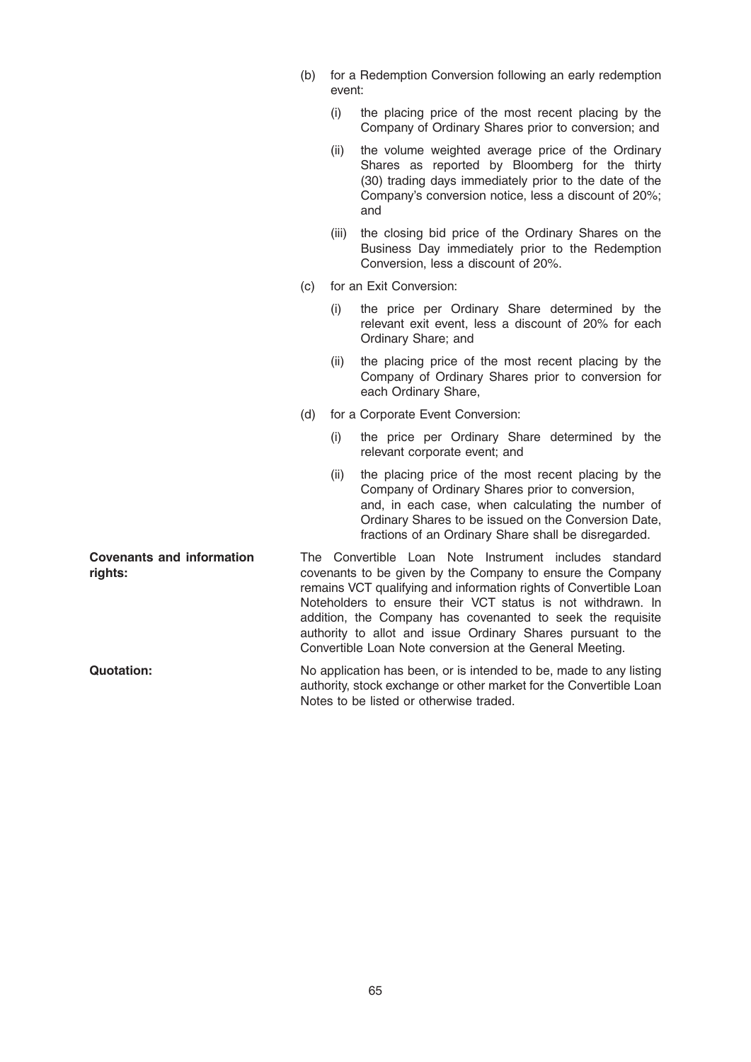(b) for a Redemption Conversion following an early redemption event:

   (i) the placing price of the most recent placing by the Company of Ordinary Shares prior to conversion; and

   (ii) the volume weighted average price of the Ordinary Shares as reported by Bloomberg for the thirty (30) trading days immediately prior to the date of the Company's conversion notice, less a discount of 20%; and

   (iii) the closing bid price of the Ordinary Shares on the Business Day immediately prior to the Redemption Conversion, less a discount of 20%.

(c) for an Exit Conversion:

   (i) the price per Ordinary Share determined by the relevant exit event, less a discount of 20% for each Ordinary Share; and

   (ii) the placing price of the most recent placing by the Company of Ordinary Shares prior to conversion for each Ordinary Share,

(d) for a Corporate Event Conversion:

   (i) the price per Ordinary Share determined by the relevant corporate event; and

   (ii) the placing price of the most recent placing by the Company of Ordinary Shares prior to conversion,
   and, in each case, when calculating the number of Ordinary Shares to be issued on the Conversion Date, fractions of an Ordinary Share shall be disregarded.

**Covenants and information rights:** The Convertible Loan Note Instrument includes standard covenants to be given by the Company to ensure the Company remains VCT qualifying and information rights of Convertible Loan Noteholders to ensure their VCT status is not withdrawn. In addition, the Company has covenanted to seek the requisite authority to allot and issue Ordinary Shares pursuant to the Convertible Loan Note conversion at the General Meeting.

**Quotation:** No application has been, or is intended to be, made to any listing authority, stock exchange or other market for the Convertible Loan Notes to be listed or otherwise traded.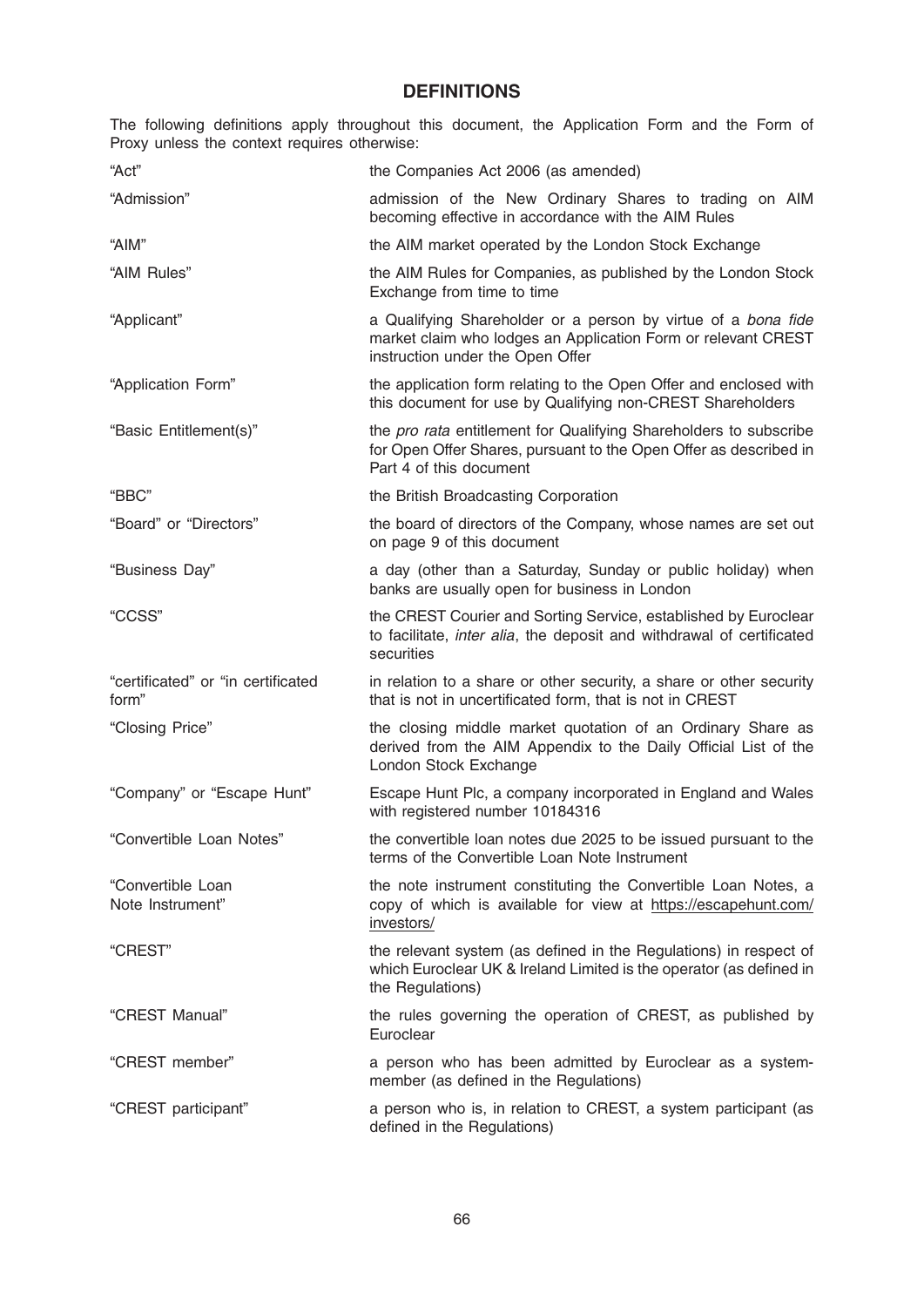## DEFINITIONS

The following definitions apply throughout this document, the Application Form and the Form of Proxy unless the context requires otherwise:

| | |
|---|---|
| "Act" | the Companies Act 2006 (as amended) |
| "Admission" | admission of the New Ordinary Shares to trading on AIM becoming effective in accordance with the AIM Rules |
| "AIM" | the AIM market operated by the London Stock Exchange |
| "AIM Rules" | the AIM Rules for Companies, as published by the London Stock Exchange from time to time |
| "Applicant" | a Qualifying Shareholder or a person by virtue of a *bona fide* market claim who lodges an Application Form or relevant CREST instruction under the Open Offer |
| "Application Form" | the application form relating to the Open Offer and enclosed with this document for use by Qualifying non-CREST Shareholders |
| "Basic Entitlement(s)" | the *pro rata* entitlement for Qualifying Shareholders to subscribe for Open Offer Shares, pursuant to the Open Offer as described in Part 4 of this document |
| "BBC" | the British Broadcasting Corporation |
| "Board" or "Directors" | the board of directors of the Company, whose names are set out on page 9 of this document |
| "Business Day" | a day (other than a Saturday, Sunday or public holiday) when banks are usually open for business in London |
| "CCSS" | the CREST Courier and Sorting Service, established by Euroclear to facilitate, *inter alia*, the deposit and withdrawal of certificated securities |
| "certificated" or "in certificated form" | in relation to a share or other security, a share or other security that is not in uncertificated form, that is not in CREST |
| "Closing Price" | the closing middle market quotation of an Ordinary Share as derived from the AIM Appendix to the Daily Official List of the London Stock Exchange |
| "Company" or "Escape Hunt" | Escape Hunt Plc, a company incorporated in England and Wales with registered number 10184316 |
| "Convertible Loan Notes" | the convertible loan notes due 2025 to be issued pursuant to the terms of the Convertible Loan Note Instrument |
| "Convertible Loan Note Instrument" | the note instrument constituting the Convertible Loan Notes, a copy of which is available for view at https://escapehunt.com/investors/ |
| "CREST" | the relevant system (as defined in the Regulations) in respect of which Euroclear UK & Ireland Limited is the operator (as defined in the Regulations) |
| "CREST Manual" | the rules governing the operation of CREST, as published by Euroclear |
| "CREST member" | a person who has been admitted by Euroclear as a system-member (as defined in the Regulations) |
| "CREST participant" | a person who is, in relation to CREST, a system participant (as defined in the Regulations) |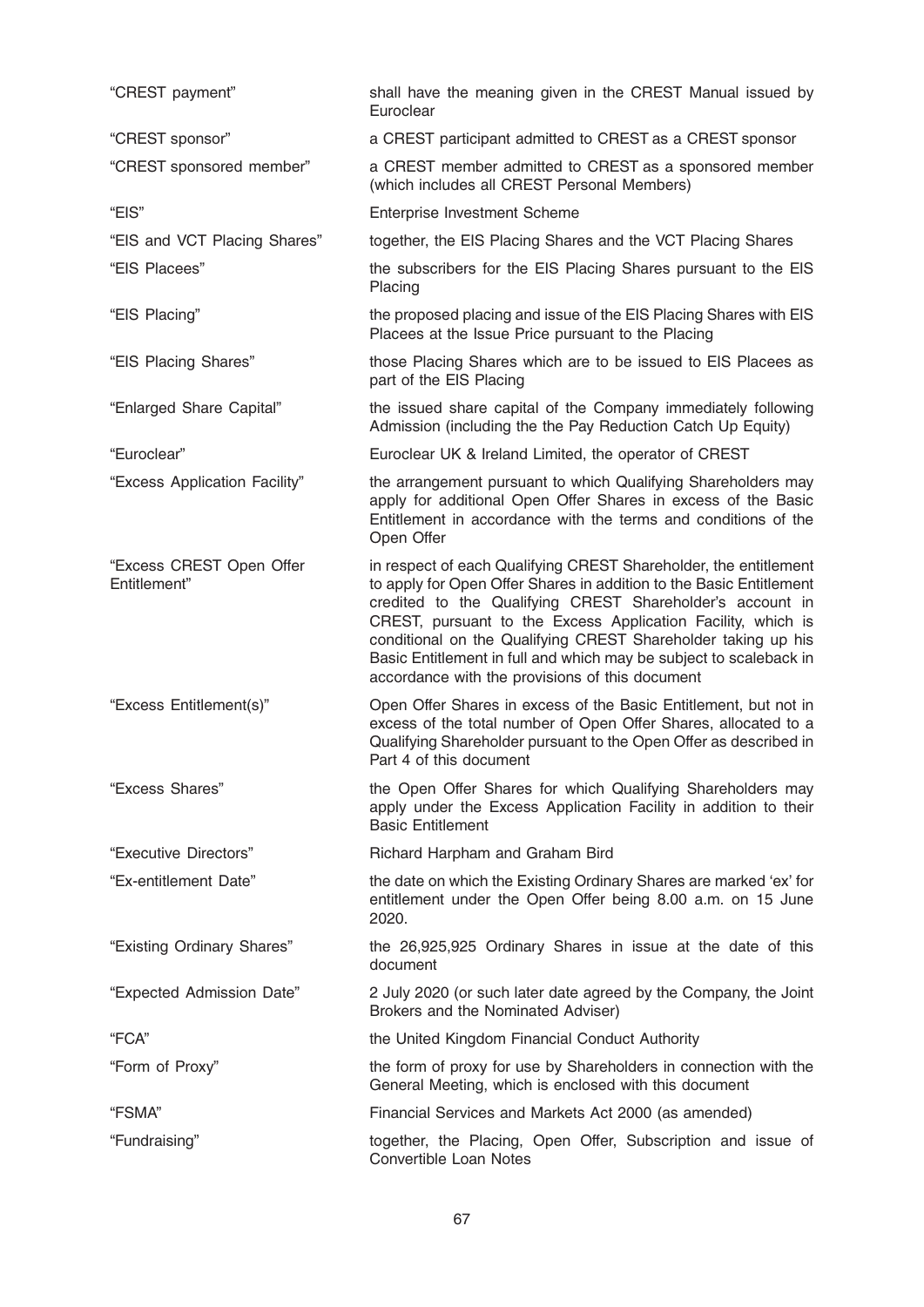| | |
|---|---|
| "CREST payment" | shall have the meaning given in the CREST Manual issued by Euroclear |
| "CREST sponsor" | a CREST participant admitted to CREST as a CREST sponsor |
| "CREST sponsored member" | a CREST member admitted to CREST as a sponsored member (which includes all CREST Personal Members) |
| "EIS" | Enterprise Investment Scheme |
| "EIS and VCT Placing Shares" | together, the EIS Placing Shares and the VCT Placing Shares |
| "EIS Placees" | the subscribers for the EIS Placing Shares pursuant to the EIS Placing |
| "EIS Placing" | the proposed placing and issue of the EIS Placing Shares with EIS Placees at the Issue Price pursuant to the Placing |
| "EIS Placing Shares" | those Placing Shares which are to be issued to EIS Placees as part of the EIS Placing |
| "Enlarged Share Capital" | the issued share capital of the Company immediately following Admission (including the the Pay Reduction Catch Up Equity) |
| "Euroclear" | Euroclear UK & Ireland Limited, the operator of CREST |
| "Excess Application Facility" | the arrangement pursuant to which Qualifying Shareholders may apply for additional Open Offer Shares in excess of the Basic Entitlement in accordance with the terms and conditions of the Open Offer |
| "Excess CREST Open Offer Entitlement" | in respect of each Qualifying CREST Shareholder, the entitlement to apply for Open Offer Shares in addition to the Basic Entitlement credited to the Qualifying CREST Shareholder's account in CREST, pursuant to the Excess Application Facility, which is conditional on the Qualifying CREST Shareholder taking up his Basic Entitlement in full and which may be subject to scaleback in accordance with the provisions of this document |
| "Excess Entitlement(s)" | Open Offer Shares in excess of the Basic Entitlement, but not in excess of the total number of Open Offer Shares, allocated to a Qualifying Shareholder pursuant to the Open Offer as described in Part 4 of this document |
| "Excess Shares" | the Open Offer Shares for which Qualifying Shareholders may apply under the Excess Application Facility in addition to their Basic Entitlement |
| "Executive Directors" | Richard Harpham and Graham Bird |
| "Ex-entitlement Date" | the date on which the Existing Ordinary Shares are marked 'ex' for entitlement under the Open Offer being 8.00 a.m. on 15 June 2020. |
| "Existing Ordinary Shares" | the 26,925,925 Ordinary Shares in issue at the date of this document |
| "Expected Admission Date" | 2 July 2020 (or such later date agreed by the Company, the Joint Brokers and the Nominated Adviser) |
| "FCA" | the United Kingdom Financial Conduct Authority |
| "Form of Proxy" | the form of proxy for use by Shareholders in connection with the General Meeting, which is enclosed with this document |
| "FSMA" | Financial Services and Markets Act 2000 (as amended) |
| "Fundraising" | together, the Placing, Open Offer, Subscription and issue of Convertible Loan Notes |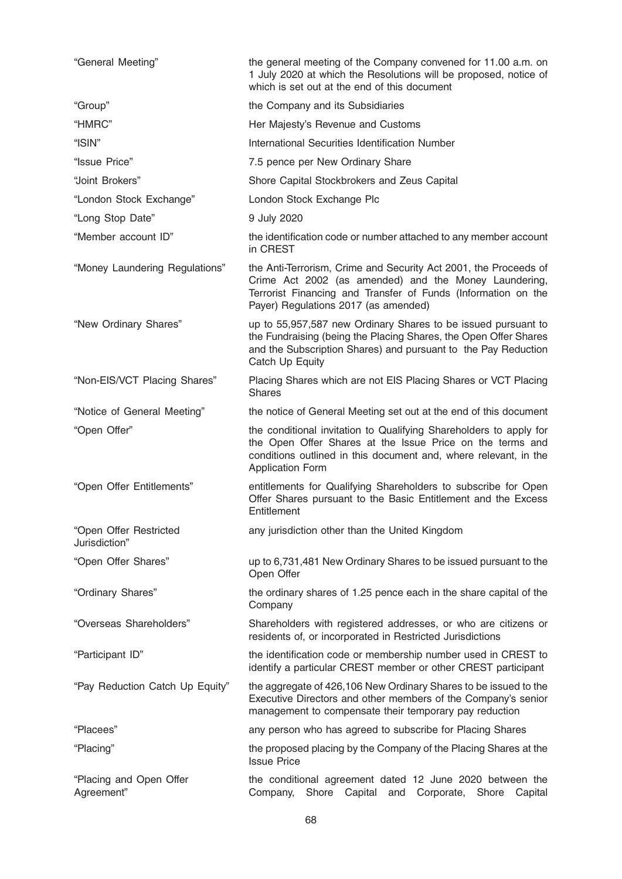| | |
|---|---|
| "General Meeting" | the general meeting of the Company convened for 11.00 a.m. on 1 July 2020 at which the Resolutions will be proposed, notice of which is set out at the end of this document |
| "Group" | the Company and its Subsidiaries |
| "HMRC" | Her Majesty's Revenue and Customs |
| "ISIN" | International Securities Identification Number |
| "Issue Price" | 7.5 pence per New Ordinary Share |
| "Joint Brokers" | Shore Capital Stockbrokers and Zeus Capital |
| "London Stock Exchange" | London Stock Exchange Plc |
| "Long Stop Date" | 9 July 2020 |
| "Member account ID" | the identification code or number attached to any member account in CREST |
| "Money Laundering Regulations" | the Anti-Terrorism, Crime and Security Act 2001, the Proceeds of Crime Act 2002 (as amended) and the Money Laundering, Terrorist Financing and Transfer of Funds (Information on the Payer) Regulations 2017 (as amended) |
| "New Ordinary Shares" | up to 55,957,587 new Ordinary Shares to be issued pursuant to the Fundraising (being the Placing Shares, the Open Offer Shares and the Subscription Shares) and pursuant to the Pay Reduction Catch Up Equity |
| "Non-EIS/VCT Placing Shares" | Placing Shares which are not EIS Placing Shares or VCT Placing Shares |
| "Notice of General Meeting" | the notice of General Meeting set out at the end of this document |
| "Open Offer" | the conditional invitation to Qualifying Shareholders to apply for the Open Offer Shares at the Issue Price on the terms and conditions outlined in this document and, where relevant, in the Application Form |
| "Open Offer Entitlements" | entitlements for Qualifying Shareholders to subscribe for Open Offer Shares pursuant to the Basic Entitlement and the Excess Entitlement |
| "Open Offer Restricted Jurisdiction" | any jurisdiction other than the United Kingdom |
| "Open Offer Shares" | up to 6,731,481 New Ordinary Shares to be issued pursuant to the Open Offer |
| "Ordinary Shares" | the ordinary shares of 1.25 pence each in the share capital of the Company |
| "Overseas Shareholders" | Shareholders with registered addresses, or who are citizens or residents of, or incorporated in Restricted Jurisdictions |
| "Participant ID" | the identification code or membership number used in CREST to identify a particular CREST member or other CREST participant |
| "Pay Reduction Catch Up Equity" | the aggregate of 426,106 New Ordinary Shares to be issued to the Executive Directors and other members of the Company's senior management to compensate their temporary pay reduction |
| "Placees" | any person who has agreed to subscribe for Placing Shares |
| "Placing" | the proposed placing by the Company of the Placing Shares at the Issue Price |
| "Placing and Open Offer Agreement" | the conditional agreement dated 12 June 2020 between the Company, Shore Capital and Corporate, Shore Capital |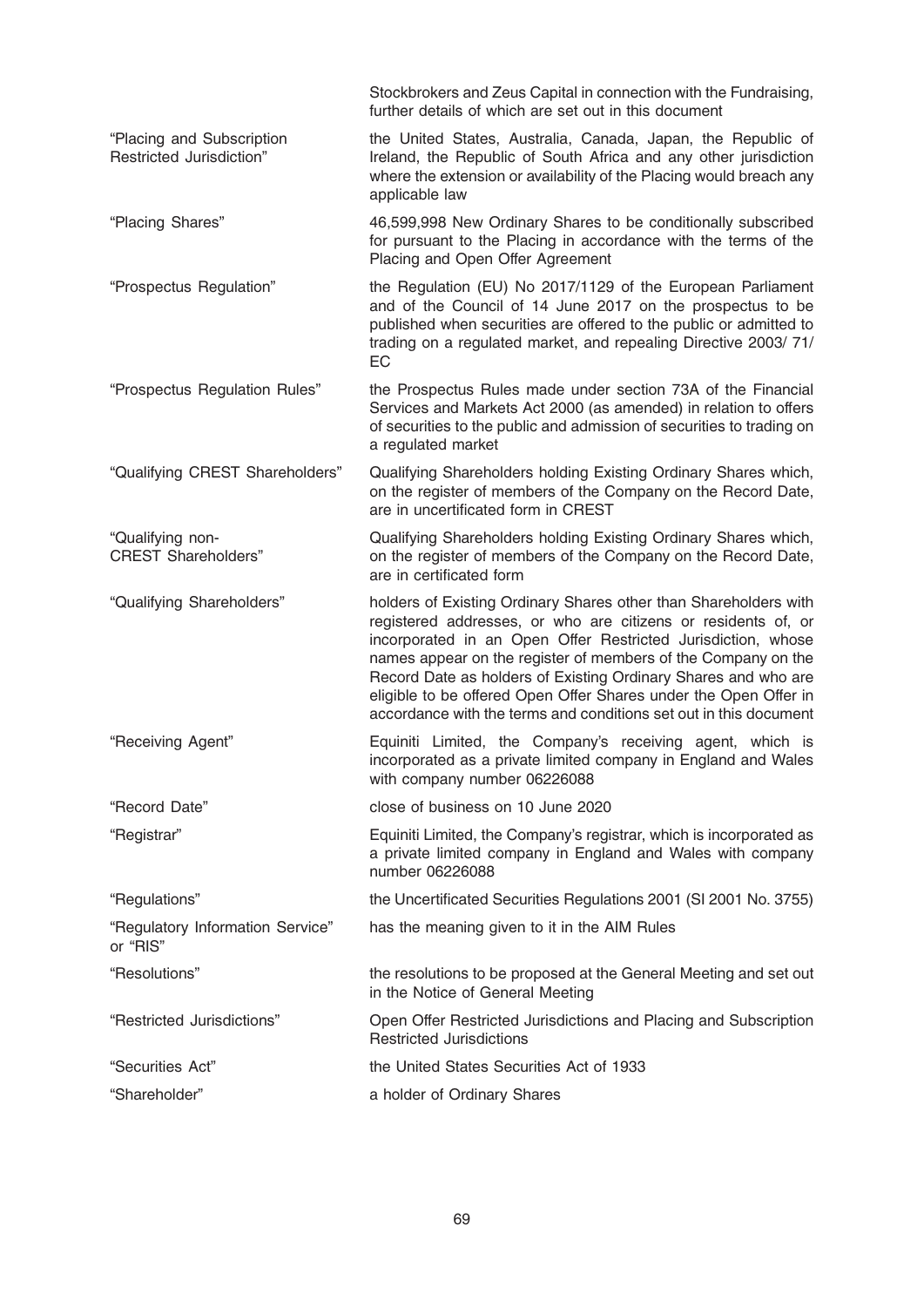| | |
|---|---|
| | Stockbrokers and Zeus Capital in connection with the Fundraising, further details of which are set out in this document |
| "Placing and Subscription Restricted Jurisdiction" | the United States, Australia, Canada, Japan, the Republic of Ireland, the Republic of South Africa and any other jurisdiction where the extension or availability of the Placing would breach any applicable law |
| "Placing Shares" | 46,599,998 New Ordinary Shares to be conditionally subscribed for pursuant to the Placing in accordance with the terms of the Placing and Open Offer Agreement |
| "Prospectus Regulation" | the Regulation (EU) No 2017/1129 of the European Parliament and of the Council of 14 June 2017 on the prospectus to be published when securities are offered to the public or admitted to trading on a regulated market, and repealing Directive 2003/ 71/ EC |
| "Prospectus Regulation Rules" | the Prospectus Rules made under section 73A of the Financial Services and Markets Act 2000 (as amended) in relation to offers of securities to the public and admission of securities to trading on a regulated market |
| "Qualifying CREST Shareholders" | Qualifying Shareholders holding Existing Ordinary Shares which, on the register of members of the Company on the Record Date, are in uncertificated form in CREST |
| "Qualifying non-CREST Shareholders" | Qualifying Shareholders holding Existing Ordinary Shares which, on the register of members of the Company on the Record Date, are in certificated form |
| "Qualifying Shareholders" | holders of Existing Ordinary Shares other than Shareholders with registered addresses, or who are citizens or residents of, or incorporated in an Open Offer Restricted Jurisdiction, whose names appear on the register of members of the Company on the Record Date as holders of Existing Ordinary Shares and who are eligible to be offered Open Offer Shares under the Open Offer in accordance with the terms and conditions set out in this document |
| "Receiving Agent" | Equiniti Limited, the Company's receiving agent, which is incorporated as a private limited company in England and Wales with company number 06226088 |
| "Record Date" | close of business on 10 June 2020 |
| "Registrar" | Equiniti Limited, the Company's registrar, which is incorporated as a private limited company in England and Wales with company number 06226088 |
| "Regulations" | the Uncertificated Securities Regulations 2001 (SI 2001 No. 3755) |
| "Regulatory Information Service" or "RIS" | has the meaning given to it in the AIM Rules |
| "Resolutions" | the resolutions to be proposed at the General Meeting and set out in the Notice of General Meeting |
| "Restricted Jurisdictions" | Open Offer Restricted Jurisdictions and Placing and Subscription Restricted Jurisdictions |
| "Securities Act" | the United States Securities Act of 1933 |
| "Shareholder" | a holder of Ordinary Shares |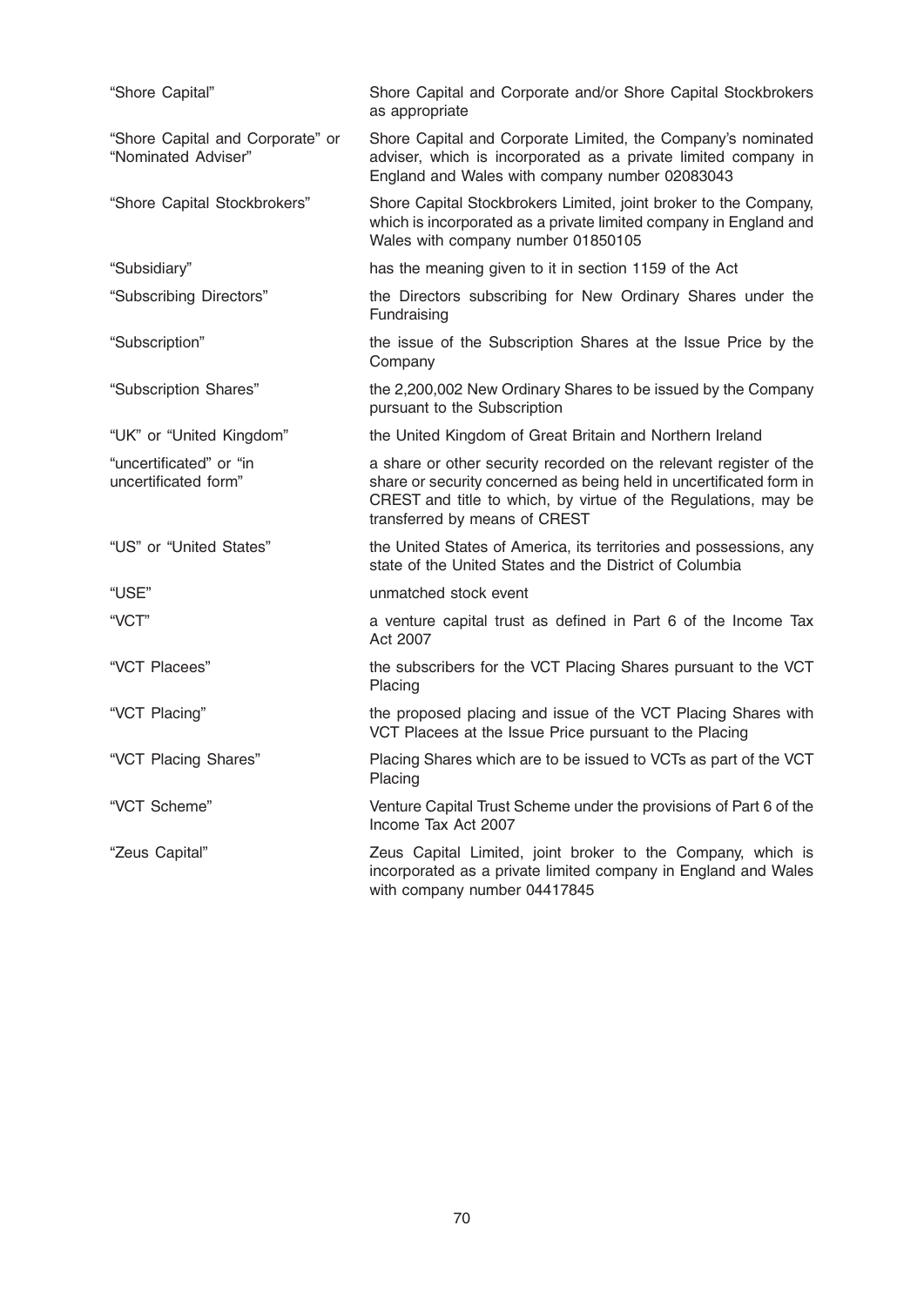| | |
|---|---|
| "Shore Capital" | Shore Capital and Corporate and/or Shore Capital Stockbrokers as appropriate |
| "Shore Capital and Corporate" or "Nominated Adviser" | Shore Capital and Corporate Limited, the Company's nominated adviser, which is incorporated as a private limited company in England and Wales with company number 02083043 |
| "Shore Capital Stockbrokers" | Shore Capital Stockbrokers Limited, joint broker to the Company, which is incorporated as a private limited company in England and Wales with company number 01850105 |
| "Subsidiary" | has the meaning given to it in section 1159 of the Act |
| "Subscribing Directors" | the Directors subscribing for New Ordinary Shares under the Fundraising |
| "Subscription" | the issue of the Subscription Shares at the Issue Price by the Company |
| "Subscription Shares" | the 2,200,002 New Ordinary Shares to be issued by the Company pursuant to the Subscription |
| "UK" or "United Kingdom" | the United Kingdom of Great Britain and Northern Ireland |
| "uncertificated" or "in uncertificated form" | a share or other security recorded on the relevant register of the share or security concerned as being held in uncertificated form in CREST and title to which, by virtue of the Regulations, may be transferred by means of CREST |
| "US" or "United States" | the United States of America, its territories and possessions, any state of the United States and the District of Columbia |
| "USE" | unmatched stock event |
| "VCT" | a venture capital trust as defined in Part 6 of the Income Tax Act 2007 |
| "VCT Placees" | the subscribers for the VCT Placing Shares pursuant to the VCT Placing |
| "VCT Placing" | the proposed placing and issue of the VCT Placing Shares with VCT Placees at the Issue Price pursuant to the Placing |
| "VCT Placing Shares" | Placing Shares which are to be issued to VCTs as part of the VCT Placing |
| "VCT Scheme" | Venture Capital Trust Scheme under the provisions of Part 6 of the Income Tax Act 2007 |
| "Zeus Capital" | Zeus Capital Limited, joint broker to the Company, which is incorporated as a private limited company in England and Wales with company number 04417845 |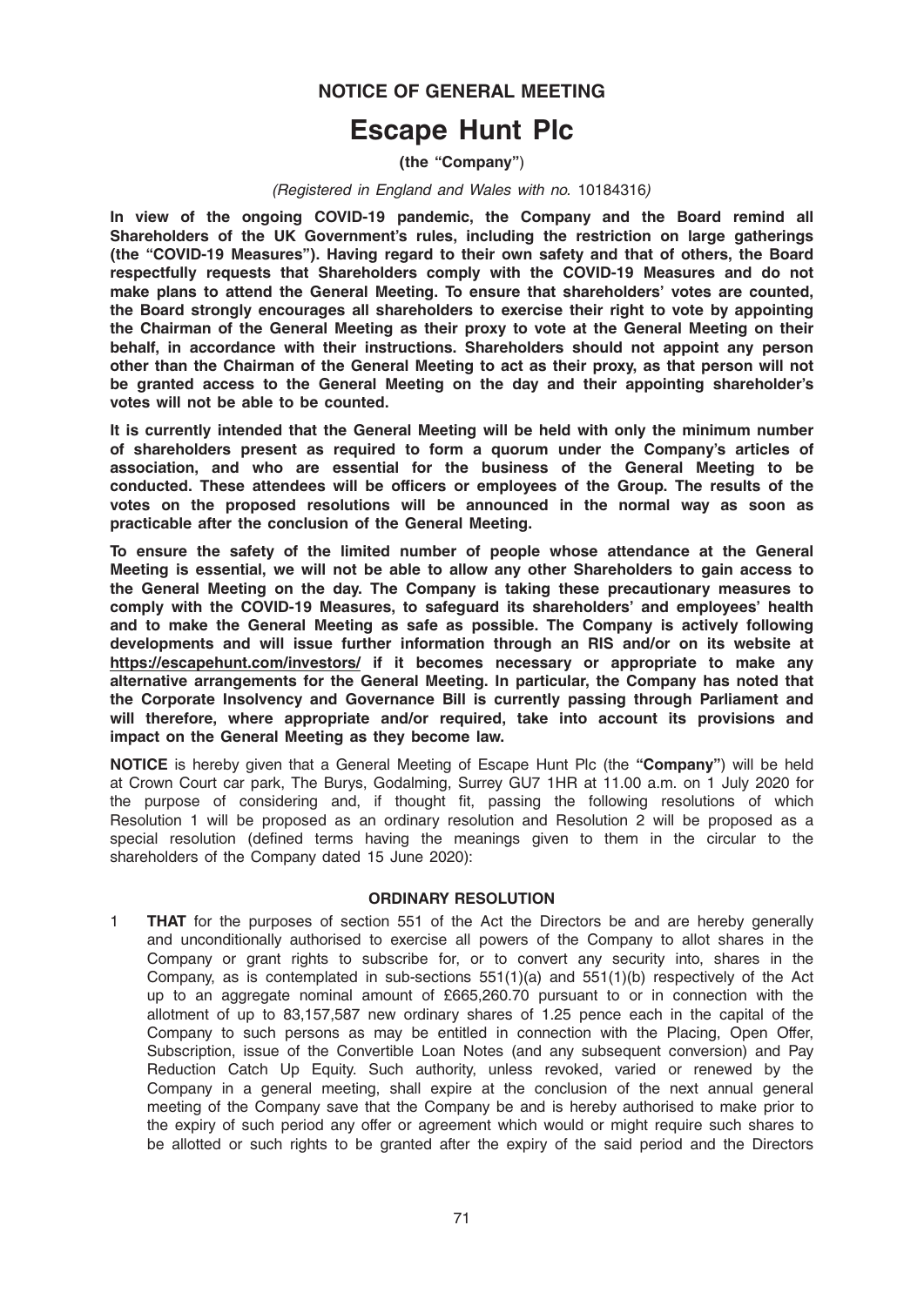## NOTICE OF GENERAL MEETING

# Escape Hunt Plc

**(the "Company")**

*(Registered in England and Wales with no.* 10184316*)*

**In view of the ongoing COVID-19 pandemic, the Company and the Board remind all Shareholders of the UK Government's rules, including the restriction on large gatherings (the "COVID-19 Measures"). Having regard to their own safety and that of others, the Board respectfully requests that Shareholders comply with the COVID-19 Measures and do not make plans to attend the General Meeting. To ensure that shareholders' votes are counted, the Board strongly encourages all shareholders to exercise their right to vote by appointing the Chairman of the General Meeting as their proxy to vote at the General Meeting on their behalf, in accordance with their instructions. Shareholders should not appoint any person other than the Chairman of the General Meeting to act as their proxy, as that person will not be granted access to the General Meeting on the day and their appointing shareholder's votes will not be able to be counted.**

**It is currently intended that the General Meeting will be held with only the minimum number of shareholders present as required to form a quorum under the Company's articles of association, and who are essential for the business of the General Meeting to be conducted. These attendees will be officers or employees of the Group. The results of the votes on the proposed resolutions will be announced in the normal way as soon as practicable after the conclusion of the General Meeting.**

**To ensure the safety of the limited number of people whose attendance at the General Meeting is essential, we will not be able to allow any other Shareholders to gain access to the General Meeting on the day. The Company is taking these precautionary measures to comply with the COVID-19 Measures, to safeguard its shareholders' and employees' health and to make the General Meeting as safe as possible. The Company is actively following developments and will issue further information through an RIS and/or on its website at https://escapehunt.com/investors/ if it becomes necessary or appropriate to make any alternative arrangements for the General Meeting. In particular, the Company has noted that the Corporate Insolvency and Governance Bill is currently passing through Parliament and will therefore, where appropriate and/or required, take into account its provisions and impact on the General Meeting as they become law.**

**NOTICE** is hereby given that a General Meeting of Escape Hunt Plc (the **"Company"**) will be held at Crown Court car park, The Burys, Godalming, Surrey GU7 1HR at 11.00 a.m. on 1 July 2020 for the purpose of considering and, if thought fit, passing the following resolutions of which Resolution 1 will be proposed as an ordinary resolution and Resolution 2 will be proposed as a special resolution (defined terms having the meanings given to them in the circular to the shareholders of the Company dated 15 June 2020):

### ORDINARY RESOLUTION

1 **THAT** for the purposes of section 551 of the Act the Directors be and are hereby generally and unconditionally authorised to exercise all powers of the Company to allot shares in the Company or grant rights to subscribe for, or to convert any security into, shares in the Company, as is contemplated in sub-sections 551(1)(a) and 551(1)(b) respectively of the Act up to an aggregate nominal amount of £665,260.70 pursuant to or in connection with the allotment of up to 83,157,587 new ordinary shares of 1.25 pence each in the capital of the Company to such persons as may be entitled in connection with the Placing, Open Offer, Subscription, issue of the Convertible Loan Notes (and any subsequent conversion) and Pay Reduction Catch Up Equity. Such authority, unless revoked, varied or renewed by the Company in a general meeting, shall expire at the conclusion of the next annual general meeting of the Company save that the Company be and is hereby authorised to make prior to the expiry of such period any offer or agreement which would or might require such shares to be allotted or such rights to be granted after the expiry of the said period and the Directors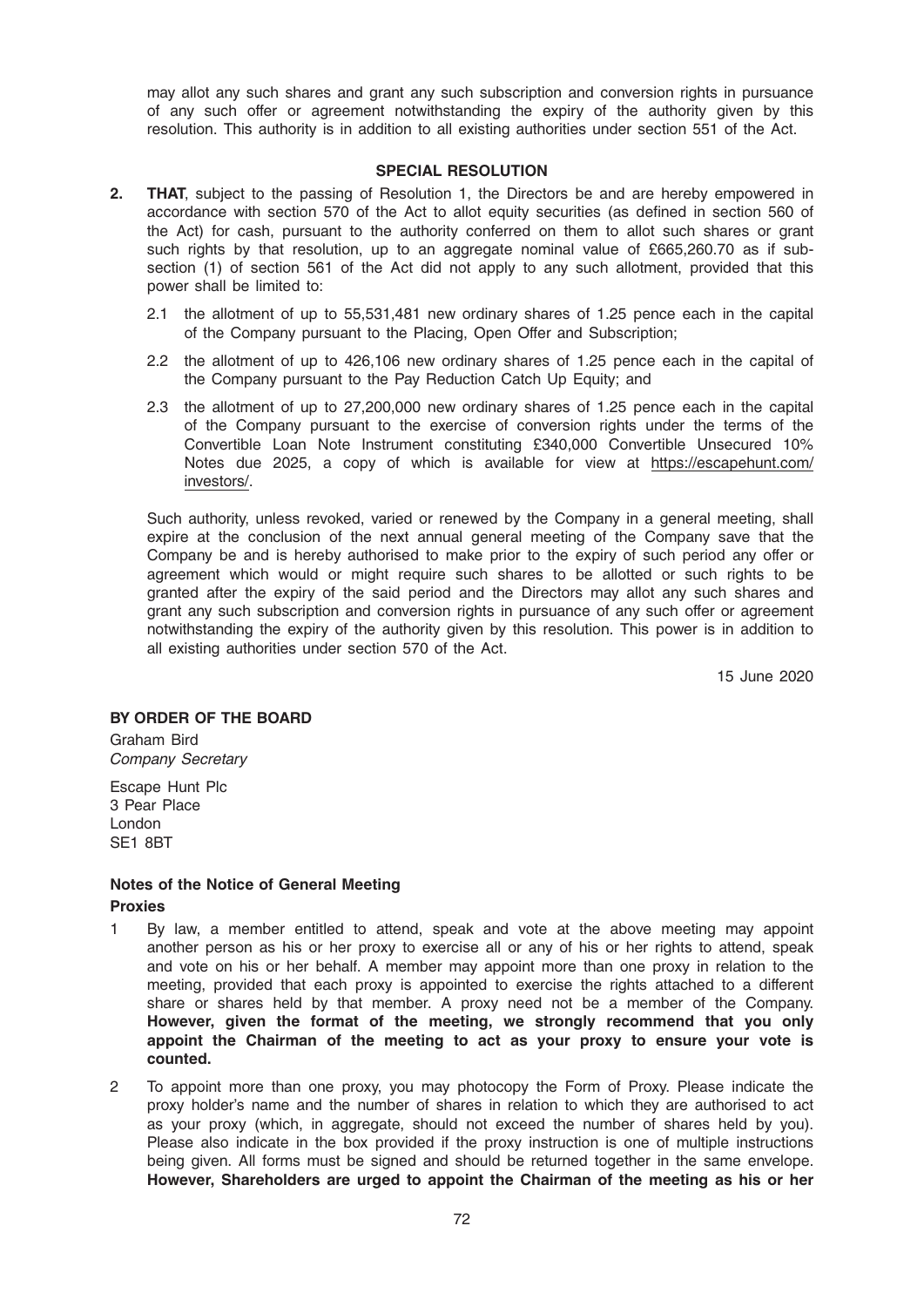may allot any such shares and grant any such subscription and conversion rights in pursuance of any such offer or agreement notwithstanding the expiry of the authority given by this resolution. This authority is in addition to all existing authorities under section 551 of the Act.

## SPECIAL RESOLUTION

2. **THAT**, subject to the passing of Resolution 1, the Directors be and are hereby empowered in accordance with section 570 of the Act to allot equity securities (as defined in section 560 of the Act) for cash, pursuant to the authority conferred on them to allot such shares or grant such rights by that resolution, up to an aggregate nominal value of £665,260.70 as if sub-section (1) of section 561 of the Act did not apply to any such allotment, provided that this power shall be limited to:

   2.1 the allotment of up to 55,531,481 new ordinary shares of 1.25 pence each in the capital of the Company pursuant to the Placing, Open Offer and Subscription;

   2.2 the allotment of up to 426,106 new ordinary shares of 1.25 pence each in the capital of the Company pursuant to the Pay Reduction Catch Up Equity; and

   2.3 the allotment of up to 27,200,000 new ordinary shares of 1.25 pence each in the capital of the Company pursuant to the exercise of conversion rights under the terms of the Convertible Loan Note Instrument constituting £340,000 Convertible Unsecured 10% Notes due 2025, a copy of which is available for view at https://escapehunt.com/investors/.

   Such authority, unless revoked, varied or renewed by the Company in a general meeting, shall expire at the conclusion of the next annual general meeting of the Company save that the Company be and is hereby authorised to make prior to the expiry of such period any offer or agreement which would or might require such shares to be allotted or such rights to be granted after the expiry of the said period and the Directors may allot any such shares and grant any such subscription and conversion rights in pursuance of any such offer or agreement notwithstanding the expiry of the authority given by this resolution. This power is in addition to all existing authorities under section 570 of the Act.

15 June 2020

**BY ORDER OF THE BOARD**

Graham Bird
*Company Secretary*

Escape Hunt Plc
3 Pear Place
London
SE1 8BT

### Notes of the Notice of General Meeting

**Proxies**

1 By law, a member entitled to attend, speak and vote at the above meeting may appoint another person as his or her proxy to exercise all or any of his or her rights to attend, speak and vote on his or her behalf. A member may appoint more than one proxy in relation to the meeting, provided that each proxy is appointed to exercise the rights attached to a different share or shares held by that member. A proxy need not be a member of the Company. **However, given the format of the meeting, we strongly recommend that you only appoint the Chairman of the meeting to act as your proxy to ensure your vote is counted.**

2 To appoint more than one proxy, you may photocopy the Form of Proxy. Please indicate the proxy holder's name and the number of shares in relation to which they are authorised to act as your proxy (which, in aggregate, should not exceed the number of shares held by you). Please also indicate in the box provided if the proxy instruction is one of multiple instructions being given. All forms must be signed and should be returned together in the same envelope. **However, Shareholders are urged to appoint the Chairman of the meeting as his or her**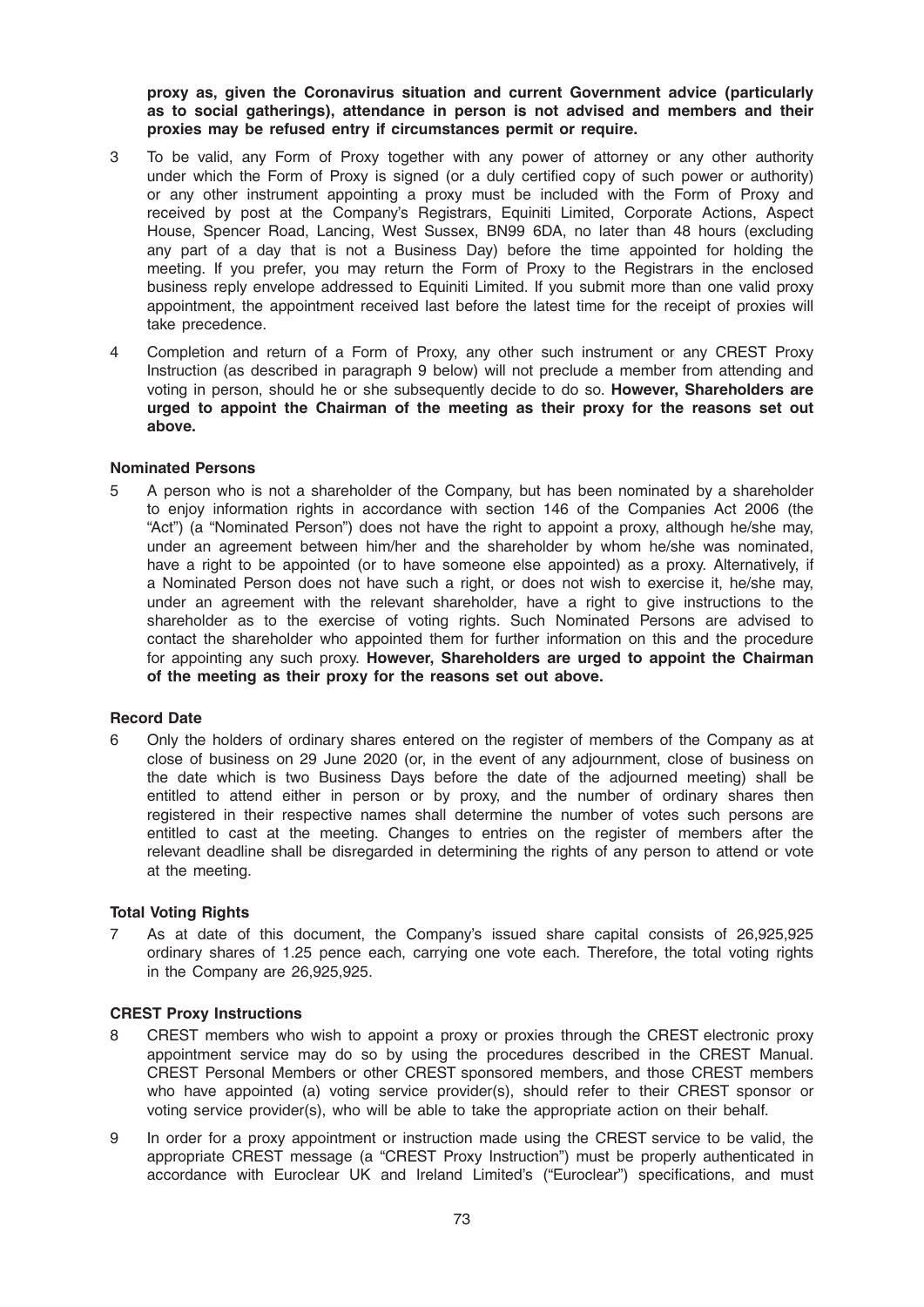**proxy as, given the Coronavirus situation and current Government advice (particularly as to social gatherings), attendance in person is not advised and members and their proxies may be refused entry if circumstances permit or require.**

3 To be valid, any Form of Proxy together with any power of attorney or any other authority under which the Form of Proxy is signed (or a duly certified copy of such power or authority) or any other instrument appointing a proxy must be included with the Form of Proxy and received by post at the Company's Registrars, Equiniti Limited, Corporate Actions, Aspect House, Spencer Road, Lancing, West Sussex, BN99 6DA, no later than 48 hours (excluding any part of a day that is not a Business Day) before the time appointed for holding the meeting. If you prefer, you may return the Form of Proxy to the Registrars in the enclosed business reply envelope addressed to Equiniti Limited. If you submit more than one valid proxy appointment, the appointment received last before the latest time for the receipt of proxies will take precedence.

4 Completion and return of a Form of Proxy, any other such instrument or any CREST Proxy Instruction (as described in paragraph 9 below) will not preclude a member from attending and voting in person, should he or she subsequently decide to do so. **However, Shareholders are urged to appoint the Chairman of the meeting as their proxy for the reasons set out above.**

### Nominated Persons

5 A person who is not a shareholder of the Company, but has been nominated by a shareholder to enjoy information rights in accordance with section 146 of the Companies Act 2006 (the "Act") (a "Nominated Person") does not have the right to appoint a proxy, although he/she may, under an agreement between him/her and the shareholder by whom he/she was nominated, have a right to be appointed (or to have someone else appointed) as a proxy. Alternatively, if a Nominated Person does not have such a right, or does not wish to exercise it, he/she may, under an agreement with the relevant shareholder, have a right to give instructions to the shareholder as to the exercise of voting rights. Such Nominated Persons are advised to contact the shareholder who appointed them for further information on this and the procedure for appointing any such proxy. **However, Shareholders are urged to appoint the Chairman of the meeting as their proxy for the reasons set out above.**

### Record Date

6 Only the holders of ordinary shares entered on the register of members of the Company as at close of business on 29 June 2020 (or, in the event of any adjournment, close of business on the date which is two Business Days before the date of the adjourned meeting) shall be entitled to attend either in person or by proxy, and the number of ordinary shares then registered in their respective names shall determine the number of votes such persons are entitled to cast at the meeting. Changes to entries on the register of members after the relevant deadline shall be disregarded in determining the rights of any person to attend or vote at the meeting.

### Total Voting Rights

7 As at date of this document, the Company's issued share capital consists of 26,925,925 ordinary shares of 1.25 pence each, carrying one vote each. Therefore, the total voting rights in the Company are 26,925,925.

### CREST Proxy Instructions

8 CREST members who wish to appoint a proxy or proxies through the CREST electronic proxy appointment service may do so by using the procedures described in the CREST Manual. CREST Personal Members or other CREST sponsored members, and those CREST members who have appointed (a) voting service provider(s), should refer to their CREST sponsor or voting service provider(s), who will be able to take the appropriate action on their behalf.

9 In order for a proxy appointment or instruction made using the CREST service to be valid, the appropriate CREST message (a "CREST Proxy Instruction") must be properly authenticated in accordance with Euroclear UK and Ireland Limited's ("Euroclear") specifications, and must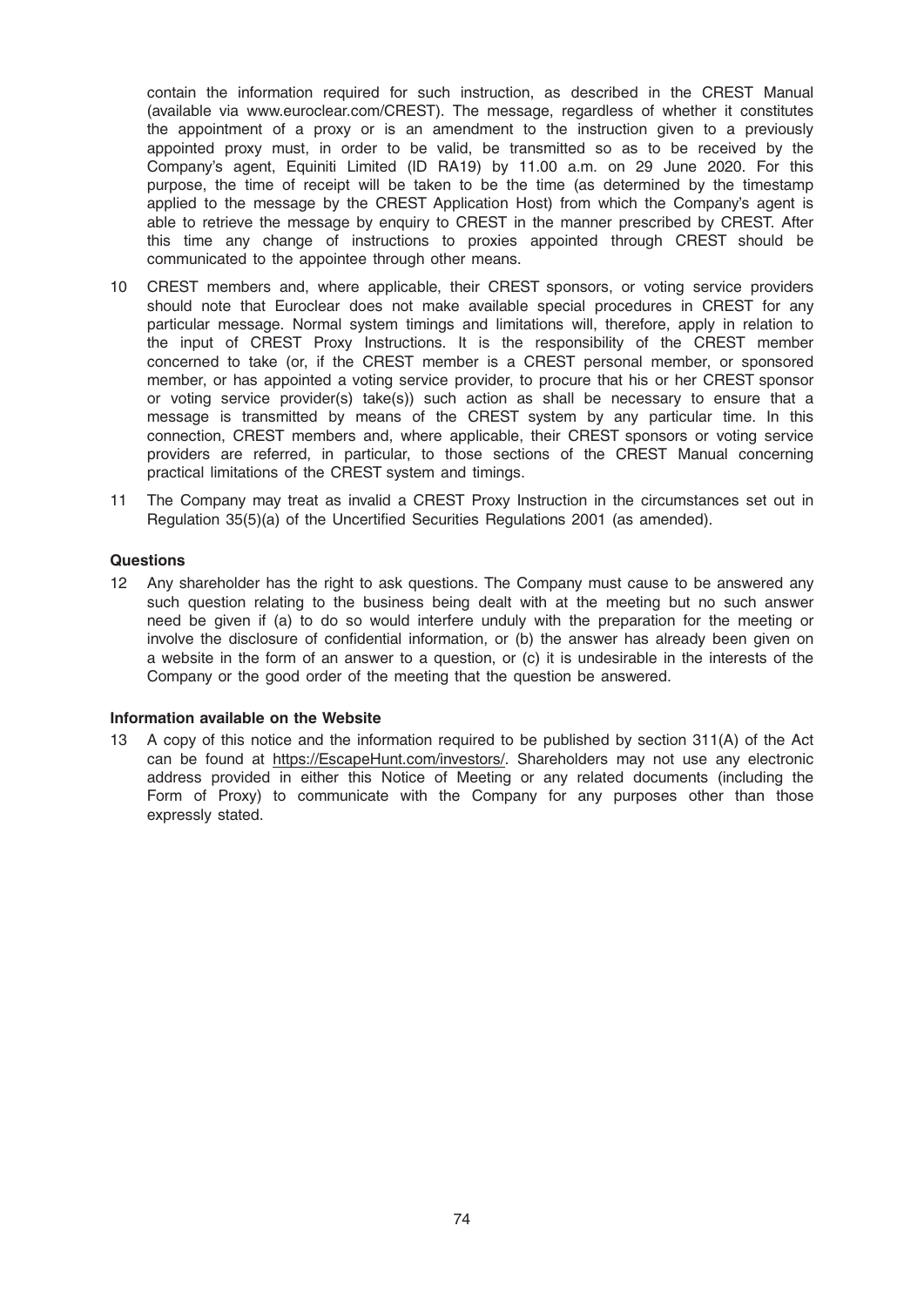contain the information required for such instruction, as described in the CREST Manual (available via www.euroclear.com/CREST). The message, regardless of whether it constitutes the appointment of a proxy or is an amendment to the instruction given to a previously appointed proxy must, in order to be valid, be transmitted so as to be received by the Company's agent, Equiniti Limited (ID RA19) by 11.00 a.m. on 29 June 2020. For this purpose, the time of receipt will be taken to be the time (as determined by the timestamp applied to the message by the CREST Application Host) from which the Company's agent is able to retrieve the message by enquiry to CREST in the manner prescribed by CREST. After this time any change of instructions to proxies appointed through CREST should be communicated to the appointee through other means.

10 CREST members and, where applicable, their CREST sponsors, or voting service providers should note that Euroclear does not make available special procedures in CREST for any particular message. Normal system timings and limitations will, therefore, apply in relation to the input of CREST Proxy Instructions. It is the responsibility of the CREST member concerned to take (or, if the CREST member is a CREST personal member, or sponsored member, or has appointed a voting service provider, to procure that his or her CREST sponsor or voting service provider(s) take(s)) such action as shall be necessary to ensure that a message is transmitted by means of the CREST system by any particular time. In this connection, CREST members and, where applicable, their CREST sponsors or voting service providers are referred, in particular, to those sections of the CREST Manual concerning practical limitations of the CREST system and timings.

11 The Company may treat as invalid a CREST Proxy Instruction in the circumstances set out in Regulation 35(5)(a) of the Uncertified Securities Regulations 2001 (as amended).

**Questions**

12 Any shareholder has the right to ask questions. The Company must cause to be answered any such question relating to the business being dealt with at the meeting but no such answer need be given if (a) to do so would interfere unduly with the preparation for the meeting or involve the disclosure of confidential information, or (b) the answer has already been given on a website in the form of an answer to a question, or (c) it is undesirable in the interests of the Company or the good order of the meeting that the question be answered.

**Information available on the Website**

13 A copy of this notice and the information required to be published by section 311(A) of the Act can be found at https://EscapeHunt.com/investors/. Shareholders may not use any electronic address provided in either this Notice of Meeting or any related documents (including the Form of Proxy) to communicate with the Company for any purposes other than those expressly stated.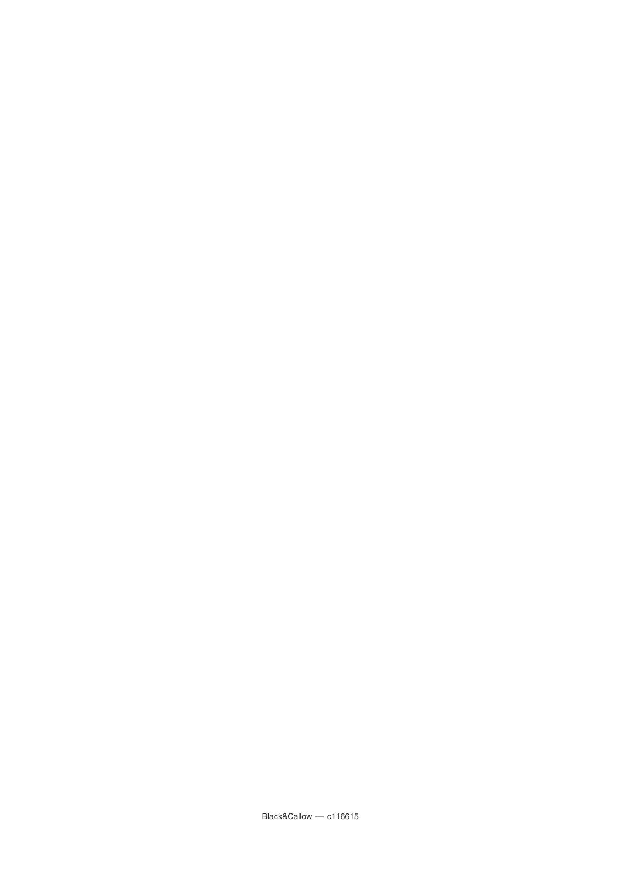Black&Callow — c116615